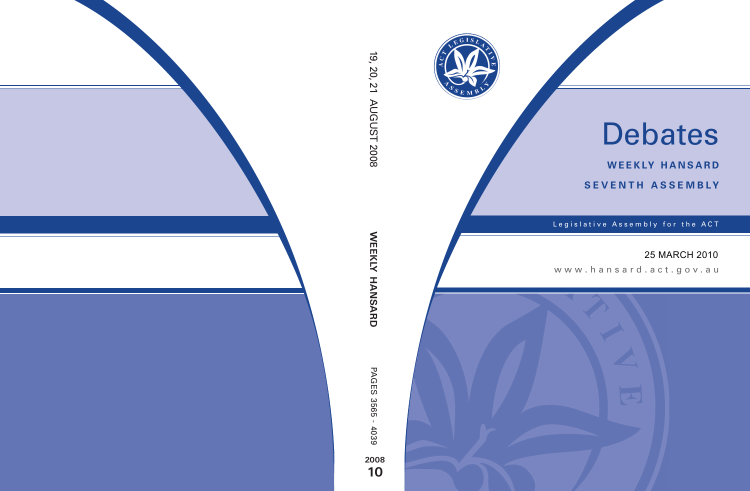# Debates

**WEEKLY HANSARD**

**SEVENTH ASSEMBLY**

Legislative Assembly for the ACT

25 MARCH 2010

www.hansard.act.gov.au

19, 20, 21 AUGUST 2008

WEEKLY HANSARD

PAGES 3565 - 4039

2008

10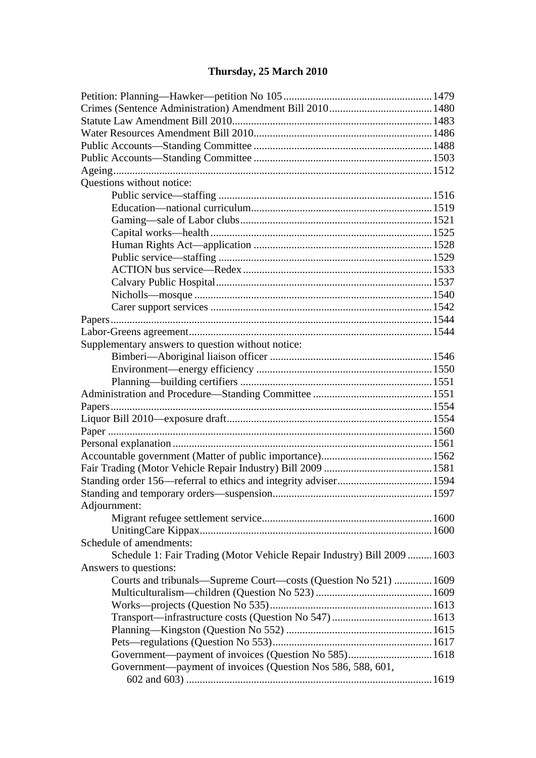## Thursday, 25 March 2010

Petition: Planning—Hawker—petition No 105 ....... 1479
Crimes (Sentence Administration) Amendment Bill 2010 ....... 1480
Statute Law Amendment Bill 2010 ....... 1483
Water Resources Amendment Bill 2010 ....... 1486
Public Accounts—Standing Committee ....... 1488
Public Accounts—Standing Committee ....... 1503
Ageing ....... 1512
Questions without notice:
- Public service—staffing ....... 1516
- Education—national curriculum ....... 1519
- Gaming—sale of Labor clubs ....... 1521
- Capital works—health ....... 1525
- Human Rights Act—application ....... 1528
- Public service—staffing ....... 1529
- ACTION bus service—Redex ....... 1533
- Calvary Public Hospital ....... 1537
- Nicholls—mosque ....... 1540
- Carer support services ....... 1542

Papers ....... 1544
Labor-Greens agreement ....... 1544
Supplementary answers to question without notice:
- Bimberi—Aboriginal liaison officer ....... 1546
- Environment—energy efficiency ....... 1550
- Planning—building certifiers ....... 1551

Administration and Procedure—Standing Committee ....... 1551
Papers ....... 1554
Liquor Bill 2010—exposure draft ....... 1554
Paper ....... 1560
Personal explanation ....... 1561
Accountable government (Matter of public importance) ....... 1562
Fair Trading (Motor Vehicle Repair Industry) Bill 2009 ....... 1581
Standing order 156—referral to ethics and integrity adviser ....... 1594
Standing and temporary orders—suspension ....... 1597
Adjournment:
- Migrant refugee settlement service ....... 1600
- UnitingCare Kippax ....... 1600

Schedule of amendments:
- Schedule 1: Fair Trading (Motor Vehicle Repair Industry) Bill 2009 ....... 1603

Answers to questions:
- Courts and tribunals—Supreme Court—costs (Question No 521) ....... 1609
- Multiculturalism—children (Question No 523) ....... 1609
- Works—projects (Question No 535) ....... 1613
- Transport—infrastructure costs (Question No 547) ....... 1613
- Planning—Kingston (Question No 552) ....... 1615
- Pets—regulations (Question No 553) ....... 1617
- Government—payment of invoices (Question No 585) ....... 1618
- Government—payment of invoices (Question Nos 586, 588, 601, 602 and 603) ....... 1619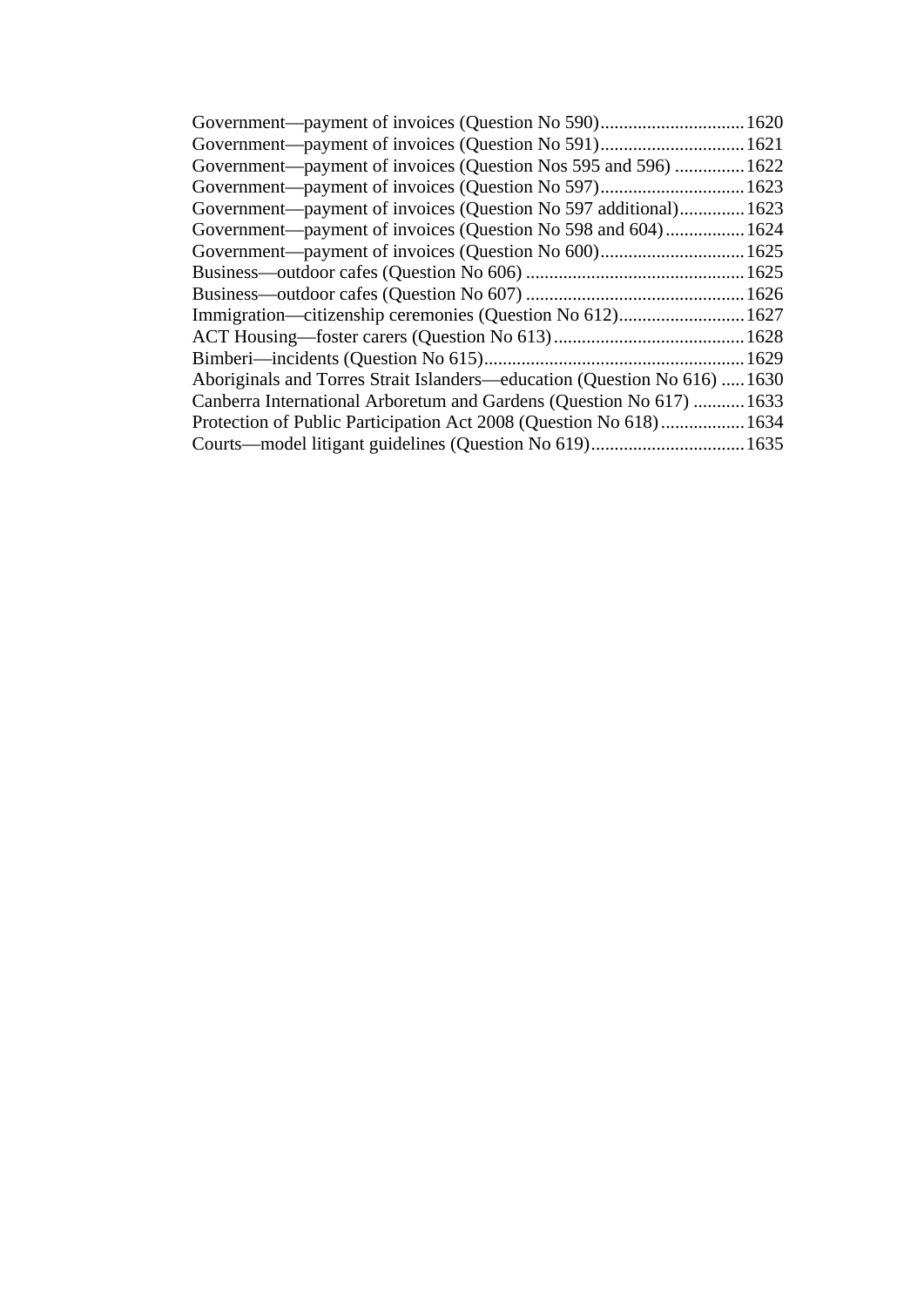Government—payment of invoices (Question No 590)...............................1620
Government—payment of invoices (Question No 591)...............................1621
Government—payment of invoices (Question Nos 595 and 596) ...............1622
Government—payment of invoices (Question No 597)...............................1623
Government—payment of invoices (Question No 597 additional).............1623
Government—payment of invoices (Question No 598 and 604).................1624
Government—payment of invoices (Question No 600)...............................1625
Business—outdoor cafes (Question No 606) ...............................................1625
Business—outdoor cafes (Question No 607) ...............................................1626
Immigration—citizenship ceremonies (Question No 612)...........................1627
ACT Housing—foster carers (Question No 613).........................................1628
Bimberi—incidents (Question No 615)........................................................1629
Aboriginals and Torres Strait Islanders—education (Question No 616) .....1630
Canberra International Arboretum and Gardens (Question No 617) ...........1633
Protection of Public Participation Act 2008 (Question No 618)..................1634
Courts—model litigant guidelines (Question No 619).................................1635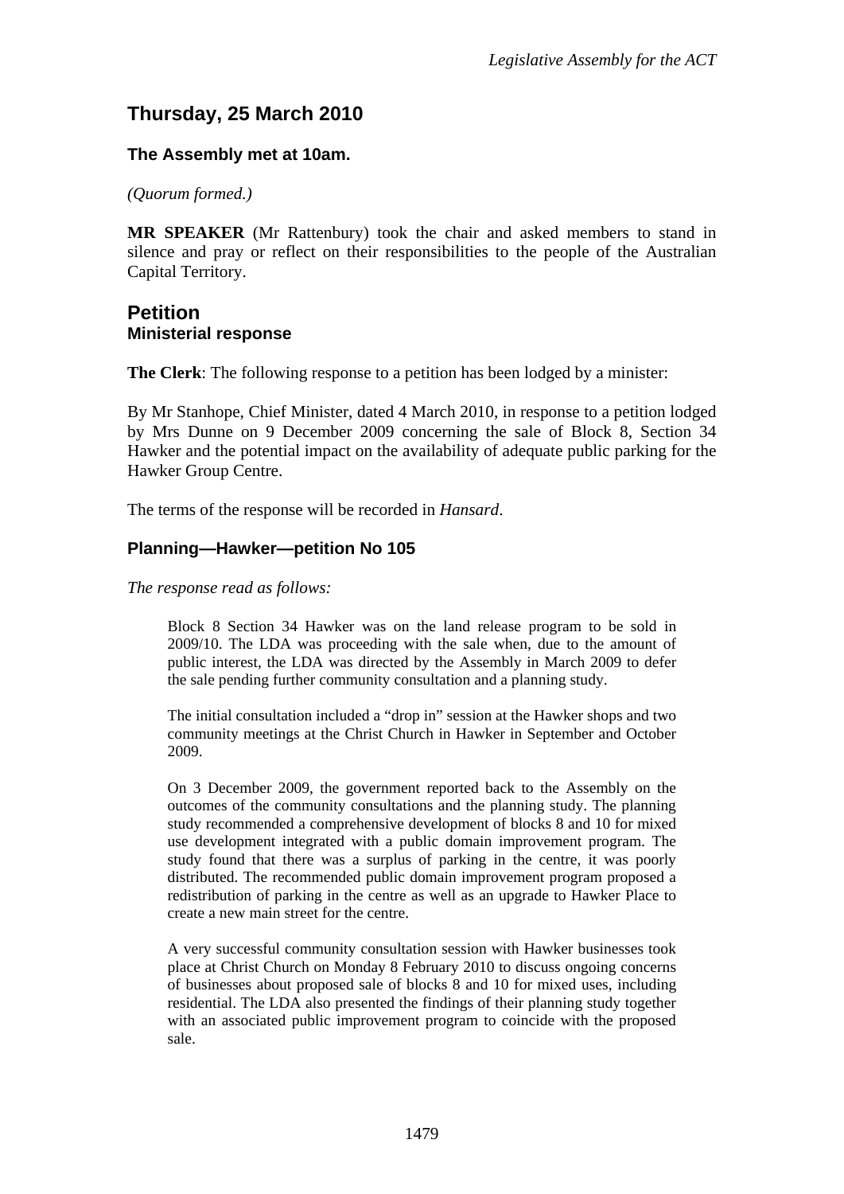## Thursday, 25 March 2010

### The Assembly met at 10am.

*(Quorum formed.)*

**MR SPEAKER** (Mr Rattenbury) took the chair and asked members to stand in silence and pray or reflect on their responsibilities to the people of the Australian Capital Territory.

## Petition

### Ministerial response

**The Clerk**: The following response to a petition has been lodged by a minister:

By Mr Stanhope, Chief Minister, dated 4 March 2010, in response to a petition lodged by Mrs Dunne on 9 December 2009 concerning the sale of Block 8, Section 34 Hawker and the potential impact on the availability of adequate public parking for the Hawker Group Centre.

The terms of the response will be recorded in *Hansard*.

### Planning—Hawker—petition No 105

*The response read as follows:*

> Block 8 Section 34 Hawker was on the land release program to be sold in 2009/10. The LDA was proceeding with the sale when, due to the amount of public interest, the LDA was directed by the Assembly in March 2009 to defer the sale pending further community consultation and a planning study.
>
> The initial consultation included a "drop in" session at the Hawker shops and two community meetings at the Christ Church in Hawker in September and October 2009.
>
> On 3 December 2009, the government reported back to the Assembly on the outcomes of the community consultations and the planning study. The planning study recommended a comprehensive development of blocks 8 and 10 for mixed use development integrated with a public domain improvement program. The study found that there was a surplus of parking in the centre, it was poorly distributed. The recommended public domain improvement program proposed a redistribution of parking in the centre as well as an upgrade to Hawker Place to create a new main street for the centre.
>
> A very successful community consultation session with Hawker businesses took place at Christ Church on Monday 8 February 2010 to discuss ongoing concerns of businesses about proposed sale of blocks 8 and 10 for mixed uses, including residential. The LDA also presented the findings of their planning study together with an associated public improvement program to coincide with the proposed sale.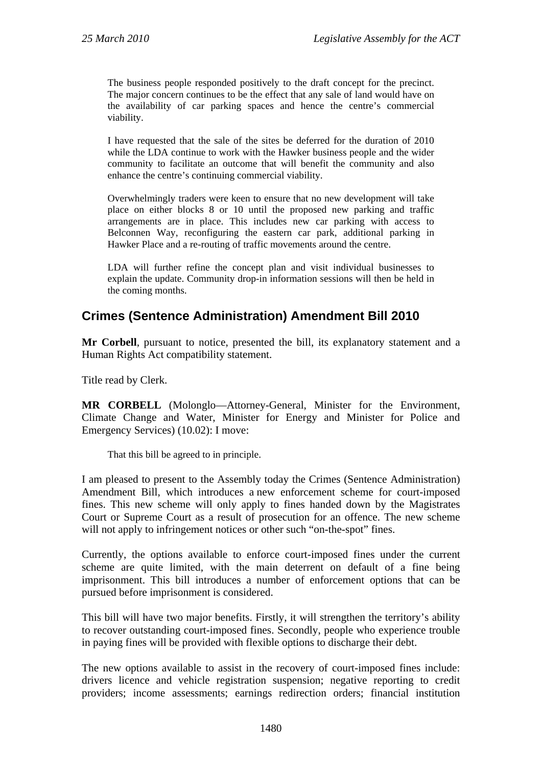> The business people responded positively to the draft concept for the precinct. The major concern continues to be the effect that any sale of land would have on the availability of car parking spaces and hence the centre's commercial viability.
>
> I have requested that the sale of the sites be deferred for the duration of 2010 while the LDA continue to work with the Hawker business people and the wider community to facilitate an outcome that will benefit the community and also enhance the centre's continuing commercial viability.
>
> Overwhelmingly traders were keen to ensure that no new development will take place on either blocks 8 or 10 until the proposed new parking and traffic arrangements are in place. This includes new car parking with access to Belconnen Way, reconfiguring the eastern car park, additional parking in Hawker Place and a re-routing of traffic movements around the centre.
>
> LDA will further refine the concept plan and visit individual businesses to explain the update. Community drop-in information sessions will then be held in the coming months.

## Crimes (Sentence Administration) Amendment Bill 2010

**Mr Corbell**, pursuant to notice, presented the bill, its explanatory statement and a Human Rights Act compatibility statement.

Title read by Clerk.

**MR CORBELL** (Molonglo—Attorney-General, Minister for the Environment, Climate Change and Water, Minister for Energy and Minister for Police and Emergency Services) (10.02): I move:

> That this bill be agreed to in principle.

I am pleased to present to the Assembly today the Crimes (Sentence Administration) Amendment Bill, which introduces a new enforcement scheme for court-imposed fines. This new scheme will only apply to fines handed down by the Magistrates Court or Supreme Court as a result of prosecution for an offence. The new scheme will not apply to infringement notices or other such "on-the-spot" fines.

Currently, the options available to enforce court-imposed fines under the current scheme are quite limited, with the main deterrent on default of a fine being imprisonment. This bill introduces a number of enforcement options that can be pursued before imprisonment is considered.

This bill will have two major benefits. Firstly, it will strengthen the territory's ability to recover outstanding court-imposed fines. Secondly, people who experience trouble in paying fines will be provided with flexible options to discharge their debt.

The new options available to assist in the recovery of court-imposed fines include: drivers licence and vehicle registration suspension; negative reporting to credit providers; income assessments; earnings redirection orders; financial institution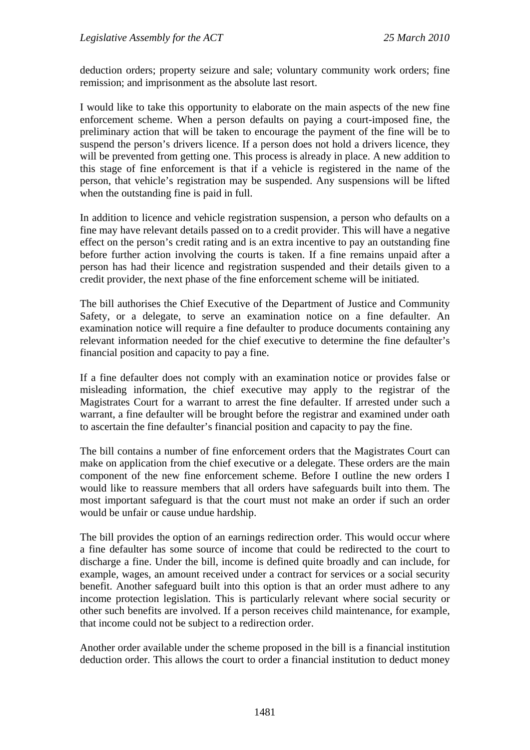deduction orders; property seizure and sale; voluntary community work orders; fine remission; and imprisonment as the absolute last resort.

I would like to take this opportunity to elaborate on the main aspects of the new fine enforcement scheme. When a person defaults on paying a court-imposed fine, the preliminary action that will be taken to encourage the payment of the fine will be to suspend the person's drivers licence. If a person does not hold a drivers licence, they will be prevented from getting one. This process is already in place. A new addition to this stage of fine enforcement is that if a vehicle is registered in the name of the person, that vehicle's registration may be suspended. Any suspensions will be lifted when the outstanding fine is paid in full.

In addition to licence and vehicle registration suspension, a person who defaults on a fine may have relevant details passed on to a credit provider. This will have a negative effect on the person's credit rating and is an extra incentive to pay an outstanding fine before further action involving the courts is taken. If a fine remains unpaid after a person has had their licence and registration suspended and their details given to a credit provider, the next phase of the fine enforcement scheme will be initiated.

The bill authorises the Chief Executive of the Department of Justice and Community Safety, or a delegate, to serve an examination notice on a fine defaulter. An examination notice will require a fine defaulter to produce documents containing any relevant information needed for the chief executive to determine the fine defaulter's financial position and capacity to pay a fine.

If a fine defaulter does not comply with an examination notice or provides false or misleading information, the chief executive may apply to the registrar of the Magistrates Court for a warrant to arrest the fine defaulter. If arrested under such a warrant, a fine defaulter will be brought before the registrar and examined under oath to ascertain the fine defaulter's financial position and capacity to pay the fine.

The bill contains a number of fine enforcement orders that the Magistrates Court can make on application from the chief executive or a delegate. These orders are the main component of the new fine enforcement scheme. Before I outline the new orders I would like to reassure members that all orders have safeguards built into them. The most important safeguard is that the court must not make an order if such an order would be unfair or cause undue hardship.

The bill provides the option of an earnings redirection order. This would occur where a fine defaulter has some source of income that could be redirected to the court to discharge a fine. Under the bill, income is defined quite broadly and can include, for example, wages, an amount received under a contract for services or a social security benefit. Another safeguard built into this option is that an order must adhere to any income protection legislation. This is particularly relevant where social security or other such benefits are involved. If a person receives child maintenance, for example, that income could not be subject to a redirection order.

Another order available under the scheme proposed in the bill is a financial institution deduction order. This allows the court to order a financial institution to deduct money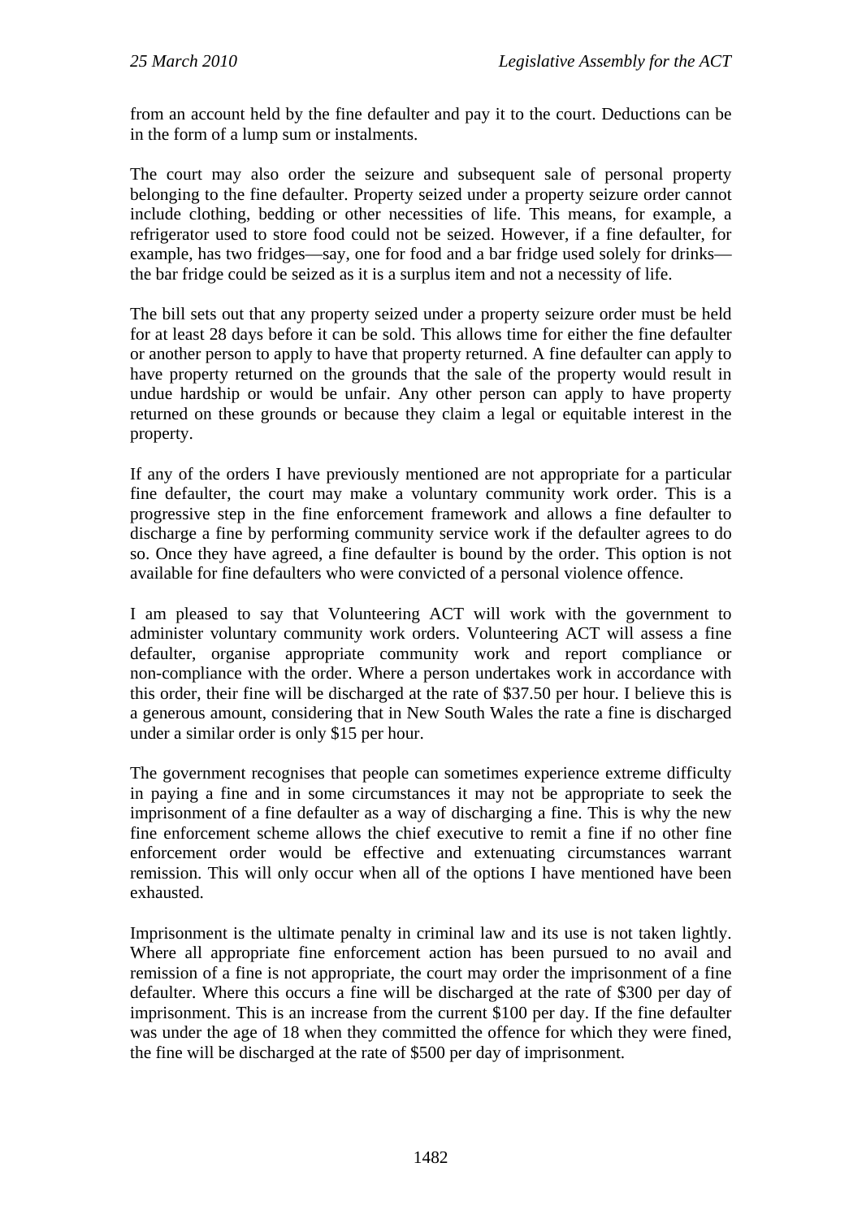from an account held by the fine defaulter and pay it to the court. Deductions can be in the form of a lump sum or instalments.

The court may also order the seizure and subsequent sale of personal property belonging to the fine defaulter. Property seized under a property seizure order cannot include clothing, bedding or other necessities of life. This means, for example, a refrigerator used to store food could not be seized. However, if a fine defaulter, for example, has two fridges—say, one for food and a bar fridge used solely for drinks—the bar fridge could be seized as it is a surplus item and not a necessity of life.

The bill sets out that any property seized under a property seizure order must be held for at least 28 days before it can be sold. This allows time for either the fine defaulter or another person to apply to have that property returned. A fine defaulter can apply to have property returned on the grounds that the sale of the property would result in undue hardship or would be unfair. Any other person can apply to have property returned on these grounds or because they claim a legal or equitable interest in the property.

If any of the orders I have previously mentioned are not appropriate for a particular fine defaulter, the court may make a voluntary community work order. This is a progressive step in the fine enforcement framework and allows a fine defaulter to discharge a fine by performing community service work if the defaulter agrees to do so. Once they have agreed, a fine defaulter is bound by the order. This option is not available for fine defaulters who were convicted of a personal violence offence.

I am pleased to say that Volunteering ACT will work with the government to administer voluntary community work orders. Volunteering ACT will assess a fine defaulter, organise appropriate community work and report compliance or non-compliance with the order. Where a person undertakes work in accordance with this order, their fine will be discharged at the rate of $37.50 per hour. I believe this is a generous amount, considering that in New South Wales the rate a fine is discharged under a similar order is only $15 per hour.

The government recognises that people can sometimes experience extreme difficulty in paying a fine and in some circumstances it may not be appropriate to seek the imprisonment of a fine defaulter as a way of discharging a fine. This is why the new fine enforcement scheme allows the chief executive to remit a fine if no other fine enforcement order would be effective and extenuating circumstances warrant remission. This will only occur when all of the options I have mentioned have been exhausted.

Imprisonment is the ultimate penalty in criminal law and its use is not taken lightly. Where all appropriate fine enforcement action has been pursued to no avail and remission of a fine is not appropriate, the court may order the imprisonment of a fine defaulter. Where this occurs a fine will be discharged at the rate of $300 per day of imprisonment. This is an increase from the current $100 per day. If the fine defaulter was under the age of 18 when they committed the offence for which they were fined, the fine will be discharged at the rate of $500 per day of imprisonment.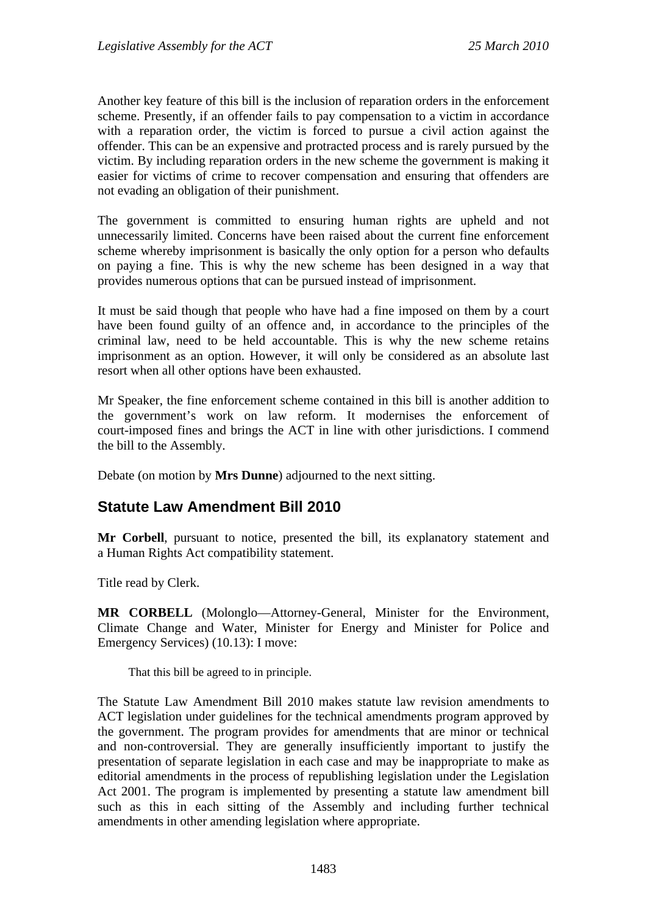Another key feature of this bill is the inclusion of reparation orders in the enforcement scheme. Presently, if an offender fails to pay compensation to a victim in accordance with a reparation order, the victim is forced to pursue a civil action against the offender. This can be an expensive and protracted process and is rarely pursued by the victim. By including reparation orders in the new scheme the government is making it easier for victims of crime to recover compensation and ensuring that offenders are not evading an obligation of their punishment.

The government is committed to ensuring human rights are upheld and not unnecessarily limited. Concerns have been raised about the current fine enforcement scheme whereby imprisonment is basically the only option for a person who defaults on paying a fine. This is why the new scheme has been designed in a way that provides numerous options that can be pursued instead of imprisonment.

It must be said though that people who have had a fine imposed on them by a court have been found guilty of an offence and, in accordance to the principles of the criminal law, need to be held accountable. This is why the new scheme retains imprisonment as an option. However, it will only be considered as an absolute last resort when all other options have been exhausted.

Mr Speaker, the fine enforcement scheme contained in this bill is another addition to the government's work on law reform. It modernises the enforcement of court-imposed fines and brings the ACT in line with other jurisdictions. I commend the bill to the Assembly.

Debate (on motion by **Mrs Dunne**) adjourned to the next sitting.

## Statute Law Amendment Bill 2010

**Mr Corbell**, pursuant to notice, presented the bill, its explanatory statement and a Human Rights Act compatibility statement.

Title read by Clerk.

**MR CORBELL** (Molonglo—Attorney-General, Minister for the Environment, Climate Change and Water, Minister for Energy and Minister for Police and Emergency Services) (10.13): I move:

> That this bill be agreed to in principle.

The Statute Law Amendment Bill 2010 makes statute law revision amendments to ACT legislation under guidelines for the technical amendments program approved by the government. The program provides for amendments that are minor or technical and non-controversial. They are generally insufficiently important to justify the presentation of separate legislation in each case and may be inappropriate to make as editorial amendments in the process of republishing legislation under the Legislation Act 2001. The program is implemented by presenting a statute law amendment bill such as this in each sitting of the Assembly and including further technical amendments in other amending legislation where appropriate.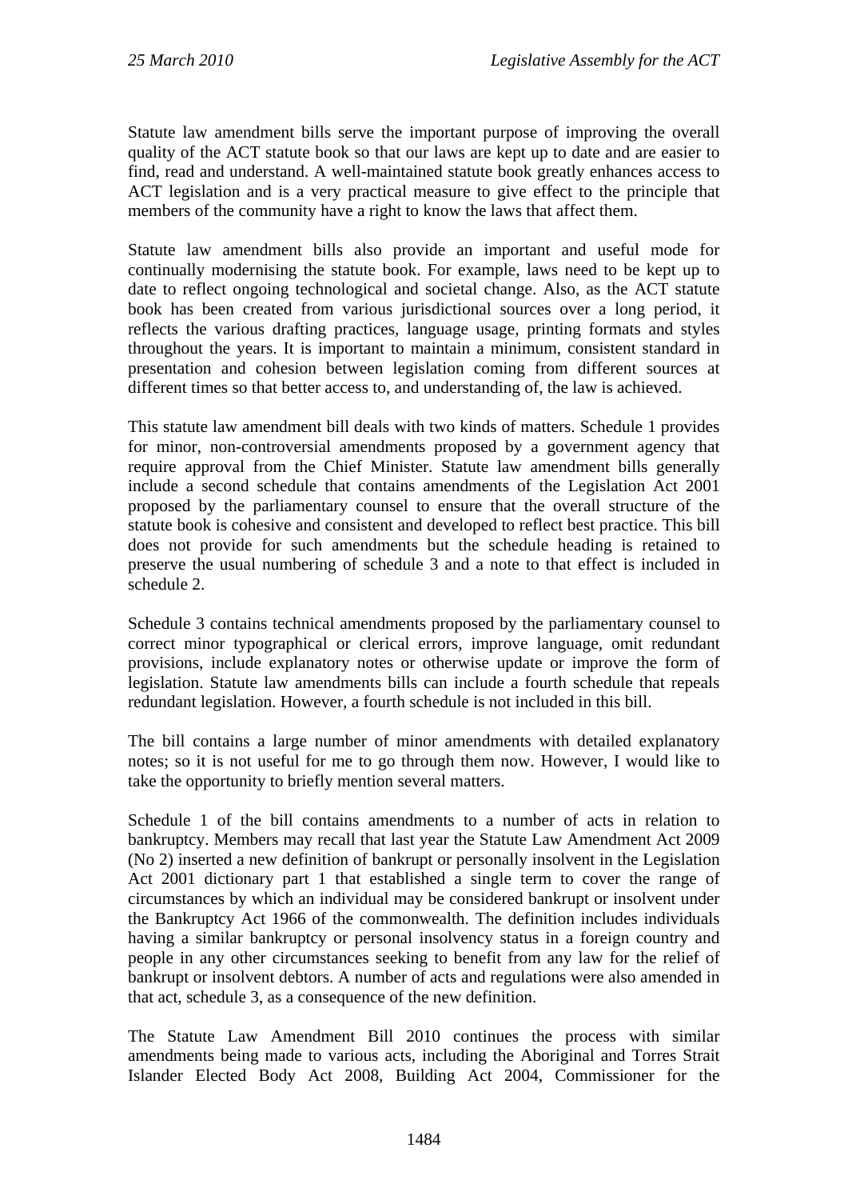Statute law amendment bills serve the important purpose of improving the overall quality of the ACT statute book so that our laws are kept up to date and are easier to find, read and understand. A well-maintained statute book greatly enhances access to ACT legislation and is a very practical measure to give effect to the principle that members of the community have a right to know the laws that affect them.

Statute law amendment bills also provide an important and useful mode for continually modernising the statute book. For example, laws need to be kept up to date to reflect ongoing technological and societal change. Also, as the ACT statute book has been created from various jurisdictional sources over a long period, it reflects the various drafting practices, language usage, printing formats and styles throughout the years. It is important to maintain a minimum, consistent standard in presentation and cohesion between legislation coming from different sources at different times so that better access to, and understanding of, the law is achieved.

This statute law amendment bill deals with two kinds of matters. Schedule 1 provides for minor, non-controversial amendments proposed by a government agency that require approval from the Chief Minister. Statute law amendment bills generally include a second schedule that contains amendments of the Legislation Act 2001 proposed by the parliamentary counsel to ensure that the overall structure of the statute book is cohesive and consistent and developed to reflect best practice. This bill does not provide for such amendments but the schedule heading is retained to preserve the usual numbering of schedule 3 and a note to that effect is included in schedule 2.

Schedule 3 contains technical amendments proposed by the parliamentary counsel to correct minor typographical or clerical errors, improve language, omit redundant provisions, include explanatory notes or otherwise update or improve the form of legislation. Statute law amendments bills can include a fourth schedule that repeals redundant legislation. However, a fourth schedule is not included in this bill.

The bill contains a large number of minor amendments with detailed explanatory notes; so it is not useful for me to go through them now. However, I would like to take the opportunity to briefly mention several matters.

Schedule 1 of the bill contains amendments to a number of acts in relation to bankruptcy. Members may recall that last year the Statute Law Amendment Act 2009 (No 2) inserted a new definition of bankrupt or personally insolvent in the Legislation Act 2001 dictionary part 1 that established a single term to cover the range of circumstances by which an individual may be considered bankrupt or insolvent under the Bankruptcy Act 1966 of the commonwealth. The definition includes individuals having a similar bankruptcy or personal insolvency status in a foreign country and people in any other circumstances seeking to benefit from any law for the relief of bankrupt or insolvent debtors. A number of acts and regulations were also amended in that act, schedule 3, as a consequence of the new definition.

The Statute Law Amendment Bill 2010 continues the process with similar amendments being made to various acts, including the Aboriginal and Torres Strait Islander Elected Body Act 2008, Building Act 2004, Commissioner for the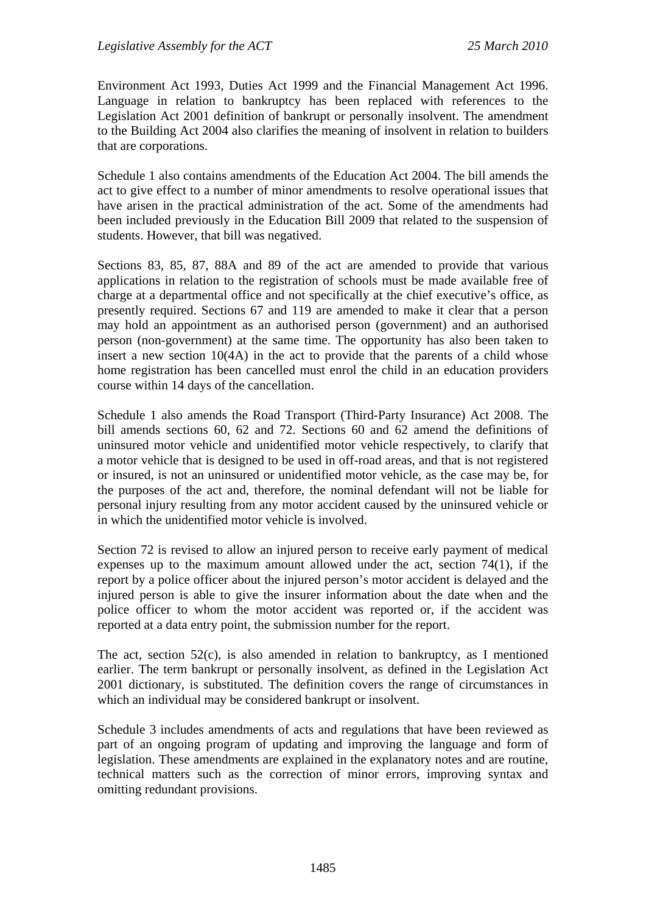Environment Act 1993, Duties Act 1999 and the Financial Management Act 1996. Language in relation to bankruptcy has been replaced with references to the Legislation Act 2001 definition of bankrupt or personally insolvent. The amendment to the Building Act 2004 also clarifies the meaning of insolvent in relation to builders that are corporations.

Schedule 1 also contains amendments of the Education Act 2004. The bill amends the act to give effect to a number of minor amendments to resolve operational issues that have arisen in the practical administration of the act. Some of the amendments had been included previously in the Education Bill 2009 that related to the suspension of students. However, that bill was negatived.

Sections 83, 85, 87, 88A and 89 of the act are amended to provide that various applications in relation to the registration of schools must be made available free of charge at a departmental office and not specifically at the chief executive's office, as presently required. Sections 67 and 119 are amended to make it clear that a person may hold an appointment as an authorised person (government) and an authorised person (non-government) at the same time. The opportunity has also been taken to insert a new section 10(4A) in the act to provide that the parents of a child whose home registration has been cancelled must enrol the child in an education providers course within 14 days of the cancellation.

Schedule 1 also amends the Road Transport (Third-Party Insurance) Act 2008. The bill amends sections 60, 62 and 72. Sections 60 and 62 amend the definitions of uninsured motor vehicle and unidentified motor vehicle respectively, to clarify that a motor vehicle that is designed to be used in off-road areas, and that is not registered or insured, is not an uninsured or unidentified motor vehicle, as the case may be, for the purposes of the act and, therefore, the nominal defendant will not be liable for personal injury resulting from any motor accident caused by the uninsured vehicle or in which the unidentified motor vehicle is involved.

Section 72 is revised to allow an injured person to receive early payment of medical expenses up to the maximum amount allowed under the act, section 74(1), if the report by a police officer about the injured person's motor accident is delayed and the injured person is able to give the insurer information about the date when and the police officer to whom the motor accident was reported or, if the accident was reported at a data entry point, the submission number for the report.

The act, section 52(c), is also amended in relation to bankruptcy, as I mentioned earlier. The term bankrupt or personally insolvent, as defined in the Legislation Act 2001 dictionary, is substituted. The definition covers the range of circumstances in which an individual may be considered bankrupt or insolvent.

Schedule 3 includes amendments of acts and regulations that have been reviewed as part of an ongoing program of updating and improving the language and form of legislation. These amendments are explained in the explanatory notes and are routine, technical matters such as the correction of minor errors, improving syntax and omitting redundant provisions.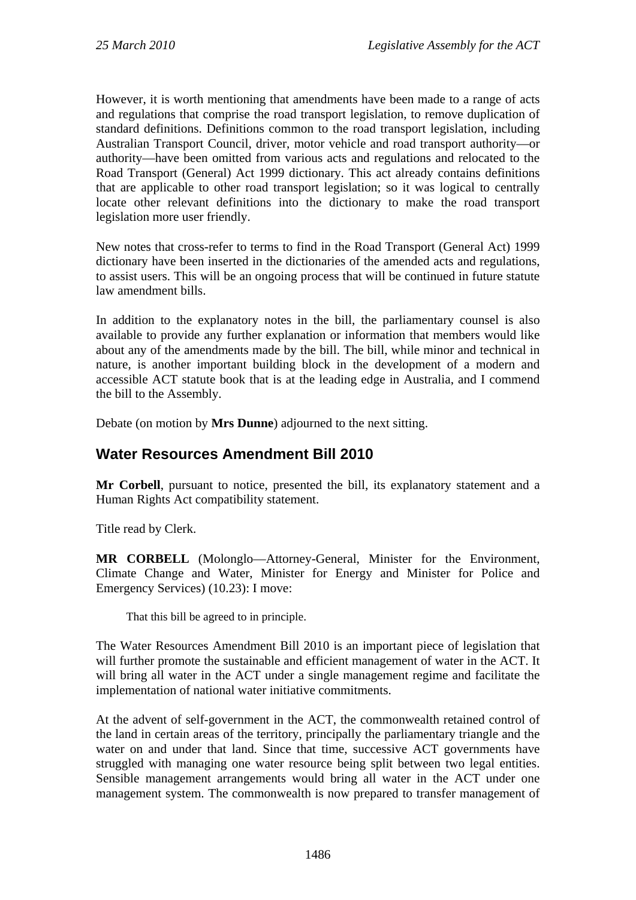However, it is worth mentioning that amendments have been made to a range of acts and regulations that comprise the road transport legislation, to remove duplication of standard definitions. Definitions common to the road transport legislation, including Australian Transport Council, driver, motor vehicle and road transport authority—or authority—have been omitted from various acts and regulations and relocated to the Road Transport (General) Act 1999 dictionary. This act already contains definitions that are applicable to other road transport legislation; so it was logical to centrally locate other relevant definitions into the dictionary to make the road transport legislation more user friendly.

New notes that cross-refer to terms to find in the Road Transport (General Act) 1999 dictionary have been inserted in the dictionaries of the amended acts and regulations, to assist users. This will be an ongoing process that will be continued in future statute law amendment bills.

In addition to the explanatory notes in the bill, the parliamentary counsel is also available to provide any further explanation or information that members would like about any of the amendments made by the bill. The bill, while minor and technical in nature, is another important building block in the development of a modern and accessible ACT statute book that is at the leading edge in Australia, and I commend the bill to the Assembly.

Debate (on motion by **Mrs Dunne**) adjourned to the next sitting.

## Water Resources Amendment Bill 2010

**Mr Corbell**, pursuant to notice, presented the bill, its explanatory statement and a Human Rights Act compatibility statement.

Title read by Clerk.

**MR CORBELL** (Molonglo—Attorney-General, Minister for the Environment, Climate Change and Water, Minister for Energy and Minister for Police and Emergency Services) (10.23): I move:

> That this bill be agreed to in principle.

The Water Resources Amendment Bill 2010 is an important piece of legislation that will further promote the sustainable and efficient management of water in the ACT. It will bring all water in the ACT under a single management regime and facilitate the implementation of national water initiative commitments.

At the advent of self-government in the ACT, the commonwealth retained control of the land in certain areas of the territory, principally the parliamentary triangle and the water on and under that land. Since that time, successive ACT governments have struggled with managing one water resource being split between two legal entities. Sensible management arrangements would bring all water in the ACT under one management system. The commonwealth is now prepared to transfer management of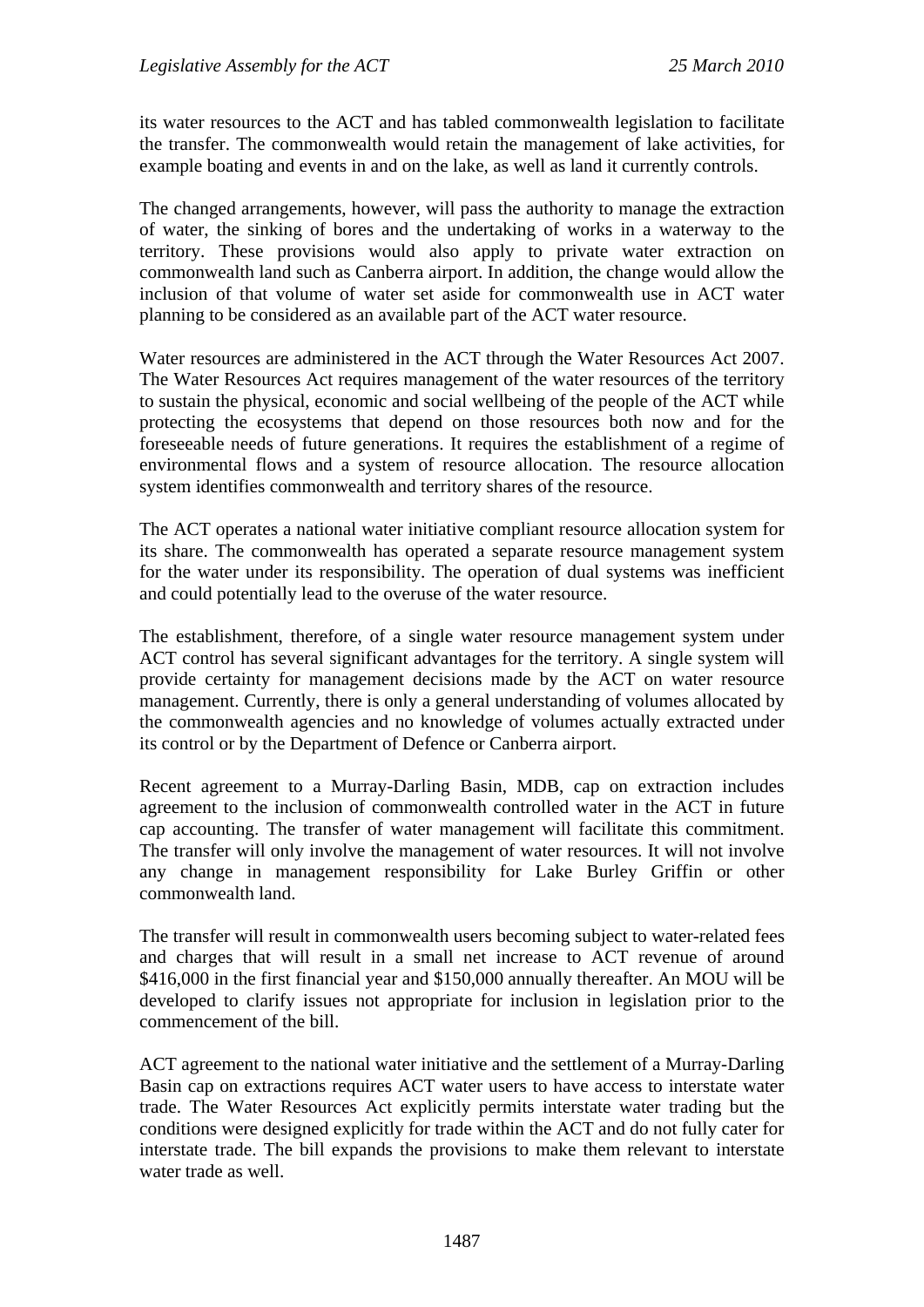its water resources to the ACT and has tabled commonwealth legislation to facilitate the transfer. The commonwealth would retain the management of lake activities, for example boating and events in and on the lake, as well as land it currently controls.

The changed arrangements, however, will pass the authority to manage the extraction of water, the sinking of bores and the undertaking of works in a waterway to the territory. These provisions would also apply to private water extraction on commonwealth land such as Canberra airport. In addition, the change would allow the inclusion of that volume of water set aside for commonwealth use in ACT water planning to be considered as an available part of the ACT water resource.

Water resources are administered in the ACT through the Water Resources Act 2007. The Water Resources Act requires management of the water resources of the territory to sustain the physical, economic and social wellbeing of the people of the ACT while protecting the ecosystems that depend on those resources both now and for the foreseeable needs of future generations. It requires the establishment of a regime of environmental flows and a system of resource allocation. The resource allocation system identifies commonwealth and territory shares of the resource.

The ACT operates a national water initiative compliant resource allocation system for its share. The commonwealth has operated a separate resource management system for the water under its responsibility. The operation of dual systems was inefficient and could potentially lead to the overuse of the water resource.

The establishment, therefore, of a single water resource management system under ACT control has several significant advantages for the territory. A single system will provide certainty for management decisions made by the ACT on water resource management. Currently, there is only a general understanding of volumes allocated by the commonwealth agencies and no knowledge of volumes actually extracted under its control or by the Department of Defence or Canberra airport.

Recent agreement to a Murray-Darling Basin, MDB, cap on extraction includes agreement to the inclusion of commonwealth controlled water in the ACT in future cap accounting. The transfer of water management will facilitate this commitment. The transfer will only involve the management of water resources. It will not involve any change in management responsibility for Lake Burley Griffin or other commonwealth land.

The transfer will result in commonwealth users becoming subject to water-related fees and charges that will result in a small net increase to ACT revenue of around $416,000 in the first financial year and $150,000 annually thereafter. An MOU will be developed to clarify issues not appropriate for inclusion in legislation prior to the commencement of the bill.

ACT agreement to the national water initiative and the settlement of a Murray-Darling Basin cap on extractions requires ACT water users to have access to interstate water trade. The Water Resources Act explicitly permits interstate water trading but the conditions were designed explicitly for trade within the ACT and do not fully cater for interstate trade. The bill expands the provisions to make them relevant to interstate water trade as well.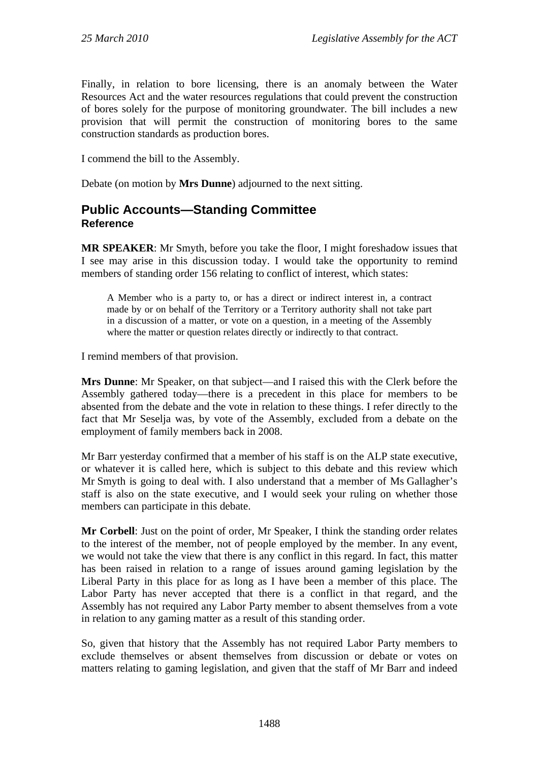Finally, in relation to bore licensing, there is an anomaly between the Water Resources Act and the water resources regulations that could prevent the construction of bores solely for the purpose of monitoring groundwater. The bill includes a new provision that will permit the construction of monitoring bores to the same construction standards as production bores.

I commend the bill to the Assembly.

Debate (on motion by **Mrs Dunne**) adjourned to the next sitting.

## Public Accounts—Standing Committee
### Reference

**MR SPEAKER**: Mr Smyth, before you take the floor, I might foreshadow issues that I see may arise in this discussion today. I would take the opportunity to remind members of standing order 156 relating to conflict of interest, which states:

> A Member who is a party to, or has a direct or indirect interest in, a contract made by or on behalf of the Territory or a Territory authority shall not take part in a discussion of a matter, or vote on a question, in a meeting of the Assembly where the matter or question relates directly or indirectly to that contract.

I remind members of that provision.

**Mrs Dunne**: Mr Speaker, on that subject—and I raised this with the Clerk before the Assembly gathered today—there is a precedent in this place for members to be absented from the debate and the vote in relation to these things. I refer directly to the fact that Mr Seselja was, by vote of the Assembly, excluded from a debate on the employment of family members back in 2008.

Mr Barr yesterday confirmed that a member of his staff is on the ALP state executive, or whatever it is called here, which is subject to this debate and this review which Mr Smyth is going to deal with. I also understand that a member of Ms Gallagher's staff is also on the state executive, and I would seek your ruling on whether those members can participate in this debate.

**Mr Corbell**: Just on the point of order, Mr Speaker, I think the standing order relates to the interest of the member, not of people employed by the member. In any event, we would not take the view that there is any conflict in this regard. In fact, this matter has been raised in relation to a range of issues around gaming legislation by the Liberal Party in this place for as long as I have been a member of this place. The Labor Party has never accepted that there is a conflict in that regard, and the Assembly has not required any Labor Party member to absent themselves from a vote in relation to any gaming matter as a result of this standing order.

So, given that history that the Assembly has not required Labor Party members to exclude themselves or absent themselves from discussion or debate or votes on matters relating to gaming legislation, and given that the staff of Mr Barr and indeed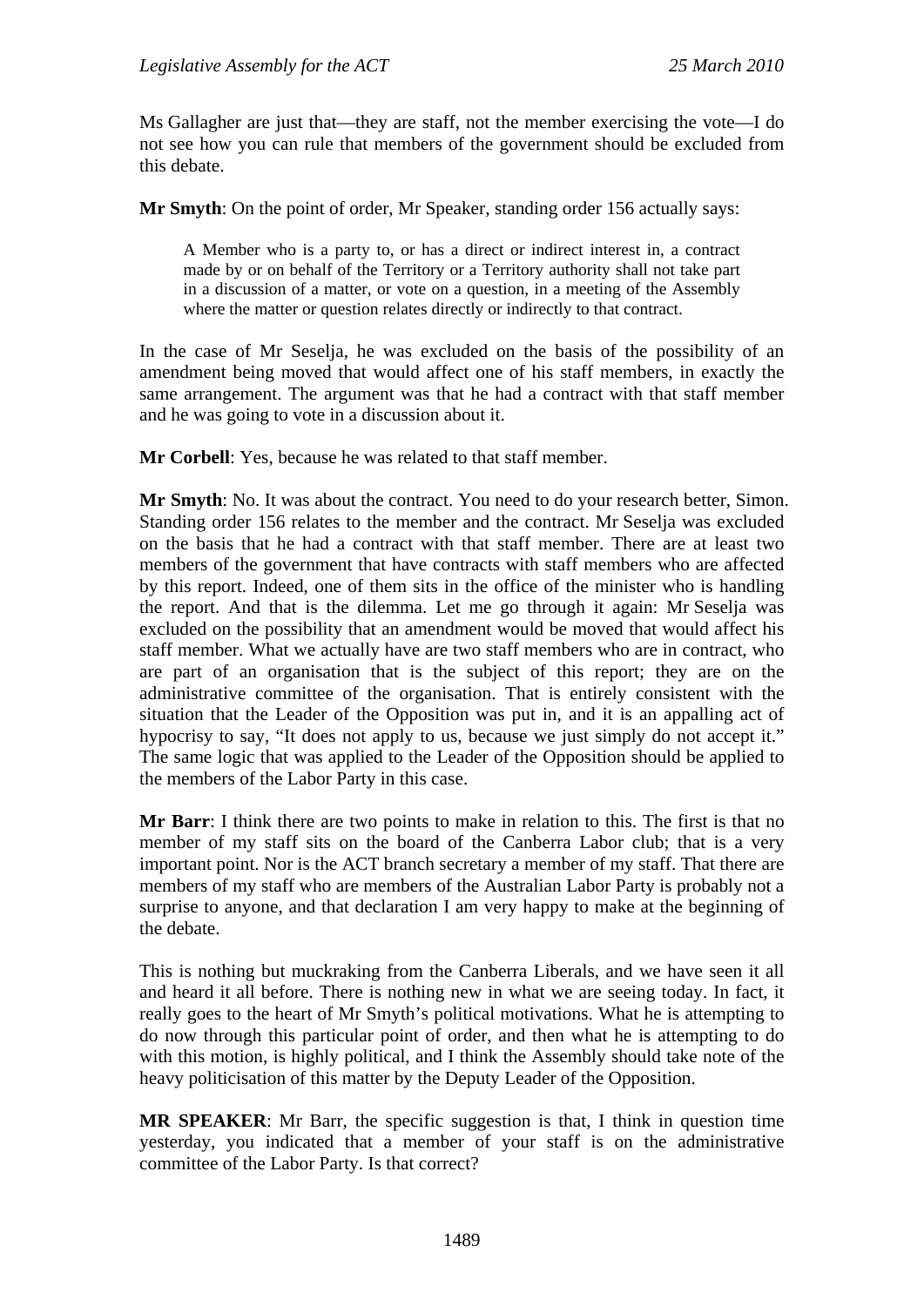Ms Gallagher are just that—they are staff, not the member exercising the vote—I do not see how you can rule that members of the government should be excluded from this debate.

**Mr Smyth**: On the point of order, Mr Speaker, standing order 156 actually says:

> A Member who is a party to, or has a direct or indirect interest in, a contract made by or on behalf of the Territory or a Territory authority shall not take part in a discussion of a matter, or vote on a question, in a meeting of the Assembly where the matter or question relates directly or indirectly to that contract.

In the case of Mr Seselja, he was excluded on the basis of the possibility of an amendment being moved that would affect one of his staff members, in exactly the same arrangement. The argument was that he had a contract with that staff member and he was going to vote in a discussion about it.

**Mr Corbell**: Yes, because he was related to that staff member.

**Mr Smyth**: No. It was about the contract. You need to do your research better, Simon. Standing order 156 relates to the member and the contract. Mr Seselja was excluded on the basis that he had a contract with that staff member. There are at least two members of the government that have contracts with staff members who are affected by this report. Indeed, one of them sits in the office of the minister who is handling the report. And that is the dilemma. Let me go through it again: Mr Seselja was excluded on the possibility that an amendment would be moved that would affect his staff member. What we actually have are two staff members who are in contract, who are part of an organisation that is the subject of this report; they are on the administrative committee of the organisation. That is entirely consistent with the situation that the Leader of the Opposition was put in, and it is an appalling act of hypocrisy to say, "It does not apply to us, because we just simply do not accept it." The same logic that was applied to the Leader of the Opposition should be applied to the members of the Labor Party in this case.

**Mr Barr**: I think there are two points to make in relation to this. The first is that no member of my staff sits on the board of the Canberra Labor club; that is a very important point. Nor is the ACT branch secretary a member of my staff. That there are members of my staff who are members of the Australian Labor Party is probably not a surprise to anyone, and that declaration I am very happy to make at the beginning of the debate.

This is nothing but muckraking from the Canberra Liberals, and we have seen it all and heard it all before. There is nothing new in what we are seeing today. In fact, it really goes to the heart of Mr Smyth's political motivations. What he is attempting to do now through this particular point of order, and then what he is attempting to do with this motion, is highly political, and I think the Assembly should take note of the heavy politicisation of this matter by the Deputy Leader of the Opposition.

**MR SPEAKER**: Mr Barr, the specific suggestion is that, I think in question time yesterday, you indicated that a member of your staff is on the administrative committee of the Labor Party. Is that correct?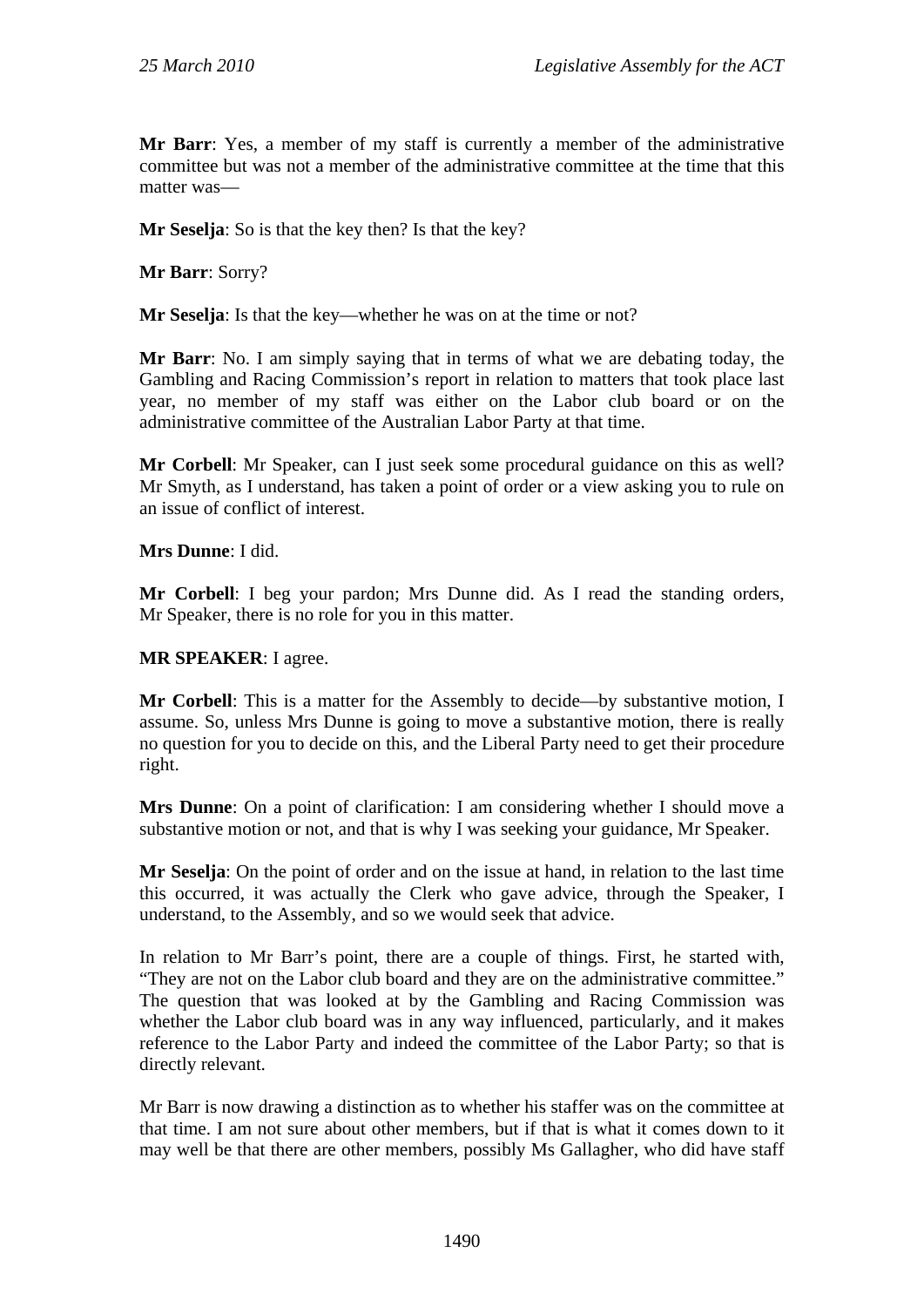**Mr Barr**: Yes, a member of my staff is currently a member of the administrative committee but was not a member of the administrative committee at the time that this matter was—

**Mr Seselja**: So is that the key then? Is that the key?

**Mr Barr**: Sorry?

**Mr Seselja**: Is that the key—whether he was on at the time or not?

**Mr Barr**: No. I am simply saying that in terms of what we are debating today, the Gambling and Racing Commission's report in relation to matters that took place last year, no member of my staff was either on the Labor club board or on the administrative committee of the Australian Labor Party at that time.

**Mr Corbell**: Mr Speaker, can I just seek some procedural guidance on this as well? Mr Smyth, as I understand, has taken a point of order or a view asking you to rule on an issue of conflict of interest.

**Mrs Dunne**: I did.

**Mr Corbell**: I beg your pardon; Mrs Dunne did. As I read the standing orders, Mr Speaker, there is no role for you in this matter.

**MR SPEAKER**: I agree.

**Mr Corbell**: This is a matter for the Assembly to decide—by substantive motion, I assume. So, unless Mrs Dunne is going to move a substantive motion, there is really no question for you to decide on this, and the Liberal Party need to get their procedure right.

**Mrs Dunne**: On a point of clarification: I am considering whether I should move a substantive motion or not, and that is why I was seeking your guidance, Mr Speaker.

**Mr Seselja**: On the point of order and on the issue at hand, in relation to the last time this occurred, it was actually the Clerk who gave advice, through the Speaker, I understand, to the Assembly, and so we would seek that advice.

In relation to Mr Barr's point, there are a couple of things. First, he started with, "They are not on the Labor club board and they are on the administrative committee." The question that was looked at by the Gambling and Racing Commission was whether the Labor club board was in any way influenced, particularly, and it makes reference to the Labor Party and indeed the committee of the Labor Party; so that is directly relevant.

Mr Barr is now drawing a distinction as to whether his staffer was on the committee at that time. I am not sure about other members, but if that is what it comes down to it may well be that there are other members, possibly Ms Gallagher, who did have staff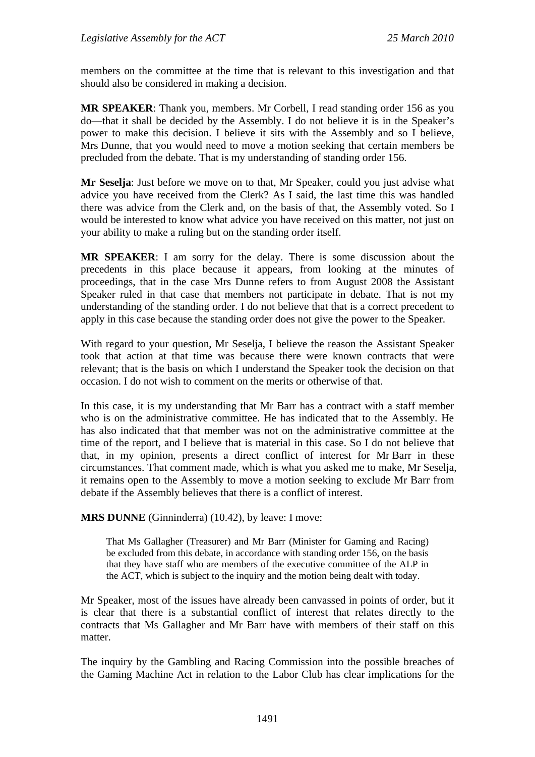members on the committee at the time that is relevant to this investigation and that should also be considered in making a decision.

**MR SPEAKER**: Thank you, members. Mr Corbell, I read standing order 156 as you do—that it shall be decided by the Assembly. I do not believe it is in the Speaker's power to make this decision. I believe it sits with the Assembly and so I believe, Mrs Dunne, that you would need to move a motion seeking that certain members be precluded from the debate. That is my understanding of standing order 156.

**Mr Seselja**: Just before we move on to that, Mr Speaker, could you just advise what advice you have received from the Clerk? As I said, the last time this was handled there was advice from the Clerk and, on the basis of that, the Assembly voted. So I would be interested to know what advice you have received on this matter, not just on your ability to make a ruling but on the standing order itself.

**MR SPEAKER**: I am sorry for the delay. There is some discussion about the precedents in this place because it appears, from looking at the minutes of proceedings, that in the case Mrs Dunne refers to from August 2008 the Assistant Speaker ruled in that case that members not participate in debate. That is not my understanding of the standing order. I do not believe that that is a correct precedent to apply in this case because the standing order does not give the power to the Speaker.

With regard to your question, Mr Seselja, I believe the reason the Assistant Speaker took that action at that time was because there were known contracts that were relevant; that is the basis on which I understand the Speaker took the decision on that occasion. I do not wish to comment on the merits or otherwise of that.

In this case, it is my understanding that Mr Barr has a contract with a staff member who is on the administrative committee. He has indicated that to the Assembly. He has also indicated that that member was not on the administrative committee at the time of the report, and I believe that is material in this case. So I do not believe that that, in my opinion, presents a direct conflict of interest for Mr Barr in these circumstances. That comment made, which is what you asked me to make, Mr Seselja, it remains open to the Assembly to move a motion seeking to exclude Mr Barr from debate if the Assembly believes that there is a conflict of interest.

**MRS DUNNE** (Ginninderra) (10.42), by leave: I move:

> That Ms Gallagher (Treasurer) and Mr Barr (Minister for Gaming and Racing) be excluded from this debate, in accordance with standing order 156, on the basis that they have staff who are members of the executive committee of the ALP in the ACT, which is subject to the inquiry and the motion being dealt with today.

Mr Speaker, most of the issues have already been canvassed in points of order, but it is clear that there is a substantial conflict of interest that relates directly to the contracts that Ms Gallagher and Mr Barr have with members of their staff on this matter.

The inquiry by the Gambling and Racing Commission into the possible breaches of the Gaming Machine Act in relation to the Labor Club has clear implications for the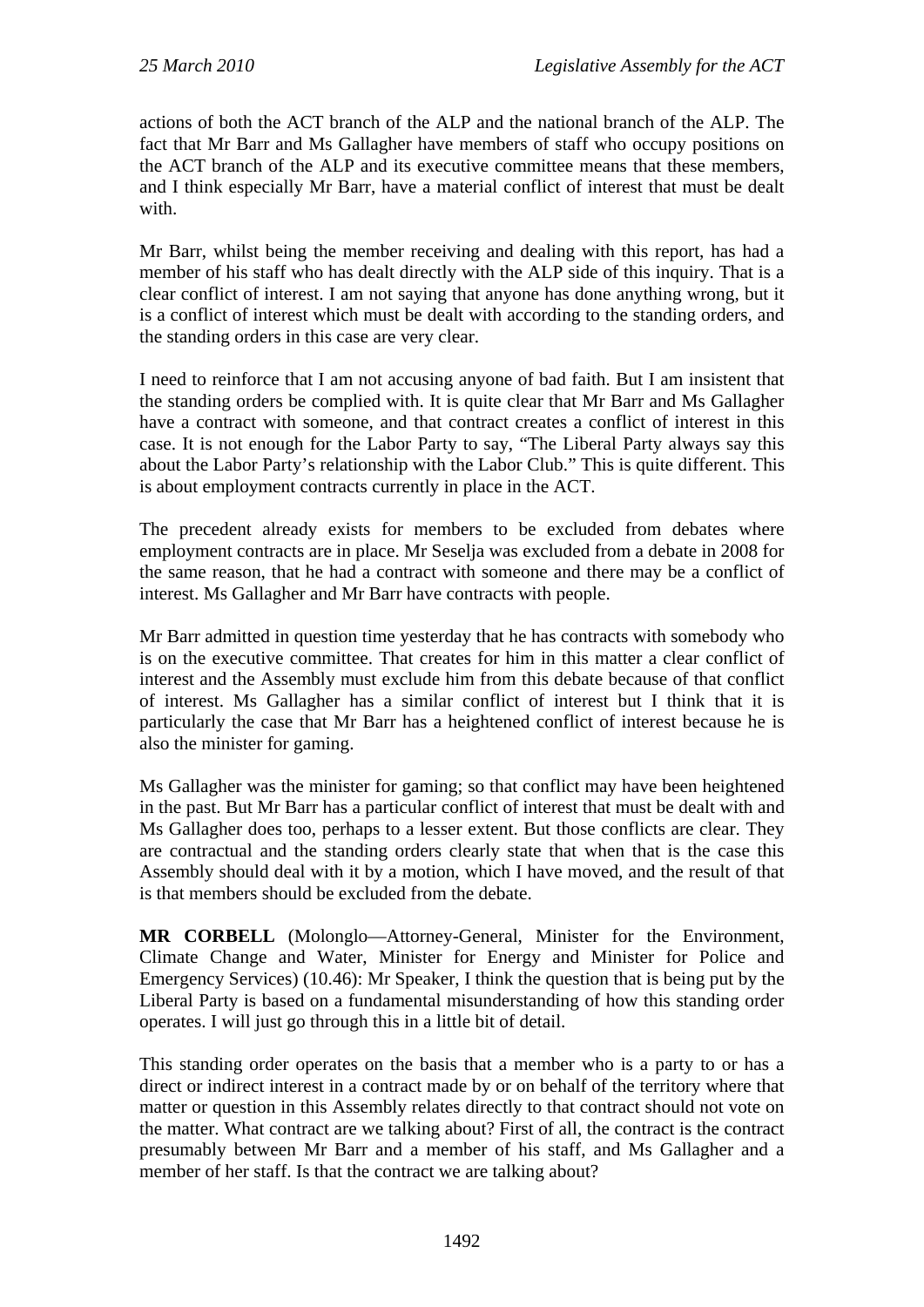actions of both the ACT branch of the ALP and the national branch of the ALP. The fact that Mr Barr and Ms Gallagher have members of staff who occupy positions on the ACT branch of the ALP and its executive committee means that these members, and I think especially Mr Barr, have a material conflict of interest that must be dealt with.

Mr Barr, whilst being the member receiving and dealing with this report, has had a member of his staff who has dealt directly with the ALP side of this inquiry. That is a clear conflict of interest. I am not saying that anyone has done anything wrong, but it is a conflict of interest which must be dealt with according to the standing orders, and the standing orders in this case are very clear.

I need to reinforce that I am not accusing anyone of bad faith. But I am insistent that the standing orders be complied with. It is quite clear that Mr Barr and Ms Gallagher have a contract with someone, and that contract creates a conflict of interest in this case. It is not enough for the Labor Party to say, "The Liberal Party always say this about the Labor Party's relationship with the Labor Club." This is quite different. This is about employment contracts currently in place in the ACT.

The precedent already exists for members to be excluded from debates where employment contracts are in place. Mr Seselja was excluded from a debate in 2008 for the same reason, that he had a contract with someone and there may be a conflict of interest. Ms Gallagher and Mr Barr have contracts with people.

Mr Barr admitted in question time yesterday that he has contracts with somebody who is on the executive committee. That creates for him in this matter a clear conflict of interest and the Assembly must exclude him from this debate because of that conflict of interest. Ms Gallagher has a similar conflict of interest but I think that it is particularly the case that Mr Barr has a heightened conflict of interest because he is also the minister for gaming.

Ms Gallagher was the minister for gaming; so that conflict may have been heightened in the past. But Mr Barr has a particular conflict of interest that must be dealt with and Ms Gallagher does too, perhaps to a lesser extent. But those conflicts are clear. They are contractual and the standing orders clearly state that when that is the case this Assembly should deal with it by a motion, which I have moved, and the result of that is that members should be excluded from the debate.

**MR CORBELL** (Molonglo—Attorney-General, Minister for the Environment, Climate Change and Water, Minister for Energy and Minister for Police and Emergency Services) (10.46): Mr Speaker, I think the question that is being put by the Liberal Party is based on a fundamental misunderstanding of how this standing order operates. I will just go through this in a little bit of detail.

This standing order operates on the basis that a member who is a party to or has a direct or indirect interest in a contract made by or on behalf of the territory where that matter or question in this Assembly relates directly to that contract should not vote on the matter. What contract are we talking about? First of all, the contract is the contract presumably between Mr Barr and a member of his staff, and Ms Gallagher and a member of her staff. Is that the contract we are talking about?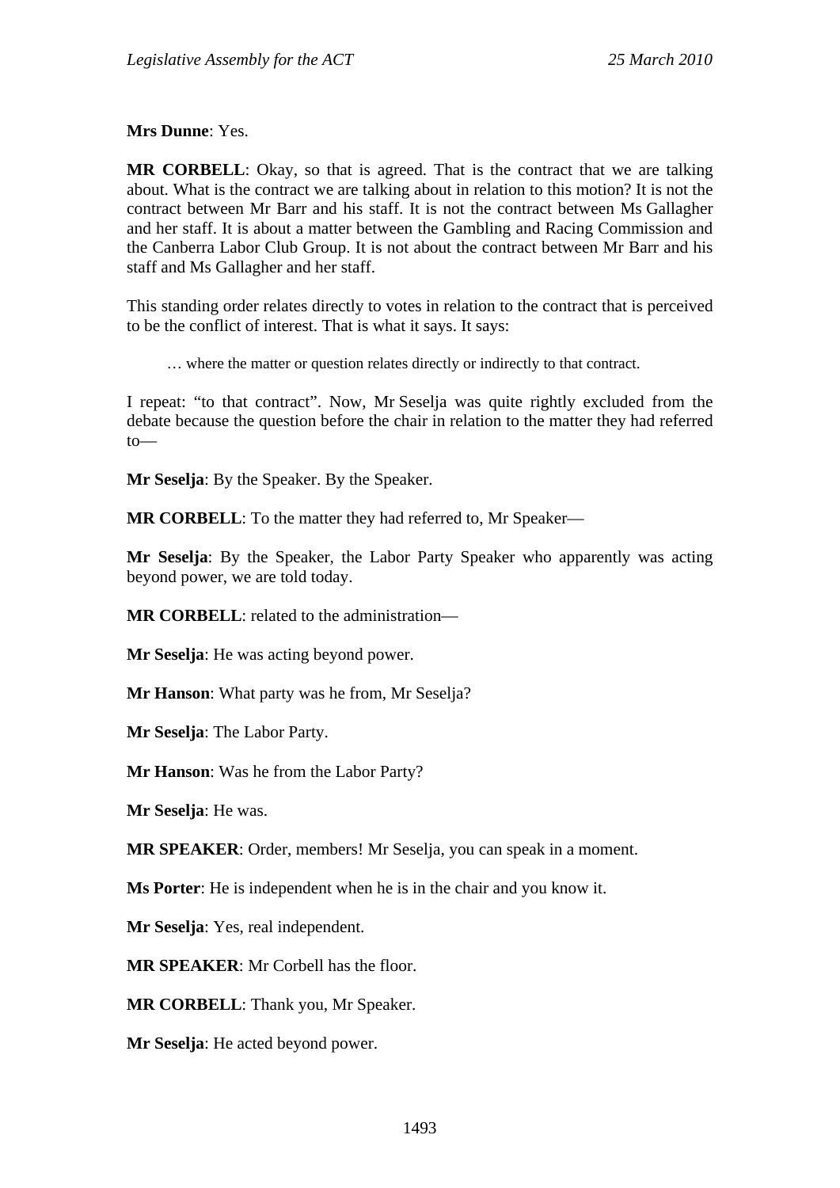**Mrs Dunne**: Yes.

**MR CORBELL**: Okay, so that is agreed. That is the contract that we are talking about. What is the contract we are talking about in relation to this motion? It is not the contract between Mr Barr and his staff. It is not the contract between Ms Gallagher and her staff. It is about a matter between the Gambling and Racing Commission and the Canberra Labor Club Group. It is not about the contract between Mr Barr and his staff and Ms Gallagher and her staff.

This standing order relates directly to votes in relation to the contract that is perceived to be the conflict of interest. That is what it says. It says:

> … where the matter or question relates directly or indirectly to that contract.

I repeat: "to that contract". Now, Mr Seselja was quite rightly excluded from the debate because the question before the chair in relation to the matter they had referred to—

**Mr Seselja**: By the Speaker. By the Speaker.

**MR CORBELL**: To the matter they had referred to, Mr Speaker—

**Mr Seselja**: By the Speaker, the Labor Party Speaker who apparently was acting beyond power, we are told today.

**MR CORBELL**: related to the administration—

**Mr Seselja**: He was acting beyond power.

**Mr Hanson**: What party was he from, Mr Seselja?

**Mr Seselja**: The Labor Party.

**Mr Hanson**: Was he from the Labor Party?

**Mr Seselja**: He was.

**MR SPEAKER**: Order, members! Mr Seselja, you can speak in a moment.

**Ms Porter**: He is independent when he is in the chair and you know it.

**Mr Seselja**: Yes, real independent.

**MR SPEAKER**: Mr Corbell has the floor.

**MR CORBELL**: Thank you, Mr Speaker.

**Mr Seselja**: He acted beyond power.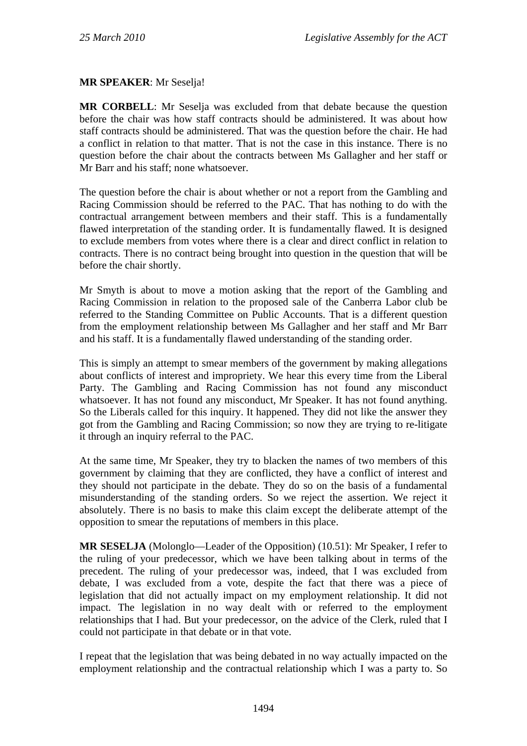**MR SPEAKER**: Mr Seselja!

**MR CORBELL**: Mr Seselja was excluded from that debate because the question before the chair was how staff contracts should be administered. It was about how staff contracts should be administered. That was the question before the chair. He had a conflict in relation to that matter. That is not the case in this instance. There is no question before the chair about the contracts between Ms Gallagher and her staff or Mr Barr and his staff; none whatsoever.

The question before the chair is about whether or not a report from the Gambling and Racing Commission should be referred to the PAC. That has nothing to do with the contractual arrangement between members and their staff. This is a fundamentally flawed interpretation of the standing order. It is fundamentally flawed. It is designed to exclude members from votes where there is a clear and direct conflict in relation to contracts. There is no contract being brought into question in the question that will be before the chair shortly.

Mr Smyth is about to move a motion asking that the report of the Gambling and Racing Commission in relation to the proposed sale of the Canberra Labor club be referred to the Standing Committee on Public Accounts. That is a different question from the employment relationship between Ms Gallagher and her staff and Mr Barr and his staff. It is a fundamentally flawed understanding of the standing order.

This is simply an attempt to smear members of the government by making allegations about conflicts of interest and impropriety. We hear this every time from the Liberal Party. The Gambling and Racing Commission has not found any misconduct whatsoever. It has not found any misconduct, Mr Speaker. It has not found anything. So the Liberals called for this inquiry. It happened. They did not like the answer they got from the Gambling and Racing Commission; so now they are trying to re-litigate it through an inquiry referral to the PAC.

At the same time, Mr Speaker, they try to blacken the names of two members of this government by claiming that they are conflicted, they have a conflict of interest and they should not participate in the debate. They do so on the basis of a fundamental misunderstanding of the standing orders. So we reject the assertion. We reject it absolutely. There is no basis to make this claim except the deliberate attempt of the opposition to smear the reputations of members in this place.

**MR SESELJA** (Molonglo—Leader of the Opposition) (10.51): Mr Speaker, I refer to the ruling of your predecessor, which we have been talking about in terms of the precedent. The ruling of your predecessor was, indeed, that I was excluded from debate, I was excluded from a vote, despite the fact that there was a piece of legislation that did not actually impact on my employment relationship. It did not impact. The legislation in no way dealt with or referred to the employment relationships that I had. But your predecessor, on the advice of the Clerk, ruled that I could not participate in that debate or in that vote.

I repeat that the legislation that was being debated in no way actually impacted on the employment relationship and the contractual relationship which I was a party to. So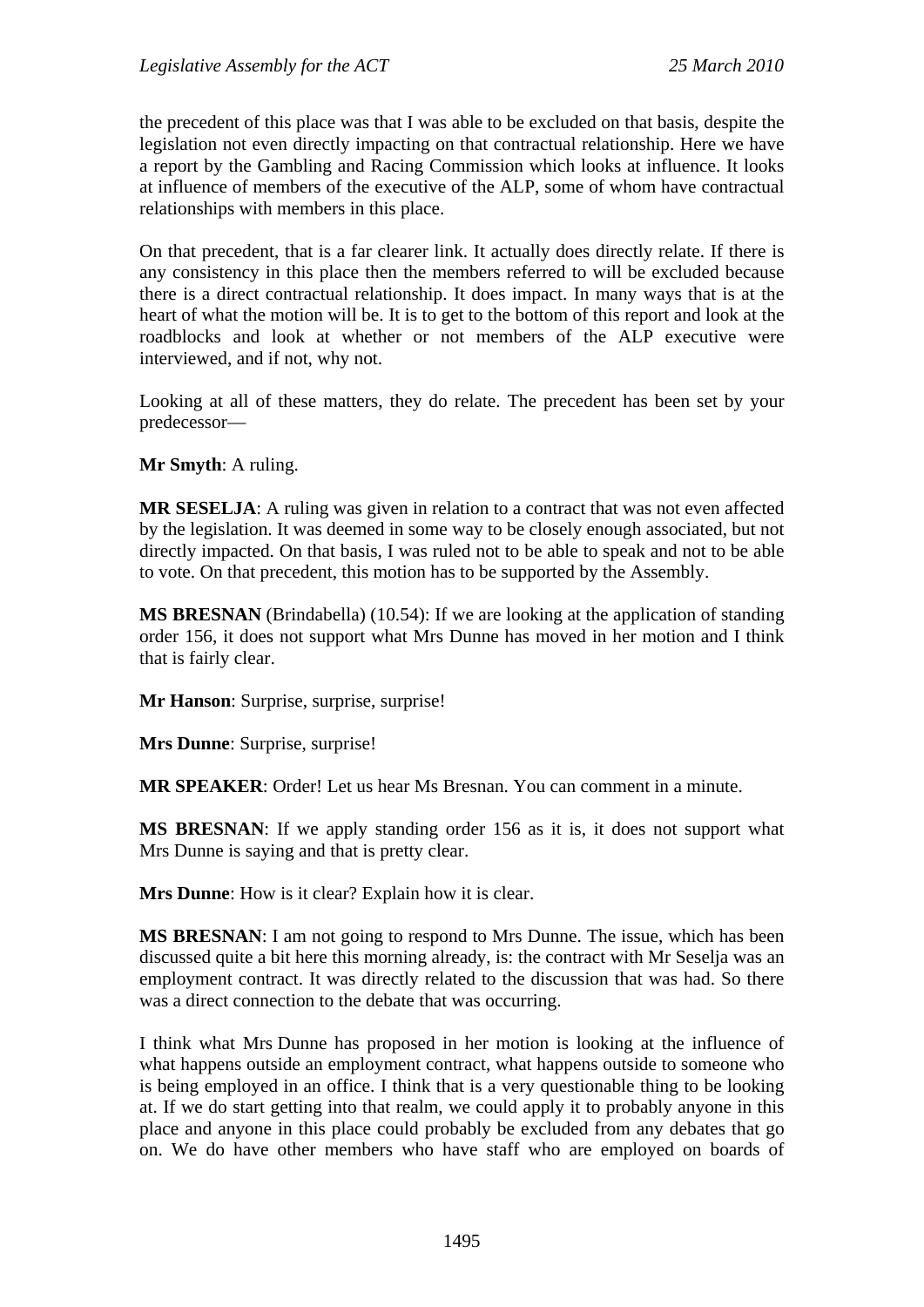the precedent of this place was that I was able to be excluded on that basis, despite the legislation not even directly impacting on that contractual relationship. Here we have a report by the Gambling and Racing Commission which looks at influence. It looks at influence of members of the executive of the ALP, some of whom have contractual relationships with members in this place.

On that precedent, that is a far clearer link. It actually does directly relate. If there is any consistency in this place then the members referred to will be excluded because there is a direct contractual relationship. It does impact. In many ways that is at the heart of what the motion will be. It is to get to the bottom of this report and look at the roadblocks and look at whether or not members of the ALP executive were interviewed, and if not, why not.

Looking at all of these matters, they do relate. The precedent has been set by your predecessor—

**Mr Smyth**: A ruling.

**MR SESELJA**: A ruling was given in relation to a contract that was not even affected by the legislation. It was deemed in some way to be closely enough associated, but not directly impacted. On that basis, I was ruled not to be able to speak and not to be able to vote. On that precedent, this motion has to be supported by the Assembly.

**MS BRESNAN** (Brindabella) (10.54): If we are looking at the application of standing order 156, it does not support what Mrs Dunne has moved in her motion and I think that is fairly clear.

**Mr Hanson**: Surprise, surprise, surprise!

**Mrs Dunne**: Surprise, surprise!

**MR SPEAKER**: Order! Let us hear Ms Bresnan. You can comment in a minute.

**MS BRESNAN**: If we apply standing order 156 as it is, it does not support what Mrs Dunne is saying and that is pretty clear.

**Mrs Dunne**: How is it clear? Explain how it is clear.

**MS BRESNAN**: I am not going to respond to Mrs Dunne. The issue, which has been discussed quite a bit here this morning already, is: the contract with Mr Seselja was an employment contract. It was directly related to the discussion that was had. So there was a direct connection to the debate that was occurring.

I think what Mrs Dunne has proposed in her motion is looking at the influence of what happens outside an employment contract, what happens outside to someone who is being employed in an office. I think that is a very questionable thing to be looking at. If we do start getting into that realm, we could apply it to probably anyone in this place and anyone in this place could probably be excluded from any debates that go on. We do have other members who have staff who are employed on boards of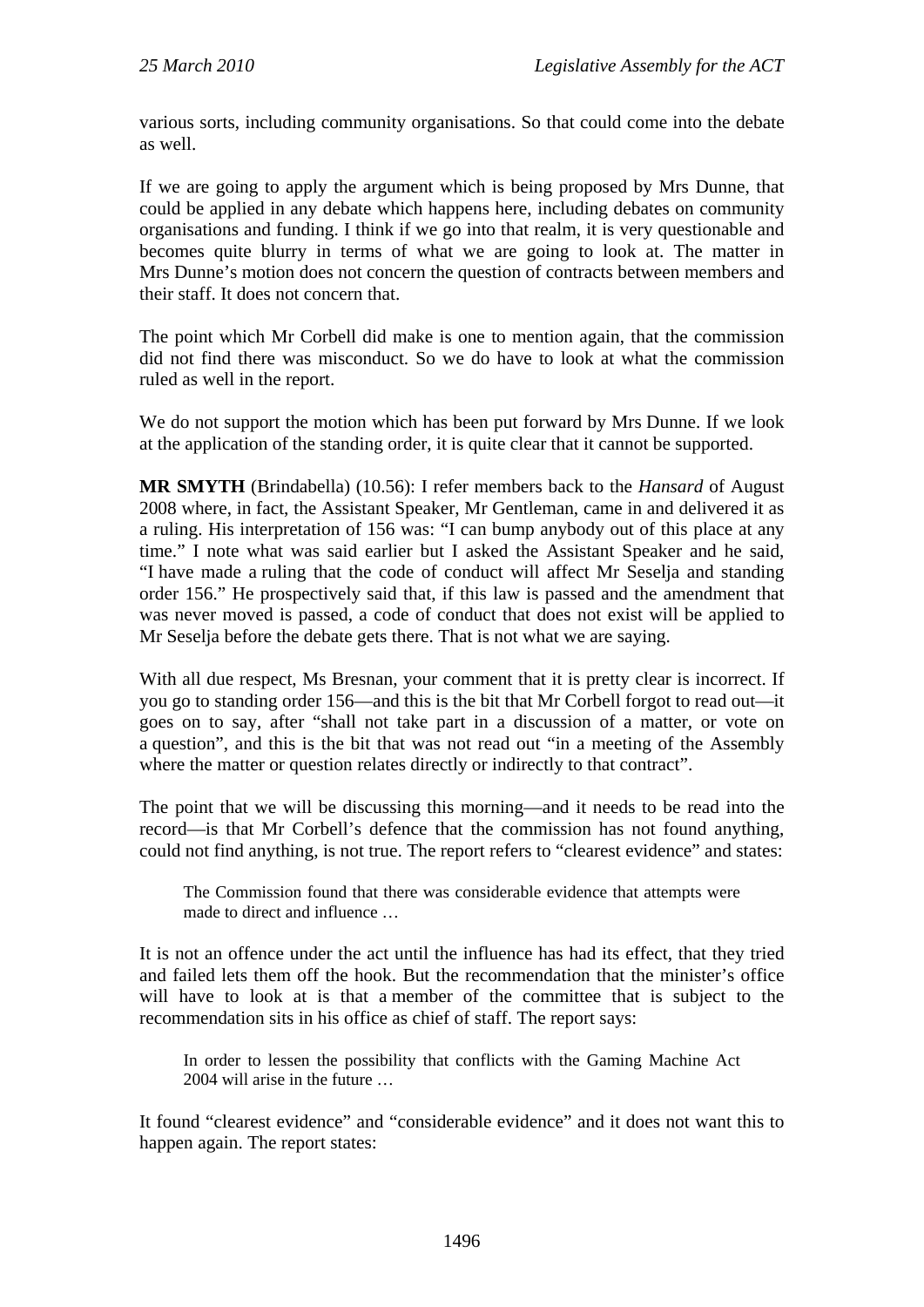various sorts, including community organisations. So that could come into the debate as well.

If we are going to apply the argument which is being proposed by Mrs Dunne, that could be applied in any debate which happens here, including debates on community organisations and funding. I think if we go into that realm, it is very questionable and becomes quite blurry in terms of what we are going to look at. The matter in Mrs Dunne's motion does not concern the question of contracts between members and their staff. It does not concern that.

The point which Mr Corbell did make is one to mention again, that the commission did not find there was misconduct. So we do have to look at what the commission ruled as well in the report.

We do not support the motion which has been put forward by Mrs Dunne. If we look at the application of the standing order, it is quite clear that it cannot be supported.

**MR SMYTH** (Brindabella) (10.56): I refer members back to the *Hansard* of August 2008 where, in fact, the Assistant Speaker, Mr Gentleman, came in and delivered it as a ruling. His interpretation of 156 was: "I can bump anybody out of this place at any time." I note what was said earlier but I asked the Assistant Speaker and he said, "I have made a ruling that the code of conduct will affect Mr Seselja and standing order 156." He prospectively said that, if this law is passed and the amendment that was never moved is passed, a code of conduct that does not exist will be applied to Mr Seselja before the debate gets there. That is not what we are saying.

With all due respect, Ms Bresnan, your comment that it is pretty clear is incorrect. If you go to standing order 156—and this is the bit that Mr Corbell forgot to read out—it goes on to say, after "shall not take part in a discussion of a matter, or vote on a question", and this is the bit that was not read out "in a meeting of the Assembly where the matter or question relates directly or indirectly to that contract".

The point that we will be discussing this morning—and it needs to be read into the record—is that Mr Corbell's defence that the commission has not found anything, could not find anything, is not true. The report refers to "clearest evidence" and states:

> The Commission found that there was considerable evidence that attempts were made to direct and influence …

It is not an offence under the act until the influence has had its effect, that they tried and failed lets them off the hook. But the recommendation that the minister's office will have to look at is that a member of the committee that is subject to the recommendation sits in his office as chief of staff. The report says:

> In order to lessen the possibility that conflicts with the Gaming Machine Act 2004 will arise in the future …

It found "clearest evidence" and "considerable evidence" and it does not want this to happen again. The report states: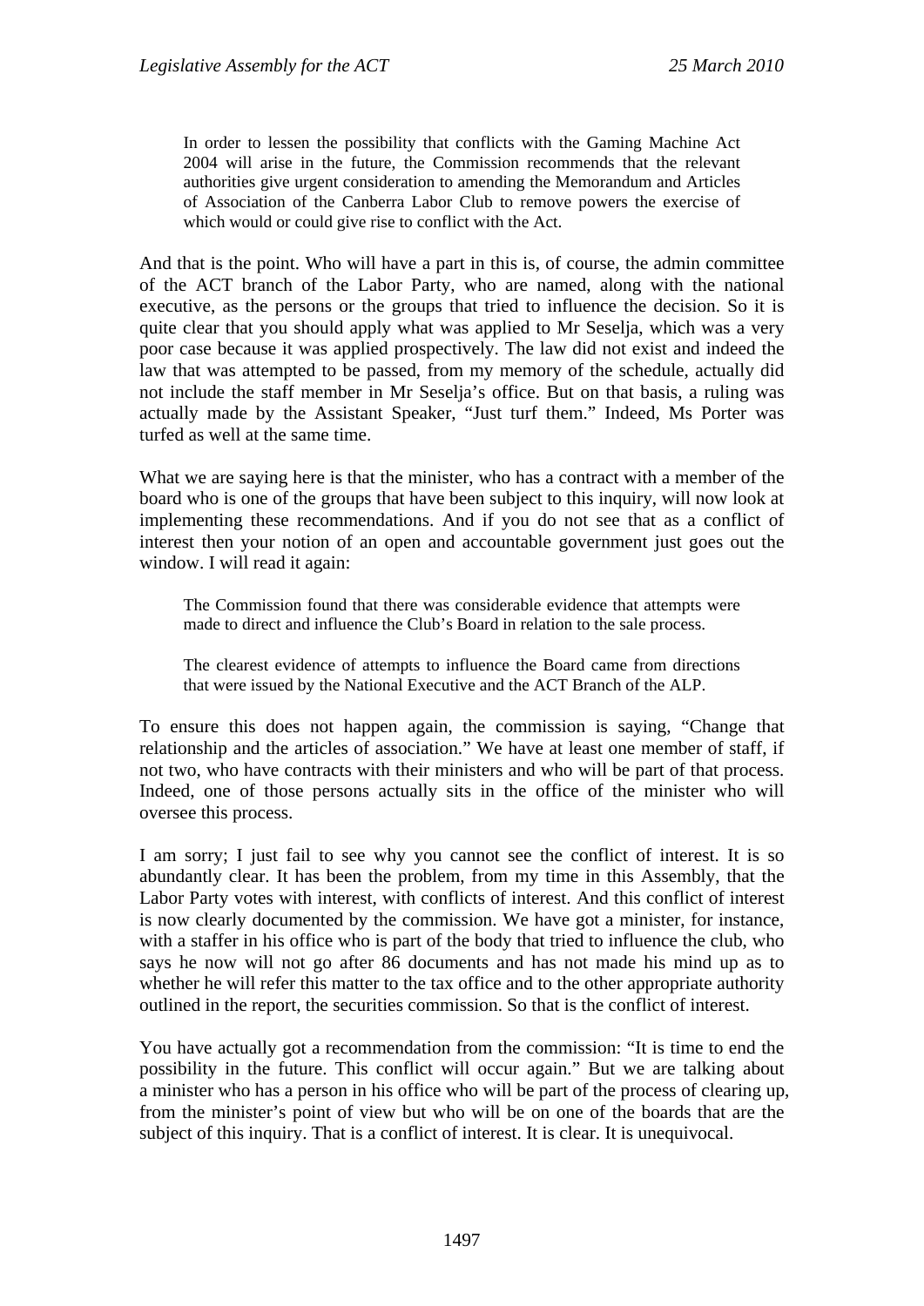> In order to lessen the possibility that conflicts with the Gaming Machine Act 2004 will arise in the future, the Commission recommends that the relevant authorities give urgent consideration to amending the Memorandum and Articles of Association of the Canberra Labor Club to remove powers the exercise of which would or could give rise to conflict with the Act.

And that is the point. Who will have a part in this is, of course, the admin committee of the ACT branch of the Labor Party, who are named, along with the national executive, as the persons or the groups that tried to influence the decision. So it is quite clear that you should apply what was applied to Mr Seselja, which was a very poor case because it was applied prospectively. The law did not exist and indeed the law that was attempted to be passed, from my memory of the schedule, actually did not include the staff member in Mr Seselja's office. But on that basis, a ruling was actually made by the Assistant Speaker, "Just turf them." Indeed, Ms Porter was turfed as well at the same time.

What we are saying here is that the minister, who has a contract with a member of the board who is one of the groups that have been subject to this inquiry, will now look at implementing these recommendations. And if you do not see that as a conflict of interest then your notion of an open and accountable government just goes out the window. I will read it again:

> The Commission found that there was considerable evidence that attempts were made to direct and influence the Club's Board in relation to the sale process.
>
> The clearest evidence of attempts to influence the Board came from directions that were issued by the National Executive and the ACT Branch of the ALP.

To ensure this does not happen again, the commission is saying, "Change that relationship and the articles of association." We have at least one member of staff, if not two, who have contracts with their ministers and who will be part of that process. Indeed, one of those persons actually sits in the office of the minister who will oversee this process.

I am sorry; I just fail to see why you cannot see the conflict of interest. It is so abundantly clear. It has been the problem, from my time in this Assembly, that the Labor Party votes with interest, with conflicts of interest. And this conflict of interest is now clearly documented by the commission. We have got a minister, for instance, with a staffer in his office who is part of the body that tried to influence the club, who says he now will not go after 86 documents and has not made his mind up as to whether he will refer this matter to the tax office and to the other appropriate authority outlined in the report, the securities commission. So that is the conflict of interest.

You have actually got a recommendation from the commission: "It is time to end the possibility in the future. This conflict will occur again." But we are talking about a minister who has a person in his office who will be part of the process of clearing up, from the minister's point of view but who will be on one of the boards that are the subject of this inquiry. That is a conflict of interest. It is clear. It is unequivocal.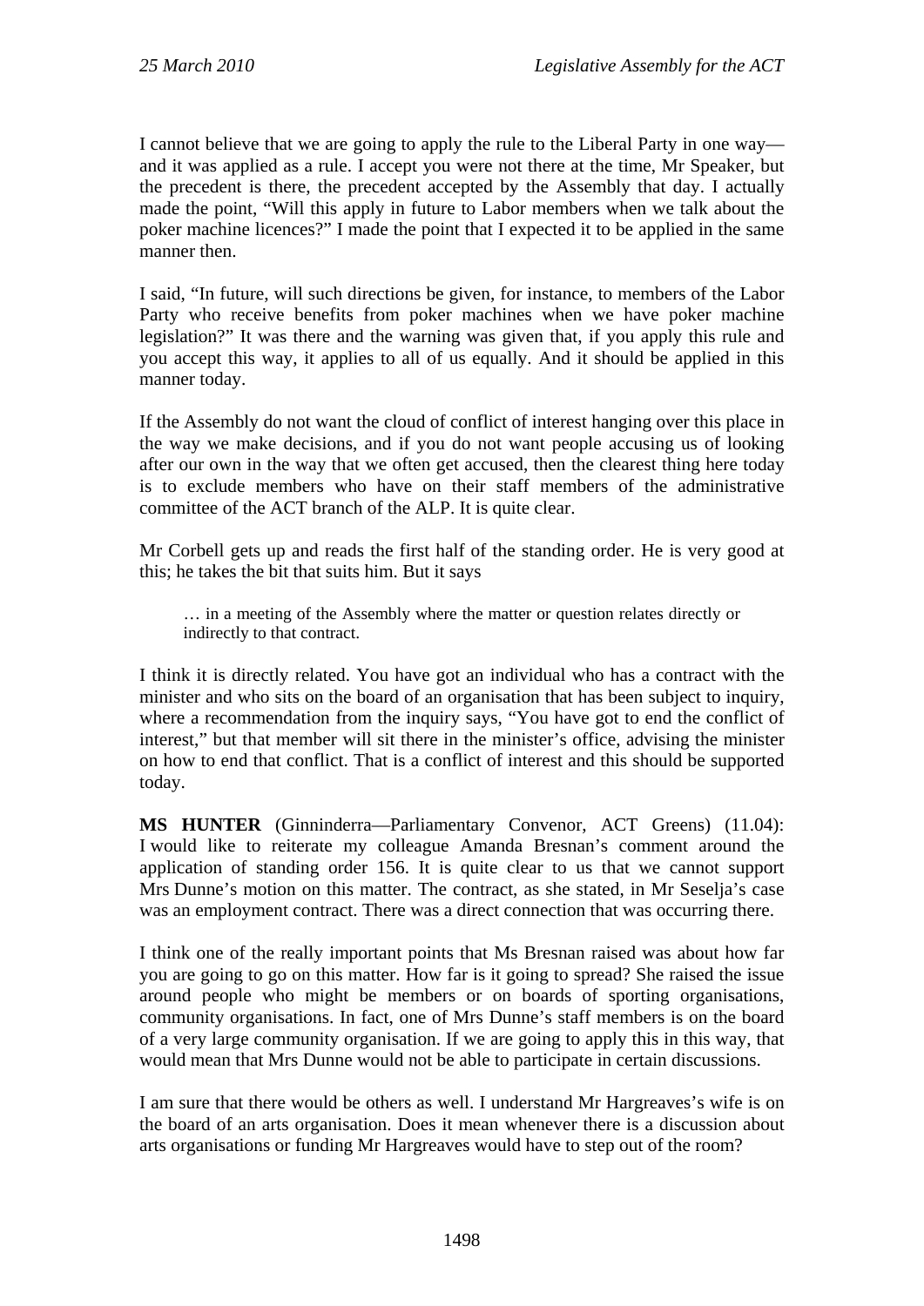I cannot believe that we are going to apply the rule to the Liberal Party in one way—and it was applied as a rule. I accept you were not there at the time, Mr Speaker, but the precedent is there, the precedent accepted by the Assembly that day. I actually made the point, "Will this apply in future to Labor members when we talk about the poker machine licences?" I made the point that I expected it to be applied in the same manner then.

I said, "In future, will such directions be given, for instance, to members of the Labor Party who receive benefits from poker machines when we have poker machine legislation?" It was there and the warning was given that, if you apply this rule and you accept this way, it applies to all of us equally. And it should be applied in this manner today.

If the Assembly do not want the cloud of conflict of interest hanging over this place in the way we make decisions, and if you do not want people accusing us of looking after our own in the way that we often get accused, then the clearest thing here today is to exclude members who have on their staff members of the administrative committee of the ACT branch of the ALP. It is quite clear.

Mr Corbell gets up and reads the first half of the standing order. He is very good at this; he takes the bit that suits him. But it says

> … in a meeting of the Assembly where the matter or question relates directly or indirectly to that contract.

I think it is directly related. You have got an individual who has a contract with the minister and who sits on the board of an organisation that has been subject to inquiry, where a recommendation from the inquiry says, "You have got to end the conflict of interest," but that member will sit there in the minister's office, advising the minister on how to end that conflict. That is a conflict of interest and this should be supported today.

**MS HUNTER** (Ginninderra—Parliamentary Convenor, ACT Greens) (11.04): I would like to reiterate my colleague Amanda Bresnan's comment around the application of standing order 156. It is quite clear to us that we cannot support Mrs Dunne's motion on this matter. The contract, as she stated, in Mr Seselja's case was an employment contract. There was a direct connection that was occurring there.

I think one of the really important points that Ms Bresnan raised was about how far you are going to go on this matter. How far is it going to spread? She raised the issue around people who might be members or on boards of sporting organisations, community organisations. In fact, one of Mrs Dunne's staff members is on the board of a very large community organisation. If we are going to apply this in this way, that would mean that Mrs Dunne would not be able to participate in certain discussions.

I am sure that there would be others as well. I understand Mr Hargreaves's wife is on the board of an arts organisation. Does it mean whenever there is a discussion about arts organisations or funding Mr Hargreaves would have to step out of the room?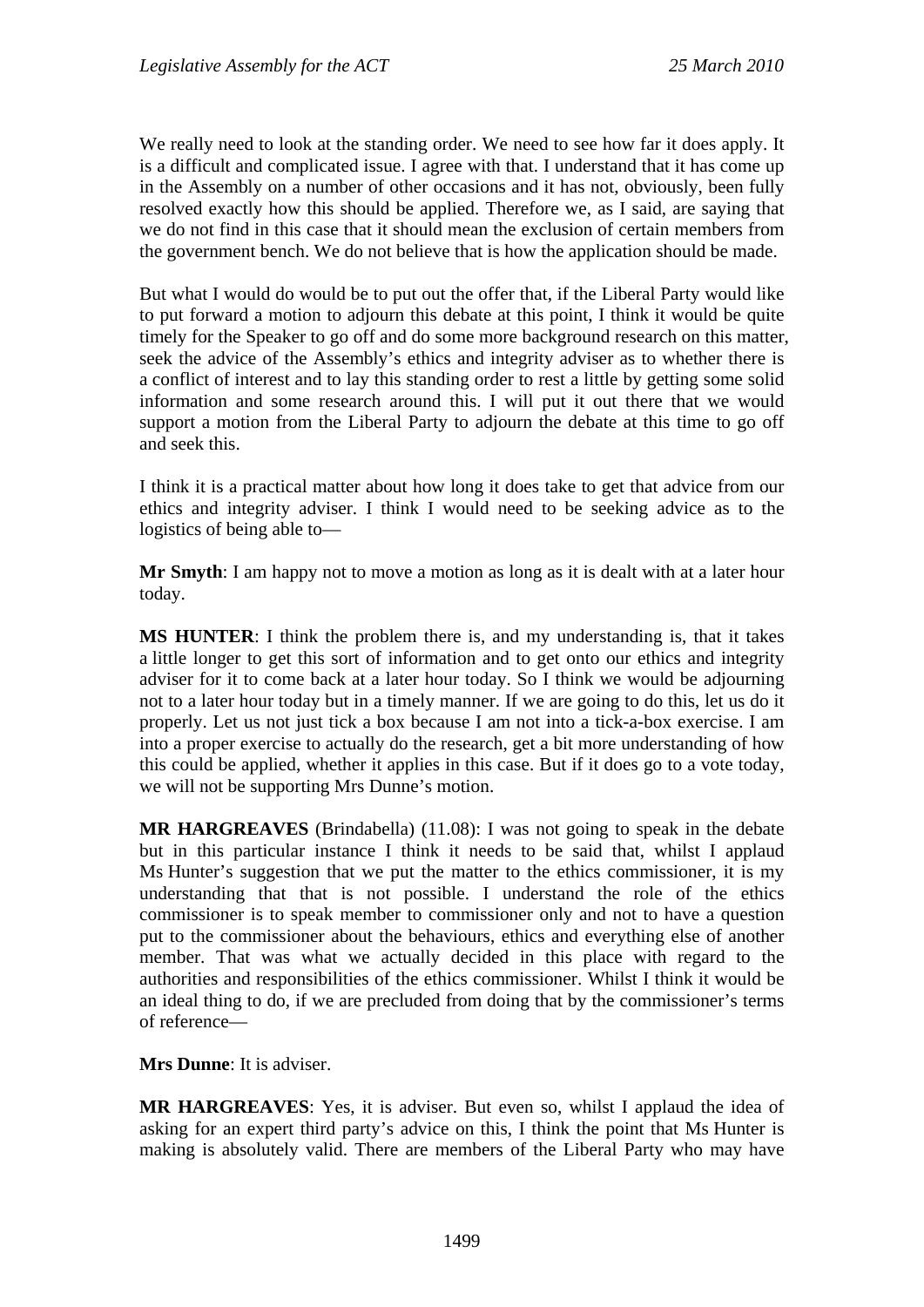We really need to look at the standing order. We need to see how far it does apply. It is a difficult and complicated issue. I agree with that. I understand that it has come up in the Assembly on a number of other occasions and it has not, obviously, been fully resolved exactly how this should be applied. Therefore we, as I said, are saying that we do not find in this case that it should mean the exclusion of certain members from the government bench. We do not believe that is how the application should be made.

But what I would do would be to put out the offer that, if the Liberal Party would like to put forward a motion to adjourn this debate at this point, I think it would be quite timely for the Speaker to go off and do some more background research on this matter, seek the advice of the Assembly's ethics and integrity adviser as to whether there is a conflict of interest and to lay this standing order to rest a little by getting some solid information and some research around this. I will put it out there that we would support a motion from the Liberal Party to adjourn the debate at this time to go off and seek this.

I think it is a practical matter about how long it does take to get that advice from our ethics and integrity adviser. I think I would need to be seeking advice as to the logistics of being able to—

**Mr Smyth**: I am happy not to move a motion as long as it is dealt with at a later hour today.

**MS HUNTER**: I think the problem there is, and my understanding is, that it takes a little longer to get this sort of information and to get onto our ethics and integrity adviser for it to come back at a later hour today. So I think we would be adjourning not to a later hour today but in a timely manner. If we are going to do this, let us do it properly. Let us not just tick a box because I am not into a tick-a-box exercise. I am into a proper exercise to actually do the research, get a bit more understanding of how this could be applied, whether it applies in this case. But if it does go to a vote today, we will not be supporting Mrs Dunne's motion.

**MR HARGREAVES** (Brindabella) (11.08): I was not going to speak in the debate but in this particular instance I think it needs to be said that, whilst I applaud Ms Hunter's suggestion that we put the matter to the ethics commissioner, it is my understanding that that is not possible. I understand the role of the ethics commissioner is to speak member to commissioner only and not to have a question put to the commissioner about the behaviours, ethics and everything else of another member. That was what we actually decided in this place with regard to the authorities and responsibilities of the ethics commissioner. Whilst I think it would be an ideal thing to do, if we are precluded from doing that by the commissioner's terms of reference—

**Mrs Dunne**: It is adviser.

**MR HARGREAVES**: Yes, it is adviser. But even so, whilst I applaud the idea of asking for an expert third party's advice on this, I think the point that Ms Hunter is making is absolutely valid. There are members of the Liberal Party who may have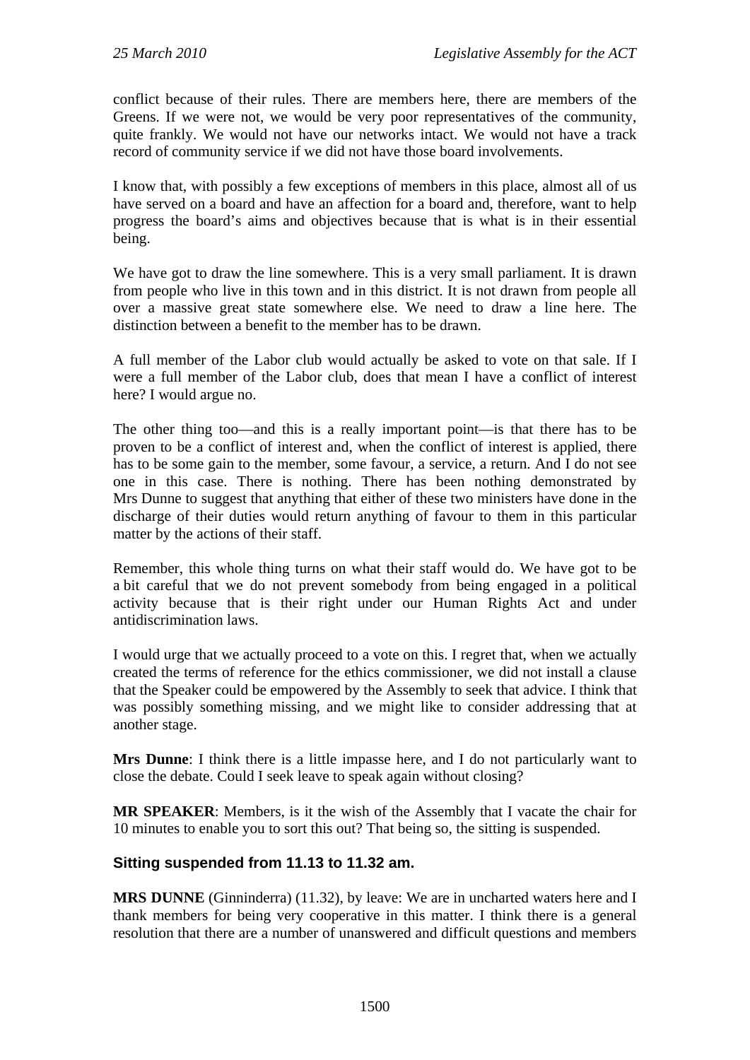conflict because of their rules. There are members here, there are members of the Greens. If we were not, we would be very poor representatives of the community, quite frankly. We would not have our networks intact. We would not have a track record of community service if we did not have those board involvements.

I know that, with possibly a few exceptions of members in this place, almost all of us have served on a board and have an affection for a board and, therefore, want to help progress the board's aims and objectives because that is what is in their essential being.

We have got to draw the line somewhere. This is a very small parliament. It is drawn from people who live in this town and in this district. It is not drawn from people all over a massive great state somewhere else. We need to draw a line here. The distinction between a benefit to the member has to be drawn.

A full member of the Labor club would actually be asked to vote on that sale. If I were a full member of the Labor club, does that mean I have a conflict of interest here? I would argue no.

The other thing too—and this is a really important point—is that there has to be proven to be a conflict of interest and, when the conflict of interest is applied, there has to be some gain to the member, some favour, a service, a return. And I do not see one in this case. There is nothing. There has been nothing demonstrated by Mrs Dunne to suggest that anything that either of these two ministers have done in the discharge of their duties would return anything of favour to them in this particular matter by the actions of their staff.

Remember, this whole thing turns on what their staff would do. We have got to be a bit careful that we do not prevent somebody from being engaged in a political activity because that is their right under our Human Rights Act and under antidiscrimination laws.

I would urge that we actually proceed to a vote on this. I regret that, when we actually created the terms of reference for the ethics commissioner, we did not install a clause that the Speaker could be empowered by the Assembly to seek that advice. I think that was possibly something missing, and we might like to consider addressing that at another stage.

**Mrs Dunne**: I think there is a little impasse here, and I do not particularly want to close the debate. Could I seek leave to speak again without closing?

**MR SPEAKER**: Members, is it the wish of the Assembly that I vacate the chair for 10 minutes to enable you to sort this out? That being so, the sitting is suspended.

### Sitting suspended from 11.13 to 11.32 am.

**MRS DUNNE** (Ginninderra) (11.32), by leave: We are in uncharted waters here and I thank members for being very cooperative in this matter. I think there is a general resolution that there are a number of unanswered and difficult questions and members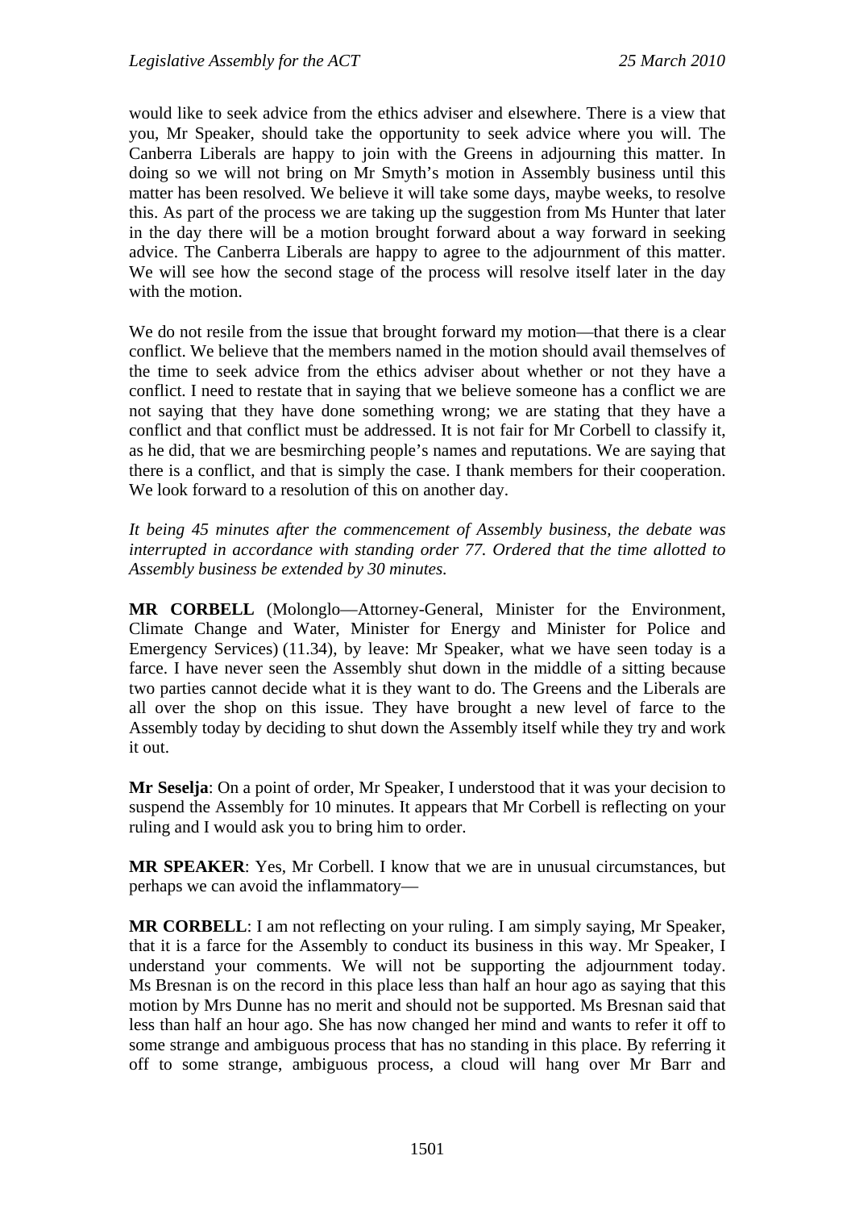would like to seek advice from the ethics adviser and elsewhere. There is a view that you, Mr Speaker, should take the opportunity to seek advice where you will. The Canberra Liberals are happy to join with the Greens in adjourning this matter. In doing so we will not bring on Mr Smyth's motion in Assembly business until this matter has been resolved. We believe it will take some days, maybe weeks, to resolve this. As part of the process we are taking up the suggestion from Ms Hunter that later in the day there will be a motion brought forward about a way forward in seeking advice. The Canberra Liberals are happy to agree to the adjournment of this matter. We will see how the second stage of the process will resolve itself later in the day with the motion.

We do not resile from the issue that brought forward my motion—that there is a clear conflict. We believe that the members named in the motion should avail themselves of the time to seek advice from the ethics adviser about whether or not they have a conflict. I need to restate that in saying that we believe someone has a conflict we are not saying that they have done something wrong; we are stating that they have a conflict and that conflict must be addressed. It is not fair for Mr Corbell to classify it, as he did, that we are besmirching people's names and reputations. We are saying that there is a conflict, and that is simply the case. I thank members for their cooperation. We look forward to a resolution of this on another day.

*It being 45 minutes after the commencement of Assembly business, the debate was interrupted in accordance with standing order 77. Ordered that the time allotted to Assembly business be extended by 30 minutes.*

**MR CORBELL** (Molonglo—Attorney-General, Minister for the Environment, Climate Change and Water, Minister for Energy and Minister for Police and Emergency Services) (11.34), by leave: Mr Speaker, what we have seen today is a farce. I have never seen the Assembly shut down in the middle of a sitting because two parties cannot decide what it is they want to do. The Greens and the Liberals are all over the shop on this issue. They have brought a new level of farce to the Assembly today by deciding to shut down the Assembly itself while they try and work it out.

**Mr Seselja**: On a point of order, Mr Speaker, I understood that it was your decision to suspend the Assembly for 10 minutes. It appears that Mr Corbell is reflecting on your ruling and I would ask you to bring him to order.

**MR SPEAKER**: Yes, Mr Corbell. I know that we are in unusual circumstances, but perhaps we can avoid the inflammatory—

**MR CORBELL**: I am not reflecting on your ruling. I am simply saying, Mr Speaker, that it is a farce for the Assembly to conduct its business in this way. Mr Speaker, I understand your comments. We will not be supporting the adjournment today. Ms Bresnan is on the record in this place less than half an hour ago as saying that this motion by Mrs Dunne has no merit and should not be supported. Ms Bresnan said that less than half an hour ago. She has now changed her mind and wants to refer it off to some strange and ambiguous process that has no standing in this place. By referring it off to some strange, ambiguous process, a cloud will hang over Mr Barr and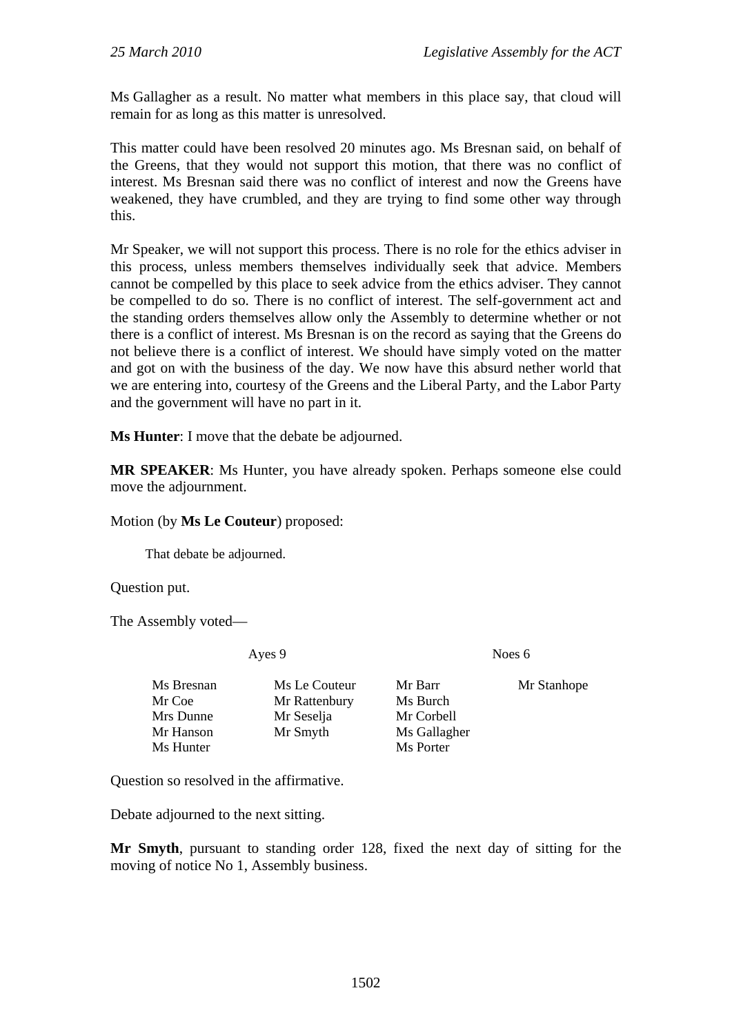Ms Gallagher as a result. No matter what members in this place say, that cloud will remain for as long as this matter is unresolved.

This matter could have been resolved 20 minutes ago. Ms Bresnan said, on behalf of the Greens, that they would not support this motion, that there was no conflict of interest. Ms Bresnan said there was no conflict of interest and now the Greens have weakened, they have crumbled, and they are trying to find some other way through this.

Mr Speaker, we will not support this process. There is no role for the ethics adviser in this process, unless members themselves individually seek that advice. Members cannot be compelled by this place to seek advice from the ethics adviser. They cannot be compelled to do so. There is no conflict of interest. The self-government act and the standing orders themselves allow only the Assembly to determine whether or not there is a conflict of interest. Ms Bresnan is on the record as saying that the Greens do not believe there is a conflict of interest. We should have simply voted on the matter and got on with the business of the day. We now have this absurd nether world that we are entering into, courtesy of the Greens and the Liberal Party, and the Labor Party and the government will have no part in it.

**Ms Hunter**: I move that the debate be adjourned.

**MR SPEAKER**: Ms Hunter, you have already spoken. Perhaps someone else could move the adjournment.

Motion (by **Ms Le Couteur**) proposed:

> That debate be adjourned.

Question put.

The Assembly voted—

| Ayes 9 | | Noes 6 | |
|---|---|---|---|
| Ms Bresnan | Ms Le Couteur | Mr Barr | Mr Stanhope |
| Mr Coe | Mr Rattenbury | Ms Burch | |
| Mrs Dunne | Mr Seselja | Mr Corbell | |
| Mr Hanson | Mr Smyth | Ms Gallagher | |
| Ms Hunter | | Ms Porter | |

Question so resolved in the affirmative.

Debate adjourned to the next sitting.

**Mr Smyth**, pursuant to standing order 128, fixed the next day of sitting for the moving of notice No 1, Assembly business.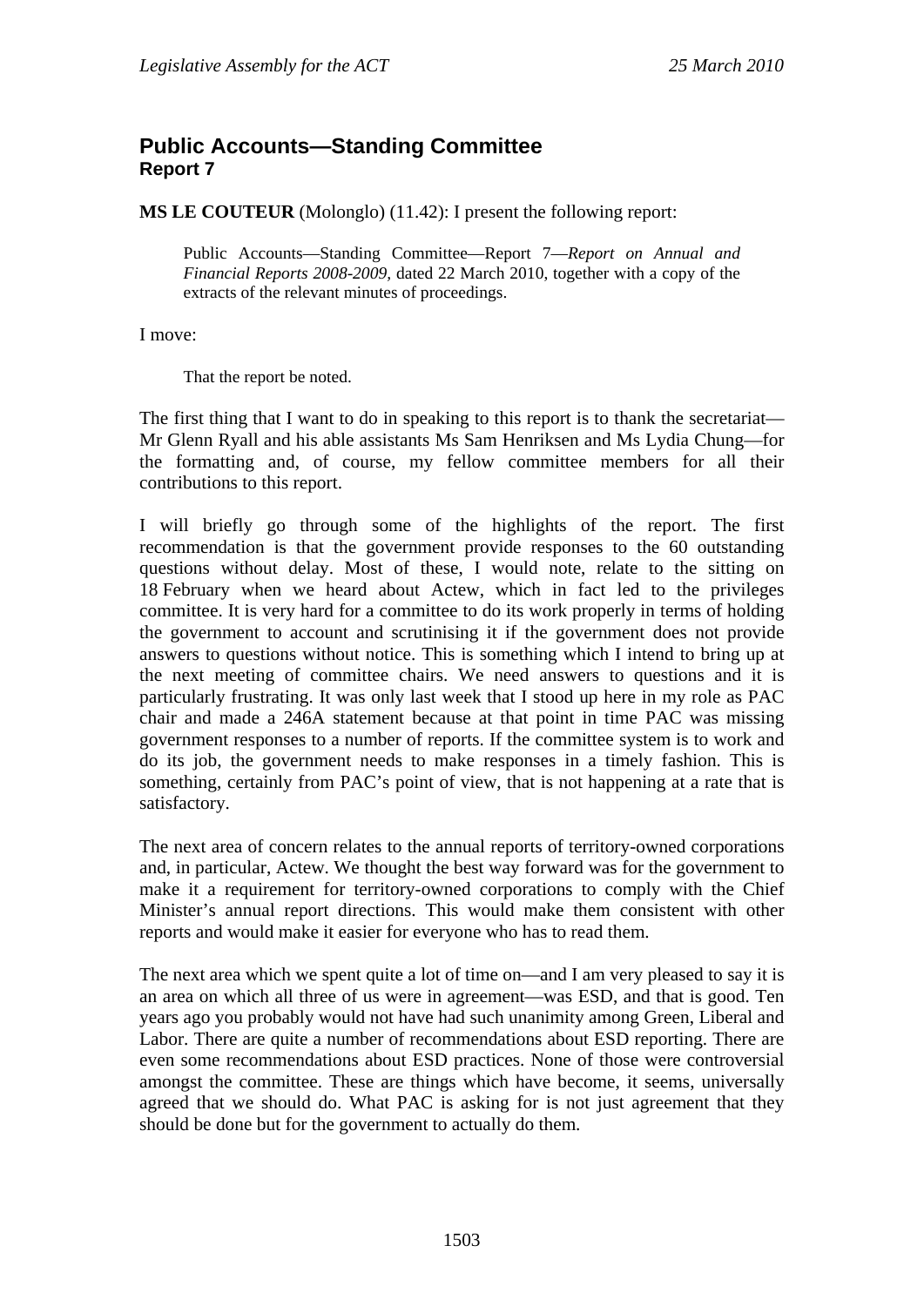## Public Accounts—Standing Committee
### Report 7

**MS LE COUTEUR** (Molonglo) (11.42): I present the following report:

> Public Accounts—Standing Committee—Report 7—*Report on Annual and Financial Reports 2008-2009*, dated 22 March 2010, together with a copy of the extracts of the relevant minutes of proceedings.

I move:

> That the report be noted.

The first thing that I want to do in speaking to this report is to thank the secretariat—Mr Glenn Ryall and his able assistants Ms Sam Henriksen and Ms Lydia Chung—for the formatting and, of course, my fellow committee members for all their contributions to this report.

I will briefly go through some of the highlights of the report. The first recommendation is that the government provide responses to the 60 outstanding questions without delay. Most of these, I would note, relate to the sitting on 18 February when we heard about Actew, which in fact led to the privileges committee. It is very hard for a committee to do its work properly in terms of holding the government to account and scrutinising it if the government does not provide answers to questions without notice. This is something which I intend to bring up at the next meeting of committee chairs. We need answers to questions and it is particularly frustrating. It was only last week that I stood up here in my role as PAC chair and made a 246A statement because at that point in time PAC was missing government responses to a number of reports. If the committee system is to work and do its job, the government needs to make responses in a timely fashion. This is something, certainly from PAC's point of view, that is not happening at a rate that is satisfactory.

The next area of concern relates to the annual reports of territory-owned corporations and, in particular, Actew. We thought the best way forward was for the government to make it a requirement for territory-owned corporations to comply with the Chief Minister's annual report directions. This would make them consistent with other reports and would make it easier for everyone who has to read them.

The next area which we spent quite a lot of time on—and I am very pleased to say it is an area on which all three of us were in agreement—was ESD, and that is good. Ten years ago you probably would not have had such unanimity among Green, Liberal and Labor. There are quite a number of recommendations about ESD reporting. There are even some recommendations about ESD practices. None of those were controversial amongst the committee. These are things which have become, it seems, universally agreed that we should do. What PAC is asking for is not just agreement that they should be done but for the government to actually do them.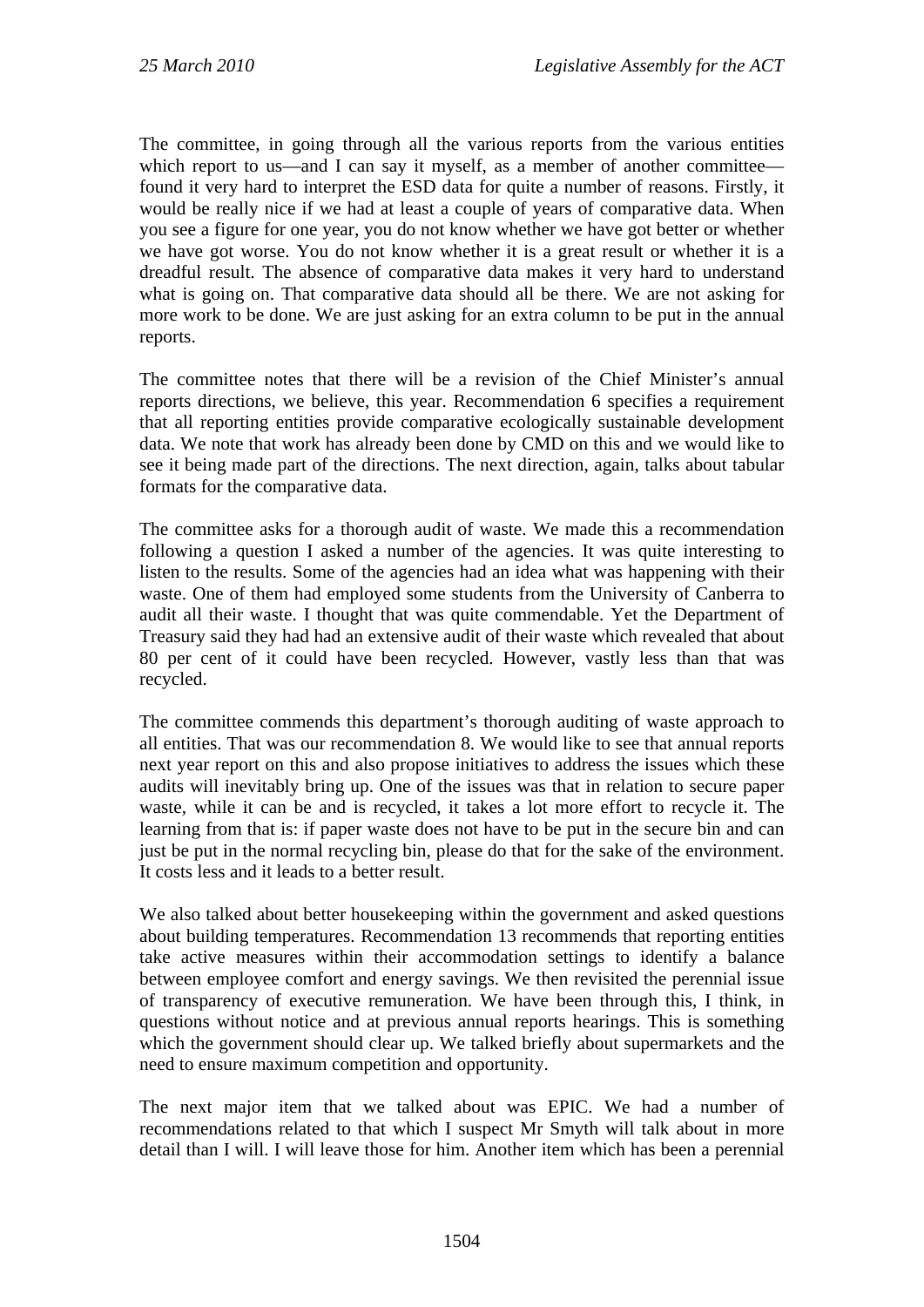The committee, in going through all the various reports from the various entities which report to us—and I can say it myself, as a member of another committee—found it very hard to interpret the ESD data for quite a number of reasons. Firstly, it would be really nice if we had at least a couple of years of comparative data. When you see a figure for one year, you do not know whether we have got better or whether we have got worse. You do not know whether it is a great result or whether it is a dreadful result. The absence of comparative data makes it very hard to understand what is going on. That comparative data should all be there. We are not asking for more work to be done. We are just asking for an extra column to be put in the annual reports.

The committee notes that there will be a revision of the Chief Minister's annual reports directions, we believe, this year. Recommendation 6 specifies a requirement that all reporting entities provide comparative ecologically sustainable development data. We note that work has already been done by CMD on this and we would like to see it being made part of the directions. The next direction, again, talks about tabular formats for the comparative data.

The committee asks for a thorough audit of waste. We made this a recommendation following a question I asked a number of the agencies. It was quite interesting to listen to the results. Some of the agencies had an idea what was happening with their waste. One of them had employed some students from the University of Canberra to audit all their waste. I thought that was quite commendable. Yet the Department of Treasury said they had had an extensive audit of their waste which revealed that about 80 per cent of it could have been recycled. However, vastly less than that was recycled.

The committee commends this department's thorough auditing of waste approach to all entities. That was our recommendation 8. We would like to see that annual reports next year report on this and also propose initiatives to address the issues which these audits will inevitably bring up. One of the issues was that in relation to secure paper waste, while it can be and is recycled, it takes a lot more effort to recycle it. The learning from that is: if paper waste does not have to be put in the secure bin and can just be put in the normal recycling bin, please do that for the sake of the environment. It costs less and it leads to a better result.

We also talked about better housekeeping within the government and asked questions about building temperatures. Recommendation 13 recommends that reporting entities take active measures within their accommodation settings to identify a balance between employee comfort and energy savings. We then revisited the perennial issue of transparency of executive remuneration. We have been through this, I think, in questions without notice and at previous annual reports hearings. This is something which the government should clear up. We talked briefly about supermarkets and the need to ensure maximum competition and opportunity.

The next major item that we talked about was EPIC. We had a number of recommendations related to that which I suspect Mr Smyth will talk about in more detail than I will. I will leave those for him. Another item which has been a perennial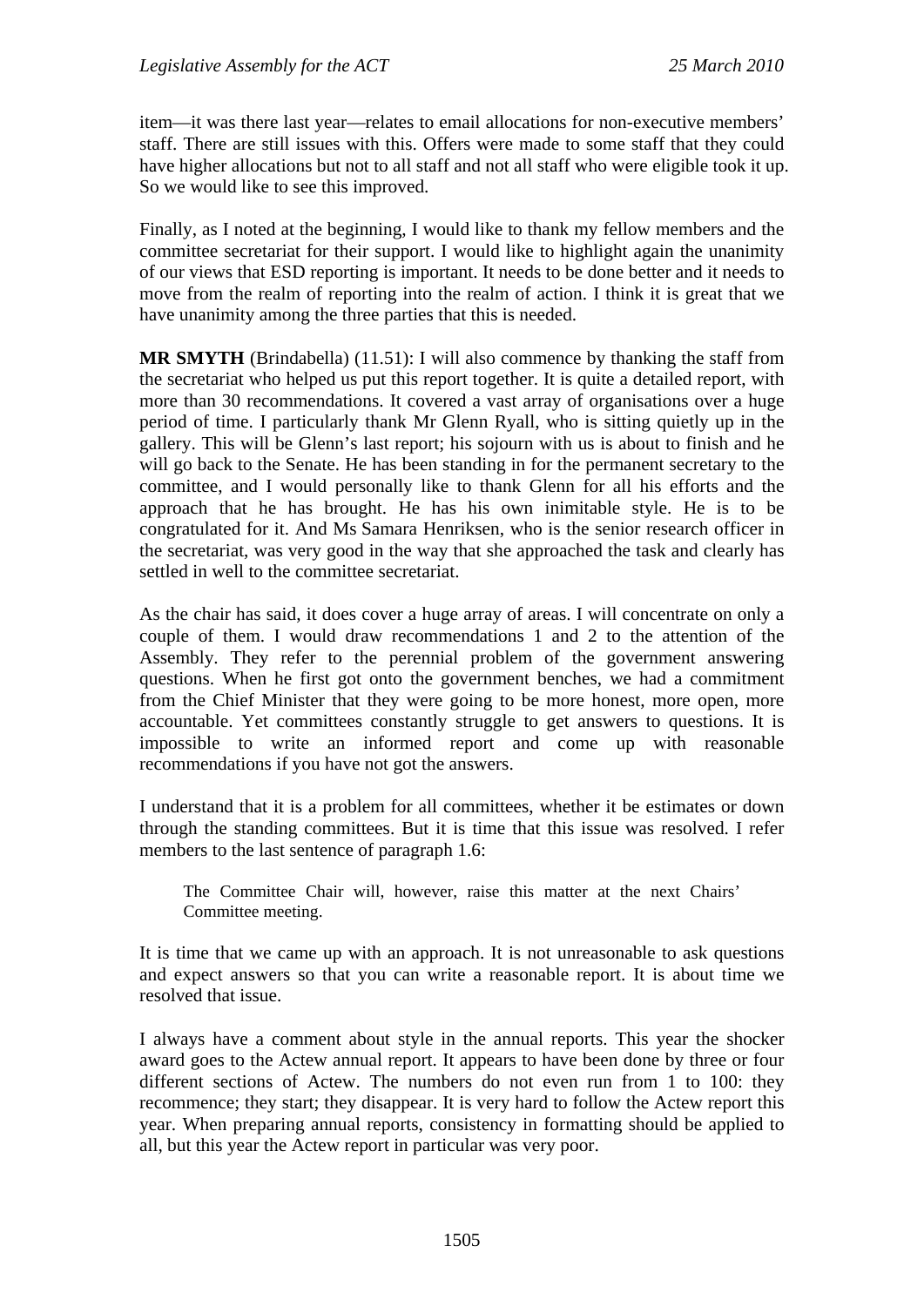item—it was there last year—relates to email allocations for non-executive members' staff. There are still issues with this. Offers were made to some staff that they could have higher allocations but not to all staff and not all staff who were eligible took it up. So we would like to see this improved.

Finally, as I noted at the beginning, I would like to thank my fellow members and the committee secretariat for their support. I would like to highlight again the unanimity of our views that ESD reporting is important. It needs to be done better and it needs to move from the realm of reporting into the realm of action. I think it is great that we have unanimity among the three parties that this is needed.

**MR SMYTH** (Brindabella) (11.51): I will also commence by thanking the staff from the secretariat who helped us put this report together. It is quite a detailed report, with more than 30 recommendations. It covered a vast array of organisations over a huge period of time. I particularly thank Mr Glenn Ryall, who is sitting quietly up in the gallery. This will be Glenn's last report; his sojourn with us is about to finish and he will go back to the Senate. He has been standing in for the permanent secretary to the committee, and I would personally like to thank Glenn for all his efforts and the approach that he has brought. He has his own inimitable style. He is to be congratulated for it. And Ms Samara Henriksen, who is the senior research officer in the secretariat, was very good in the way that she approached the task and clearly has settled in well to the committee secretariat.

As the chair has said, it does cover a huge array of areas. I will concentrate on only a couple of them. I would draw recommendations 1 and 2 to the attention of the Assembly. They refer to the perennial problem of the government answering questions. When he first got onto the government benches, we had a commitment from the Chief Minister that they were going to be more honest, more open, more accountable. Yet committees constantly struggle to get answers to questions. It is impossible to write an informed report and come up with reasonable recommendations if you have not got the answers.

I understand that it is a problem for all committees, whether it be estimates or down through the standing committees. But it is time that this issue was resolved. I refer members to the last sentence of paragraph 1.6:

> The Committee Chair will, however, raise this matter at the next Chairs' Committee meeting.

It is time that we came up with an approach. It is not unreasonable to ask questions and expect answers so that you can write a reasonable report. It is about time we resolved that issue.

I always have a comment about style in the annual reports. This year the shocker award goes to the Actew annual report. It appears to have been done by three or four different sections of Actew. The numbers do not even run from 1 to 100: they recommence; they start; they disappear. It is very hard to follow the Actew report this year. When preparing annual reports, consistency in formatting should be applied to all, but this year the Actew report in particular was very poor.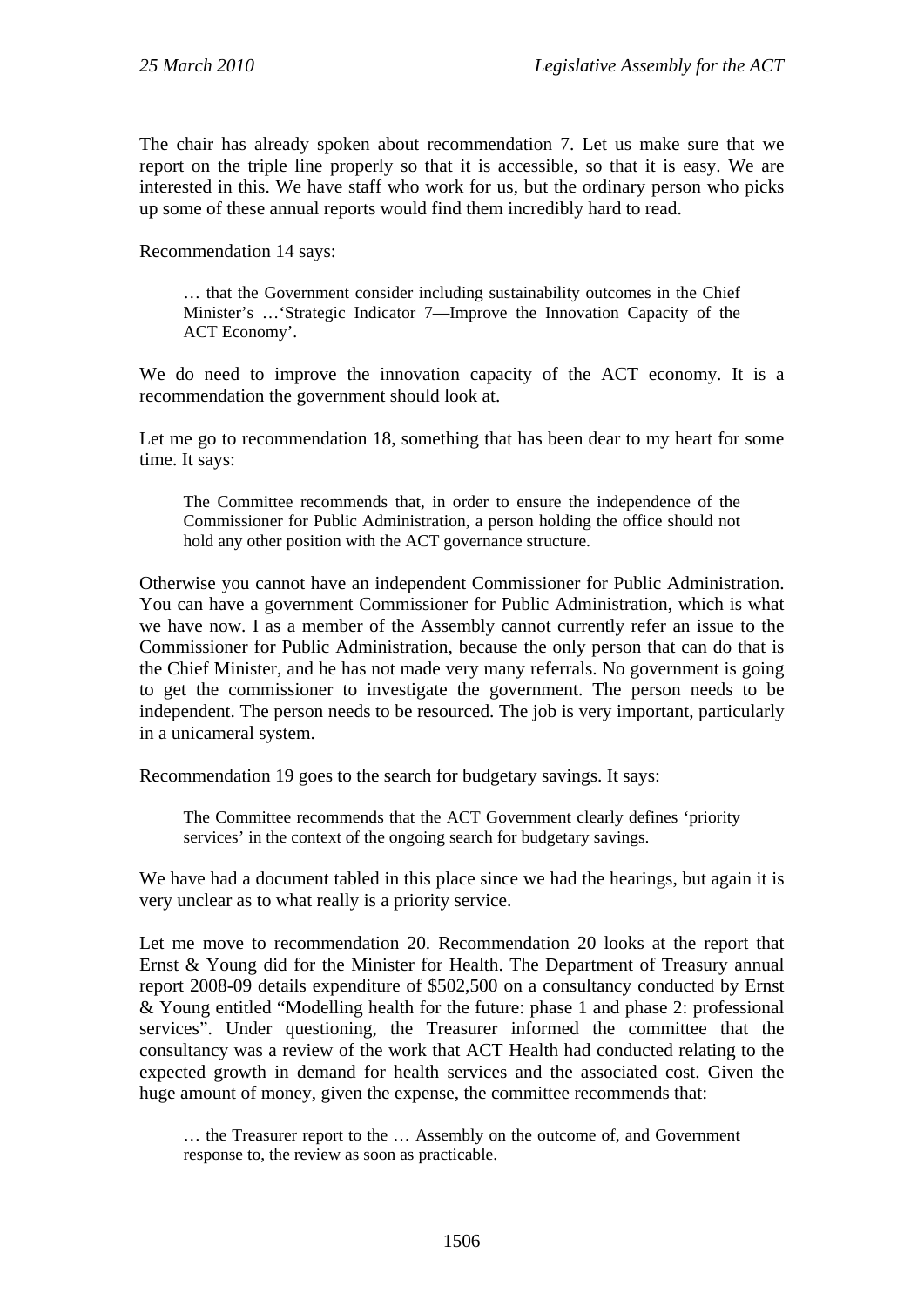The chair has already spoken about recommendation 7. Let us make sure that we report on the triple line properly so that it is accessible, so that it is easy. We are interested in this. We have staff who work for us, but the ordinary person who picks up some of these annual reports would find them incredibly hard to read.

Recommendation 14 says:

> … that the Government consider including sustainability outcomes in the Chief Minister's …'Strategic Indicator 7—Improve the Innovation Capacity of the ACT Economy'.

We do need to improve the innovation capacity of the ACT economy. It is a recommendation the government should look at.

Let me go to recommendation 18, something that has been dear to my heart for some time. It says:

> The Committee recommends that, in order to ensure the independence of the Commissioner for Public Administration, a person holding the office should not hold any other position with the ACT governance structure.

Otherwise you cannot have an independent Commissioner for Public Administration. You can have a government Commissioner for Public Administration, which is what we have now. I as a member of the Assembly cannot currently refer an issue to the Commissioner for Public Administration, because the only person that can do that is the Chief Minister, and he has not made very many referrals. No government is going to get the commissioner to investigate the government. The person needs to be independent. The person needs to be resourced. The job is very important, particularly in a unicameral system.

Recommendation 19 goes to the search for budgetary savings. It says:

> The Committee recommends that the ACT Government clearly defines 'priority services' in the context of the ongoing search for budgetary savings.

We have had a document tabled in this place since we had the hearings, but again it is very unclear as to what really is a priority service.

Let me move to recommendation 20. Recommendation 20 looks at the report that Ernst & Young did for the Minister for Health. The Department of Treasury annual report 2008-09 details expenditure of $502,500 on a consultancy conducted by Ernst & Young entitled "Modelling health for the future: phase 1 and phase 2: professional services". Under questioning, the Treasurer informed the committee that the consultancy was a review of the work that ACT Health had conducted relating to the expected growth in demand for health services and the associated cost. Given the huge amount of money, given the expense, the committee recommends that:

> … the Treasurer report to the … Assembly on the outcome of, and Government response to, the review as soon as practicable.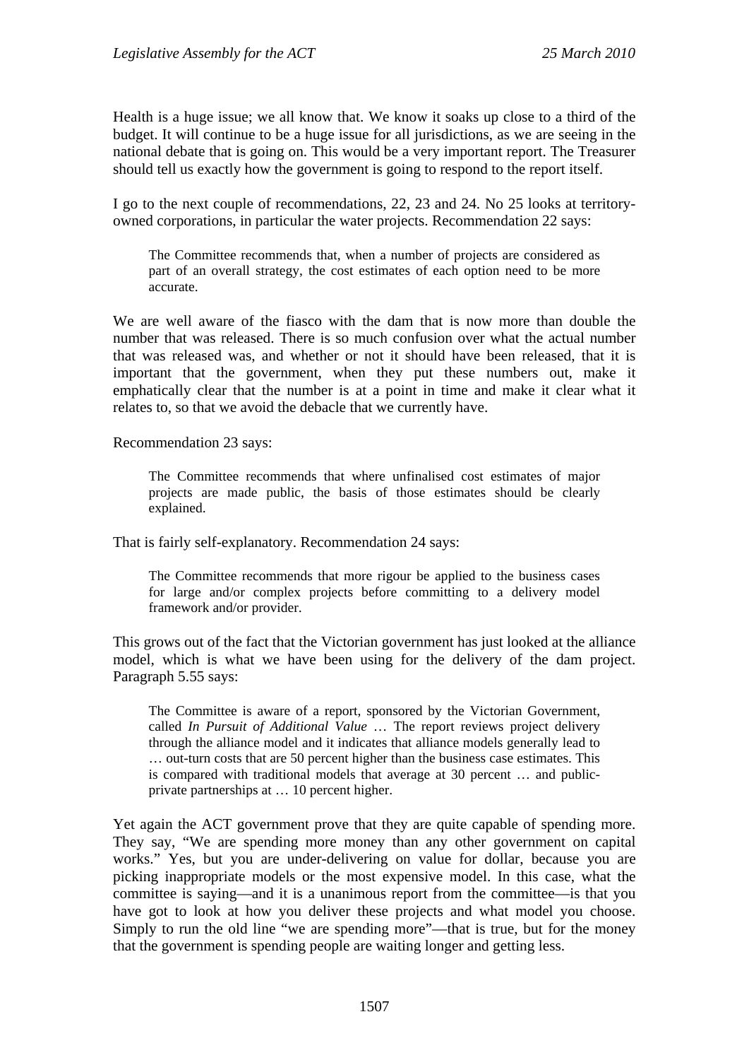Health is a huge issue; we all know that. We know it soaks up close to a third of the budget. It will continue to be a huge issue for all jurisdictions, as we are seeing in the national debate that is going on. This would be a very important report. The Treasurer should tell us exactly how the government is going to respond to the report itself.

I go to the next couple of recommendations, 22, 23 and 24. No 25 looks at territory-owned corporations, in particular the water projects. Recommendation 22 says:

> The Committee recommends that, when a number of projects are considered as part of an overall strategy, the cost estimates of each option need to be more accurate.

We are well aware of the fiasco with the dam that is now more than double the number that was released. There is so much confusion over what the actual number that was released was, and whether or not it should have been released, that it is important that the government, when they put these numbers out, make it emphatically clear that the number is at a point in time and make it clear what it relates to, so that we avoid the debacle that we currently have.

Recommendation 23 says:

> The Committee recommends that where unfinalised cost estimates of major projects are made public, the basis of those estimates should be clearly explained.

That is fairly self-explanatory. Recommendation 24 says:

> The Committee recommends that more rigour be applied to the business cases for large and/or complex projects before committing to a delivery model framework and/or provider.

This grows out of the fact that the Victorian government has just looked at the alliance model, which is what we have been using for the delivery of the dam project. Paragraph 5.55 says:

> The Committee is aware of a report, sponsored by the Victorian Government, called *In Pursuit of Additional Value* … The report reviews project delivery through the alliance model and it indicates that alliance models generally lead to … out-turn costs that are 50 percent higher than the business case estimates. This is compared with traditional models that average at 30 percent … and public-private partnerships at … 10 percent higher.

Yet again the ACT government prove that they are quite capable of spending more. They say, "We are spending more money than any other government on capital works." Yes, but you are under-delivering on value for dollar, because you are picking inappropriate models or the most expensive model. In this case, what the committee is saying—and it is a unanimous report from the committee—is that you have got to look at how you deliver these projects and what model you choose. Simply to run the old line "we are spending more"—that is true, but for the money that the government is spending people are waiting longer and getting less.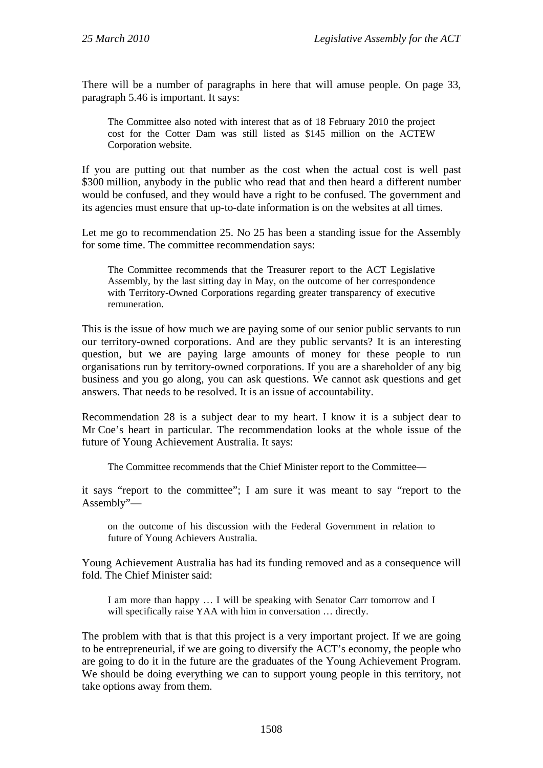There will be a number of paragraphs in here that will amuse people. On page 33, paragraph 5.46 is important. It says:

> The Committee also noted with interest that as of 18 February 2010 the project cost for the Cotter Dam was still listed as $145 million on the ACTEW Corporation website.

If you are putting out that number as the cost when the actual cost is well past $300 million, anybody in the public who read that and then heard a different number would be confused, and they would have a right to be confused. The government and its agencies must ensure that up-to-date information is on the websites at all times.

Let me go to recommendation 25. No 25 has been a standing issue for the Assembly for some time. The committee recommendation says:

> The Committee recommends that the Treasurer report to the ACT Legislative Assembly, by the last sitting day in May, on the outcome of her correspondence with Territory-Owned Corporations regarding greater transparency of executive remuneration.

This is the issue of how much we are paying some of our senior public servants to run our territory-owned corporations. And are they public servants? It is an interesting question, but we are paying large amounts of money for these people to run organisations run by territory-owned corporations. If you are a shareholder of any big business and you go along, you can ask questions. We cannot ask questions and get answers. That needs to be resolved. It is an issue of accountability.

Recommendation 28 is a subject dear to my heart. I know it is a subject dear to Mr Coe's heart in particular. The recommendation looks at the whole issue of the future of Young Achievement Australia. It says:

> The Committee recommends that the Chief Minister report to the Committee—

it says "report to the committee"; I am sure it was meant to say "report to the Assembly"—

> on the outcome of his discussion with the Federal Government in relation to future of Young Achievers Australia.

Young Achievement Australia has had its funding removed and as a consequence will fold. The Chief Minister said:

> I am more than happy … I will be speaking with Senator Carr tomorrow and I will specifically raise YAA with him in conversation … directly.

The problem with that is that this project is a very important project. If we are going to be entrepreneurial, if we are going to diversify the ACT's economy, the people who are going to do it in the future are the graduates of the Young Achievement Program. We should be doing everything we can to support young people in this territory, not take options away from them.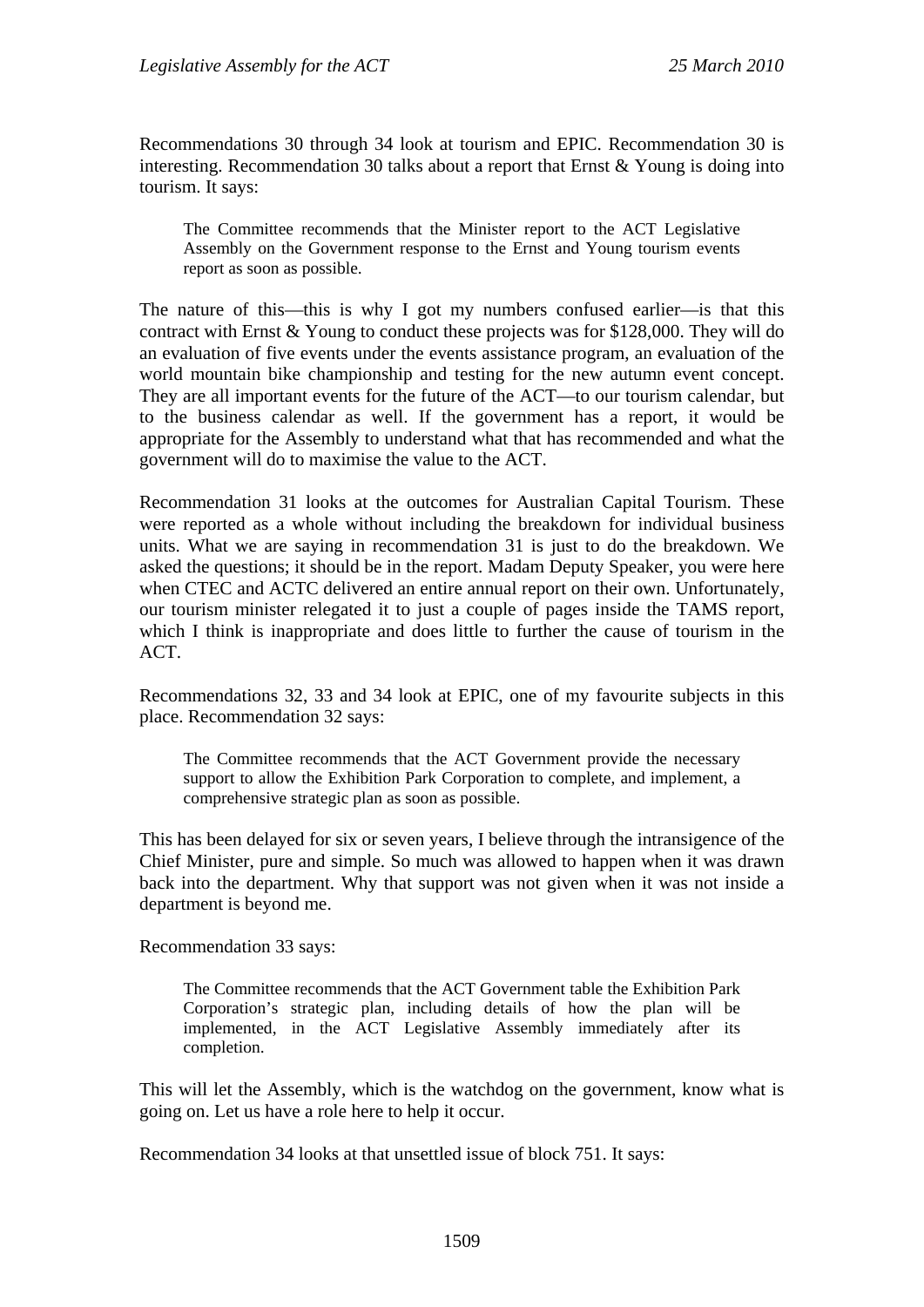Recommendations 30 through 34 look at tourism and EPIC. Recommendation 30 is interesting. Recommendation 30 talks about a report that Ernst & Young is doing into tourism. It says:

> The Committee recommends that the Minister report to the ACT Legislative Assembly on the Government response to the Ernst and Young tourism events report as soon as possible.

The nature of this—this is why I got my numbers confused earlier—is that this contract with Ernst & Young to conduct these projects was for $128,000. They will do an evaluation of five events under the events assistance program, an evaluation of the world mountain bike championship and testing for the new autumn event concept. They are all important events for the future of the ACT—to our tourism calendar, but to the business calendar as well. If the government has a report, it would be appropriate for the Assembly to understand what that has recommended and what the government will do to maximise the value to the ACT.

Recommendation 31 looks at the outcomes for Australian Capital Tourism. These were reported as a whole without including the breakdown for individual business units. What we are saying in recommendation 31 is just to do the breakdown. We asked the questions; it should be in the report. Madam Deputy Speaker, you were here when CTEC and ACTC delivered an entire annual report on their own. Unfortunately, our tourism minister relegated it to just a couple of pages inside the TAMS report, which I think is inappropriate and does little to further the cause of tourism in the ACT.

Recommendations 32, 33 and 34 look at EPIC, one of my favourite subjects in this place. Recommendation 32 says:

> The Committee recommends that the ACT Government provide the necessary support to allow the Exhibition Park Corporation to complete, and implement, a comprehensive strategic plan as soon as possible.

This has been delayed for six or seven years, I believe through the intransigence of the Chief Minister, pure and simple. So much was allowed to happen when it was drawn back into the department. Why that support was not given when it was not inside a department is beyond me.

Recommendation 33 says:

> The Committee recommends that the ACT Government table the Exhibition Park Corporation's strategic plan, including details of how the plan will be implemented, in the ACT Legislative Assembly immediately after its completion.

This will let the Assembly, which is the watchdog on the government, know what is going on. Let us have a role here to help it occur.

Recommendation 34 looks at that unsettled issue of block 751. It says: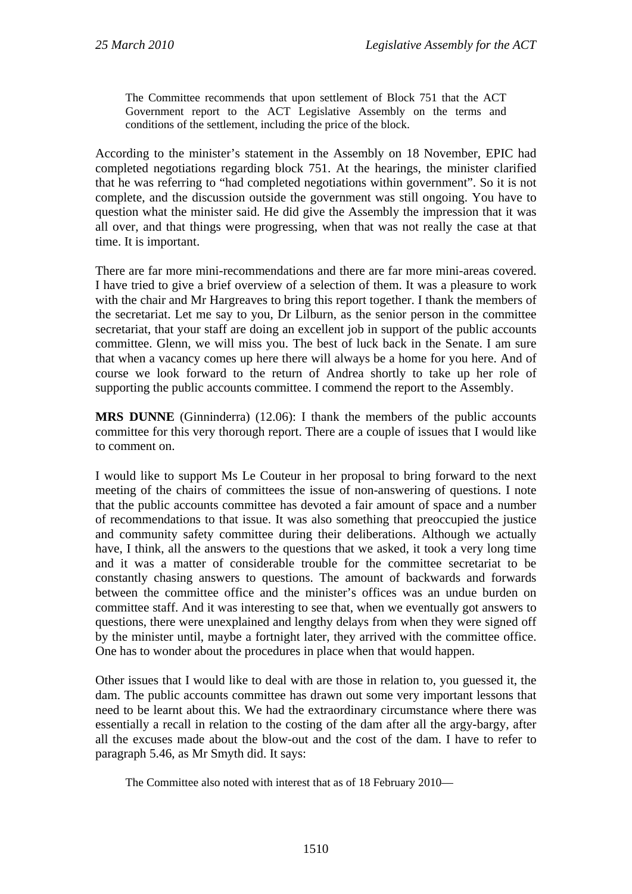> The Committee recommends that upon settlement of Block 751 that the ACT Government report to the ACT Legislative Assembly on the terms and conditions of the settlement, including the price of the block.

According to the minister's statement in the Assembly on 18 November, EPIC had completed negotiations regarding block 751. At the hearings, the minister clarified that he was referring to "had completed negotiations within government". So it is not complete, and the discussion outside the government was still ongoing. You have to question what the minister said. He did give the Assembly the impression that it was all over, and that things were progressing, when that was not really the case at that time. It is important.

There are far more mini-recommendations and there are far more mini-areas covered. I have tried to give a brief overview of a selection of them. It was a pleasure to work with the chair and Mr Hargreaves to bring this report together. I thank the members of the secretariat. Let me say to you, Dr Lilburn, as the senior person in the committee secretariat, that your staff are doing an excellent job in support of the public accounts committee. Glenn, we will miss you. The best of luck back in the Senate. I am sure that when a vacancy comes up here there will always be a home for you here. And of course we look forward to the return of Andrea shortly to take up her role of supporting the public accounts committee. I commend the report to the Assembly.

**MRS DUNNE** (Ginninderra) (12.06): I thank the members of the public accounts committee for this very thorough report. There are a couple of issues that I would like to comment on.

I would like to support Ms Le Couteur in her proposal to bring forward to the next meeting of the chairs of committees the issue of non-answering of questions. I note that the public accounts committee has devoted a fair amount of space and a number of recommendations to that issue. It was also something that preoccupied the justice and community safety committee during their deliberations. Although we actually have, I think, all the answers to the questions that we asked, it took a very long time and it was a matter of considerable trouble for the committee secretariat to be constantly chasing answers to questions. The amount of backwards and forwards between the committee office and the minister's offices was an undue burden on committee staff. And it was interesting to see that, when we eventually got answers to questions, there were unexplained and lengthy delays from when they were signed off by the minister until, maybe a fortnight later, they arrived with the committee office. One has to wonder about the procedures in place when that would happen.

Other issues that I would like to deal with are those in relation to, you guessed it, the dam. The public accounts committee has drawn out some very important lessons that need to be learnt about this. We had the extraordinary circumstance where there was essentially a recall in relation to the costing of the dam after all the argy-bargy, after all the excuses made about the blow-out and the cost of the dam. I have to refer to paragraph 5.46, as Mr Smyth did. It says:

> The Committee also noted with interest that as of 18 February 2010—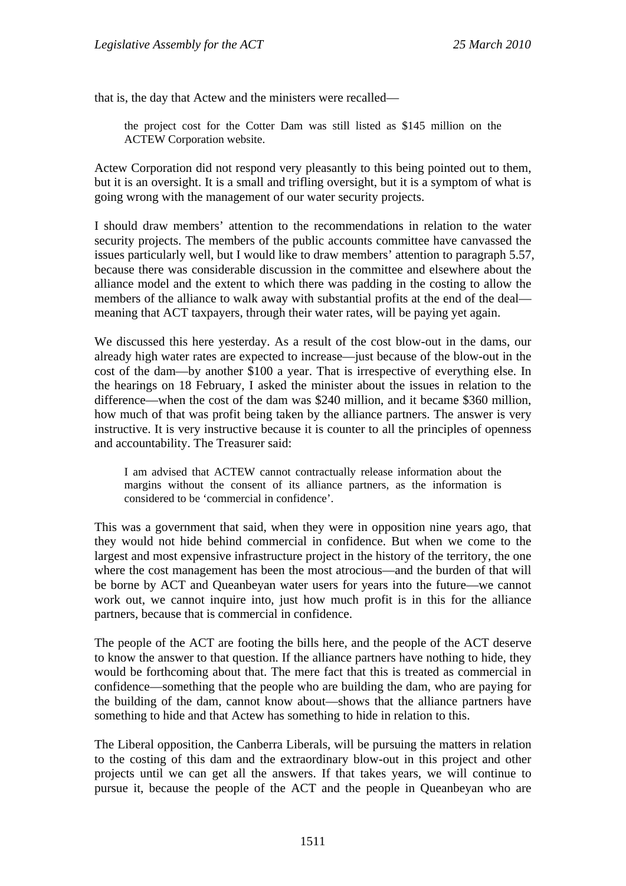that is, the day that Actew and the ministers were recalled—

> the project cost for the Cotter Dam was still listed as $145 million on the ACTEW Corporation website.

Actew Corporation did not respond very pleasantly to this being pointed out to them, but it is an oversight. It is a small and trifling oversight, but it is a symptom of what is going wrong with the management of our water security projects.

I should draw members' attention to the recommendations in relation to the water security projects. The members of the public accounts committee have canvassed the issues particularly well, but I would like to draw members' attention to paragraph 5.57, because there was considerable discussion in the committee and elsewhere about the alliance model and the extent to which there was padding in the costing to allow the members of the alliance to walk away with substantial profits at the end of the deal—meaning that ACT taxpayers, through their water rates, will be paying yet again.

We discussed this here yesterday. As a result of the cost blow-out in the dams, our already high water rates are expected to increase—just because of the blow-out in the cost of the dam—by another $100 a year. That is irrespective of everything else. In the hearings on 18 February, I asked the minister about the issues in relation to the difference—when the cost of the dam was $240 million, and it became $360 million, how much of that was profit being taken by the alliance partners. The answer is very instructive. It is very instructive because it is counter to all the principles of openness and accountability. The Treasurer said:

> I am advised that ACTEW cannot contractually release information about the margins without the consent of its alliance partners, as the information is considered to be 'commercial in confidence'.

This was a government that said, when they were in opposition nine years ago, that they would not hide behind commercial in confidence. But when we come to the largest and most expensive infrastructure project in the history of the territory, the one where the cost management has been the most atrocious—and the burden of that will be borne by ACT and Queanbeyan water users for years into the future—we cannot work out, we cannot inquire into, just how much profit is in this for the alliance partners, because that is commercial in confidence.

The people of the ACT are footing the bills here, and the people of the ACT deserve to know the answer to that question. If the alliance partners have nothing to hide, they would be forthcoming about that. The mere fact that this is treated as commercial in confidence—something that the people who are building the dam, who are paying for the building of the dam, cannot know about—shows that the alliance partners have something to hide and that Actew has something to hide in relation to this.

The Liberal opposition, the Canberra Liberals, will be pursuing the matters in relation to the costing of this dam and the extraordinary blow-out in this project and other projects until we can get all the answers. If that takes years, we will continue to pursue it, because the people of the ACT and the people in Queanbeyan who are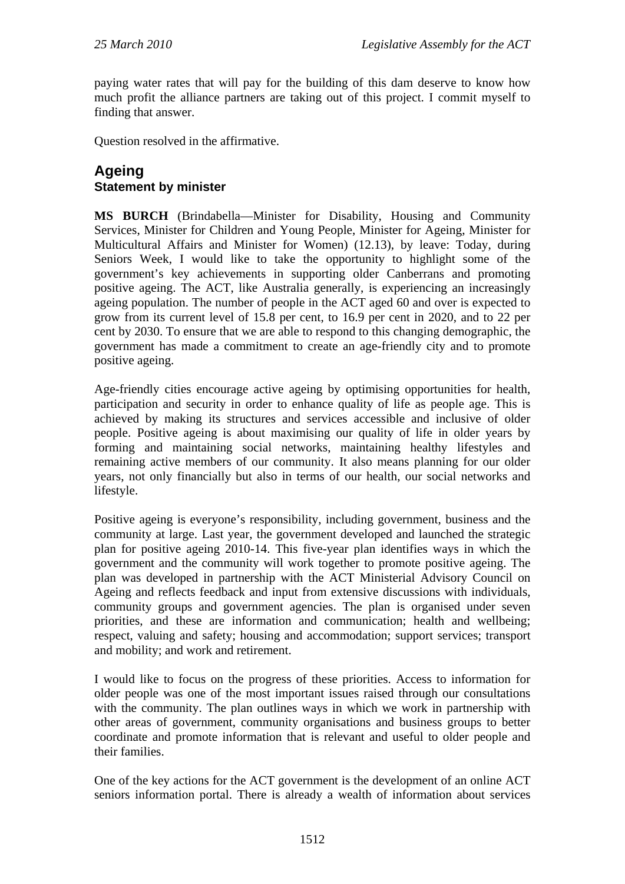paying water rates that will pay for the building of this dam deserve to know how much profit the alliance partners are taking out of this project. I commit myself to finding that answer.

Question resolved in the affirmative.

## Ageing

### Statement by minister

**MS BURCH** (Brindabella—Minister for Disability, Housing and Community Services, Minister for Children and Young People, Minister for Ageing, Minister for Multicultural Affairs and Minister for Women) (12.13), by leave: Today, during Seniors Week, I would like to take the opportunity to highlight some of the government's key achievements in supporting older Canberrans and promoting positive ageing. The ACT, like Australia generally, is experiencing an increasingly ageing population. The number of people in the ACT aged 60 and over is expected to grow from its current level of 15.8 per cent, to 16.9 per cent in 2020, and to 22 per cent by 2030. To ensure that we are able to respond to this changing demographic, the government has made a commitment to create an age-friendly city and to promote positive ageing.

Age-friendly cities encourage active ageing by optimising opportunities for health, participation and security in order to enhance quality of life as people age. This is achieved by making its structures and services accessible and inclusive of older people. Positive ageing is about maximising our quality of life in older years by forming and maintaining social networks, maintaining healthy lifestyles and remaining active members of our community. It also means planning for our older years, not only financially but also in terms of our health, our social networks and lifestyle.

Positive ageing is everyone's responsibility, including government, business and the community at large. Last year, the government developed and launched the strategic plan for positive ageing 2010-14. This five-year plan identifies ways in which the government and the community will work together to promote positive ageing. The plan was developed in partnership with the ACT Ministerial Advisory Council on Ageing and reflects feedback and input from extensive discussions with individuals, community groups and government agencies. The plan is organised under seven priorities, and these are information and communication; health and wellbeing; respect, valuing and safety; housing and accommodation; support services; transport and mobility; and work and retirement.

I would like to focus on the progress of these priorities. Access to information for older people was one of the most important issues raised through our consultations with the community. The plan outlines ways in which we work in partnership with other areas of government, community organisations and business groups to better coordinate and promote information that is relevant and useful to older people and their families.

One of the key actions for the ACT government is the development of an online ACT seniors information portal. There is already a wealth of information about services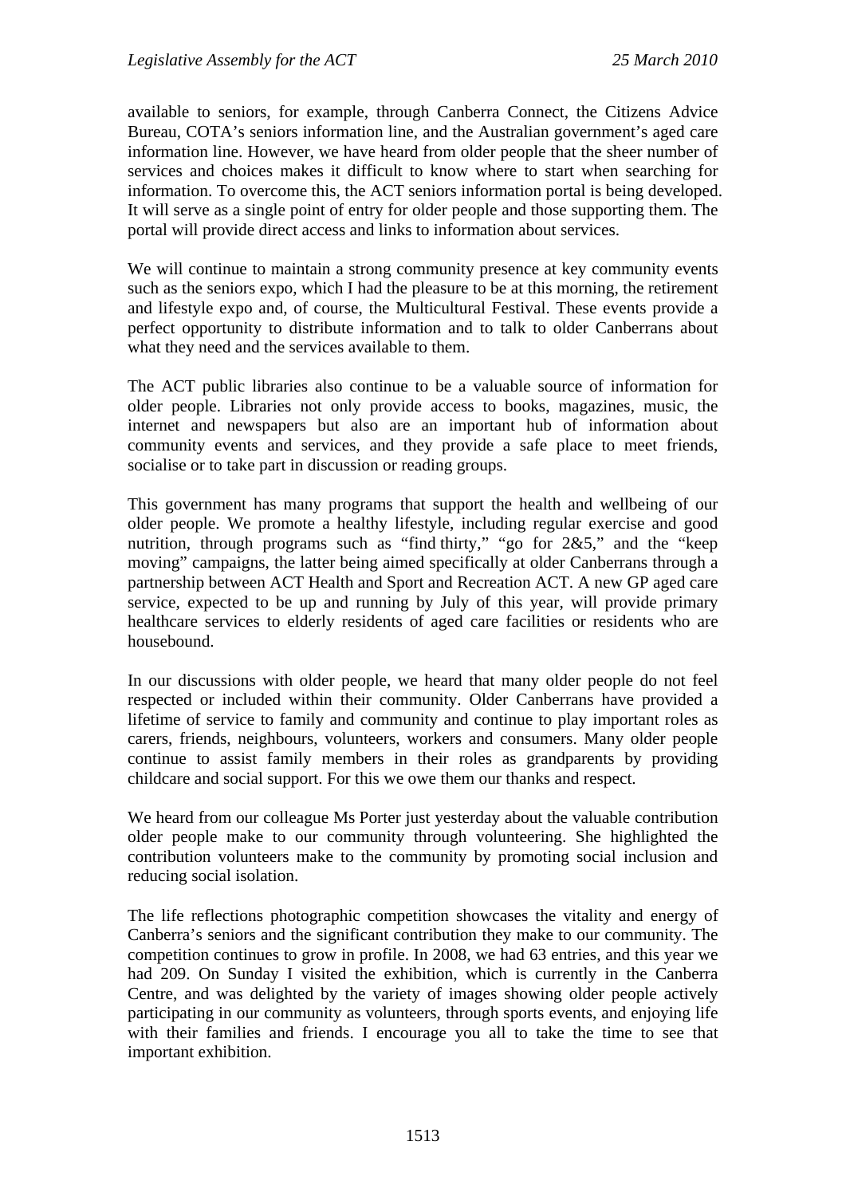available to seniors, for example, through Canberra Connect, the Citizens Advice Bureau, COTA's seniors information line, and the Australian government's aged care information line. However, we have heard from older people that the sheer number of services and choices makes it difficult to know where to start when searching for information. To overcome this, the ACT seniors information portal is being developed. It will serve as a single point of entry for older people and those supporting them. The portal will provide direct access and links to information about services.

We will continue to maintain a strong community presence at key community events such as the seniors expo, which I had the pleasure to be at this morning, the retirement and lifestyle expo and, of course, the Multicultural Festival. These events provide a perfect opportunity to distribute information and to talk to older Canberrans about what they need and the services available to them.

The ACT public libraries also continue to be a valuable source of information for older people. Libraries not only provide access to books, magazines, music, the internet and newspapers but also are an important hub of information about community events and services, and they provide a safe place to meet friends, socialise or to take part in discussion or reading groups.

This government has many programs that support the health and wellbeing of our older people. We promote a healthy lifestyle, including regular exercise and good nutrition, through programs such as "find thirty," "go for 2&5," and the "keep moving" campaigns, the latter being aimed specifically at older Canberrans through a partnership between ACT Health and Sport and Recreation ACT. A new GP aged care service, expected to be up and running by July of this year, will provide primary healthcare services to elderly residents of aged care facilities or residents who are housebound.

In our discussions with older people, we heard that many older people do not feel respected or included within their community. Older Canberrans have provided a lifetime of service to family and community and continue to play important roles as carers, friends, neighbours, volunteers, workers and consumers. Many older people continue to assist family members in their roles as grandparents by providing childcare and social support. For this we owe them our thanks and respect.

We heard from our colleague Ms Porter just yesterday about the valuable contribution older people make to our community through volunteering. She highlighted the contribution volunteers make to the community by promoting social inclusion and reducing social isolation.

The life reflections photographic competition showcases the vitality and energy of Canberra's seniors and the significant contribution they make to our community. The competition continues to grow in profile. In 2008, we had 63 entries, and this year we had 209. On Sunday I visited the exhibition, which is currently in the Canberra Centre, and was delighted by the variety of images showing older people actively participating in our community as volunteers, through sports events, and enjoying life with their families and friends. I encourage you all to take the time to see that important exhibition.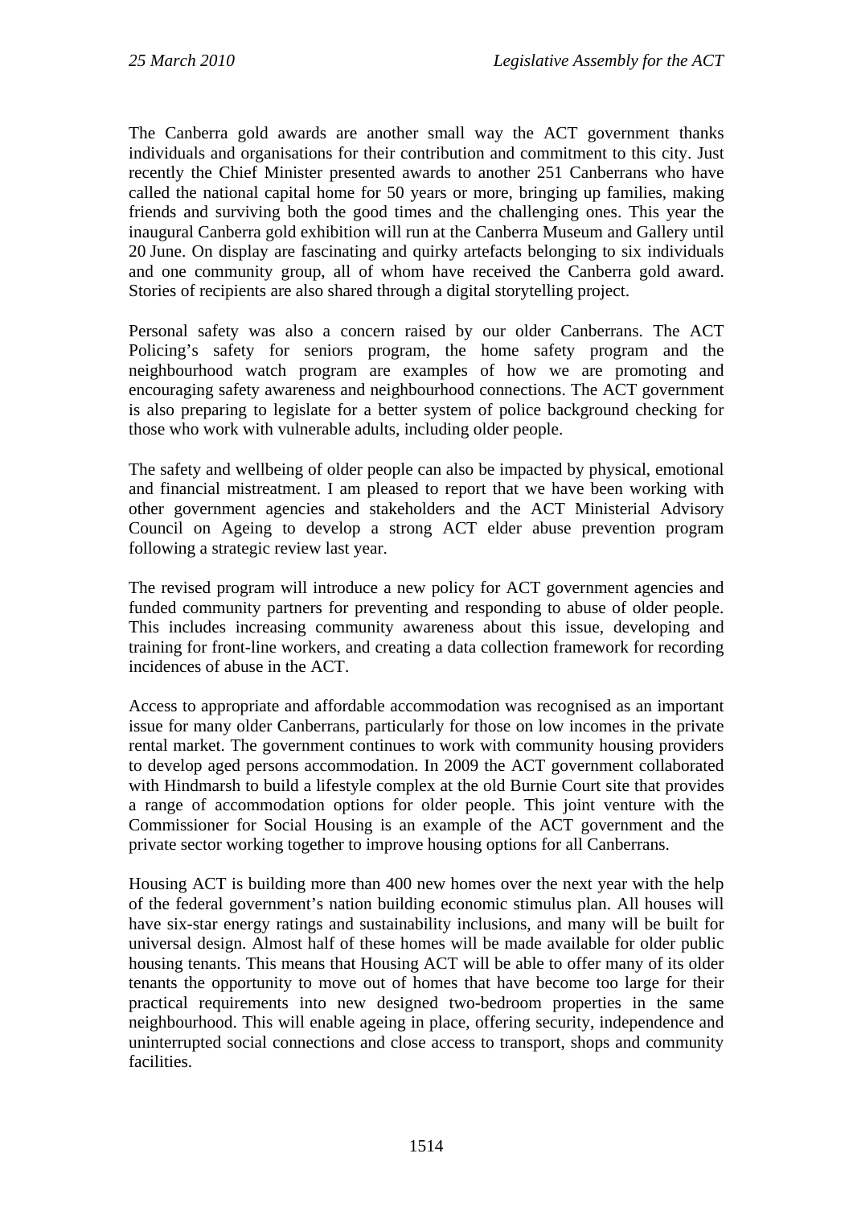The Canberra gold awards are another small way the ACT government thanks individuals and organisations for their contribution and commitment to this city. Just recently the Chief Minister presented awards to another 251 Canberrans who have called the national capital home for 50 years or more, bringing up families, making friends and surviving both the good times and the challenging ones. This year the inaugural Canberra gold exhibition will run at the Canberra Museum and Gallery until 20 June. On display are fascinating and quirky artefacts belonging to six individuals and one community group, all of whom have received the Canberra gold award. Stories of recipients are also shared through a digital storytelling project.

Personal safety was also a concern raised by our older Canberrans. The ACT Policing's safety for seniors program, the home safety program and the neighbourhood watch program are examples of how we are promoting and encouraging safety awareness and neighbourhood connections. The ACT government is also preparing to legislate for a better system of police background checking for those who work with vulnerable adults, including older people.

The safety and wellbeing of older people can also be impacted by physical, emotional and financial mistreatment. I am pleased to report that we have been working with other government agencies and stakeholders and the ACT Ministerial Advisory Council on Ageing to develop a strong ACT elder abuse prevention program following a strategic review last year.

The revised program will introduce a new policy for ACT government agencies and funded community partners for preventing and responding to abuse of older people. This includes increasing community awareness about this issue, developing and training for front-line workers, and creating a data collection framework for recording incidences of abuse in the ACT.

Access to appropriate and affordable accommodation was recognised as an important issue for many older Canberrans, particularly for those on low incomes in the private rental market. The government continues to work with community housing providers to develop aged persons accommodation. In 2009 the ACT government collaborated with Hindmarsh to build a lifestyle complex at the old Burnie Court site that provides a range of accommodation options for older people. This joint venture with the Commissioner for Social Housing is an example of the ACT government and the private sector working together to improve housing options for all Canberrans.

Housing ACT is building more than 400 new homes over the next year with the help of the federal government's nation building economic stimulus plan. All houses will have six-star energy ratings and sustainability inclusions, and many will be built for universal design. Almost half of these homes will be made available for older public housing tenants. This means that Housing ACT will be able to offer many of its older tenants the opportunity to move out of homes that have become too large for their practical requirements into new designed two-bedroom properties in the same neighbourhood. This will enable ageing in place, offering security, independence and uninterrupted social connections and close access to transport, shops and community facilities.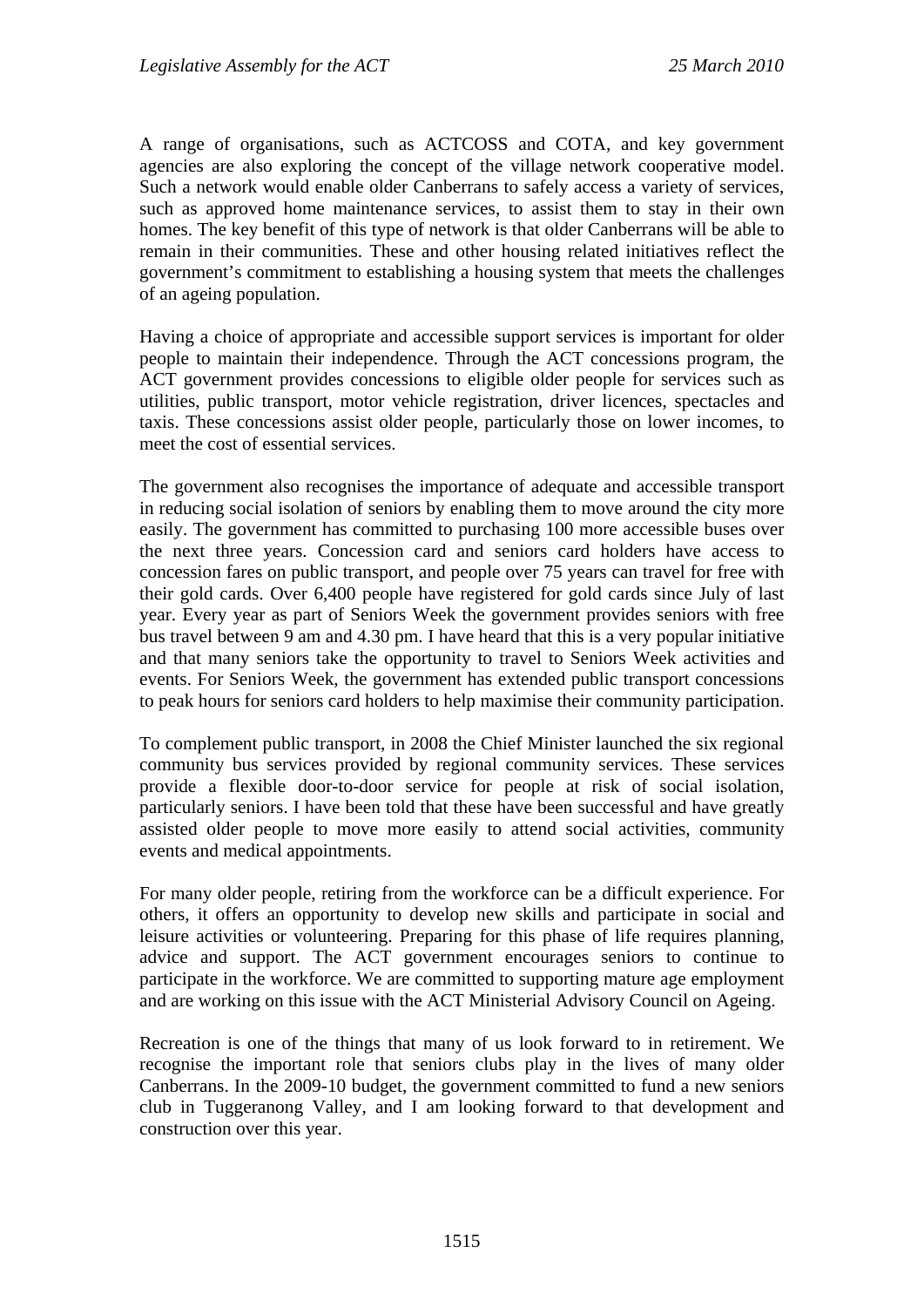A range of organisations, such as ACTCOSS and COTA, and key government agencies are also exploring the concept of the village network cooperative model. Such a network would enable older Canberrans to safely access a variety of services, such as approved home maintenance services, to assist them to stay in their own homes. The key benefit of this type of network is that older Canberrans will be able to remain in their communities. These and other housing related initiatives reflect the government's commitment to establishing a housing system that meets the challenges of an ageing population.

Having a choice of appropriate and accessible support services is important for older people to maintain their independence. Through the ACT concessions program, the ACT government provides concessions to eligible older people for services such as utilities, public transport, motor vehicle registration, driver licences, spectacles and taxis. These concessions assist older people, particularly those on lower incomes, to meet the cost of essential services.

The government also recognises the importance of adequate and accessible transport in reducing social isolation of seniors by enabling them to move around the city more easily. The government has committed to purchasing 100 more accessible buses over the next three years. Concession card and seniors card holders have access to concession fares on public transport, and people over 75 years can travel for free with their gold cards. Over 6,400 people have registered for gold cards since July of last year. Every year as part of Seniors Week the government provides seniors with free bus travel between 9 am and 4.30 pm. I have heard that this is a very popular initiative and that many seniors take the opportunity to travel to Seniors Week activities and events. For Seniors Week, the government has extended public transport concessions to peak hours for seniors card holders to help maximise their community participation.

To complement public transport, in 2008 the Chief Minister launched the six regional community bus services provided by regional community services. These services provide a flexible door-to-door service for people at risk of social isolation, particularly seniors. I have been told that these have been successful and have greatly assisted older people to move more easily to attend social activities, community events and medical appointments.

For many older people, retiring from the workforce can be a difficult experience. For others, it offers an opportunity to develop new skills and participate in social and leisure activities or volunteering. Preparing for this phase of life requires planning, advice and support. The ACT government encourages seniors to continue to participate in the workforce. We are committed to supporting mature age employment and are working on this issue with the ACT Ministerial Advisory Council on Ageing.

Recreation is one of the things that many of us look forward to in retirement. We recognise the important role that seniors clubs play in the lives of many older Canberrans. In the 2009-10 budget, the government committed to fund a new seniors club in Tuggeranong Valley, and I am looking forward to that development and construction over this year.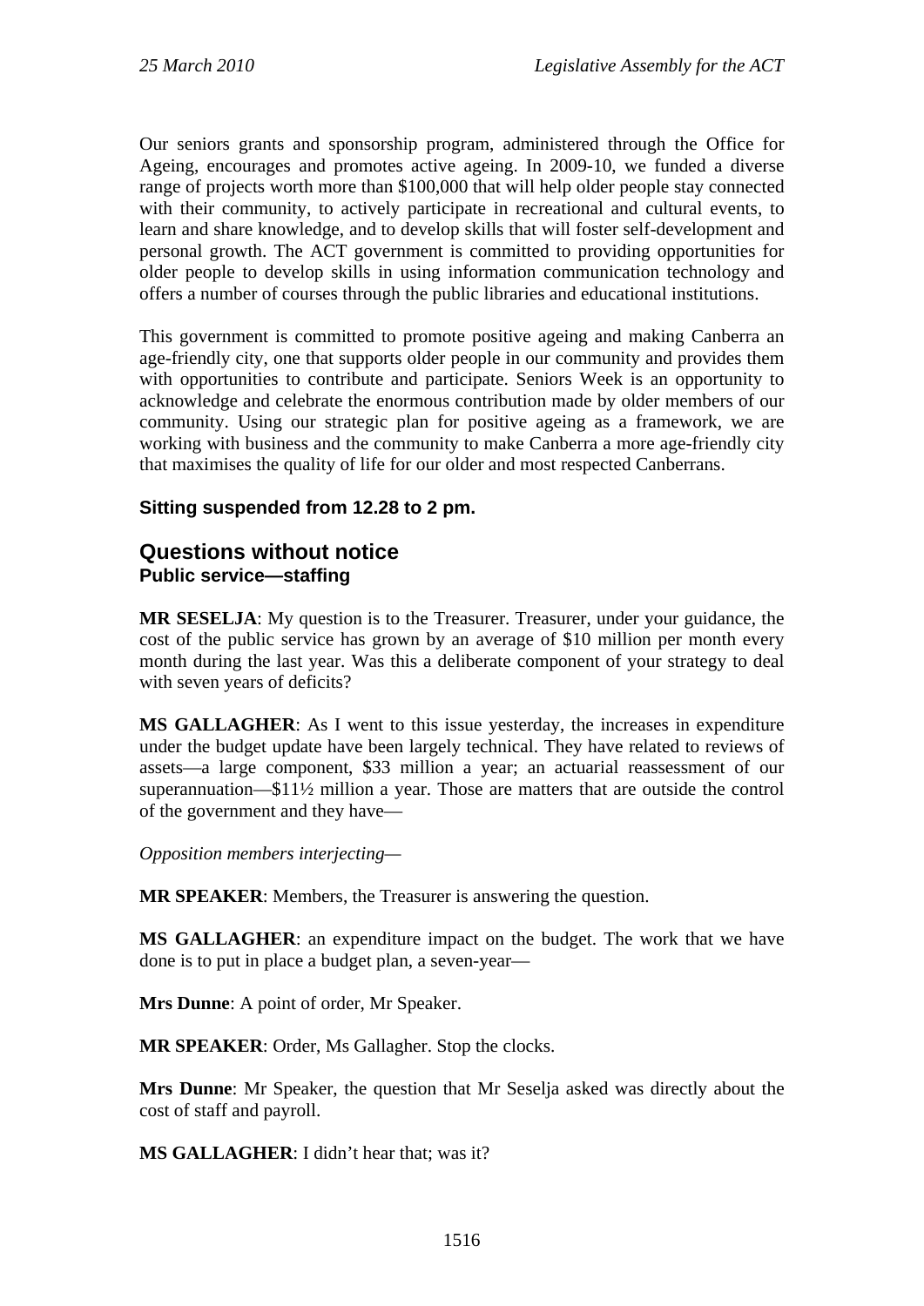Our seniors grants and sponsorship program, administered through the Office for Ageing, encourages and promotes active ageing. In 2009-10, we funded a diverse range of projects worth more than $100,000 that will help older people stay connected with their community, to actively participate in recreational and cultural events, to learn and share knowledge, and to develop skills that will foster self-development and personal growth. The ACT government is committed to providing opportunities for older people to develop skills in using information communication technology and offers a number of courses through the public libraries and educational institutions.

This government is committed to promote positive ageing and making Canberra an age-friendly city, one that supports older people in our community and provides them with opportunities to contribute and participate. Seniors Week is an opportunity to acknowledge and celebrate the enormous contribution made by older members of our community. Using our strategic plan for positive ageing as a framework, we are working with business and the community to make Canberra a more age-friendly city that maximises the quality of life for our older and most respected Canberrans.

**Sitting suspended from 12.28 to 2 pm.**

## Questions without notice

### Public service—staffing

**MR SESELJA**: My question is to the Treasurer. Treasurer, under your guidance, the cost of the public service has grown by an average of $10 million per month every month during the last year. Was this a deliberate component of your strategy to deal with seven years of deficits?

**MS GALLAGHER**: As I went to this issue yesterday, the increases in expenditure under the budget update have been largely technical. They have related to reviews of assets—a large component, $33 million a year; an actuarial reassessment of our superannuation—$11½ million a year. Those are matters that are outside the control of the government and they have—

*Opposition members interjecting*—

**MR SPEAKER**: Members, the Treasurer is answering the question.

**MS GALLAGHER**: an expenditure impact on the budget. The work that we have done is to put in place a budget plan, a seven-year—

**Mrs Dunne**: A point of order, Mr Speaker.

**MR SPEAKER**: Order, Ms Gallagher. Stop the clocks.

**Mrs Dunne**: Mr Speaker, the question that Mr Seselja asked was directly about the cost of staff and payroll.

**MS GALLAGHER**: I didn't hear that; was it?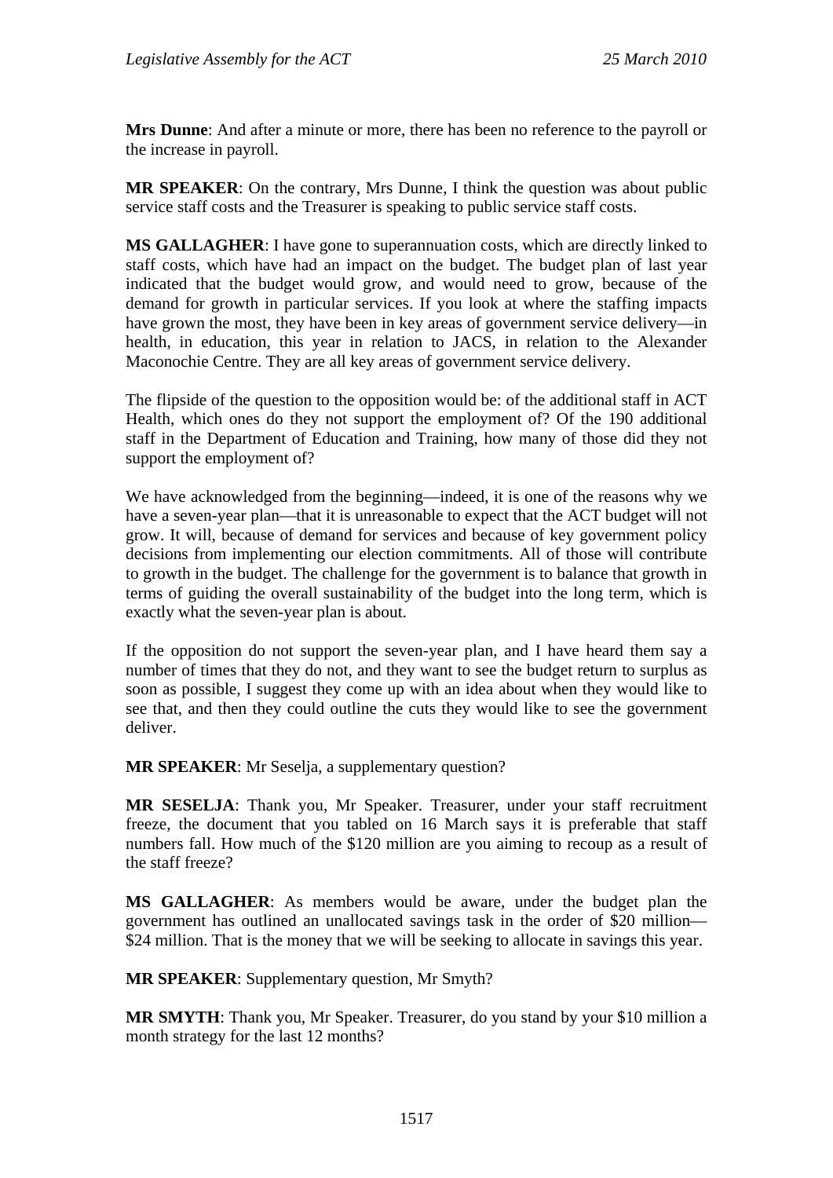**Mrs Dunne**: And after a minute or more, there has been no reference to the payroll or the increase in payroll.

**MR SPEAKER**: On the contrary, Mrs Dunne, I think the question was about public service staff costs and the Treasurer is speaking to public service staff costs.

**MS GALLAGHER**: I have gone to superannuation costs, which are directly linked to staff costs, which have had an impact on the budget. The budget plan of last year indicated that the budget would grow, and would need to grow, because of the demand for growth in particular services. If you look at where the staffing impacts have grown the most, they have been in key areas of government service delivery—in health, in education, this year in relation to JACS, in relation to the Alexander Maconochie Centre. They are all key areas of government service delivery.

The flipside of the question to the opposition would be: of the additional staff in ACT Health, which ones do they not support the employment of? Of the 190 additional staff in the Department of Education and Training, how many of those did they not support the employment of?

We have acknowledged from the beginning—indeed, it is one of the reasons why we have a seven-year plan—that it is unreasonable to expect that the ACT budget will not grow. It will, because of demand for services and because of key government policy decisions from implementing our election commitments. All of those will contribute to growth in the budget. The challenge for the government is to balance that growth in terms of guiding the overall sustainability of the budget into the long term, which is exactly what the seven-year plan is about.

If the opposition do not support the seven-year plan, and I have heard them say a number of times that they do not, and they want to see the budget return to surplus as soon as possible, I suggest they come up with an idea about when they would like to see that, and then they could outline the cuts they would like to see the government deliver.

**MR SPEAKER**: Mr Seselja, a supplementary question?

**MR SESELJA**: Thank you, Mr Speaker. Treasurer, under your staff recruitment freeze, the document that you tabled on 16 March says it is preferable that staff numbers fall. How much of the $120 million are you aiming to recoup as a result of the staff freeze?

**MS GALLAGHER**: As members would be aware, under the budget plan the government has outlined an unallocated savings task in the order of $20 million—$24 million. That is the money that we will be seeking to allocate in savings this year.

**MR SPEAKER**: Supplementary question, Mr Smyth?

**MR SMYTH**: Thank you, Mr Speaker. Treasurer, do you stand by your $10 million a month strategy for the last 12 months?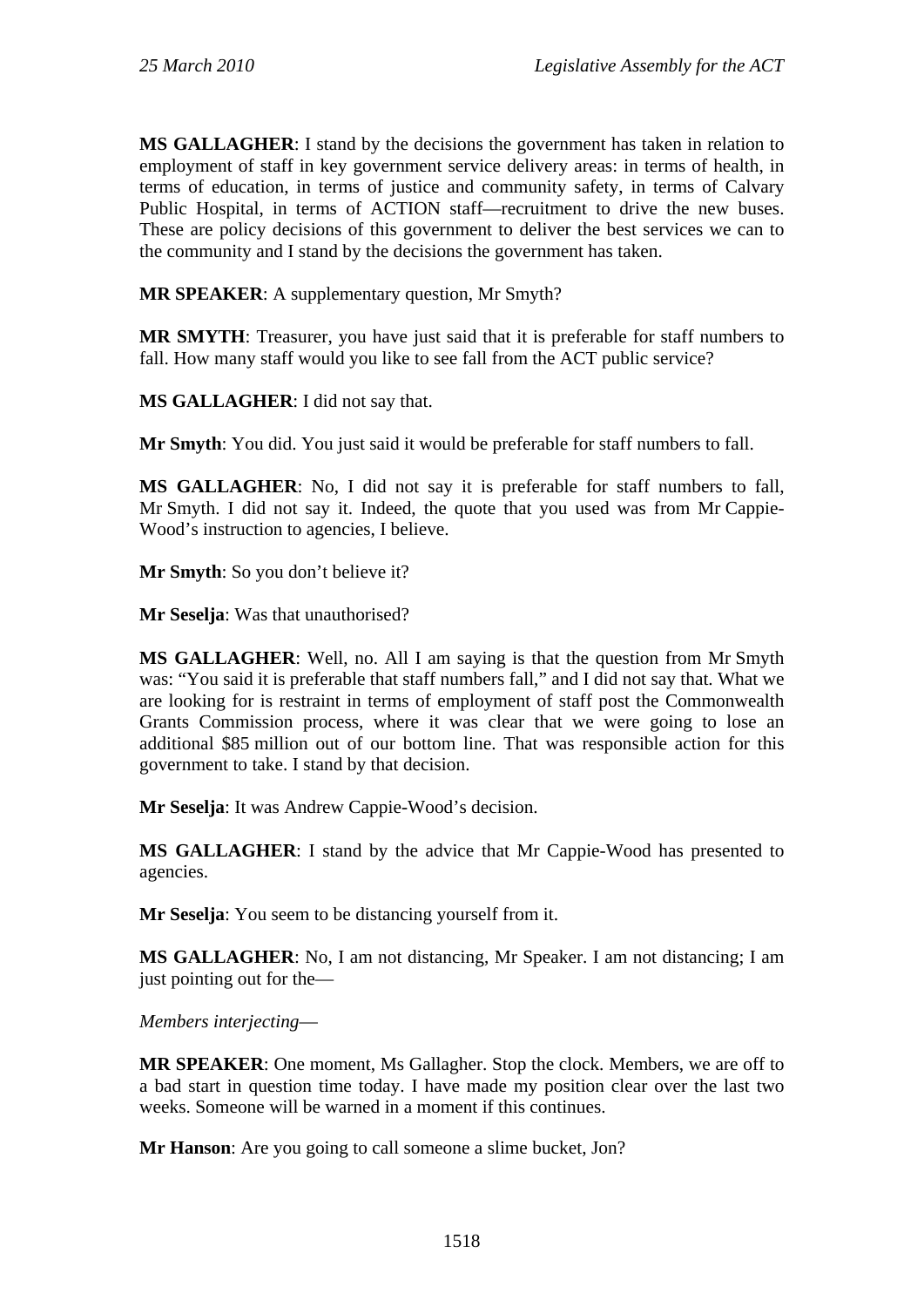**MS GALLAGHER**: I stand by the decisions the government has taken in relation to employment of staff in key government service delivery areas: in terms of health, in terms of education, in terms of justice and community safety, in terms of Calvary Public Hospital, in terms of ACTION staff—recruitment to drive the new buses. These are policy decisions of this government to deliver the best services we can to the community and I stand by the decisions the government has taken.

**MR SPEAKER**: A supplementary question, Mr Smyth?

**MR SMYTH**: Treasurer, you have just said that it is preferable for staff numbers to fall. How many staff would you like to see fall from the ACT public service?

**MS GALLAGHER**: I did not say that.

**Mr Smyth**: You did. You just said it would be preferable for staff numbers to fall.

**MS GALLAGHER**: No, I did not say it is preferable for staff numbers to fall, Mr Smyth. I did not say it. Indeed, the quote that you used was from Mr Cappie-Wood's instruction to agencies, I believe.

**Mr Smyth**: So you don't believe it?

**Mr Seselja**: Was that unauthorised?

**MS GALLAGHER**: Well, no. All I am saying is that the question from Mr Smyth was: "You said it is preferable that staff numbers fall," and I did not say that. What we are looking for is restraint in terms of employment of staff post the Commonwealth Grants Commission process, where it was clear that we were going to lose an additional \$85 million out of our bottom line. That was responsible action for this government to take. I stand by that decision.

**Mr Seselja**: It was Andrew Cappie-Wood's decision.

**MS GALLAGHER**: I stand by the advice that Mr Cappie-Wood has presented to agencies.

**Mr Seselja**: You seem to be distancing yourself from it.

**MS GALLAGHER**: No, I am not distancing, Mr Speaker. I am not distancing; I am just pointing out for the—

*Members interjecting*—

**MR SPEAKER**: One moment, Ms Gallagher. Stop the clock. Members, we are off to a bad start in question time today. I have made my position clear over the last two weeks. Someone will be warned in a moment if this continues.

**Mr Hanson**: Are you going to call someone a slime bucket, Jon?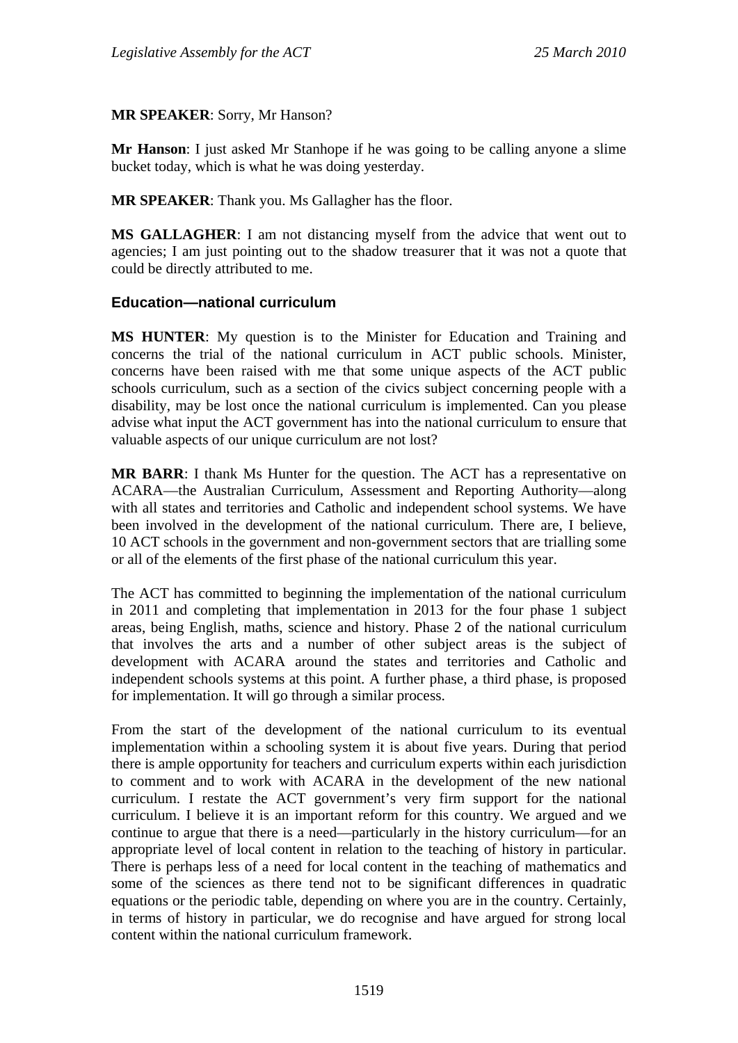**MR SPEAKER**: Sorry, Mr Hanson?

**Mr Hanson**: I just asked Mr Stanhope if he was going to be calling anyone a slime bucket today, which is what he was doing yesterday.

**MR SPEAKER**: Thank you. Ms Gallagher has the floor.

**MS GALLAGHER**: I am not distancing myself from the advice that went out to agencies; I am just pointing out to the shadow treasurer that it was not a quote that could be directly attributed to me.

### Education—national curriculum

**MS HUNTER**: My question is to the Minister for Education and Training and concerns the trial of the national curriculum in ACT public schools. Minister, concerns have been raised with me that some unique aspects of the ACT public schools curriculum, such as a section of the civics subject concerning people with a disability, may be lost once the national curriculum is implemented. Can you please advise what input the ACT government has into the national curriculum to ensure that valuable aspects of our unique curriculum are not lost?

**MR BARR**: I thank Ms Hunter for the question. The ACT has a representative on ACARA—the Australian Curriculum, Assessment and Reporting Authority—along with all states and territories and Catholic and independent school systems. We have been involved in the development of the national curriculum. There are, I believe, 10 ACT schools in the government and non-government sectors that are trialling some or all of the elements of the first phase of the national curriculum this year.

The ACT has committed to beginning the implementation of the national curriculum in 2011 and completing that implementation in 2013 for the four phase 1 subject areas, being English, maths, science and history. Phase 2 of the national curriculum that involves the arts and a number of other subject areas is the subject of development with ACARA around the states and territories and Catholic and independent schools systems at this point. A further phase, a third phase, is proposed for implementation. It will go through a similar process.

From the start of the development of the national curriculum to its eventual implementation within a schooling system it is about five years. During that period there is ample opportunity for teachers and curriculum experts within each jurisdiction to comment and to work with ACARA in the development of the new national curriculum. I restate the ACT government's very firm support for the national curriculum. I believe it is an important reform for this country. We argued and we continue to argue that there is a need—particularly in the history curriculum—for an appropriate level of local content in relation to the teaching of history in particular. There is perhaps less of a need for local content in the teaching of mathematics and some of the sciences as there tend not to be significant differences in quadratic equations or the periodic table, depending on where you are in the country. Certainly, in terms of history in particular, we do recognise and have argued for strong local content within the national curriculum framework.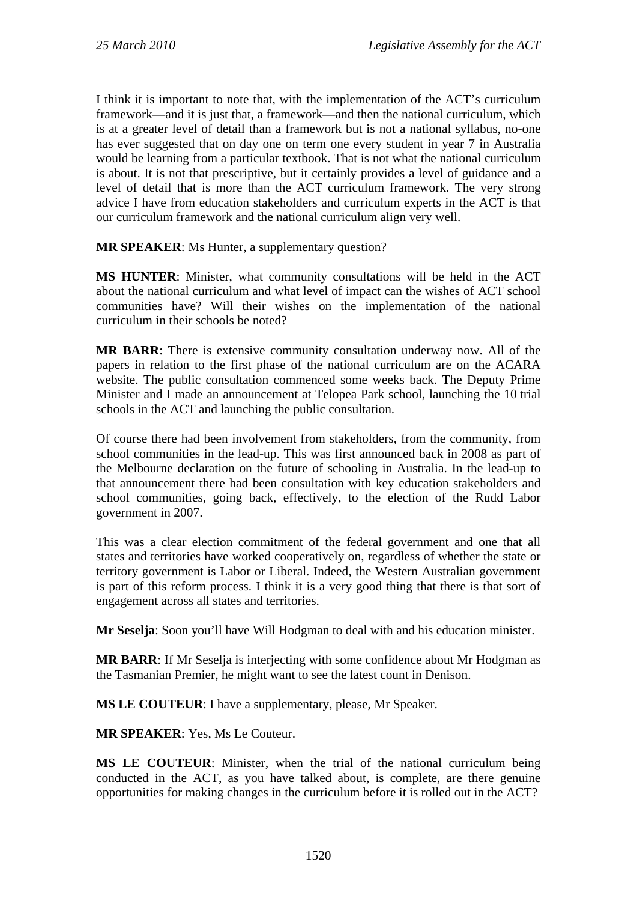I think it is important to note that, with the implementation of the ACT's curriculum framework—and it is just that, a framework—and then the national curriculum, which is at a greater level of detail than a framework but is not a national syllabus, no-one has ever suggested that on day one on term one every student in year 7 in Australia would be learning from a particular textbook. That is not what the national curriculum is about. It is not that prescriptive, but it certainly provides a level of guidance and a level of detail that is more than the ACT curriculum framework. The very strong advice I have from education stakeholders and curriculum experts in the ACT is that our curriculum framework and the national curriculum align very well.

**MR SPEAKER**: Ms Hunter, a supplementary question?

**MS HUNTER**: Minister, what community consultations will be held in the ACT about the national curriculum and what level of impact can the wishes of ACT school communities have? Will their wishes on the implementation of the national curriculum in their schools be noted?

**MR BARR**: There is extensive community consultation underway now. All of the papers in relation to the first phase of the national curriculum are on the ACARA website. The public consultation commenced some weeks back. The Deputy Prime Minister and I made an announcement at Telopea Park school, launching the 10 trial schools in the ACT and launching the public consultation.

Of course there had been involvement from stakeholders, from the community, from school communities in the lead-up. This was first announced back in 2008 as part of the Melbourne declaration on the future of schooling in Australia. In the lead-up to that announcement there had been consultation with key education stakeholders and school communities, going back, effectively, to the election of the Rudd Labor government in 2007.

This was a clear election commitment of the federal government and one that all states and territories have worked cooperatively on, regardless of whether the state or territory government is Labor or Liberal. Indeed, the Western Australian government is part of this reform process. I think it is a very good thing that there is that sort of engagement across all states and territories.

**Mr Seselja**: Soon you'll have Will Hodgman to deal with and his education minister.

**MR BARR**: If Mr Seselja is interjecting with some confidence about Mr Hodgman as the Tasmanian Premier, he might want to see the latest count in Denison.

**MS LE COUTEUR**: I have a supplementary, please, Mr Speaker.

**MR SPEAKER**: Yes, Ms Le Couteur.

**MS LE COUTEUR**: Minister, when the trial of the national curriculum being conducted in the ACT, as you have talked about, is complete, are there genuine opportunities for making changes in the curriculum before it is rolled out in the ACT?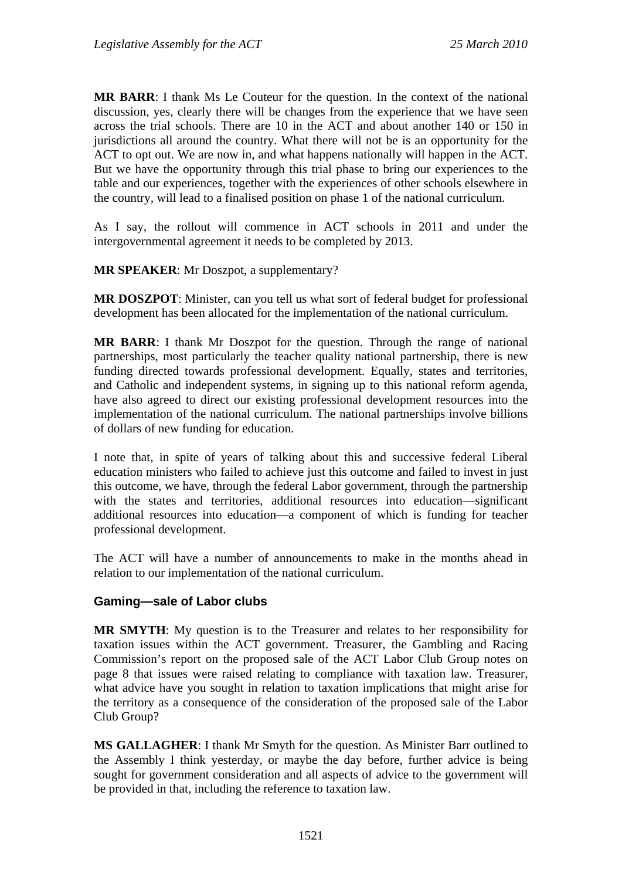**MR BARR**: I thank Ms Le Couteur for the question. In the context of the national discussion, yes, clearly there will be changes from the experience that we have seen across the trial schools. There are 10 in the ACT and about another 140 or 150 in jurisdictions all around the country. What there will not be is an opportunity for the ACT to opt out. We are now in, and what happens nationally will happen in the ACT. But we have the opportunity through this trial phase to bring our experiences to the table and our experiences, together with the experiences of other schools elsewhere in the country, will lead to a finalised position on phase 1 of the national curriculum.

As I say, the rollout will commence in ACT schools in 2011 and under the intergovernmental agreement it needs to be completed by 2013.

**MR SPEAKER**: Mr Doszpot, a supplementary?

**MR DOSZPOT**: Minister, can you tell us what sort of federal budget for professional development has been allocated for the implementation of the national curriculum.

**MR BARR**: I thank Mr Doszpot for the question. Through the range of national partnerships, most particularly the teacher quality national partnership, there is new funding directed towards professional development. Equally, states and territories, and Catholic and independent systems, in signing up to this national reform agenda, have also agreed to direct our existing professional development resources into the implementation of the national curriculum. The national partnerships involve billions of dollars of new funding for education.

I note that, in spite of years of talking about this and successive federal Liberal education ministers who failed to achieve just this outcome and failed to invest in just this outcome, we have, through the federal Labor government, through the partnership with the states and territories, additional resources into education—significant additional resources into education—a component of which is funding for teacher professional development.

The ACT will have a number of announcements to make in the months ahead in relation to our implementation of the national curriculum.

### Gaming—sale of Labor clubs

**MR SMYTH**: My question is to the Treasurer and relates to her responsibility for taxation issues within the ACT government. Treasurer, the Gambling and Racing Commission's report on the proposed sale of the ACT Labor Club Group notes on page 8 that issues were raised relating to compliance with taxation law. Treasurer, what advice have you sought in relation to taxation implications that might arise for the territory as a consequence of the consideration of the proposed sale of the Labor Club Group?

**MS GALLAGHER**: I thank Mr Smyth for the question. As Minister Barr outlined to the Assembly I think yesterday, or maybe the day before, further advice is being sought for government consideration and all aspects of advice to the government will be provided in that, including the reference to taxation law.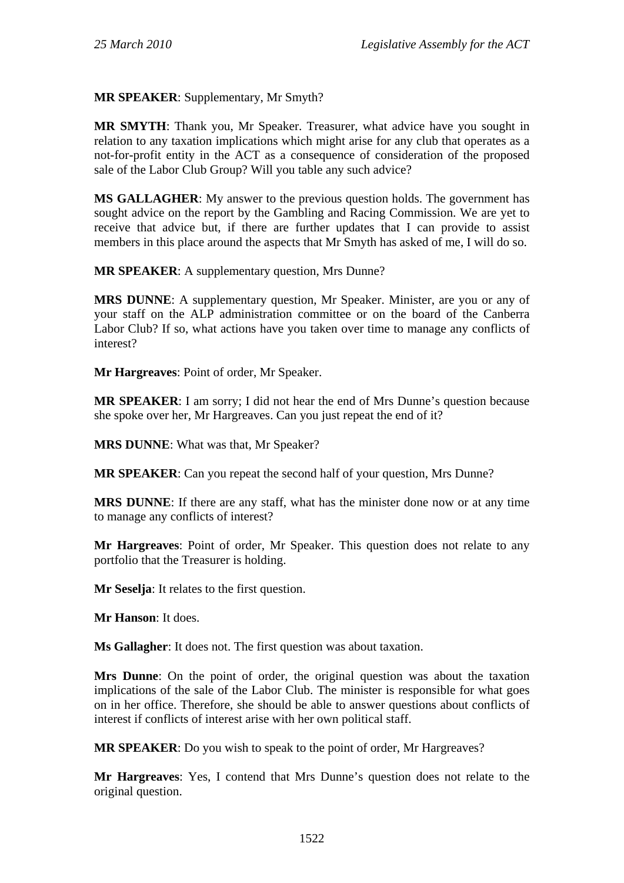**MR SPEAKER**: Supplementary, Mr Smyth?

**MR SMYTH**: Thank you, Mr Speaker. Treasurer, what advice have you sought in relation to any taxation implications which might arise for any club that operates as a not-for-profit entity in the ACT as a consequence of consideration of the proposed sale of the Labor Club Group? Will you table any such advice?

**MS GALLAGHER**: My answer to the previous question holds. The government has sought advice on the report by the Gambling and Racing Commission. We are yet to receive that advice but, if there are further updates that I can provide to assist members in this place around the aspects that Mr Smyth has asked of me, I will do so.

**MR SPEAKER**: A supplementary question, Mrs Dunne?

**MRS DUNNE**: A supplementary question, Mr Speaker. Minister, are you or any of your staff on the ALP administration committee or on the board of the Canberra Labor Club? If so, what actions have you taken over time to manage any conflicts of interest?

**Mr Hargreaves**: Point of order, Mr Speaker.

**MR SPEAKER**: I am sorry; I did not hear the end of Mrs Dunne's question because she spoke over her, Mr Hargreaves. Can you just repeat the end of it?

**MRS DUNNE**: What was that, Mr Speaker?

**MR SPEAKER**: Can you repeat the second half of your question, Mrs Dunne?

**MRS DUNNE**: If there are any staff, what has the minister done now or at any time to manage any conflicts of interest?

**Mr Hargreaves**: Point of order, Mr Speaker. This question does not relate to any portfolio that the Treasurer is holding.

**Mr Seselja**: It relates to the first question.

**Mr Hanson**: It does.

**Ms Gallagher**: It does not. The first question was about taxation.

**Mrs Dunne**: On the point of order, the original question was about the taxation implications of the sale of the Labor Club. The minister is responsible for what goes on in her office. Therefore, she should be able to answer questions about conflicts of interest if conflicts of interest arise with her own political staff.

**MR SPEAKER**: Do you wish to speak to the point of order, Mr Hargreaves?

**Mr Hargreaves**: Yes, I contend that Mrs Dunne's question does not relate to the original question.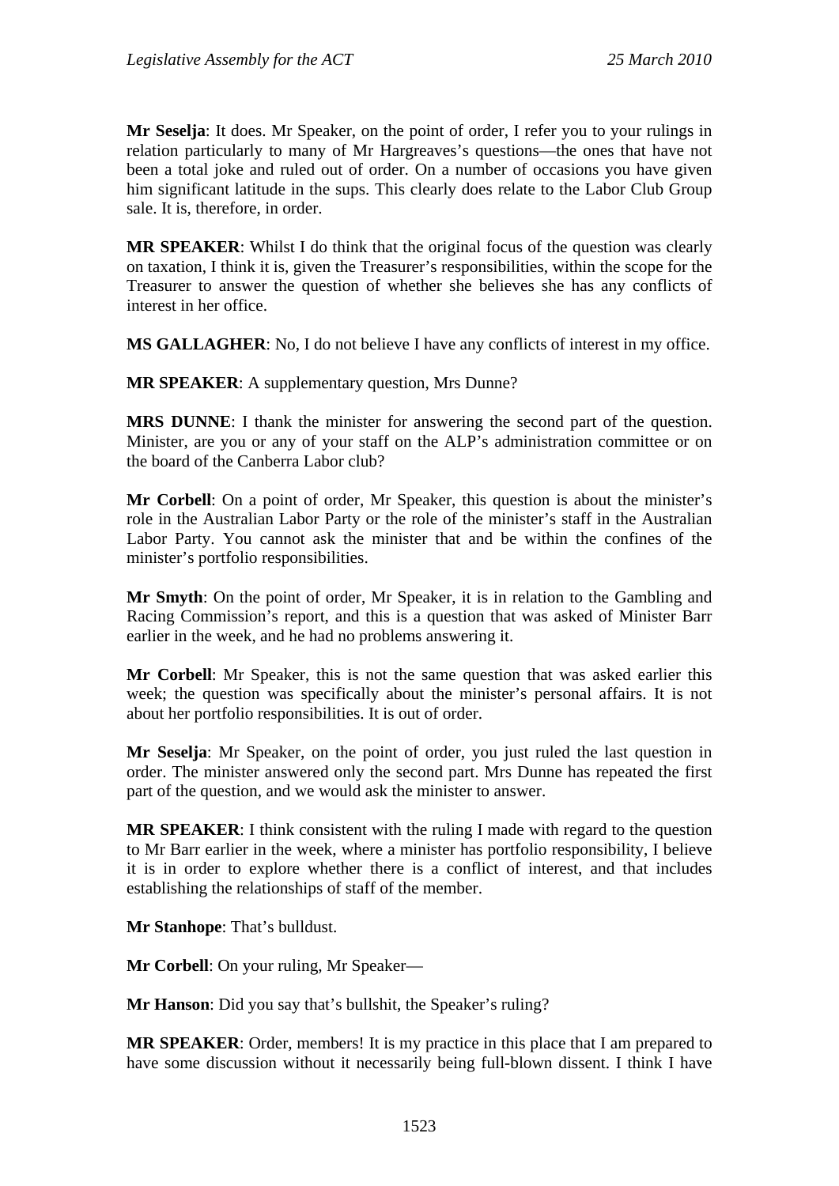**Mr Seselja**: It does. Mr Speaker, on the point of order, I refer you to your rulings in relation particularly to many of Mr Hargreaves's questions—the ones that have not been a total joke and ruled out of order. On a number of occasions you have given him significant latitude in the sups. This clearly does relate to the Labor Club Group sale. It is, therefore, in order.

**MR SPEAKER**: Whilst I do think that the original focus of the question was clearly on taxation, I think it is, given the Treasurer's responsibilities, within the scope for the Treasurer to answer the question of whether she believes she has any conflicts of interest in her office.

**MS GALLAGHER**: No, I do not believe I have any conflicts of interest in my office.

**MR SPEAKER**: A supplementary question, Mrs Dunne?

**MRS DUNNE**: I thank the minister for answering the second part of the question. Minister, are you or any of your staff on the ALP's administration committee or on the board of the Canberra Labor club?

**Mr Corbell**: On a point of order, Mr Speaker, this question is about the minister's role in the Australian Labor Party or the role of the minister's staff in the Australian Labor Party. You cannot ask the minister that and be within the confines of the minister's portfolio responsibilities.

**Mr Smyth**: On the point of order, Mr Speaker, it is in relation to the Gambling and Racing Commission's report, and this is a question that was asked of Minister Barr earlier in the week, and he had no problems answering it.

**Mr Corbell**: Mr Speaker, this is not the same question that was asked earlier this week; the question was specifically about the minister's personal affairs. It is not about her portfolio responsibilities. It is out of order.

**Mr Seselja**: Mr Speaker, on the point of order, you just ruled the last question in order. The minister answered only the second part. Mrs Dunne has repeated the first part of the question, and we would ask the minister to answer.

**MR SPEAKER**: I think consistent with the ruling I made with regard to the question to Mr Barr earlier in the week, where a minister has portfolio responsibility, I believe it is in order to explore whether there is a conflict of interest, and that includes establishing the relationships of staff of the member.

**Mr Stanhope**: That's bulldust.

**Mr Corbell**: On your ruling, Mr Speaker—

**Mr Hanson**: Did you say that's bullshit, the Speaker's ruling?

**MR SPEAKER**: Order, members! It is my practice in this place that I am prepared to have some discussion without it necessarily being full-blown dissent. I think I have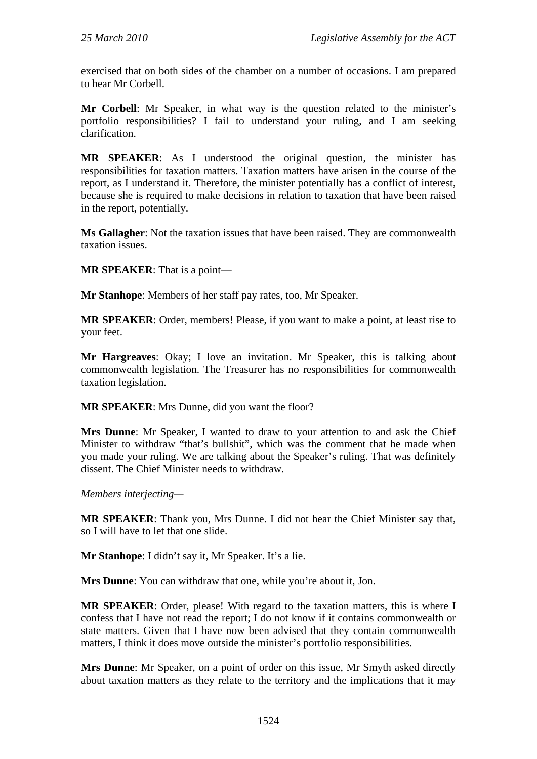exercised that on both sides of the chamber on a number of occasions. I am prepared to hear Mr Corbell.

**Mr Corbell**: Mr Speaker, in what way is the question related to the minister's portfolio responsibilities? I fail to understand your ruling, and I am seeking clarification.

**MR SPEAKER**: As I understood the original question, the minister has responsibilities for taxation matters. Taxation matters have arisen in the course of the report, as I understand it. Therefore, the minister potentially has a conflict of interest, because she is required to make decisions in relation to taxation that have been raised in the report, potentially.

**Ms Gallagher**: Not the taxation issues that have been raised. They are commonwealth taxation issues.

**MR SPEAKER**: That is a point—

**Mr Stanhope**: Members of her staff pay rates, too, Mr Speaker.

**MR SPEAKER**: Order, members! Please, if you want to make a point, at least rise to your feet.

**Mr Hargreaves**: Okay; I love an invitation. Mr Speaker, this is talking about commonwealth legislation. The Treasurer has no responsibilities for commonwealth taxation legislation.

**MR SPEAKER**: Mrs Dunne, did you want the floor?

**Mrs Dunne**: Mr Speaker, I wanted to draw to your attention to and ask the Chief Minister to withdraw "that's bullshit", which was the comment that he made when you made your ruling. We are talking about the Speaker's ruling. That was definitely dissent. The Chief Minister needs to withdraw.

*Members interjecting—*

**MR SPEAKER**: Thank you, Mrs Dunne. I did not hear the Chief Minister say that, so I will have to let that one slide.

**Mr Stanhope**: I didn't say it, Mr Speaker. It's a lie.

**Mrs Dunne**: You can withdraw that one, while you're about it, Jon.

**MR SPEAKER**: Order, please! With regard to the taxation matters, this is where I confess that I have not read the report; I do not know if it contains commonwealth or state matters. Given that I have now been advised that they contain commonwealth matters, I think it does move outside the minister's portfolio responsibilities.

**Mrs Dunne**: Mr Speaker, on a point of order on this issue, Mr Smyth asked directly about taxation matters as they relate to the territory and the implications that it may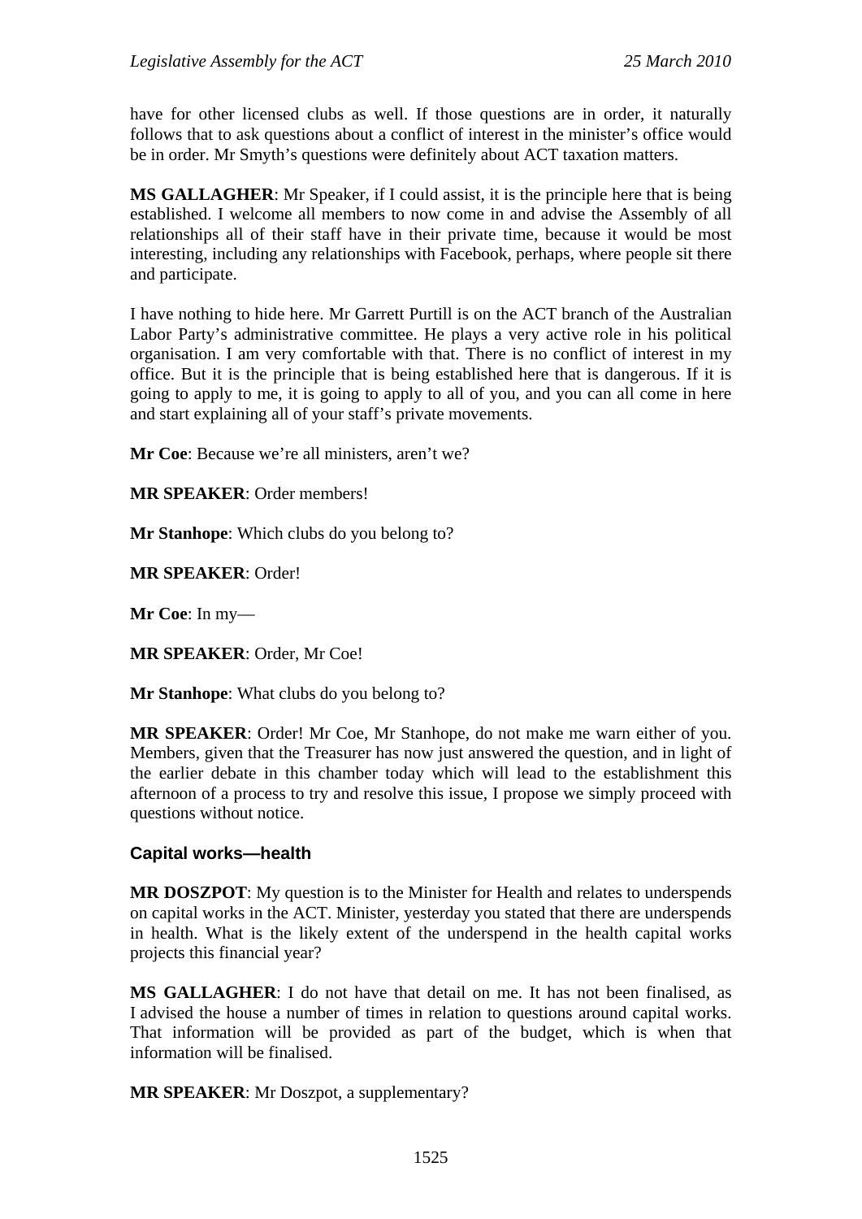have for other licensed clubs as well. If those questions are in order, it naturally follows that to ask questions about a conflict of interest in the minister's office would be in order. Mr Smyth's questions were definitely about ACT taxation matters.

**MS GALLAGHER**: Mr Speaker, if I could assist, it is the principle here that is being established. I welcome all members to now come in and advise the Assembly of all relationships all of their staff have in their private time, because it would be most interesting, including any relationships with Facebook, perhaps, where people sit there and participate.

I have nothing to hide here. Mr Garrett Purtill is on the ACT branch of the Australian Labor Party's administrative committee. He plays a very active role in his political organisation. I am very comfortable with that. There is no conflict of interest in my office. But it is the principle that is being established here that is dangerous. If it is going to apply to me, it is going to apply to all of you, and you can all come in here and start explaining all of your staff's private movements.

**Mr Coe**: Because we're all ministers, aren't we?

**MR SPEAKER**: Order members!

**Mr Stanhope**: Which clubs do you belong to?

**MR SPEAKER**: Order!

**Mr Coe**: In my—

**MR SPEAKER**: Order, Mr Coe!

**Mr Stanhope**: What clubs do you belong to?

**MR SPEAKER**: Order! Mr Coe, Mr Stanhope, do not make me warn either of you. Members, given that the Treasurer has now just answered the question, and in light of the earlier debate in this chamber today which will lead to the establishment this afternoon of a process to try and resolve this issue, I propose we simply proceed with questions without notice.

### Capital works—health

**MR DOSZPOT**: My question is to the Minister for Health and relates to underspends on capital works in the ACT. Minister, yesterday you stated that there are underspends in health. What is the likely extent of the underspend in the health capital works projects this financial year?

**MS GALLAGHER**: I do not have that detail on me. It has not been finalised, as I advised the house a number of times in relation to questions around capital works. That information will be provided as part of the budget, which is when that information will be finalised.

**MR SPEAKER**: Mr Doszpot, a supplementary?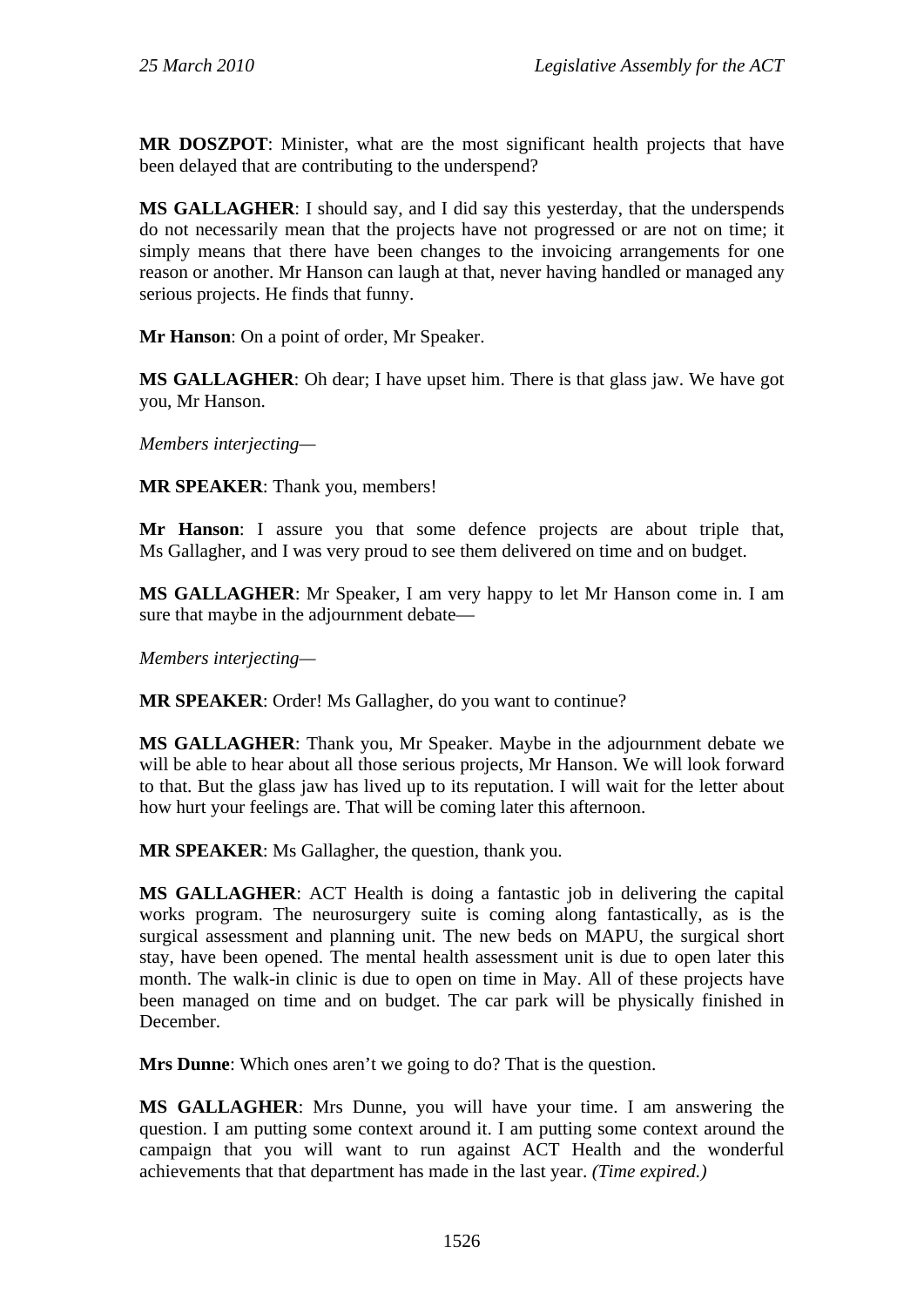**MR DOSZPOT**: Minister, what are the most significant health projects that have been delayed that are contributing to the underspend?

**MS GALLAGHER**: I should say, and I did say this yesterday, that the underspends do not necessarily mean that the projects have not progressed or are not on time; it simply means that there have been changes to the invoicing arrangements for one reason or another. Mr Hanson can laugh at that, never having handled or managed any serious projects. He finds that funny.

**Mr Hanson**: On a point of order, Mr Speaker.

**MS GALLAGHER**: Oh dear; I have upset him. There is that glass jaw. We have got you, Mr Hanson.

*Members interjecting—*

**MR SPEAKER**: Thank you, members!

**Mr Hanson**: I assure you that some defence projects are about triple that, Ms Gallagher, and I was very proud to see them delivered on time and on budget.

**MS GALLAGHER**: Mr Speaker, I am very happy to let Mr Hanson come in. I am sure that maybe in the adjournment debate—

*Members interjecting—*

**MR SPEAKER**: Order! Ms Gallagher, do you want to continue?

**MS GALLAGHER**: Thank you, Mr Speaker. Maybe in the adjournment debate we will be able to hear about all those serious projects, Mr Hanson. We will look forward to that. But the glass jaw has lived up to its reputation. I will wait for the letter about how hurt your feelings are. That will be coming later this afternoon.

**MR SPEAKER**: Ms Gallagher, the question, thank you.

**MS GALLAGHER**: ACT Health is doing a fantastic job in delivering the capital works program. The neurosurgery suite is coming along fantastically, as is the surgical assessment and planning unit. The new beds on MAPU, the surgical short stay, have been opened. The mental health assessment unit is due to open later this month. The walk-in clinic is due to open on time in May. All of these projects have been managed on time and on budget. The car park will be physically finished in December.

**Mrs Dunne**: Which ones aren't we going to do? That is the question.

**MS GALLAGHER**: Mrs Dunne, you will have your time. I am answering the question. I am putting some context around it. I am putting some context around the campaign that you will want to run against ACT Health and the wonderful achievements that that department has made in the last year. *(Time expired.)*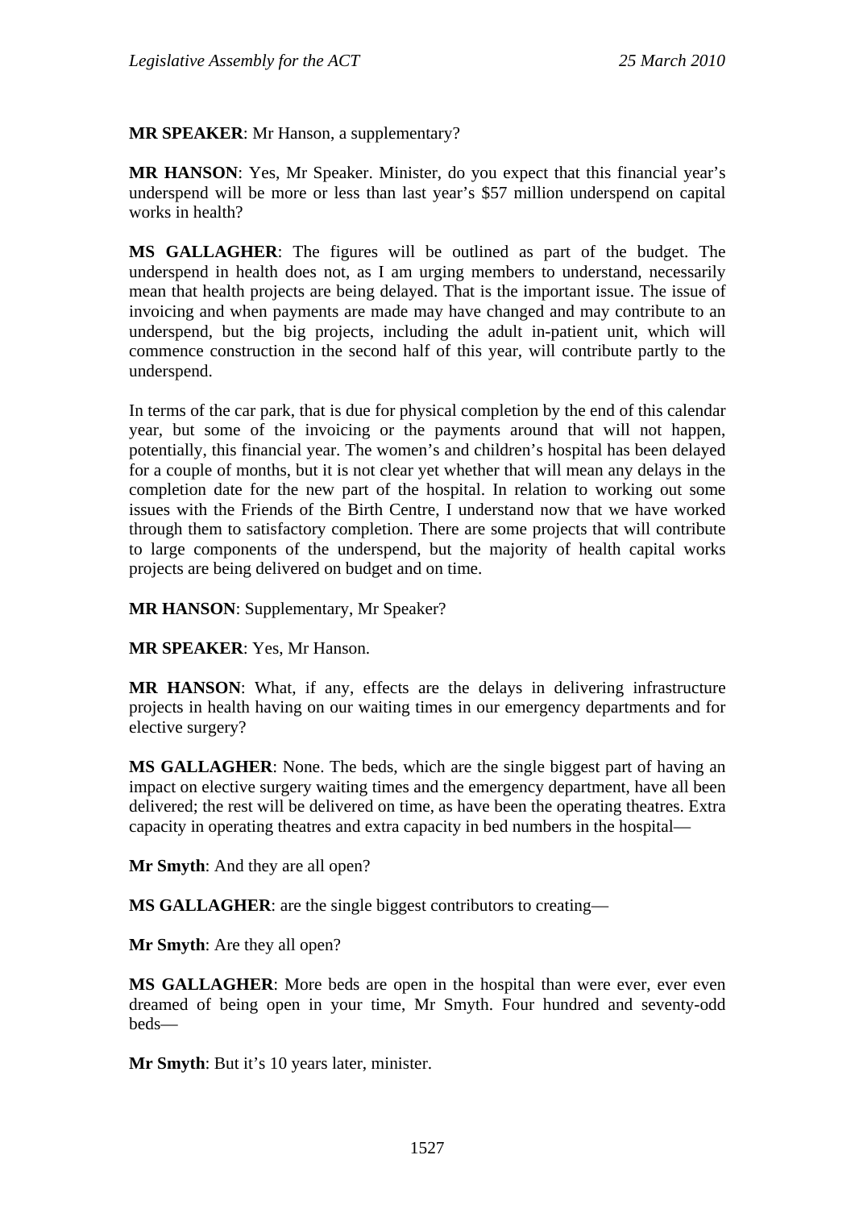**MR SPEAKER**: Mr Hanson, a supplementary?

**MR HANSON**: Yes, Mr Speaker. Minister, do you expect that this financial year's underspend will be more or less than last year's $57 million underspend on capital works in health?

**MS GALLAGHER**: The figures will be outlined as part of the budget. The underspend in health does not, as I am urging members to understand, necessarily mean that health projects are being delayed. That is the important issue. The issue of invoicing and when payments are made may have changed and may contribute to an underspend, but the big projects, including the adult in-patient unit, which will commence construction in the second half of this year, will contribute partly to the underspend.

In terms of the car park, that is due for physical completion by the end of this calendar year, but some of the invoicing or the payments around that will not happen, potentially, this financial year. The women's and children's hospital has been delayed for a couple of months, but it is not clear yet whether that will mean any delays in the completion date for the new part of the hospital. In relation to working out some issues with the Friends of the Birth Centre, I understand now that we have worked through them to satisfactory completion. There are some projects that will contribute to large components of the underspend, but the majority of health capital works projects are being delivered on budget and on time.

**MR HANSON**: Supplementary, Mr Speaker?

**MR SPEAKER**: Yes, Mr Hanson.

**MR HANSON**: What, if any, effects are the delays in delivering infrastructure projects in health having on our waiting times in our emergency departments and for elective surgery?

**MS GALLAGHER**: None. The beds, which are the single biggest part of having an impact on elective surgery waiting times and the emergency department, have all been delivered; the rest will be delivered on time, as have been the operating theatres. Extra capacity in operating theatres and extra capacity in bed numbers in the hospital—

**Mr Smyth**: And they are all open?

**MS GALLAGHER**: are the single biggest contributors to creating—

**Mr Smyth**: Are they all open?

**MS GALLAGHER**: More beds are open in the hospital than were ever, ever even dreamed of being open in your time, Mr Smyth. Four hundred and seventy-odd beds—

**Mr Smyth**: But it's 10 years later, minister.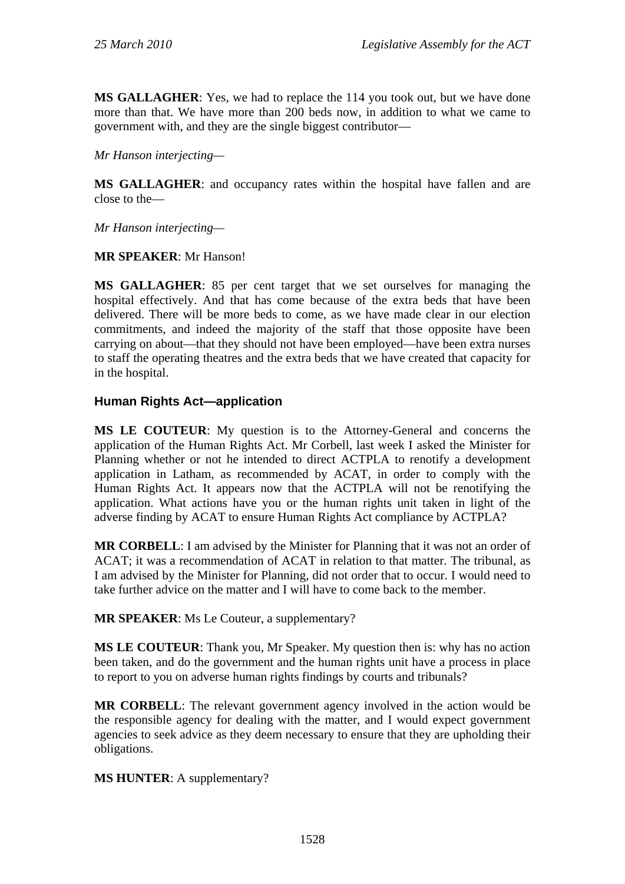**MS GALLAGHER**: Yes, we had to replace the 114 you took out, but we have done more than that. We have more than 200 beds now, in addition to what we came to government with, and they are the single biggest contributor—

*Mr Hanson interjecting*—

**MS GALLAGHER**: and occupancy rates within the hospital have fallen and are close to the—

*Mr Hanson interjecting*—

**MR SPEAKER**: Mr Hanson!

**MS GALLAGHER**: 85 per cent target that we set ourselves for managing the hospital effectively. And that has come because of the extra beds that have been delivered. There will be more beds to come, as we have made clear in our election commitments, and indeed the majority of the staff that those opposite have been carrying on about—that they should not have been employed—have been extra nurses to staff the operating theatres and the extra beds that we have created that capacity for in the hospital.

## Human Rights Act—application

**MS LE COUTEUR**: My question is to the Attorney-General and concerns the application of the Human Rights Act. Mr Corbell, last week I asked the Minister for Planning whether or not he intended to direct ACTPLA to renotify a development application in Latham, as recommended by ACAT, in order to comply with the Human Rights Act. It appears now that the ACTPLA will not be renotifying the application. What actions have you or the human rights unit taken in light of the adverse finding by ACAT to ensure Human Rights Act compliance by ACTPLA?

**MR CORBELL**: I am advised by the Minister for Planning that it was not an order of ACAT; it was a recommendation of ACAT in relation to that matter. The tribunal, as I am advised by the Minister for Planning, did not order that to occur. I would need to take further advice on the matter and I will have to come back to the member.

**MR SPEAKER**: Ms Le Couteur, a supplementary?

**MS LE COUTEUR**: Thank you, Mr Speaker. My question then is: why has no action been taken, and do the government and the human rights unit have a process in place to report to you on adverse human rights findings by courts and tribunals?

**MR CORBELL**: The relevant government agency involved in the action would be the responsible agency for dealing with the matter, and I would expect government agencies to seek advice as they deem necessary to ensure that they are upholding their obligations.

**MS HUNTER**: A supplementary?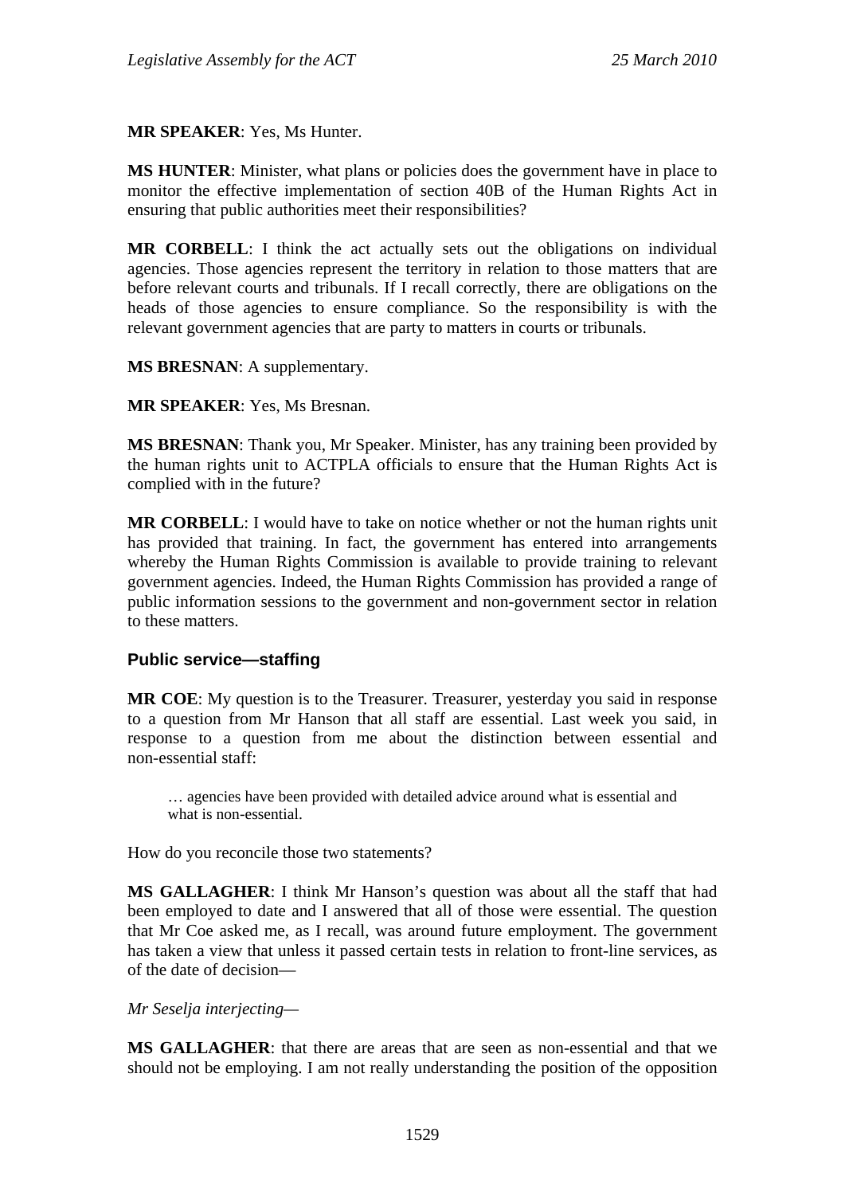**MR SPEAKER**: Yes, Ms Hunter.

**MS HUNTER**: Minister, what plans or policies does the government have in place to monitor the effective implementation of section 40B of the Human Rights Act in ensuring that public authorities meet their responsibilities?

**MR CORBELL**: I think the act actually sets out the obligations on individual agencies. Those agencies represent the territory in relation to those matters that are before relevant courts and tribunals. If I recall correctly, there are obligations on the heads of those agencies to ensure compliance. So the responsibility is with the relevant government agencies that are party to matters in courts or tribunals.

**MS BRESNAN**: A supplementary.

**MR SPEAKER**: Yes, Ms Bresnan.

**MS BRESNAN**: Thank you, Mr Speaker. Minister, has any training been provided by the human rights unit to ACTPLA officials to ensure that the Human Rights Act is complied with in the future?

**MR CORBELL**: I would have to take on notice whether or not the human rights unit has provided that training. In fact, the government has entered into arrangements whereby the Human Rights Commission is available to provide training to relevant government agencies. Indeed, the Human Rights Commission has provided a range of public information sessions to the government and non-government sector in relation to these matters.

### Public service—staffing

**MR COE**: My question is to the Treasurer. Treasurer, yesterday you said in response to a question from Mr Hanson that all staff are essential. Last week you said, in response to a question from me about the distinction between essential and non-essential staff:

> … agencies have been provided with detailed advice around what is essential and what is non-essential.

How do you reconcile those two statements?

**MS GALLAGHER**: I think Mr Hanson's question was about all the staff that had been employed to date and I answered that all of those were essential. The question that Mr Coe asked me, as I recall, was around future employment. The government has taken a view that unless it passed certain tests in relation to front-line services, as of the date of decision—

*Mr Seselja interjecting*—

**MS GALLAGHER**: that there are areas that are seen as non-essential and that we should not be employing. I am not really understanding the position of the opposition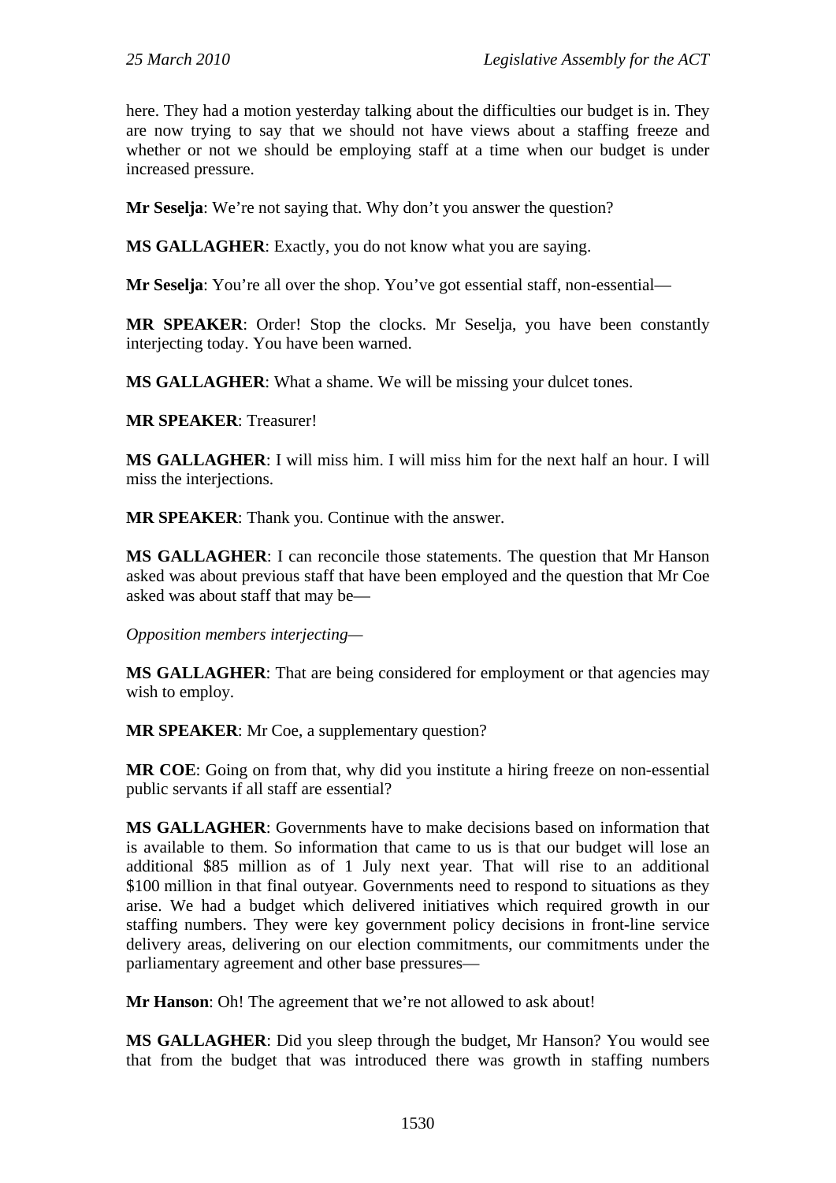here. They had a motion yesterday talking about the difficulties our budget is in. They are now trying to say that we should not have views about a staffing freeze and whether or not we should be employing staff at a time when our budget is under increased pressure.

**Mr Seselja**: We're not saying that. Why don't you answer the question?

**MS GALLAGHER**: Exactly, you do not know what you are saying.

**Mr Seselja**: You're all over the shop. You've got essential staff, non-essential—

**MR SPEAKER**: Order! Stop the clocks. Mr Seselja, you have been constantly interjecting today. You have been warned.

**MS GALLAGHER**: What a shame. We will be missing your dulcet tones.

**MR SPEAKER**: Treasurer!

**MS GALLAGHER**: I will miss him. I will miss him for the next half an hour. I will miss the interjections.

**MR SPEAKER**: Thank you. Continue with the answer.

**MS GALLAGHER**: I can reconcile those statements. The question that Mr Hanson asked was about previous staff that have been employed and the question that Mr Coe asked was about staff that may be—

*Opposition members interjecting*—

**MS GALLAGHER**: That are being considered for employment or that agencies may wish to employ.

**MR SPEAKER**: Mr Coe, a supplementary question?

**MR COE**: Going on from that, why did you institute a hiring freeze on non-essential public servants if all staff are essential?

**MS GALLAGHER**: Governments have to make decisions based on information that is available to them. So information that came to us is that our budget will lose an additional $85 million as of 1 July next year. That will rise to an additional $100 million in that final outyear. Governments need to respond to situations as they arise. We had a budget which delivered initiatives which required growth in our staffing numbers. They were key government policy decisions in front-line service delivery areas, delivering on our election commitments, our commitments under the parliamentary agreement and other base pressures—

**Mr Hanson**: Oh! The agreement that we're not allowed to ask about!

**MS GALLAGHER**: Did you sleep through the budget, Mr Hanson? You would see that from the budget that was introduced there was growth in staffing numbers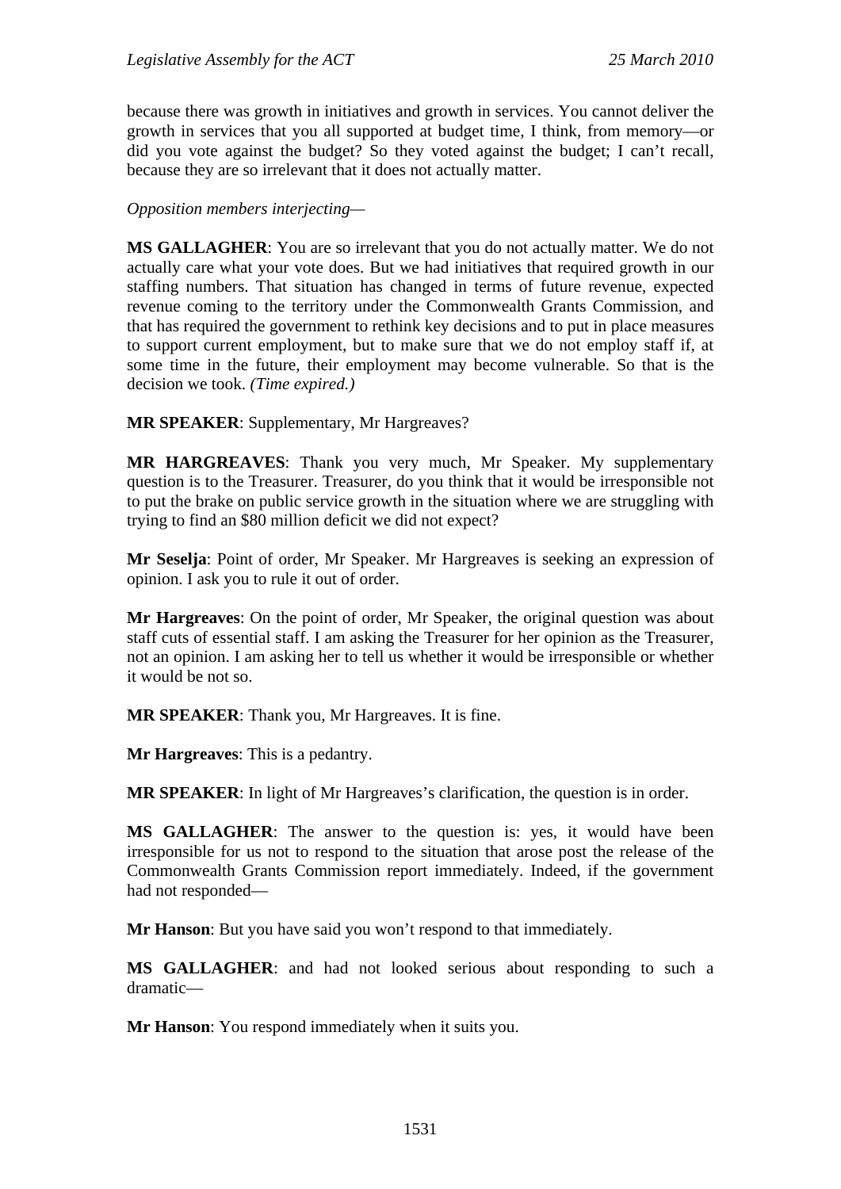because there was growth in initiatives and growth in services. You cannot deliver the growth in services that you all supported at budget time, I think, from memory—or did you vote against the budget? So they voted against the budget; I can't recall, because they are so irrelevant that it does not actually matter.

*Opposition members interjecting*—

**MS GALLAGHER**: You are so irrelevant that you do not actually matter. We do not actually care what your vote does. But we had initiatives that required growth in our staffing numbers. That situation has changed in terms of future revenue, expected revenue coming to the territory under the Commonwealth Grants Commission, and that has required the government to rethink key decisions and to put in place measures to support current employment, but to make sure that we do not employ staff if, at some time in the future, their employment may become vulnerable. So that is the decision we took. *(Time expired.)*

**MR SPEAKER**: Supplementary, Mr Hargreaves?

**MR HARGREAVES**: Thank you very much, Mr Speaker. My supplementary question is to the Treasurer. Treasurer, do you think that it would be irresponsible not to put the brake on public service growth in the situation where we are struggling with trying to find an $80 million deficit we did not expect?

**Mr Seselja**: Point of order, Mr Speaker. Mr Hargreaves is seeking an expression of opinion. I ask you to rule it out of order.

**Mr Hargreaves**: On the point of order, Mr Speaker, the original question was about staff cuts of essential staff. I am asking the Treasurer for her opinion as the Treasurer, not an opinion. I am asking her to tell us whether it would be irresponsible or whether it would be not so.

**MR SPEAKER**: Thank you, Mr Hargreaves. It is fine.

**Mr Hargreaves**: This is a pedantry.

**MR SPEAKER**: In light of Mr Hargreaves's clarification, the question is in order.

**MS GALLAGHER**: The answer to the question is: yes, it would have been irresponsible for us not to respond to the situation that arose post the release of the Commonwealth Grants Commission report immediately. Indeed, if the government had not responded—

**Mr Hanson**: But you have said you won't respond to that immediately.

**MS GALLAGHER**: and had not looked serious about responding to such a dramatic—

**Mr Hanson**: You respond immediately when it suits you.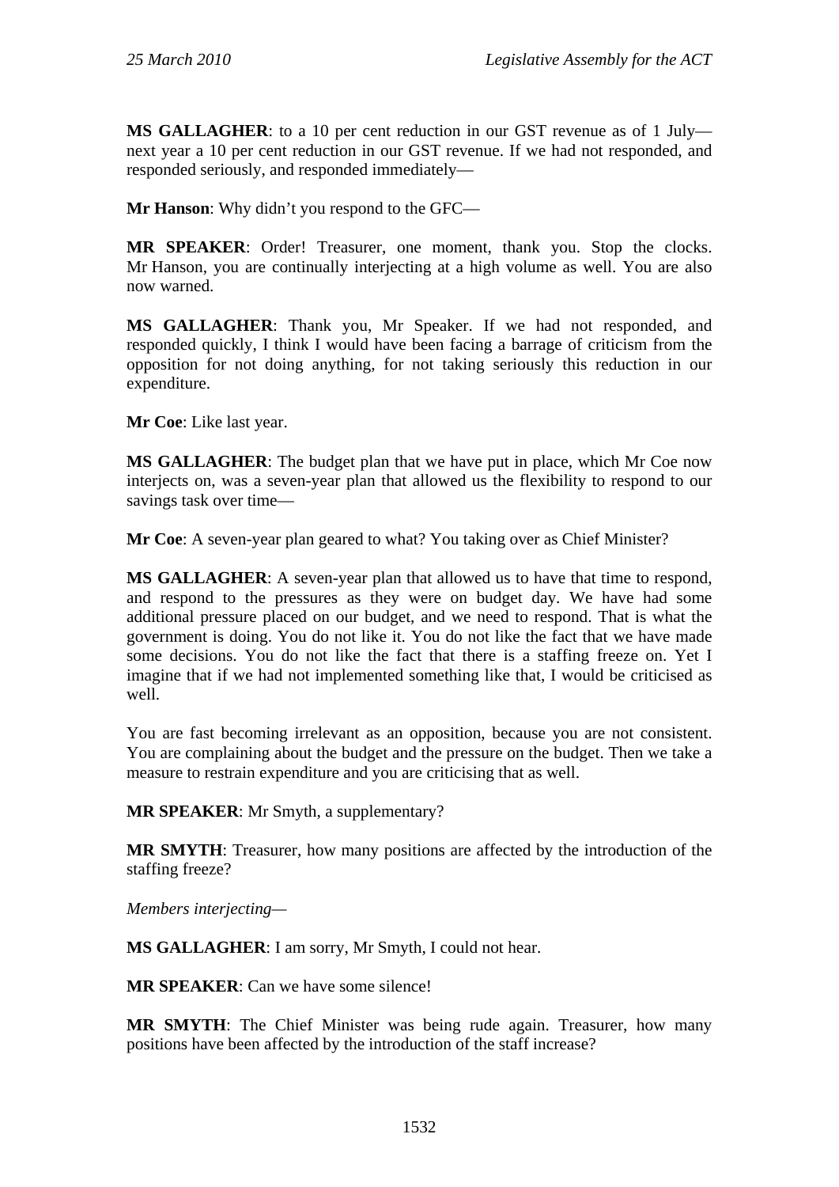**MS GALLAGHER**: to a 10 per cent reduction in our GST revenue as of 1 July—next year a 10 per cent reduction in our GST revenue. If we had not responded, and responded seriously, and responded immediately—

**Mr Hanson**: Why didn't you respond to the GFC—

**MR SPEAKER**: Order! Treasurer, one moment, thank you. Stop the clocks. Mr Hanson, you are continually interjecting at a high volume as well. You are also now warned.

**MS GALLAGHER**: Thank you, Mr Speaker. If we had not responded, and responded quickly, I think I would have been facing a barrage of criticism from the opposition for not doing anything, for not taking seriously this reduction in our expenditure.

**Mr Coe**: Like last year.

**MS GALLAGHER**: The budget plan that we have put in place, which Mr Coe now interjects on, was a seven-year plan that allowed us the flexibility to respond to our savings task over time—

**Mr Coe**: A seven-year plan geared to what? You taking over as Chief Minister?

**MS GALLAGHER**: A seven-year plan that allowed us to have that time to respond, and respond to the pressures as they were on budget day. We have had some additional pressure placed on our budget, and we need to respond. That is what the government is doing. You do not like it. You do not like the fact that we have made some decisions. You do not like the fact that there is a staffing freeze on. Yet I imagine that if we had not implemented something like that, I would be criticised as well.

You are fast becoming irrelevant as an opposition, because you are not consistent. You are complaining about the budget and the pressure on the budget. Then we take a measure to restrain expenditure and you are criticising that as well.

**MR SPEAKER**: Mr Smyth, a supplementary?

**MR SMYTH**: Treasurer, how many positions are affected by the introduction of the staffing freeze?

*Members interjecting—*

**MS GALLAGHER**: I am sorry, Mr Smyth, I could not hear.

**MR SPEAKER**: Can we have some silence!

**MR SMYTH**: The Chief Minister was being rude again. Treasurer, how many positions have been affected by the introduction of the staff increase?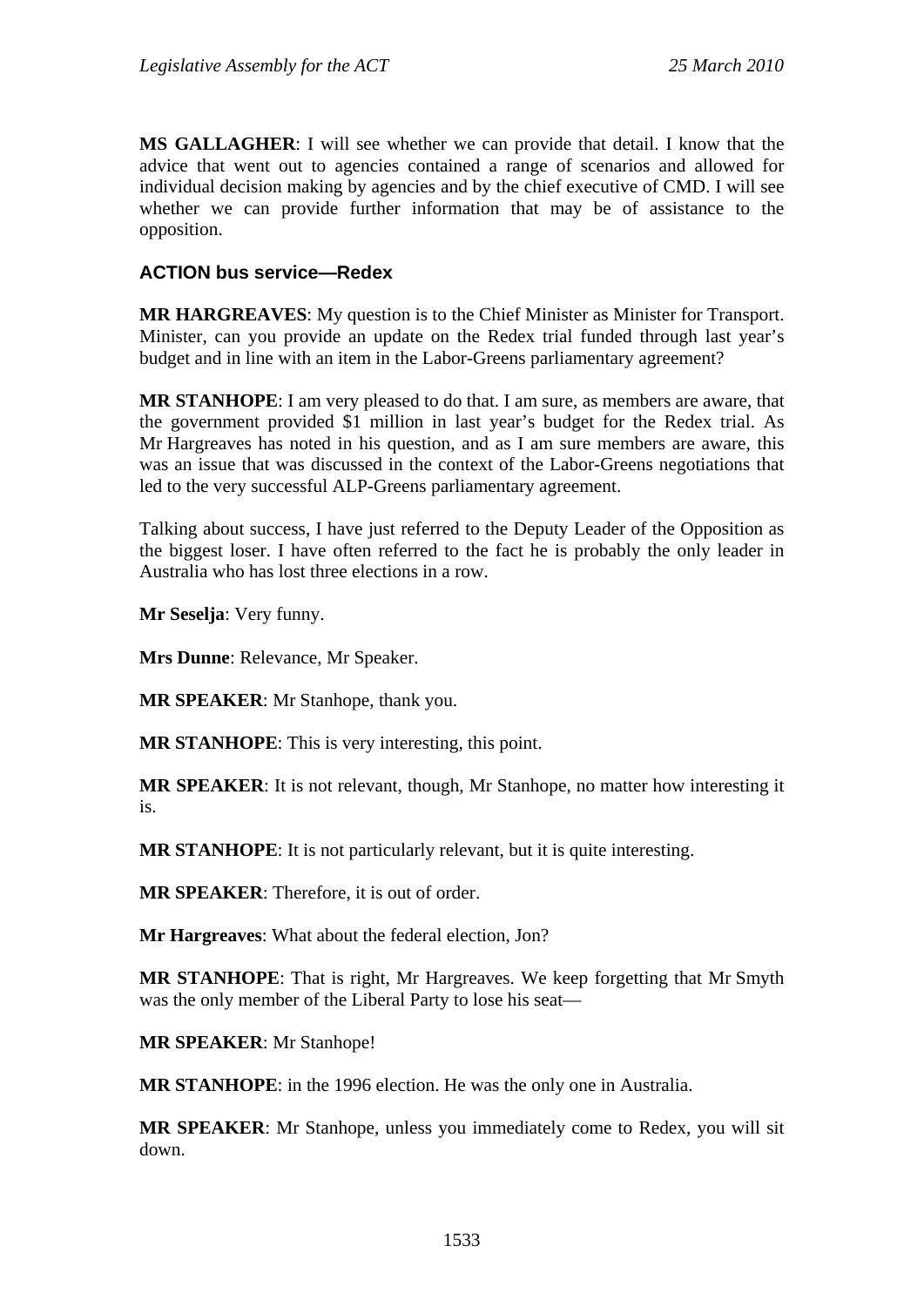**MS GALLAGHER**: I will see whether we can provide that detail. I know that the advice that went out to agencies contained a range of scenarios and allowed for individual decision making by agencies and by the chief executive of CMD. I will see whether we can provide further information that may be of assistance to the opposition.

### ACTION bus service—Redex

**MR HARGREAVES**: My question is to the Chief Minister as Minister for Transport. Minister, can you provide an update on the Redex trial funded through last year's budget and in line with an item in the Labor-Greens parliamentary agreement?

**MR STANHOPE**: I am very pleased to do that. I am sure, as members are aware, that the government provided $1 million in last year's budget for the Redex trial. As Mr Hargreaves has noted in his question, and as I am sure members are aware, this was an issue that was discussed in the context of the Labor-Greens negotiations that led to the very successful ALP-Greens parliamentary agreement.

Talking about success, I have just referred to the Deputy Leader of the Opposition as the biggest loser. I have often referred to the fact he is probably the only leader in Australia who has lost three elections in a row.

**Mr Seselja**: Very funny.

**Mrs Dunne**: Relevance, Mr Speaker.

**MR SPEAKER**: Mr Stanhope, thank you.

**MR STANHOPE**: This is very interesting, this point.

**MR SPEAKER**: It is not relevant, though, Mr Stanhope, no matter how interesting it is.

**MR STANHOPE**: It is not particularly relevant, but it is quite interesting.

**MR SPEAKER**: Therefore, it is out of order.

**Mr Hargreaves**: What about the federal election, Jon?

**MR STANHOPE**: That is right, Mr Hargreaves. We keep forgetting that Mr Smyth was the only member of the Liberal Party to lose his seat—

**MR SPEAKER**: Mr Stanhope!

**MR STANHOPE**: in the 1996 election. He was the only one in Australia.

**MR SPEAKER**: Mr Stanhope, unless you immediately come to Redex, you will sit down.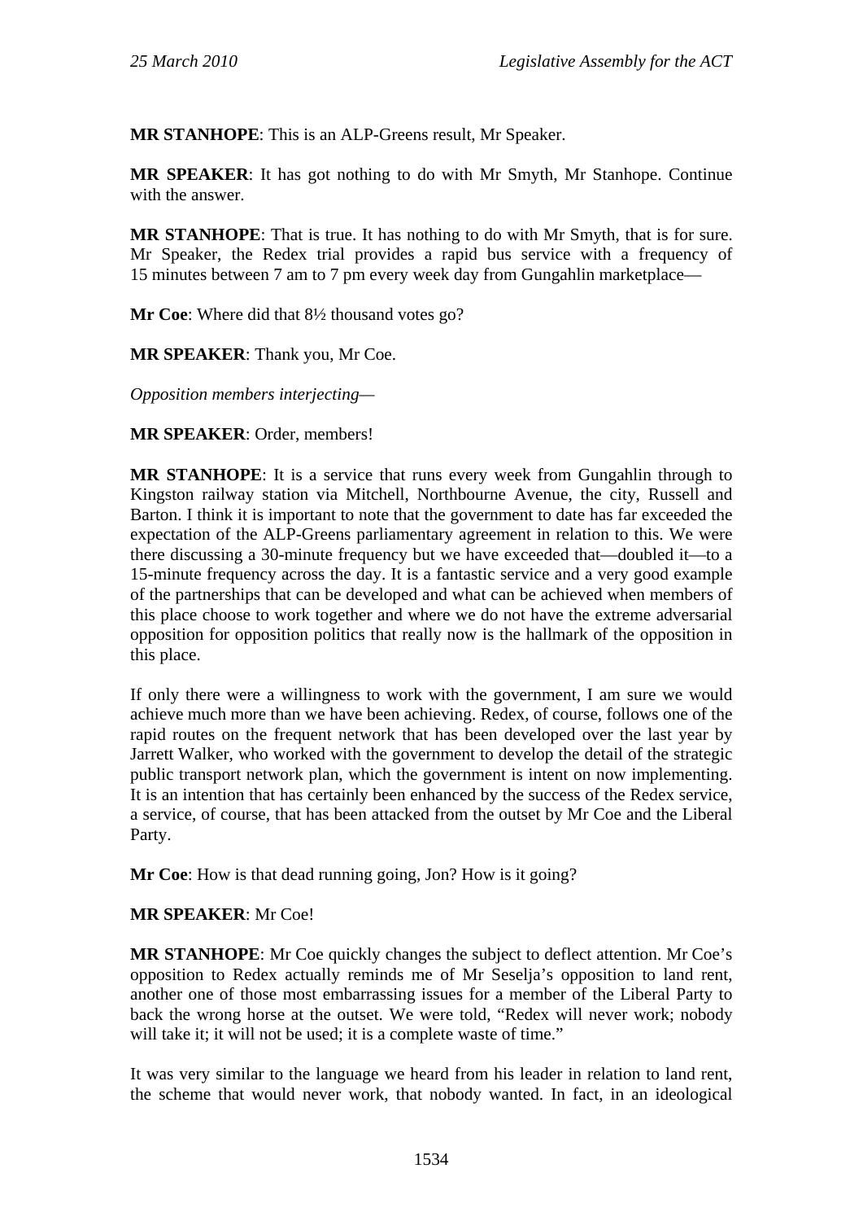**MR STANHOPE**: This is an ALP-Greens result, Mr Speaker.

**MR SPEAKER**: It has got nothing to do with Mr Smyth, Mr Stanhope. Continue with the answer.

**MR STANHOPE**: That is true. It has nothing to do with Mr Smyth, that is for sure. Mr Speaker, the Redex trial provides a rapid bus service with a frequency of 15 minutes between 7 am to 7 pm every week day from Gungahlin marketplace—

**Mr Coe**: Where did that 8½ thousand votes go?

**MR SPEAKER**: Thank you, Mr Coe.

*Opposition members interjecting*—

**MR SPEAKER**: Order, members!

**MR STANHOPE**: It is a service that runs every week from Gungahlin through to Kingston railway station via Mitchell, Northbourne Avenue, the city, Russell and Barton. I think it is important to note that the government to date has far exceeded the expectation of the ALP-Greens parliamentary agreement in relation to this. We were there discussing a 30-minute frequency but we have exceeded that—doubled it—to a 15-minute frequency across the day. It is a fantastic service and a very good example of the partnerships that can be developed and what can be achieved when members of this place choose to work together and where we do not have the extreme adversarial opposition for opposition politics that really now is the hallmark of the opposition in this place.

If only there were a willingness to work with the government, I am sure we would achieve much more than we have been achieving. Redex, of course, follows one of the rapid routes on the frequent network that has been developed over the last year by Jarrett Walker, who worked with the government to develop the detail of the strategic public transport network plan, which the government is intent on now implementing. It is an intention that has certainly been enhanced by the success of the Redex service, a service, of course, that has been attacked from the outset by Mr Coe and the Liberal Party.

**Mr Coe**: How is that dead running going, Jon? How is it going?

**MR SPEAKER**: Mr Coe!

**MR STANHOPE**: Mr Coe quickly changes the subject to deflect attention. Mr Coe's opposition to Redex actually reminds me of Mr Seselja's opposition to land rent, another one of those most embarrassing issues for a member of the Liberal Party to back the wrong horse at the outset. We were told, "Redex will never work; nobody will take it; it will not be used; it is a complete waste of time."

It was very similar to the language we heard from his leader in relation to land rent, the scheme that would never work, that nobody wanted. In fact, in an ideological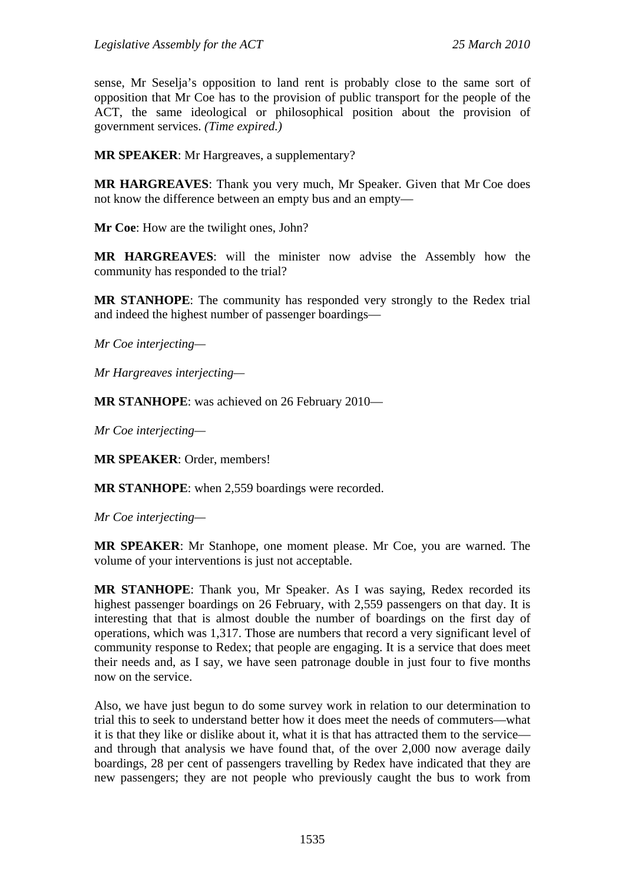sense, Mr Seselja's opposition to land rent is probably close to the same sort of opposition that Mr Coe has to the provision of public transport for the people of the ACT, the same ideological or philosophical position about the provision of government services. *(Time expired.)*

**MR SPEAKER**: Mr Hargreaves, a supplementary?

**MR HARGREAVES**: Thank you very much, Mr Speaker. Given that Mr Coe does not know the difference between an empty bus and an empty—

**Mr Coe**: How are the twilight ones, John?

**MR HARGREAVES**: will the minister now advise the Assembly how the community has responded to the trial?

**MR STANHOPE**: The community has responded very strongly to the Redex trial and indeed the highest number of passenger boardings—

*Mr Coe interjecting*—

*Mr Hargreaves interjecting*—

**MR STANHOPE**: was achieved on 26 February 2010—

*Mr Coe interjecting*—

**MR SPEAKER**: Order, members!

**MR STANHOPE**: when 2,559 boardings were recorded.

*Mr Coe interjecting*—

**MR SPEAKER**: Mr Stanhope, one moment please. Mr Coe, you are warned. The volume of your interventions is just not acceptable.

**MR STANHOPE**: Thank you, Mr Speaker. As I was saying, Redex recorded its highest passenger boardings on 26 February, with 2,559 passengers on that day. It is interesting that that is almost double the number of boardings on the first day of operations, which was 1,317. Those are numbers that record a very significant level of community response to Redex; that people are engaging. It is a service that does meet their needs and, as I say, we have seen patronage double in just four to five months now on the service.

Also, we have just begun to do some survey work in relation to our determination to trial this to seek to understand better how it does meet the needs of commuters—what it is that they like or dislike about it, what it is that has attracted them to the service—and through that analysis we have found that, of the over 2,000 now average daily boardings, 28 per cent of passengers travelling by Redex have indicated that they are new passengers; they are not people who previously caught the bus to work from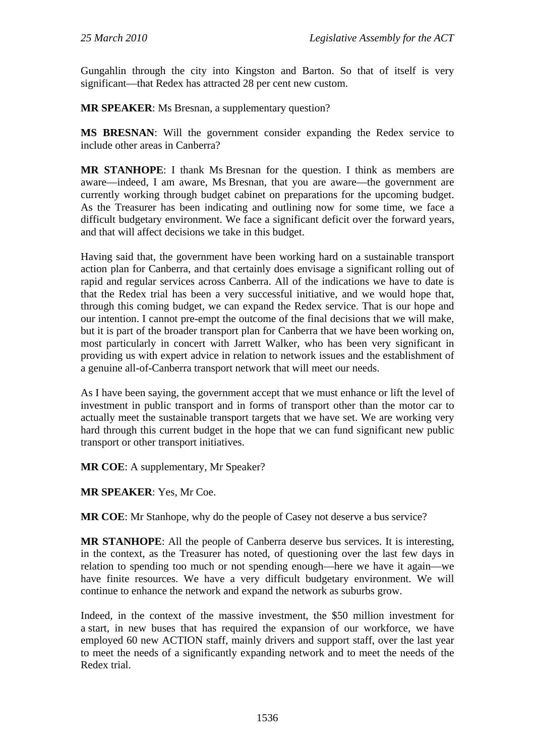Gungahlin through the city into Kingston and Barton. So that of itself is very significant—that Redex has attracted 28 per cent new custom.

**MR SPEAKER**: Ms Bresnan, a supplementary question?

**MS BRESNAN**: Will the government consider expanding the Redex service to include other areas in Canberra?

**MR STANHOPE**: I thank Ms Bresnan for the question. I think as members are aware—indeed, I am aware, Ms Bresnan, that you are aware—the government are currently working through budget cabinet on preparations for the upcoming budget. As the Treasurer has been indicating and outlining now for some time, we face a difficult budgetary environment. We face a significant deficit over the forward years, and that will affect decisions we take in this budget.

Having said that, the government have been working hard on a sustainable transport action plan for Canberra, and that certainly does envisage a significant rolling out of rapid and regular services across Canberra. All of the indications we have to date is that the Redex trial has been a very successful initiative, and we would hope that, through this coming budget, we can expand the Redex service. That is our hope and our intention. I cannot pre-empt the outcome of the final decisions that we will make, but it is part of the broader transport plan for Canberra that we have been working on, most particularly in concert with Jarrett Walker, who has been very significant in providing us with expert advice in relation to network issues and the establishment of a genuine all-of-Canberra transport network that will meet our needs.

As I have been saying, the government accept that we must enhance or lift the level of investment in public transport and in forms of transport other than the motor car to actually meet the sustainable transport targets that we have set. We are working very hard through this current budget in the hope that we can fund significant new public transport or other transport initiatives.

**MR COE**: A supplementary, Mr Speaker?

**MR SPEAKER**: Yes, Mr Coe.

**MR COE**: Mr Stanhope, why do the people of Casey not deserve a bus service?

**MR STANHOPE**: All the people of Canberra deserve bus services. It is interesting, in the context, as the Treasurer has noted, of questioning over the last few days in relation to spending too much or not spending enough—here we have it again—we have finite resources. We have a very difficult budgetary environment. We will continue to enhance the network and expand the network as suburbs grow.

Indeed, in the context of the massive investment, the $50 million investment for a start, in new buses that has required the expansion of our workforce, we have employed 60 new ACTION staff, mainly drivers and support staff, over the last year to meet the needs of a significantly expanding network and to meet the needs of the Redex trial.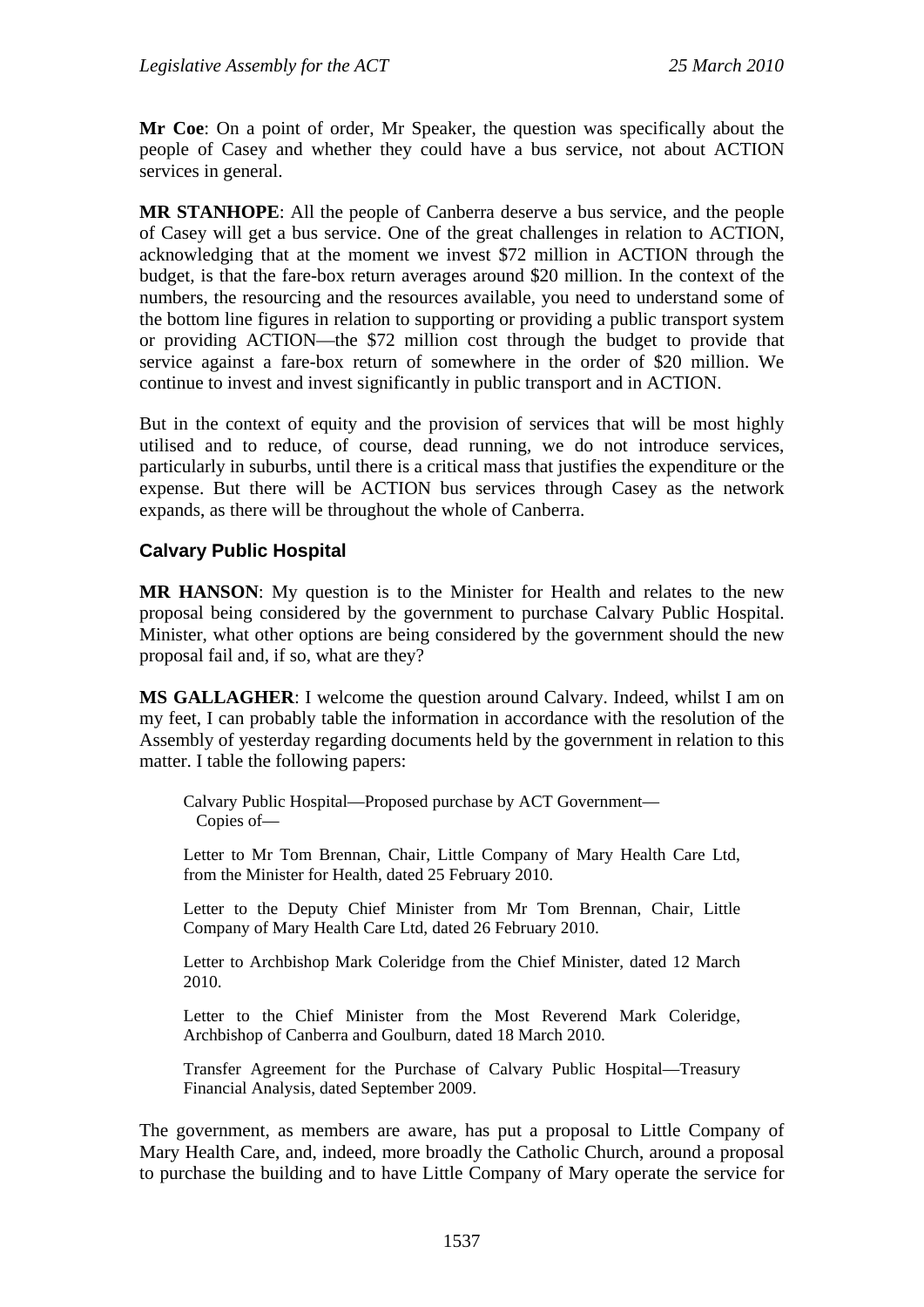**Mr Coe**: On a point of order, Mr Speaker, the question was specifically about the people of Casey and whether they could have a bus service, not about ACTION services in general.

**MR STANHOPE**: All the people of Canberra deserve a bus service, and the people of Casey will get a bus service. One of the great challenges in relation to ACTION, acknowledging that at the moment we invest $72 million in ACTION through the budget, is that the fare-box return averages around $20 million. In the context of the numbers, the resourcing and the resources available, you need to understand some of the bottom line figures in relation to supporting or providing a public transport system or providing ACTION—the $72 million cost through the budget to provide that service against a fare-box return of somewhere in the order of $20 million. We continue to invest and invest significantly in public transport and in ACTION.

But in the context of equity and the provision of services that will be most highly utilised and to reduce, of course, dead running, we do not introduce services, particularly in suburbs, until there is a critical mass that justifies the expenditure or the expense. But there will be ACTION bus services through Casey as the network expands, as there will be throughout the whole of Canberra.

### Calvary Public Hospital

**MR HANSON**: My question is to the Minister for Health and relates to the new proposal being considered by the government to purchase Calvary Public Hospital. Minister, what other options are being considered by the government should the new proposal fail and, if so, what are they?

**MS GALLAGHER**: I welcome the question around Calvary. Indeed, whilst I am on my feet, I can probably table the information in accordance with the resolution of the Assembly of yesterday regarding documents held by the government in relation to this matter. I table the following papers:

> Calvary Public Hospital—Proposed purchase by ACT Government—
> Copies of—
>
> Letter to Mr Tom Brennan, Chair, Little Company of Mary Health Care Ltd, from the Minister for Health, dated 25 February 2010.
>
> Letter to the Deputy Chief Minister from Mr Tom Brennan, Chair, Little Company of Mary Health Care Ltd, dated 26 February 2010.
>
> Letter to Archbishop Mark Coleridge from the Chief Minister, dated 12 March 2010.
>
> Letter to the Chief Minister from the Most Reverend Mark Coleridge, Archbishop of Canberra and Goulburn, dated 18 March 2010.
>
> Transfer Agreement for the Purchase of Calvary Public Hospital—Treasury Financial Analysis, dated September 2009.

The government, as members are aware, has put a proposal to Little Company of Mary Health Care, and, indeed, more broadly the Catholic Church, around a proposal to purchase the building and to have Little Company of Mary operate the service for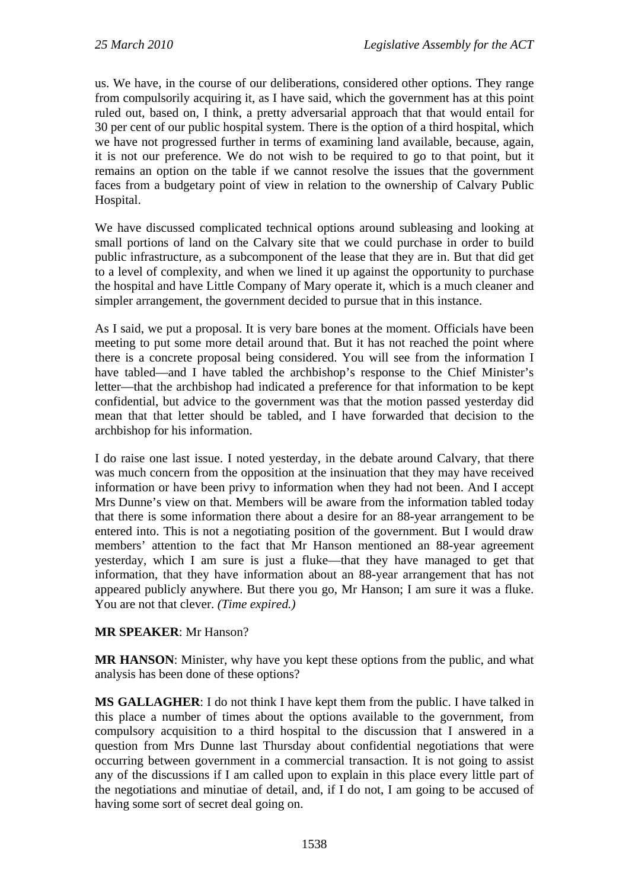us. We have, in the course of our deliberations, considered other options. They range from compulsorily acquiring it, as I have said, which the government has at this point ruled out, based on, I think, a pretty adversarial approach that that would entail for 30 per cent of our public hospital system. There is the option of a third hospital, which we have not progressed further in terms of examining land available, because, again, it is not our preference. We do not wish to be required to go to that point, but it remains an option on the table if we cannot resolve the issues that the government faces from a budgetary point of view in relation to the ownership of Calvary Public Hospital.

We have discussed complicated technical options around subleasing and looking at small portions of land on the Calvary site that we could purchase in order to build public infrastructure, as a subcomponent of the lease that they are in. But that did get to a level of complexity, and when we lined it up against the opportunity to purchase the hospital and have Little Company of Mary operate it, which is a much cleaner and simpler arrangement, the government decided to pursue that in this instance.

As I said, we put a proposal. It is very bare bones at the moment. Officials have been meeting to put some more detail around that. But it has not reached the point where there is a concrete proposal being considered. You will see from the information I have tabled—and I have tabled the archbishop's response to the Chief Minister's letter—that the archbishop had indicated a preference for that information to be kept confidential, but advice to the government was that the motion passed yesterday did mean that that letter should be tabled, and I have forwarded that decision to the archbishop for his information.

I do raise one last issue. I noted yesterday, in the debate around Calvary, that there was much concern from the opposition at the insinuation that they may have received information or have been privy to information when they had not been. And I accept Mrs Dunne's view on that. Members will be aware from the information tabled today that there is some information there about a desire for an 88-year arrangement to be entered into. This is not a negotiating position of the government. But I would draw members' attention to the fact that Mr Hanson mentioned an 88-year agreement yesterday, which I am sure is just a fluke—that they have managed to get that information, that they have information about an 88-year arrangement that has not appeared publicly anywhere. But there you go, Mr Hanson; I am sure it was a fluke. You are not that clever. *(Time expired.)*

**MR SPEAKER**: Mr Hanson?

**MR HANSON**: Minister, why have you kept these options from the public, and what analysis has been done of these options?

**MS GALLAGHER**: I do not think I have kept them from the public. I have talked in this place a number of times about the options available to the government, from compulsory acquisition to a third hospital to the discussion that I answered in a question from Mrs Dunne last Thursday about confidential negotiations that were occurring between government in a commercial transaction. It is not going to assist any of the discussions if I am called upon to explain in this place every little part of the negotiations and minutiae of detail, and, if I do not, I am going to be accused of having some sort of secret deal going on.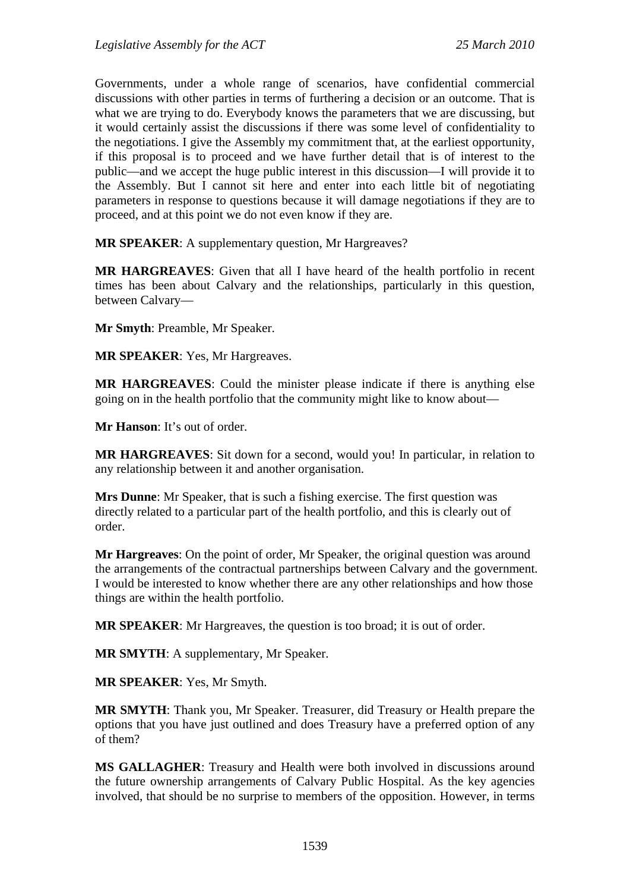Governments, under a whole range of scenarios, have confidential commercial discussions with other parties in terms of furthering a decision or an outcome. That is what we are trying to do. Everybody knows the parameters that we are discussing, but it would certainly assist the discussions if there was some level of confidentiality to the negotiations. I give the Assembly my commitment that, at the earliest opportunity, if this proposal is to proceed and we have further detail that is of interest to the public—and we accept the huge public interest in this discussion—I will provide it to the Assembly. But I cannot sit here and enter into each little bit of negotiating parameters in response to questions because it will damage negotiations if they are to proceed, and at this point we do not even know if they are.

**MR SPEAKER**: A supplementary question, Mr Hargreaves?

**MR HARGREAVES**: Given that all I have heard of the health portfolio in recent times has been about Calvary and the relationships, particularly in this question, between Calvary—

**Mr Smyth**: Preamble, Mr Speaker.

**MR SPEAKER**: Yes, Mr Hargreaves.

**MR HARGREAVES**: Could the minister please indicate if there is anything else going on in the health portfolio that the community might like to know about—

**Mr Hanson**: It's out of order.

**MR HARGREAVES**: Sit down for a second, would you! In particular, in relation to any relationship between it and another organisation.

**Mrs Dunne**: Mr Speaker, that is such a fishing exercise. The first question was directly related to a particular part of the health portfolio, and this is clearly out of order.

**Mr Hargreaves**: On the point of order, Mr Speaker, the original question was around the arrangements of the contractual partnerships between Calvary and the government. I would be interested to know whether there are any other relationships and how those things are within the health portfolio.

**MR SPEAKER**: Mr Hargreaves, the question is too broad; it is out of order.

**MR SMYTH**: A supplementary, Mr Speaker.

**MR SPEAKER**: Yes, Mr Smyth.

**MR SMYTH**: Thank you, Mr Speaker. Treasurer, did Treasury or Health prepare the options that you have just outlined and does Treasury have a preferred option of any of them?

**MS GALLAGHER**: Treasury and Health were both involved in discussions around the future ownership arrangements of Calvary Public Hospital. As the key agencies involved, that should be no surprise to members of the opposition. However, in terms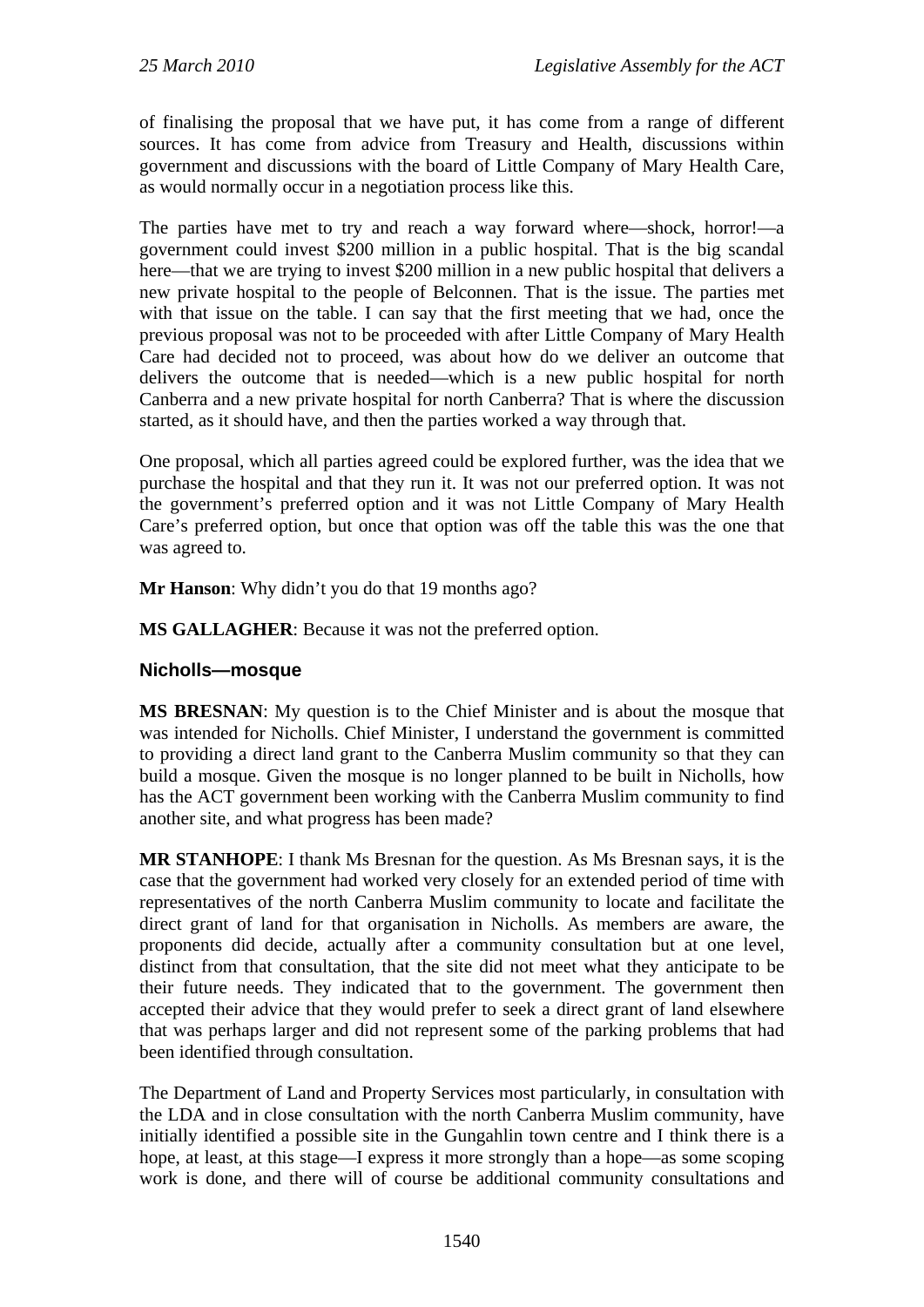of finalising the proposal that we have put, it has come from a range of different sources. It has come from advice from Treasury and Health, discussions within government and discussions with the board of Little Company of Mary Health Care, as would normally occur in a negotiation process like this.

The parties have met to try and reach a way forward where—shock, horror!—a government could invest \$200 million in a public hospital. That is the big scandal here—that we are trying to invest \$200 million in a new public hospital that delivers a new private hospital to the people of Belconnen. That is the issue. The parties met with that issue on the table. I can say that the first meeting that we had, once the previous proposal was not to be proceeded with after Little Company of Mary Health Care had decided not to proceed, was about how do we deliver an outcome that delivers the outcome that is needed—which is a new public hospital for north Canberra and a new private hospital for north Canberra? That is where the discussion started, as it should have, and then the parties worked a way through that.

One proposal, which all parties agreed could be explored further, was the idea that we purchase the hospital and that they run it. It was not our preferred option. It was not the government's preferred option and it was not Little Company of Mary Health Care's preferred option, but once that option was off the table this was the one that was agreed to.

**Mr Hanson**: Why didn't you do that 19 months ago?

**MS GALLAGHER**: Because it was not the preferred option.

### Nicholls—mosque

**MS BRESNAN**: My question is to the Chief Minister and is about the mosque that was intended for Nicholls. Chief Minister, I understand the government is committed to providing a direct land grant to the Canberra Muslim community so that they can build a mosque. Given the mosque is no longer planned to be built in Nicholls, how has the ACT government been working with the Canberra Muslim community to find another site, and what progress has been made?

**MR STANHOPE**: I thank Ms Bresnan for the question. As Ms Bresnan says, it is the case that the government had worked very closely for an extended period of time with representatives of the north Canberra Muslim community to locate and facilitate the direct grant of land for that organisation in Nicholls. As members are aware, the proponents did decide, actually after a community consultation but at one level, distinct from that consultation, that the site did not meet what they anticipate to be their future needs. They indicated that to the government. The government then accepted their advice that they would prefer to seek a direct grant of land elsewhere that was perhaps larger and did not represent some of the parking problems that had been identified through consultation.

The Department of Land and Property Services most particularly, in consultation with the LDA and in close consultation with the north Canberra Muslim community, have initially identified a possible site in the Gungahlin town centre and I think there is a hope, at least, at this stage—I express it more strongly than a hope—as some scoping work is done, and there will of course be additional community consultations and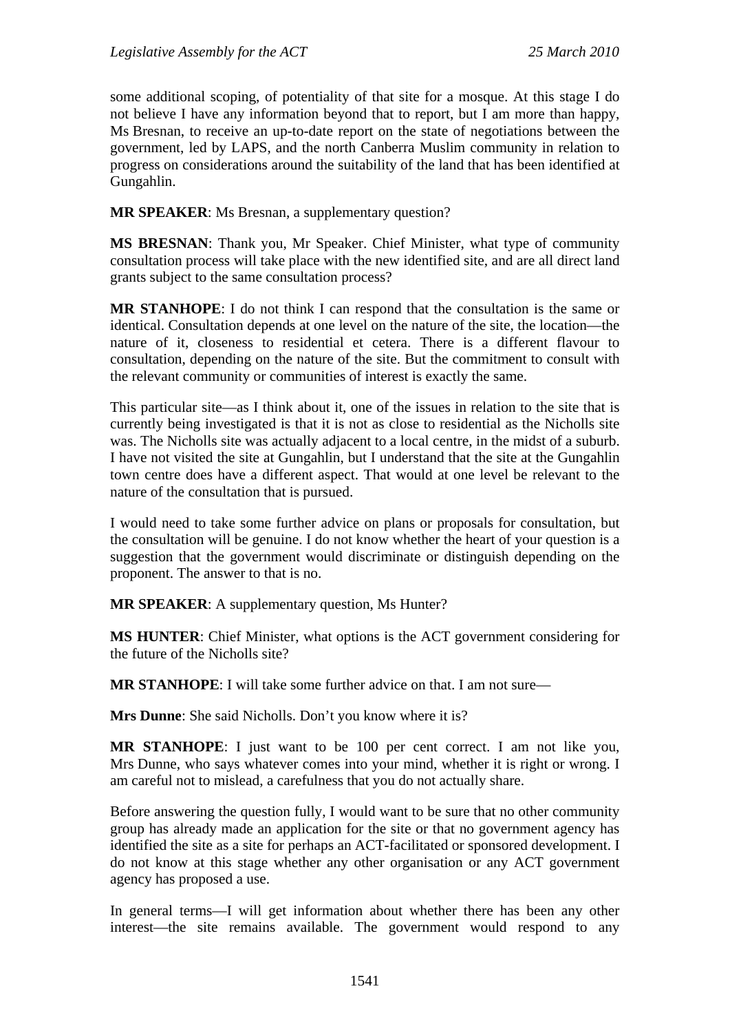some additional scoping, of potentiality of that site for a mosque. At this stage I do not believe I have any information beyond that to report, but I am more than happy, Ms Bresnan, to receive an up-to-date report on the state of negotiations between the government, led by LAPS, and the north Canberra Muslim community in relation to progress on considerations around the suitability of the land that has been identified at Gungahlin.

**MR SPEAKER**: Ms Bresnan, a supplementary question?

**MS BRESNAN**: Thank you, Mr Speaker. Chief Minister, what type of community consultation process will take place with the new identified site, and are all direct land grants subject to the same consultation process?

**MR STANHOPE**: I do not think I can respond that the consultation is the same or identical. Consultation depends at one level on the nature of the site, the location—the nature of it, closeness to residential et cetera. There is a different flavour to consultation, depending on the nature of the site. But the commitment to consult with the relevant community or communities of interest is exactly the same.

This particular site—as I think about it, one of the issues in relation to the site that is currently being investigated is that it is not as close to residential as the Nicholls site was. The Nicholls site was actually adjacent to a local centre, in the midst of a suburb. I have not visited the site at Gungahlin, but I understand that the site at the Gungahlin town centre does have a different aspect. That would at one level be relevant to the nature of the consultation that is pursued.

I would need to take some further advice on plans or proposals for consultation, but the consultation will be genuine. I do not know whether the heart of your question is a suggestion that the government would discriminate or distinguish depending on the proponent. The answer to that is no.

**MR SPEAKER**: A supplementary question, Ms Hunter?

**MS HUNTER**: Chief Minister, what options is the ACT government considering for the future of the Nicholls site?

**MR STANHOPE**: I will take some further advice on that. I am not sure—

**Mrs Dunne**: She said Nicholls. Don't you know where it is?

**MR STANHOPE**: I just want to be 100 per cent correct. I am not like you, Mrs Dunne, who says whatever comes into your mind, whether it is right or wrong. I am careful not to mislead, a carefulness that you do not actually share.

Before answering the question fully, I would want to be sure that no other community group has already made an application for the site or that no government agency has identified the site as a site for perhaps an ACT-facilitated or sponsored development. I do not know at this stage whether any other organisation or any ACT government agency has proposed a use.

In general terms—I will get information about whether there has been any other interest—the site remains available. The government would respond to any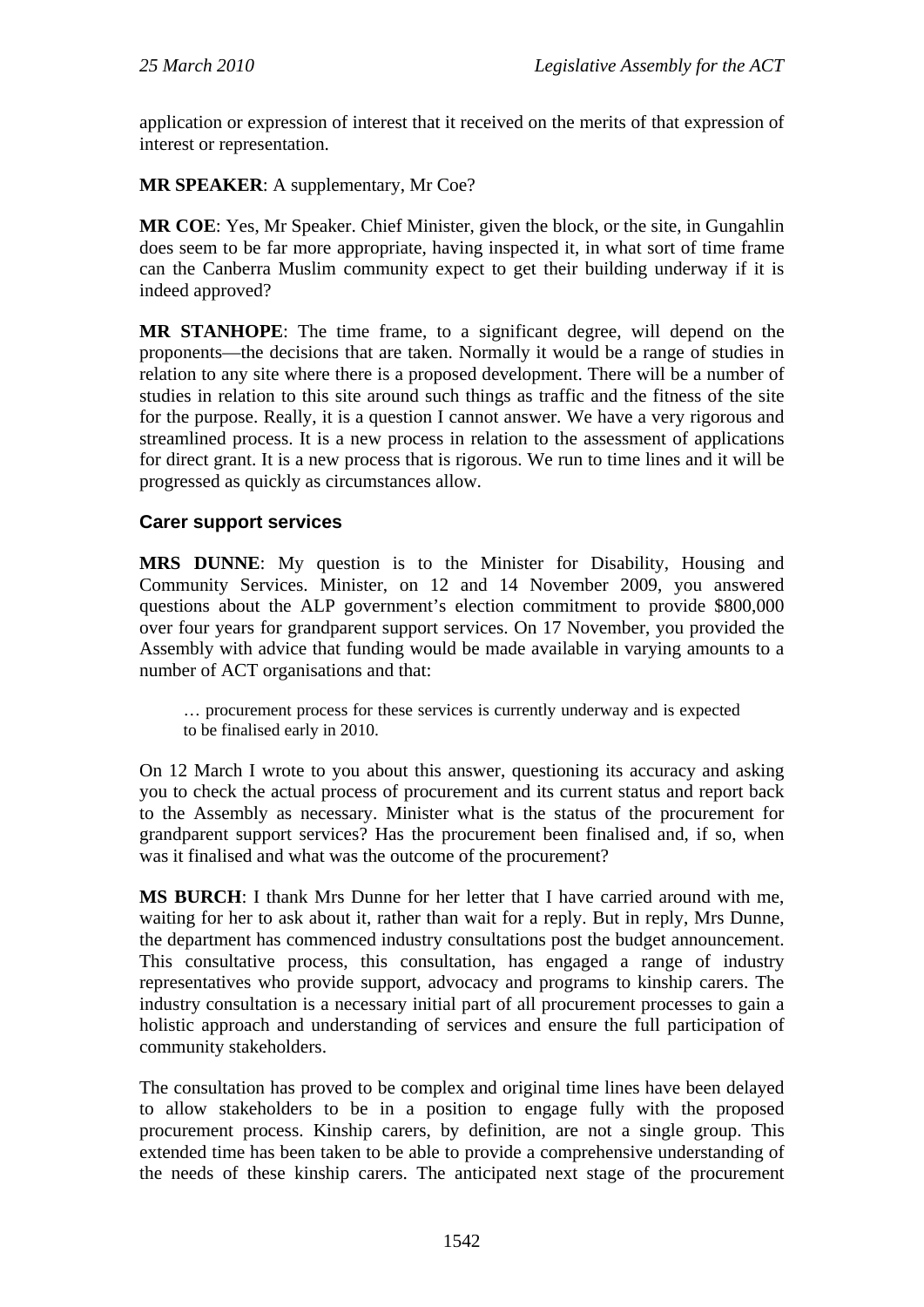application or expression of interest that it received on the merits of that expression of interest or representation.

**MR SPEAKER**: A supplementary, Mr Coe?

**MR COE**: Yes, Mr Speaker. Chief Minister, given the block, or the site, in Gungahlin does seem to be far more appropriate, having inspected it, in what sort of time frame can the Canberra Muslim community expect to get their building underway if it is indeed approved?

**MR STANHOPE**: The time frame, to a significant degree, will depend on the proponents—the decisions that are taken. Normally it would be a range of studies in relation to any site where there is a proposed development. There will be a number of studies in relation to this site around such things as traffic and the fitness of the site for the purpose. Really, it is a question I cannot answer. We have a very rigorous and streamlined process. It is a new process in relation to the assessment of applications for direct grant. It is a new process that is rigorous. We run to time lines and it will be progressed as quickly as circumstances allow.

### Carer support services

**MRS DUNNE**: My question is to the Minister for Disability, Housing and Community Services. Minister, on 12 and 14 November 2009, you answered questions about the ALP government's election commitment to provide $800,000 over four years for grandparent support services. On 17 November, you provided the Assembly with advice that funding would be made available in varying amounts to a number of ACT organisations and that:

> … procurement process for these services is currently underway and is expected to be finalised early in 2010.

On 12 March I wrote to you about this answer, questioning its accuracy and asking you to check the actual process of procurement and its current status and report back to the Assembly as necessary. Minister what is the status of the procurement for grandparent support services? Has the procurement been finalised and, if so, when was it finalised and what was the outcome of the procurement?

**MS BURCH**: I thank Mrs Dunne for her letter that I have carried around with me, waiting for her to ask about it, rather than wait for a reply. But in reply, Mrs Dunne, the department has commenced industry consultations post the budget announcement. This consultative process, this consultation, has engaged a range of industry representatives who provide support, advocacy and programs to kinship carers. The industry consultation is a necessary initial part of all procurement processes to gain a holistic approach and understanding of services and ensure the full participation of community stakeholders.

The consultation has proved to be complex and original time lines have been delayed to allow stakeholders to be in a position to engage fully with the proposed procurement process. Kinship carers, by definition, are not a single group. This extended time has been taken to be able to provide a comprehensive understanding of the needs of these kinship carers. The anticipated next stage of the procurement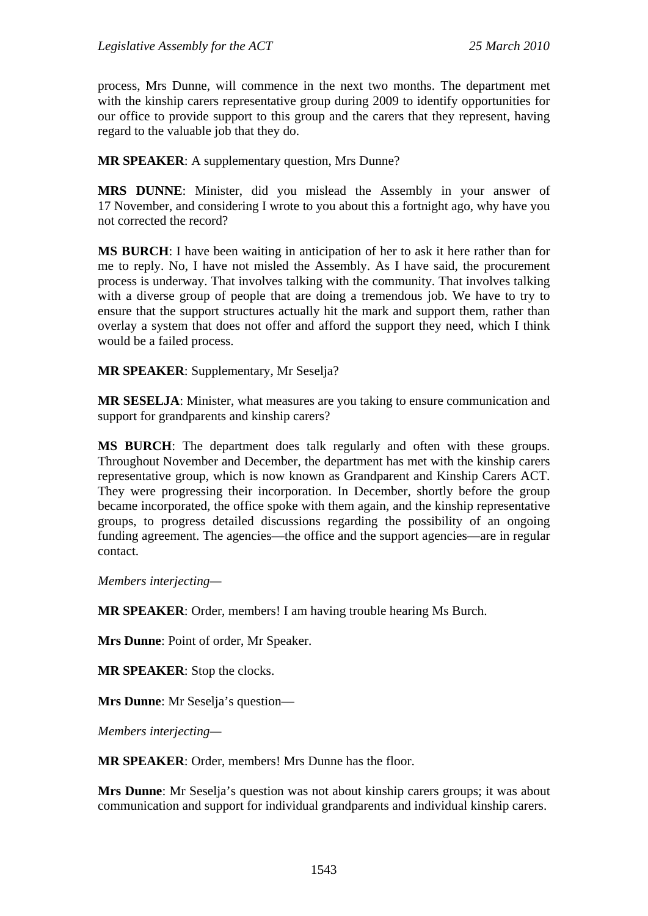process, Mrs Dunne, will commence in the next two months. The department met with the kinship carers representative group during 2009 to identify opportunities for our office to provide support to this group and the carers that they represent, having regard to the valuable job that they do.

**MR SPEAKER**: A supplementary question, Mrs Dunne?

**MRS DUNNE**: Minister, did you mislead the Assembly in your answer of 17 November, and considering I wrote to you about this a fortnight ago, why have you not corrected the record?

**MS BURCH**: I have been waiting in anticipation of her to ask it here rather than for me to reply. No, I have not misled the Assembly. As I have said, the procurement process is underway. That involves talking with the community. That involves talking with a diverse group of people that are doing a tremendous job. We have to try to ensure that the support structures actually hit the mark and support them, rather than overlay a system that does not offer and afford the support they need, which I think would be a failed process.

**MR SPEAKER**: Supplementary, Mr Seselja?

**MR SESELJA**: Minister, what measures are you taking to ensure communication and support for grandparents and kinship carers?

**MS BURCH**: The department does talk regularly and often with these groups. Throughout November and December, the department has met with the kinship carers representative group, which is now known as Grandparent and Kinship Carers ACT. They were progressing their incorporation. In December, shortly before the group became incorporated, the office spoke with them again, and the kinship representative groups, to progress detailed discussions regarding the possibility of an ongoing funding agreement. The agencies—the office and the support agencies—are in regular contact.

*Members interjecting*—

**MR SPEAKER**: Order, members! I am having trouble hearing Ms Burch.

**Mrs Dunne**: Point of order, Mr Speaker.

**MR SPEAKER**: Stop the clocks.

**Mrs Dunne**: Mr Seselja's question—

*Members interjecting*—

**MR SPEAKER**: Order, members! Mrs Dunne has the floor.

**Mrs Dunne**: Mr Seselja's question was not about kinship carers groups; it was about communication and support for individual grandparents and individual kinship carers.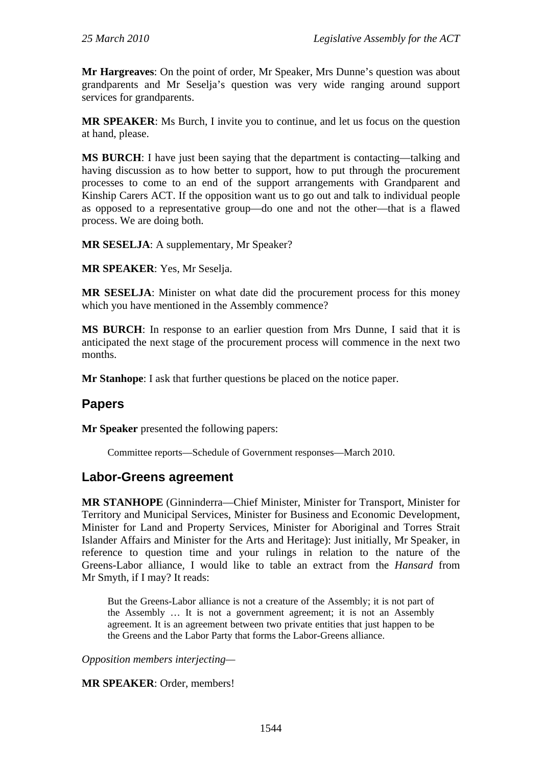**Mr Hargreaves**: On the point of order, Mr Speaker, Mrs Dunne's question was about grandparents and Mr Seselja's question was very wide ranging around support services for grandparents.

**MR SPEAKER**: Ms Burch, I invite you to continue, and let us focus on the question at hand, please.

**MS BURCH**: I have just been saying that the department is contacting—talking and having discussion as to how better to support, how to put through the procurement processes to come to an end of the support arrangements with Grandparent and Kinship Carers ACT. If the opposition want us to go out and talk to individual people as opposed to a representative group—do one and not the other—that is a flawed process. We are doing both.

**MR SESELJA**: A supplementary, Mr Speaker?

**MR SPEAKER**: Yes, Mr Seselja.

**MR SESELJA**: Minister on what date did the procurement process for this money which you have mentioned in the Assembly commence?

**MS BURCH**: In response to an earlier question from Mrs Dunne, I said that it is anticipated the next stage of the procurement process will commence in the next two months.

**Mr Stanhope**: I ask that further questions be placed on the notice paper.

## Papers

**Mr Speaker** presented the following papers:

> Committee reports—Schedule of Government responses—March 2010.

## Labor-Greens agreement

**MR STANHOPE** (Ginninderra—Chief Minister, Minister for Transport, Minister for Territory and Municipal Services, Minister for Business and Economic Development, Minister for Land and Property Services, Minister for Aboriginal and Torres Strait Islander Affairs and Minister for the Arts and Heritage): Just initially, Mr Speaker, in reference to question time and your rulings in relation to the nature of the Greens-Labor alliance, I would like to table an extract from the *Hansard* from Mr Smyth, if I may? It reads:

> But the Greens-Labor alliance is not a creature of the Assembly; it is not part of the Assembly … It is not a government agreement; it is not an Assembly agreement. It is an agreement between two private entities that just happen to be the Greens and the Labor Party that forms the Labor-Greens alliance.

*Opposition members interjecting*—

**MR SPEAKER**: Order, members!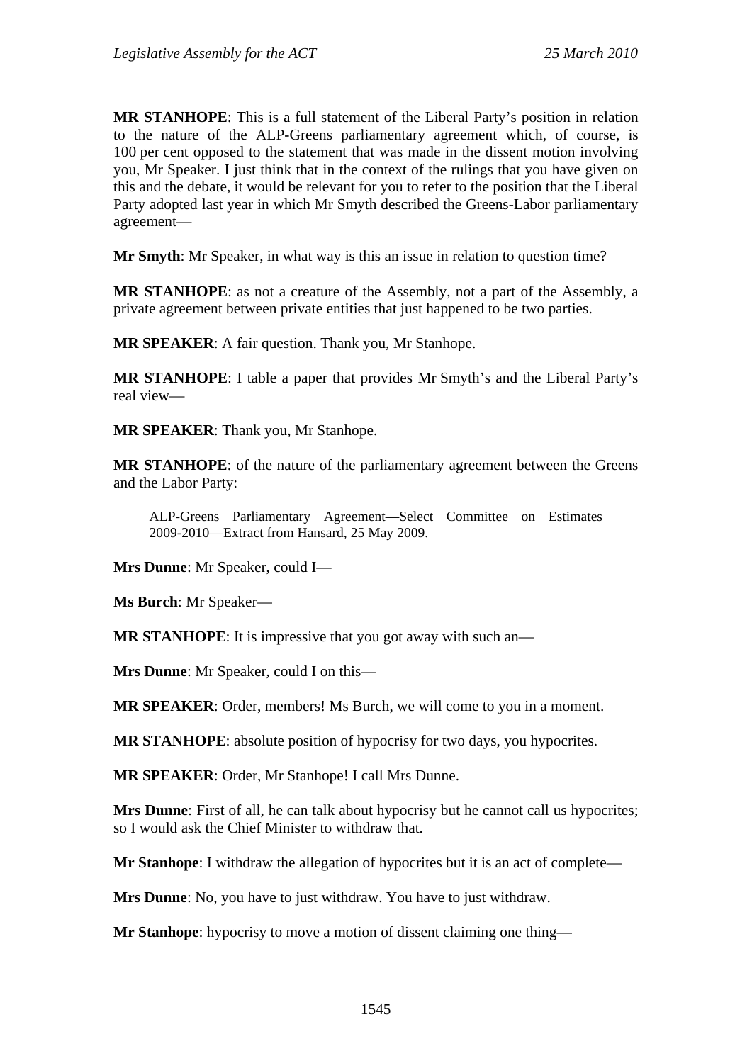**MR STANHOPE**: This is a full statement of the Liberal Party's position in relation to the nature of the ALP-Greens parliamentary agreement which, of course, is 100 per cent opposed to the statement that was made in the dissent motion involving you, Mr Speaker. I just think that in the context of the rulings that you have given on this and the debate, it would be relevant for you to refer to the position that the Liberal Party adopted last year in which Mr Smyth described the Greens-Labor parliamentary agreement—

**Mr Smyth**: Mr Speaker, in what way is this an issue in relation to question time?

**MR STANHOPE**: as not a creature of the Assembly, not a part of the Assembly, a private agreement between private entities that just happened to be two parties.

**MR SPEAKER**: A fair question. Thank you, Mr Stanhope.

**MR STANHOPE**: I table a paper that provides Mr Smyth's and the Liberal Party's real view—

**MR SPEAKER**: Thank you, Mr Stanhope.

**MR STANHOPE**: of the nature of the parliamentary agreement between the Greens and the Labor Party:

> ALP-Greens Parliamentary Agreement—Select Committee on Estimates 2009-2010—Extract from Hansard, 25 May 2009.

**Mrs Dunne**: Mr Speaker, could I—

**Ms Burch**: Mr Speaker—

**MR STANHOPE**: It is impressive that you got away with such an—

**Mrs Dunne**: Mr Speaker, could I on this—

**MR SPEAKER**: Order, members! Ms Burch, we will come to you in a moment.

**MR STANHOPE**: absolute position of hypocrisy for two days, you hypocrites.

**MR SPEAKER**: Order, Mr Stanhope! I call Mrs Dunne.

**Mrs Dunne**: First of all, he can talk about hypocrisy but he cannot call us hypocrites; so I would ask the Chief Minister to withdraw that.

**Mr Stanhope**: I withdraw the allegation of hypocrites but it is an act of complete—

**Mrs Dunne**: No, you have to just withdraw. You have to just withdraw.

**Mr Stanhope**: hypocrisy to move a motion of dissent claiming one thing—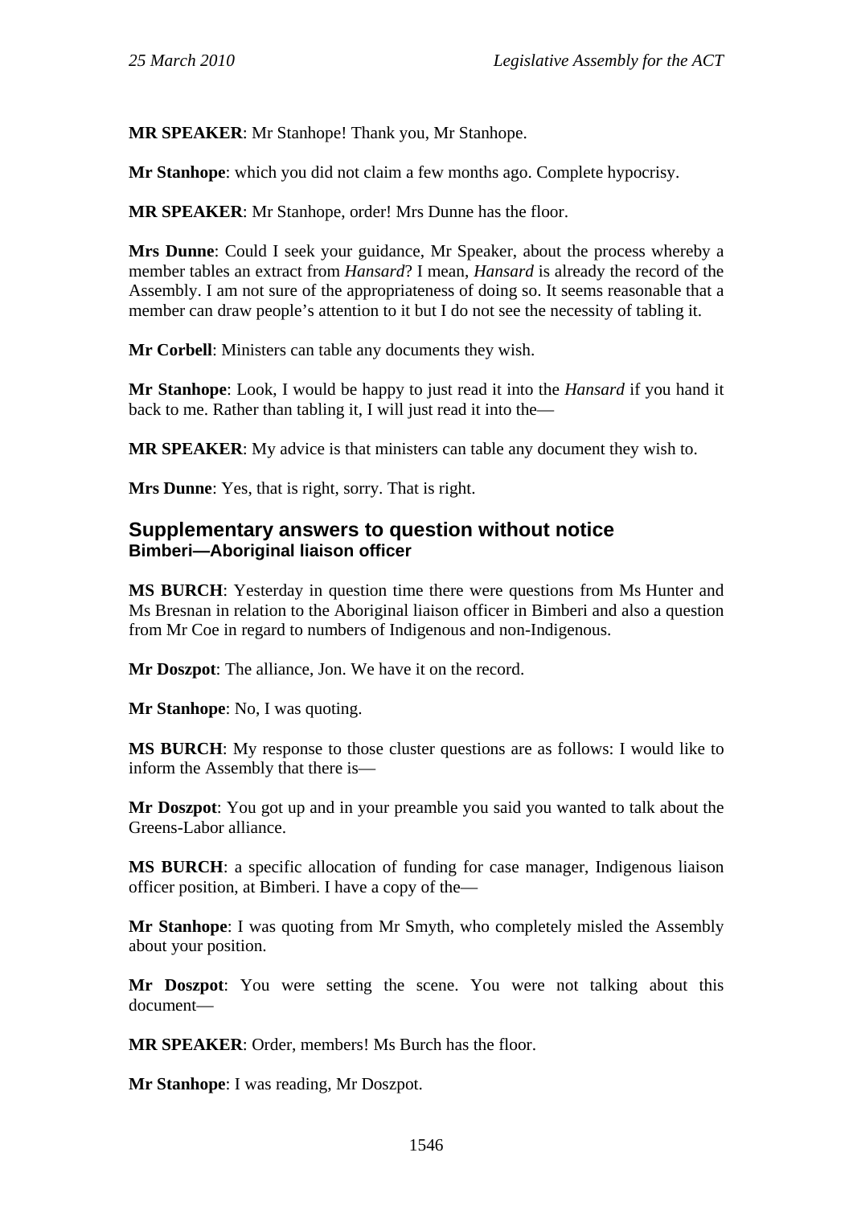**MR SPEAKER**: Mr Stanhope! Thank you, Mr Stanhope.

**Mr Stanhope**: which you did not claim a few months ago. Complete hypocrisy.

**MR SPEAKER**: Mr Stanhope, order! Mrs Dunne has the floor.

**Mrs Dunne**: Could I seek your guidance, Mr Speaker, about the process whereby a member tables an extract from *Hansard*? I mean, *Hansard* is already the record of the Assembly. I am not sure of the appropriateness of doing so. It seems reasonable that a member can draw people's attention to it but I do not see the necessity of tabling it.

**Mr Corbell**: Ministers can table any documents they wish.

**Mr Stanhope**: Look, I would be happy to just read it into the *Hansard* if you hand it back to me. Rather than tabling it, I will just read it into the—

**MR SPEAKER**: My advice is that ministers can table any document they wish to.

**Mrs Dunne**: Yes, that is right, sorry. That is right.

## Supplementary answers to question without notice

### Bimberi—Aboriginal liaison officer

**MS BURCH**: Yesterday in question time there were questions from Ms Hunter and Ms Bresnan in relation to the Aboriginal liaison officer in Bimberi and also a question from Mr Coe in regard to numbers of Indigenous and non-Indigenous.

**Mr Doszpot**: The alliance, Jon. We have it on the record.

**Mr Stanhope**: No, I was quoting.

**MS BURCH**: My response to those cluster questions are as follows: I would like to inform the Assembly that there is—

**Mr Doszpot**: You got up and in your preamble you said you wanted to talk about the Greens-Labor alliance.

**MS BURCH**: a specific allocation of funding for case manager, Indigenous liaison officer position, at Bimberi. I have a copy of the—

**Mr Stanhope**: I was quoting from Mr Smyth, who completely misled the Assembly about your position.

**Mr Doszpot**: You were setting the scene. You were not talking about this document—

**MR SPEAKER**: Order, members! Ms Burch has the floor.

**Mr Stanhope**: I was reading, Mr Doszpot.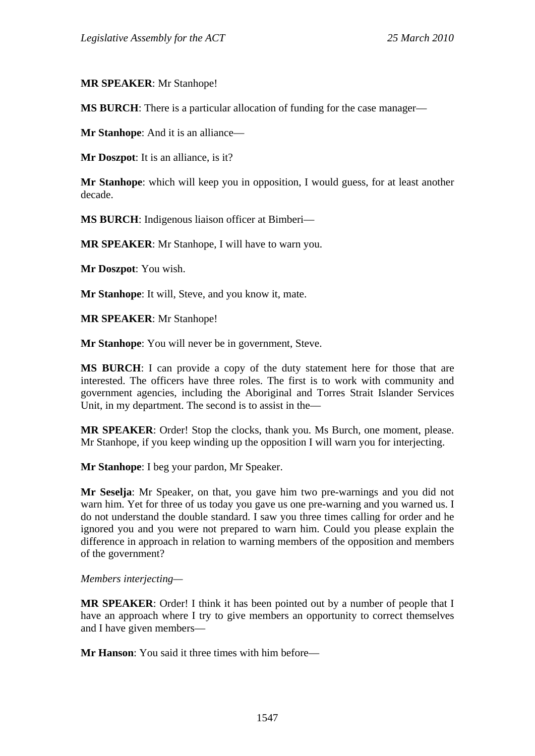**MR SPEAKER**: Mr Stanhope!

**MS BURCH**: There is a particular allocation of funding for the case manager—

**Mr Stanhope**: And it is an alliance—

**Mr Doszpot**: It is an alliance, is it?

**Mr Stanhope**: which will keep you in opposition, I would guess, for at least another decade.

**MS BURCH**: Indigenous liaison officer at Bimberi—

**MR SPEAKER**: Mr Stanhope, I will have to warn you.

**Mr Doszpot**: You wish.

**Mr Stanhope**: It will, Steve, and you know it, mate.

**MR SPEAKER**: Mr Stanhope!

**Mr Stanhope**: You will never be in government, Steve.

**MS BURCH**: I can provide a copy of the duty statement here for those that are interested. The officers have three roles. The first is to work with community and government agencies, including the Aboriginal and Torres Strait Islander Services Unit, in my department. The second is to assist in the—

**MR SPEAKER**: Order! Stop the clocks, thank you. Ms Burch, one moment, please. Mr Stanhope, if you keep winding up the opposition I will warn you for interjecting.

**Mr Stanhope**: I beg your pardon, Mr Speaker.

**Mr Seselja**: Mr Speaker, on that, you gave him two pre-warnings and you did not warn him. Yet for three of us today you gave us one pre-warning and you warned us. I do not understand the double standard. I saw you three times calling for order and he ignored you and you were not prepared to warn him. Could you please explain the difference in approach in relation to warning members of the opposition and members of the government?

*Members interjecting*—

**MR SPEAKER**: Order! I think it has been pointed out by a number of people that I have an approach where I try to give members an opportunity to correct themselves and I have given members—

**Mr Hanson**: You said it three times with him before—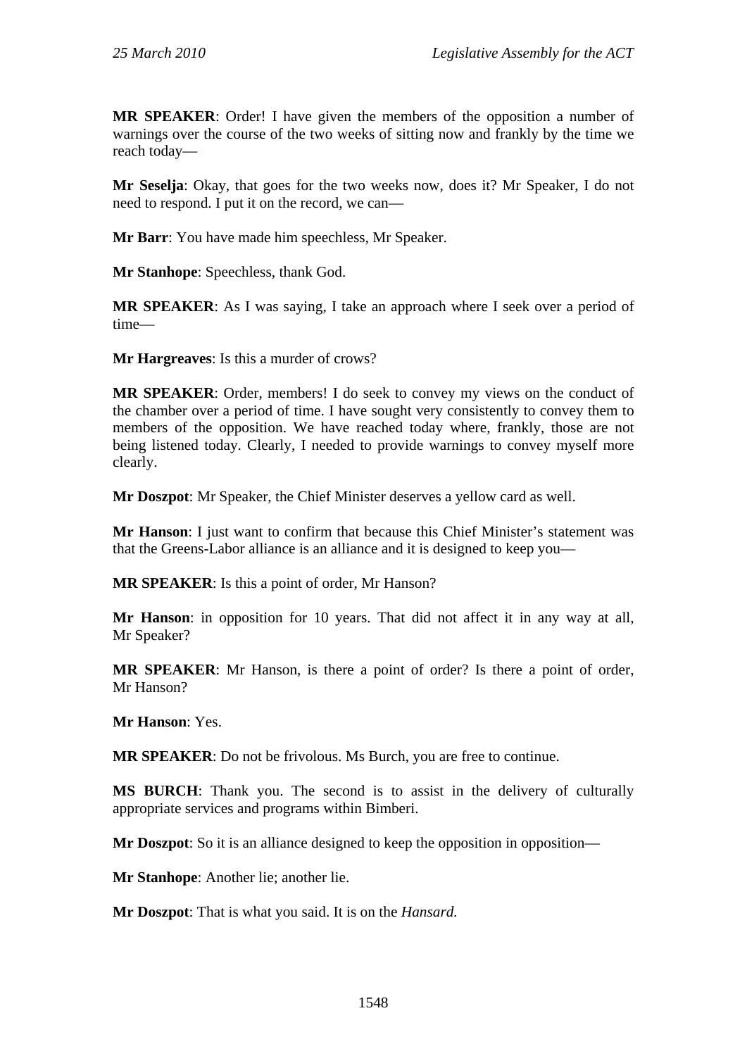**MR SPEAKER**: Order! I have given the members of the opposition a number of warnings over the course of the two weeks of sitting now and frankly by the time we reach today—

**Mr Seselja**: Okay, that goes for the two weeks now, does it? Mr Speaker, I do not need to respond. I put it on the record, we can—

**Mr Barr**: You have made him speechless, Mr Speaker.

**Mr Stanhope**: Speechless, thank God.

**MR SPEAKER**: As I was saying, I take an approach where I seek over a period of time—

**Mr Hargreaves**: Is this a murder of crows?

**MR SPEAKER**: Order, members! I do seek to convey my views on the conduct of the chamber over a period of time. I have sought very consistently to convey them to members of the opposition. We have reached today where, frankly, those are not being listened today. Clearly, I needed to provide warnings to convey myself more clearly.

**Mr Doszpot**: Mr Speaker, the Chief Minister deserves a yellow card as well.

**Mr Hanson**: I just want to confirm that because this Chief Minister's statement was that the Greens-Labor alliance is an alliance and it is designed to keep you—

**MR SPEAKER**: Is this a point of order, Mr Hanson?

**Mr Hanson**: in opposition for 10 years. That did not affect it in any way at all, Mr Speaker?

**MR SPEAKER**: Mr Hanson, is there a point of order? Is there a point of order, Mr Hanson?

**Mr Hanson**: Yes.

**MR SPEAKER**: Do not be frivolous. Ms Burch, you are free to continue.

**MS BURCH**: Thank you. The second is to assist in the delivery of culturally appropriate services and programs within Bimberi.

**Mr Doszpot**: So it is an alliance designed to keep the opposition in opposition—

**Mr Stanhope**: Another lie; another lie.

**Mr Doszpot**: That is what you said. It is on the *Hansard.*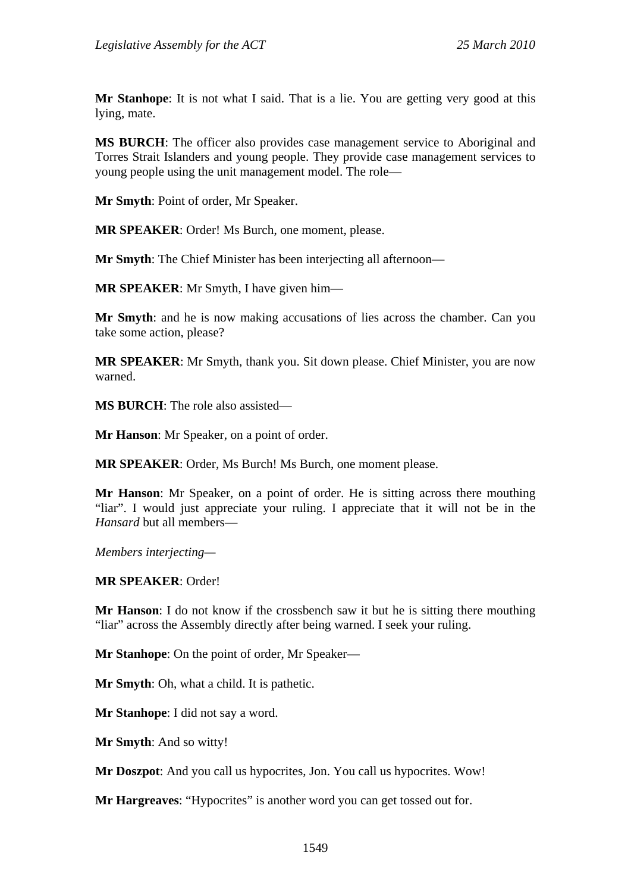**Mr Stanhope**: It is not what I said. That is a lie. You are getting very good at this lying, mate.

**MS BURCH**: The officer also provides case management service to Aboriginal and Torres Strait Islanders and young people. They provide case management services to young people using the unit management model. The role—

**Mr Smyth**: Point of order, Mr Speaker.

**MR SPEAKER**: Order! Ms Burch, one moment, please.

**Mr Smyth**: The Chief Minister has been interjecting all afternoon—

**MR SPEAKER**: Mr Smyth, I have given him—

**Mr Smyth**: and he is now making accusations of lies across the chamber. Can you take some action, please?

**MR SPEAKER**: Mr Smyth, thank you. Sit down please. Chief Minister, you are now warned.

**MS BURCH**: The role also assisted—

**Mr Hanson**: Mr Speaker, on a point of order.

**MR SPEAKER**: Order, Ms Burch! Ms Burch, one moment please.

**Mr Hanson**: Mr Speaker, on a point of order. He is sitting across there mouthing "liar". I would just appreciate your ruling. I appreciate that it will not be in the *Hansard* but all members—

*Members interjecting*—

**MR SPEAKER**: Order!

**Mr Hanson**: I do not know if the crossbench saw it but he is sitting there mouthing "liar" across the Assembly directly after being warned. I seek your ruling.

**Mr Stanhope**: On the point of order, Mr Speaker—

**Mr Smyth**: Oh, what a child. It is pathetic.

**Mr Stanhope**: I did not say a word.

**Mr Smyth**: And so witty!

**Mr Doszpot**: And you call us hypocrites, Jon. You call us hypocrites. Wow!

**Mr Hargreaves**: "Hypocrites" is another word you can get tossed out for.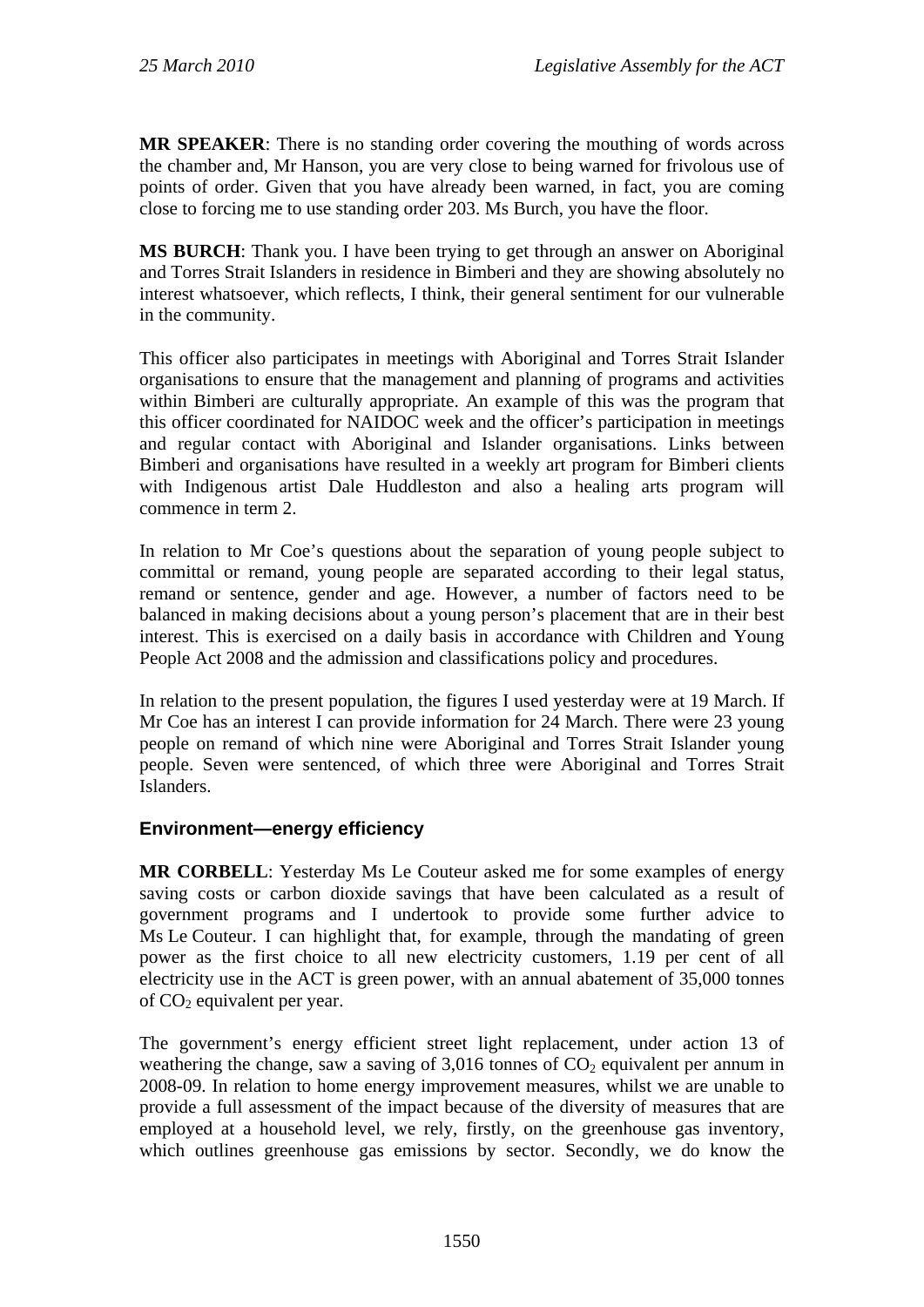**MR SPEAKER**: There is no standing order covering the mouthing of words across the chamber and, Mr Hanson, you are very close to being warned for frivolous use of points of order. Given that you have already been warned, in fact, you are coming close to forcing me to use standing order 203. Ms Burch, you have the floor.

**MS BURCH**: Thank you. I have been trying to get through an answer on Aboriginal and Torres Strait Islanders in residence in Bimberi and they are showing absolutely no interest whatsoever, which reflects, I think, their general sentiment for our vulnerable in the community.

This officer also participates in meetings with Aboriginal and Torres Strait Islander organisations to ensure that the management and planning of programs and activities within Bimberi are culturally appropriate. An example of this was the program that this officer coordinated for NAIDOC week and the officer's participation in meetings and regular contact with Aboriginal and Islander organisations. Links between Bimberi and organisations have resulted in a weekly art program for Bimberi clients with Indigenous artist Dale Huddleston and also a healing arts program will commence in term 2.

In relation to Mr Coe's questions about the separation of young people subject to committal or remand, young people are separated according to their legal status, remand or sentence, gender and age. However, a number of factors need to be balanced in making decisions about a young person's placement that are in their best interest. This is exercised on a daily basis in accordance with Children and Young People Act 2008 and the admission and classifications policy and procedures.

In relation to the present population, the figures I used yesterday were at 19 March. If Mr Coe has an interest I can provide information for 24 March. There were 23 young people on remand of which nine were Aboriginal and Torres Strait Islander young people. Seven were sentenced, of which three were Aboriginal and Torres Strait Islanders.

## Environment—energy efficiency

**MR CORBELL**: Yesterday Ms Le Couteur asked me for some examples of energy saving costs or carbon dioxide savings that have been calculated as a result of government programs and I undertook to provide some further advice to Ms Le Couteur. I can highlight that, for example, through the mandating of green power as the first choice to all new electricity customers, 1.19 per cent of all electricity use in the ACT is green power, with an annual abatement of 35,000 tonnes of $CO_2$ equivalent per year.

The government's energy efficient street light replacement, under action 13 of weathering the change, saw a saving of 3,016 tonnes of $CO_2$ equivalent per annum in 2008-09. In relation to home energy improvement measures, whilst we are unable to provide a full assessment of the impact because of the diversity of measures that are employed at a household level, we rely, firstly, on the greenhouse gas inventory, which outlines greenhouse gas emissions by sector. Secondly, we do know the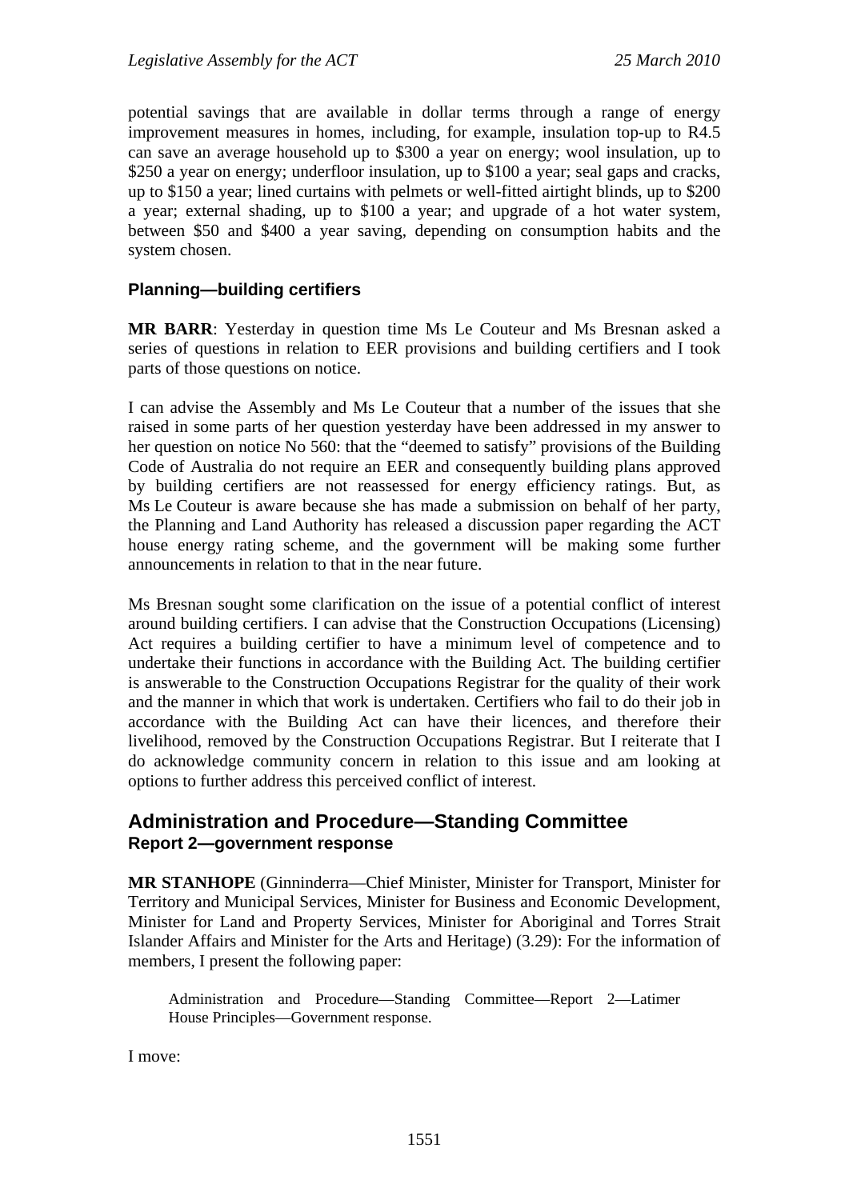potential savings that are available in dollar terms through a range of energy improvement measures in homes, including, for example, insulation top-up to R4.5 can save an average household up to $300 a year on energy; wool insulation, up to $250 a year on energy; underfloor insulation, up to $100 a year; seal gaps and cracks, up to $150 a year; lined curtains with pelmets or well-fitted airtight blinds, up to $200 a year; external shading, up to $100 a year; and upgrade of a hot water system, between $50 and $400 a year saving, depending on consumption habits and the system chosen.

### Planning—building certifiers

**MR BARR**: Yesterday in question time Ms Le Couteur and Ms Bresnan asked a series of questions in relation to EER provisions and building certifiers and I took parts of those questions on notice.

I can advise the Assembly and Ms Le Couteur that a number of the issues that she raised in some parts of her question yesterday have been addressed in my answer to her question on notice No 560: that the "deemed to satisfy" provisions of the Building Code of Australia do not require an EER and consequently building plans approved by building certifiers are not reassessed for energy efficiency ratings. But, as Ms Le Couteur is aware because she has made a submission on behalf of her party, the Planning and Land Authority has released a discussion paper regarding the ACT house energy rating scheme, and the government will be making some further announcements in relation to that in the near future.

Ms Bresnan sought some clarification on the issue of a potential conflict of interest around building certifiers. I can advise that the Construction Occupations (Licensing) Act requires a building certifier to have a minimum level of competence and to undertake their functions in accordance with the Building Act. The building certifier is answerable to the Construction Occupations Registrar for the quality of their work and the manner in which that work is undertaken. Certifiers who fail to do their job in accordance with the Building Act can have their licences, and therefore their livelihood, removed by the Construction Occupations Registrar. But I reiterate that I do acknowledge community concern in relation to this issue and am looking at options to further address this perceived conflict of interest.

## Administration and Procedure—Standing Committee

### Report 2—government response

**MR STANHOPE** (Ginninderra—Chief Minister, Minister for Transport, Minister for Territory and Municipal Services, Minister for Business and Economic Development, Minister for Land and Property Services, Minister for Aboriginal and Torres Strait Islander Affairs and Minister for the Arts and Heritage) (3.29): For the information of members, I present the following paper:

> Administration and Procedure—Standing Committee—Report 2—Latimer House Principles—Government response.

I move: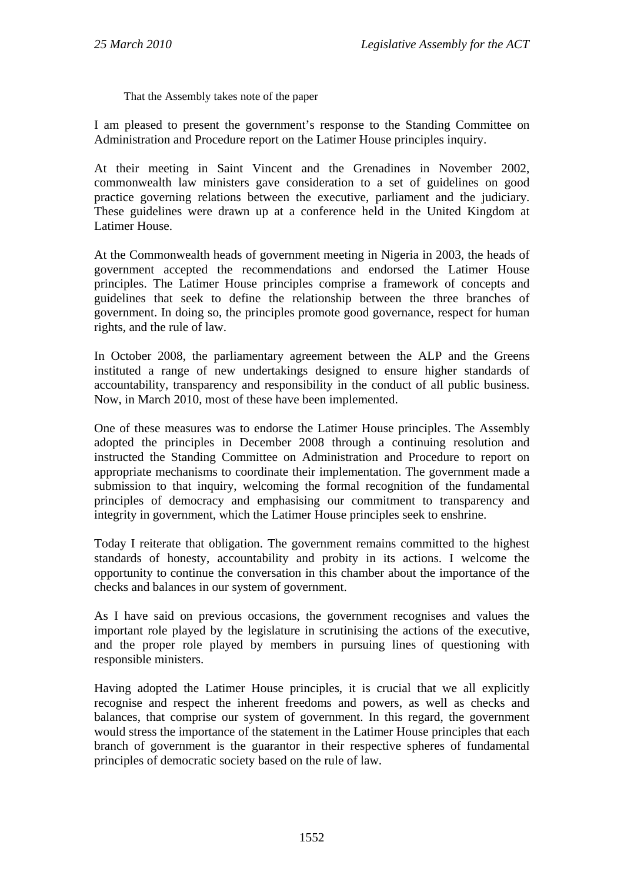That the Assembly takes note of the paper

I am pleased to present the government's response to the Standing Committee on Administration and Procedure report on the Latimer House principles inquiry.

At their meeting in Saint Vincent and the Grenadines in November 2002, commonwealth law ministers gave consideration to a set of guidelines on good practice governing relations between the executive, parliament and the judiciary. These guidelines were drawn up at a conference held in the United Kingdom at Latimer House.

At the Commonwealth heads of government meeting in Nigeria in 2003, the heads of government accepted the recommendations and endorsed the Latimer House principles. The Latimer House principles comprise a framework of concepts and guidelines that seek to define the relationship between the three branches of government. In doing so, the principles promote good governance, respect for human rights, and the rule of law.

In October 2008, the parliamentary agreement between the ALP and the Greens instituted a range of new undertakings designed to ensure higher standards of accountability, transparency and responsibility in the conduct of all public business. Now, in March 2010, most of these have been implemented.

One of these measures was to endorse the Latimer House principles. The Assembly adopted the principles in December 2008 through a continuing resolution and instructed the Standing Committee on Administration and Procedure to report on appropriate mechanisms to coordinate their implementation. The government made a submission to that inquiry, welcoming the formal recognition of the fundamental principles of democracy and emphasising our commitment to transparency and integrity in government, which the Latimer House principles seek to enshrine.

Today I reiterate that obligation. The government remains committed to the highest standards of honesty, accountability and probity in its actions. I welcome the opportunity to continue the conversation in this chamber about the importance of the checks and balances in our system of government.

As I have said on previous occasions, the government recognises and values the important role played by the legislature in scrutinising the actions of the executive, and the proper role played by members in pursuing lines of questioning with responsible ministers.

Having adopted the Latimer House principles, it is crucial that we all explicitly recognise and respect the inherent freedoms and powers, as well as checks and balances, that comprise our system of government. In this regard, the government would stress the importance of the statement in the Latimer House principles that each branch of government is the guarantor in their respective spheres of fundamental principles of democratic society based on the rule of law.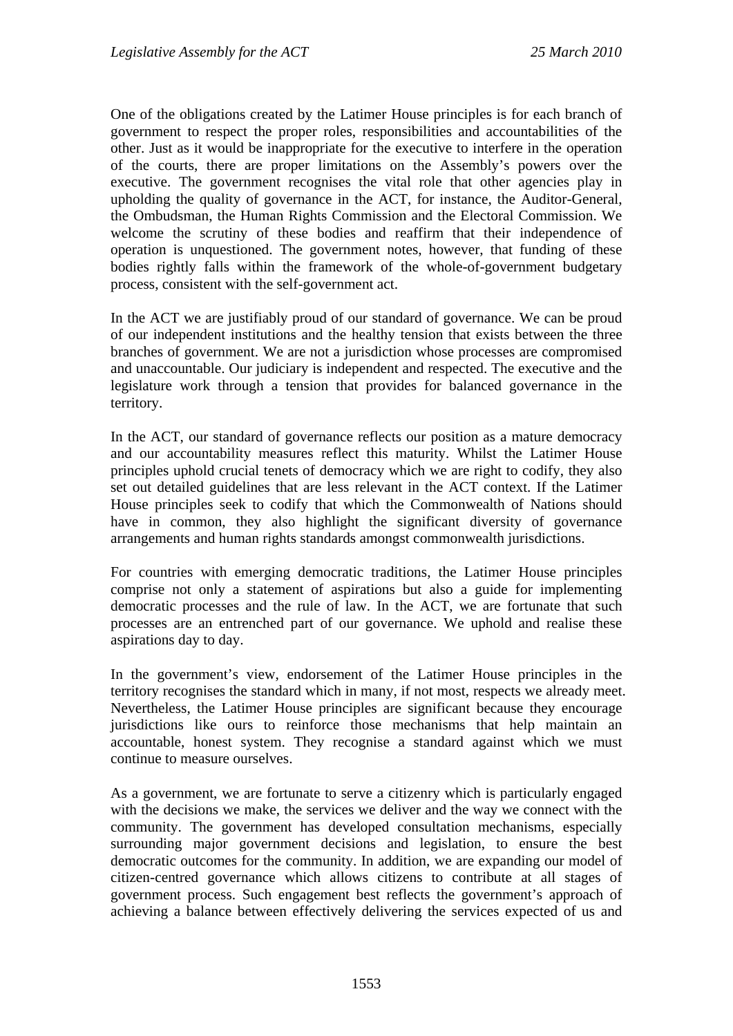One of the obligations created by the Latimer House principles is for each branch of government to respect the proper roles, responsibilities and accountabilities of the other. Just as it would be inappropriate for the executive to interfere in the operation of the courts, there are proper limitations on the Assembly's powers over the executive. The government recognises the vital role that other agencies play in upholding the quality of governance in the ACT, for instance, the Auditor-General, the Ombudsman, the Human Rights Commission and the Electoral Commission. We welcome the scrutiny of these bodies and reaffirm that their independence of operation is unquestioned. The government notes, however, that funding of these bodies rightly falls within the framework of the whole-of-government budgetary process, consistent with the self-government act.

In the ACT we are justifiably proud of our standard of governance. We can be proud of our independent institutions and the healthy tension that exists between the three branches of government. We are not a jurisdiction whose processes are compromised and unaccountable. Our judiciary is independent and respected. The executive and the legislature work through a tension that provides for balanced governance in the territory.

In the ACT, our standard of governance reflects our position as a mature democracy and our accountability measures reflect this maturity. Whilst the Latimer House principles uphold crucial tenets of democracy which we are right to codify, they also set out detailed guidelines that are less relevant in the ACT context. If the Latimer House principles seek to codify that which the Commonwealth of Nations should have in common, they also highlight the significant diversity of governance arrangements and human rights standards amongst commonwealth jurisdictions.

For countries with emerging democratic traditions, the Latimer House principles comprise not only a statement of aspirations but also a guide for implementing democratic processes and the rule of law. In the ACT, we are fortunate that such processes are an entrenched part of our governance. We uphold and realise these aspirations day to day.

In the government's view, endorsement of the Latimer House principles in the territory recognises the standard which in many, if not most, respects we already meet. Nevertheless, the Latimer House principles are significant because they encourage jurisdictions like ours to reinforce those mechanisms that help maintain an accountable, honest system. They recognise a standard against which we must continue to measure ourselves.

As a government, we are fortunate to serve a citizenry which is particularly engaged with the decisions we make, the services we deliver and the way we connect with the community. The government has developed consultation mechanisms, especially surrounding major government decisions and legislation, to ensure the best democratic outcomes for the community. In addition, we are expanding our model of citizen-centred governance which allows citizens to contribute at all stages of government process. Such engagement best reflects the government's approach of achieving a balance between effectively delivering the services expected of us and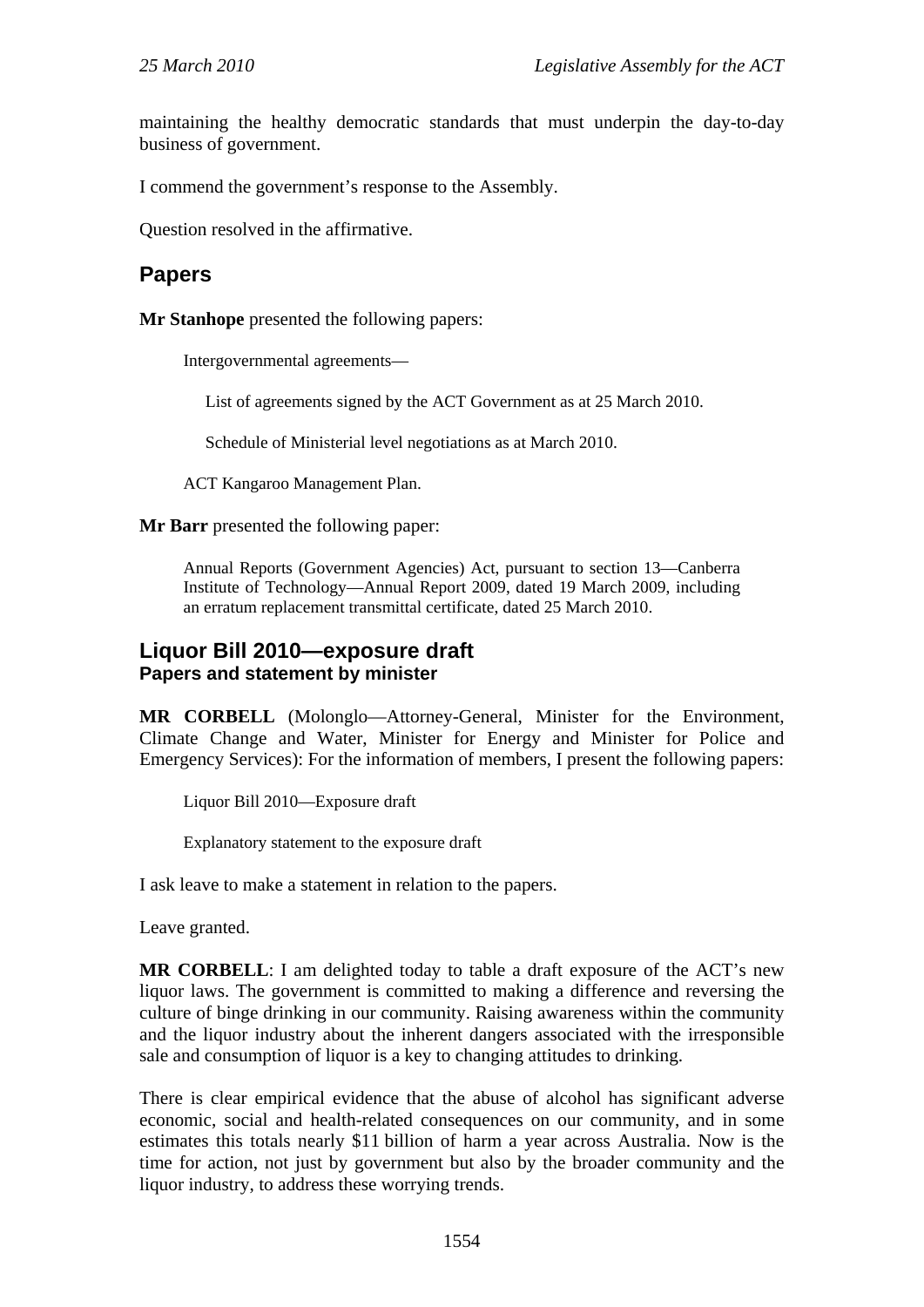maintaining the healthy democratic standards that must underpin the day-to-day business of government.

I commend the government's response to the Assembly.

Question resolved in the affirmative.

## Papers

**Mr Stanhope** presented the following papers:

> Intergovernmental agreements—
>
> > List of agreements signed by the ACT Government as at 25 March 2010.
> >
> > Schedule of Ministerial level negotiations as at March 2010.
>
> ACT Kangaroo Management Plan.

**Mr Barr** presented the following paper:

> Annual Reports (Government Agencies) Act, pursuant to section 13—Canberra Institute of Technology—Annual Report 2009, dated 19 March 2009, including an erratum replacement transmittal certificate, dated 25 March 2010.

## Liquor Bill 2010—exposure draft

### Papers and statement by minister

**MR CORBELL** (Molonglo—Attorney-General, Minister for the Environment, Climate Change and Water, Minister for Energy and Minister for Police and Emergency Services): For the information of members, I present the following papers:

> Liquor Bill 2010—Exposure draft
>
> Explanatory statement to the exposure draft

I ask leave to make a statement in relation to the papers.

Leave granted.

**MR CORBELL**: I am delighted today to table a draft exposure of the ACT's new liquor laws. The government is committed to making a difference and reversing the culture of binge drinking in our community. Raising awareness within the community and the liquor industry about the inherent dangers associated with the irresponsible sale and consumption of liquor is a key to changing attitudes to drinking.

There is clear empirical evidence that the abuse of alcohol has significant adverse economic, social and health-related consequences on our community, and in some estimates this totals nearly $11 billion of harm a year across Australia. Now is the time for action, not just by government but also by the broader community and the liquor industry, to address these worrying trends.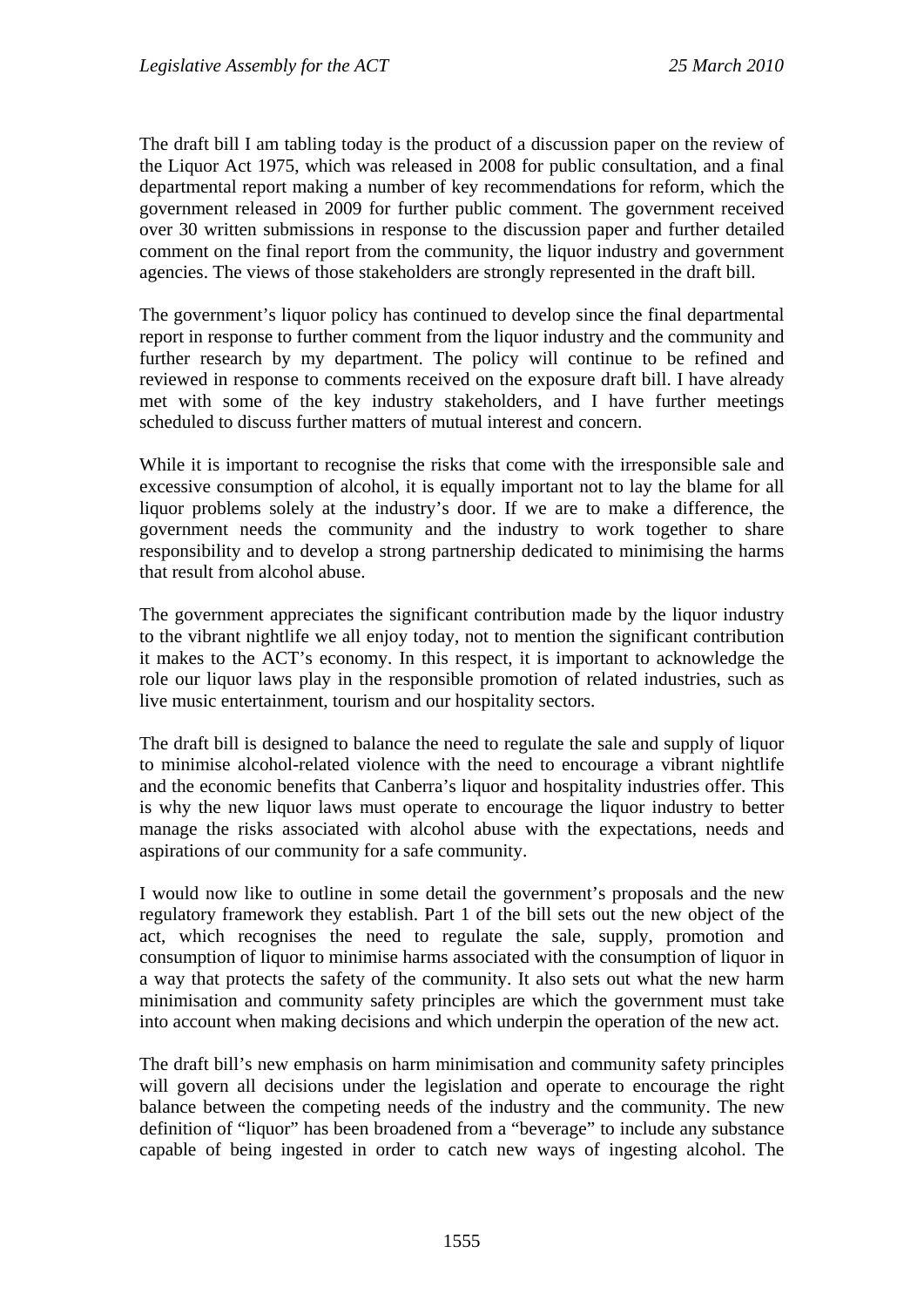The draft bill I am tabling today is the product of a discussion paper on the review of the Liquor Act 1975, which was released in 2008 for public consultation, and a final departmental report making a number of key recommendations for reform, which the government released in 2009 for further public comment. The government received over 30 written submissions in response to the discussion paper and further detailed comment on the final report from the community, the liquor industry and government agencies. The views of those stakeholders are strongly represented in the draft bill.

The government's liquor policy has continued to develop since the final departmental report in response to further comment from the liquor industry and the community and further research by my department. The policy will continue to be refined and reviewed in response to comments received on the exposure draft bill. I have already met with some of the key industry stakeholders, and I have further meetings scheduled to discuss further matters of mutual interest and concern.

While it is important to recognise the risks that come with the irresponsible sale and excessive consumption of alcohol, it is equally important not to lay the blame for all liquor problems solely at the industry's door. If we are to make a difference, the government needs the community and the industry to work together to share responsibility and to develop a strong partnership dedicated to minimising the harms that result from alcohol abuse.

The government appreciates the significant contribution made by the liquor industry to the vibrant nightlife we all enjoy today, not to mention the significant contribution it makes to the ACT's economy. In this respect, it is important to acknowledge the role our liquor laws play in the responsible promotion of related industries, such as live music entertainment, tourism and our hospitality sectors.

The draft bill is designed to balance the need to regulate the sale and supply of liquor to minimise alcohol-related violence with the need to encourage a vibrant nightlife and the economic benefits that Canberra's liquor and hospitality industries offer. This is why the new liquor laws must operate to encourage the liquor industry to better manage the risks associated with alcohol abuse with the expectations, needs and aspirations of our community for a safe community.

I would now like to outline in some detail the government's proposals and the new regulatory framework they establish. Part 1 of the bill sets out the new object of the act, which recognises the need to regulate the sale, supply, promotion and consumption of liquor to minimise harms associated with the consumption of liquor in a way that protects the safety of the community. It also sets out what the new harm minimisation and community safety principles are which the government must take into account when making decisions and which underpin the operation of the new act.

The draft bill's new emphasis on harm minimisation and community safety principles will govern all decisions under the legislation and operate to encourage the right balance between the competing needs of the industry and the community. The new definition of "liquor" has been broadened from a "beverage" to include any substance capable of being ingested in order to catch new ways of ingesting alcohol. The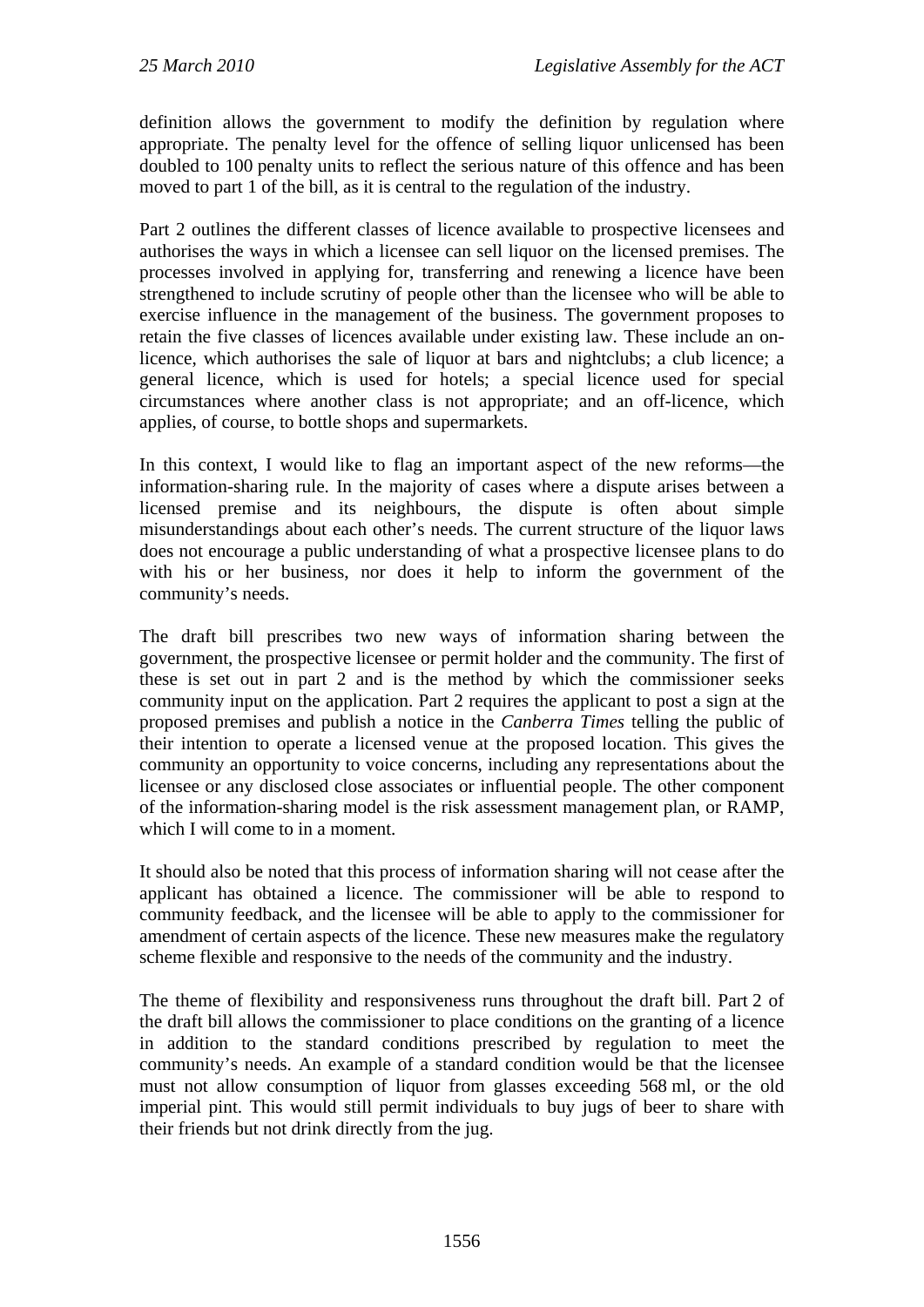definition allows the government to modify the definition by regulation where appropriate. The penalty level for the offence of selling liquor unlicensed has been doubled to 100 penalty units to reflect the serious nature of this offence and has been moved to part 1 of the bill, as it is central to the regulation of the industry.

Part 2 outlines the different classes of licence available to prospective licensees and authorises the ways in which a licensee can sell liquor on the licensed premises. The processes involved in applying for, transferring and renewing a licence have been strengthened to include scrutiny of people other than the licensee who will be able to exercise influence in the management of the business. The government proposes to retain the five classes of licences available under existing law. These include an on-licence, which authorises the sale of liquor at bars and nightclubs; a club licence; a general licence, which is used for hotels; a special licence used for special circumstances where another class is not appropriate; and an off-licence, which applies, of course, to bottle shops and supermarkets.

In this context, I would like to flag an important aspect of the new reforms—the information-sharing rule. In the majority of cases where a dispute arises between a licensed premise and its neighbours, the dispute is often about simple misunderstandings about each other's needs. The current structure of the liquor laws does not encourage a public understanding of what a prospective licensee plans to do with his or her business, nor does it help to inform the government of the community's needs.

The draft bill prescribes two new ways of information sharing between the government, the prospective licensee or permit holder and the community. The first of these is set out in part 2 and is the method by which the commissioner seeks community input on the application. Part 2 requires the applicant to post a sign at the proposed premises and publish a notice in the *Canberra Times* telling the public of their intention to operate a licensed venue at the proposed location. This gives the community an opportunity to voice concerns, including any representations about the licensee or any disclosed close associates or influential people. The other component of the information-sharing model is the risk assessment management plan, or RAMP, which I will come to in a moment.

It should also be noted that this process of information sharing will not cease after the applicant has obtained a licence. The commissioner will be able to respond to community feedback, and the licensee will be able to apply to the commissioner for amendment of certain aspects of the licence. These new measures make the regulatory scheme flexible and responsive to the needs of the community and the industry.

The theme of flexibility and responsiveness runs throughout the draft bill. Part 2 of the draft bill allows the commissioner to place conditions on the granting of a licence in addition to the standard conditions prescribed by regulation to meet the community's needs. An example of a standard condition would be that the licensee must not allow consumption of liquor from glasses exceeding 568 ml, or the old imperial pint. This would still permit individuals to buy jugs of beer to share with their friends but not drink directly from the jug.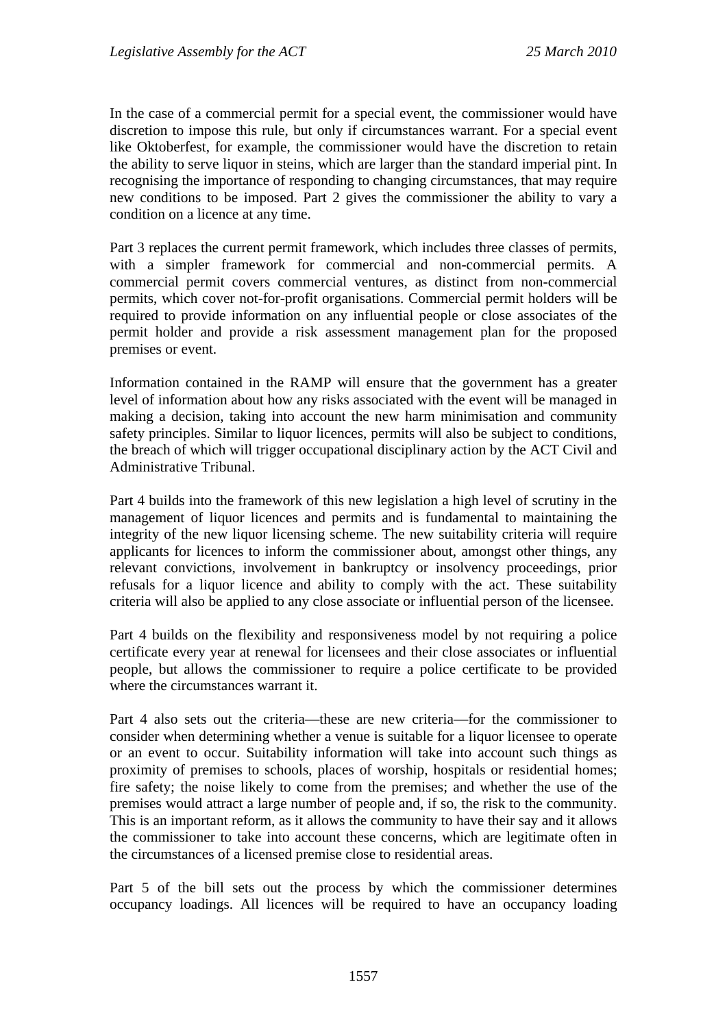In the case of a commercial permit for a special event, the commissioner would have discretion to impose this rule, but only if circumstances warrant. For a special event like Oktoberfest, for example, the commissioner would have the discretion to retain the ability to serve liquor in steins, which are larger than the standard imperial pint. In recognising the importance of responding to changing circumstances, that may require new conditions to be imposed. Part 2 gives the commissioner the ability to vary a condition on a licence at any time.

Part 3 replaces the current permit framework, which includes three classes of permits, with a simpler framework for commercial and non-commercial permits. A commercial permit covers commercial ventures, as distinct from non-commercial permits, which cover not-for-profit organisations. Commercial permit holders will be required to provide information on any influential people or close associates of the permit holder and provide a risk assessment management plan for the proposed premises or event.

Information contained in the RAMP will ensure that the government has a greater level of information about how any risks associated with the event will be managed in making a decision, taking into account the new harm minimisation and community safety principles. Similar to liquor licences, permits will also be subject to conditions, the breach of which will trigger occupational disciplinary action by the ACT Civil and Administrative Tribunal.

Part 4 builds into the framework of this new legislation a high level of scrutiny in the management of liquor licences and permits and is fundamental to maintaining the integrity of the new liquor licensing scheme. The new suitability criteria will require applicants for licences to inform the commissioner about, amongst other things, any relevant convictions, involvement in bankruptcy or insolvency proceedings, prior refusals for a liquor licence and ability to comply with the act. These suitability criteria will also be applied to any close associate or influential person of the licensee.

Part 4 builds on the flexibility and responsiveness model by not requiring a police certificate every year at renewal for licensees and their close associates or influential people, but allows the commissioner to require a police certificate to be provided where the circumstances warrant it.

Part 4 also sets out the criteria—these are new criteria—for the commissioner to consider when determining whether a venue is suitable for a liquor licensee to operate or an event to occur. Suitability information will take into account such things as proximity of premises to schools, places of worship, hospitals or residential homes; fire safety; the noise likely to come from the premises; and whether the use of the premises would attract a large number of people and, if so, the risk to the community. This is an important reform, as it allows the community to have their say and it allows the commissioner to take into account these concerns, which are legitimate often in the circumstances of a licensed premise close to residential areas.

Part 5 of the bill sets out the process by which the commissioner determines occupancy loadings. All licences will be required to have an occupancy loading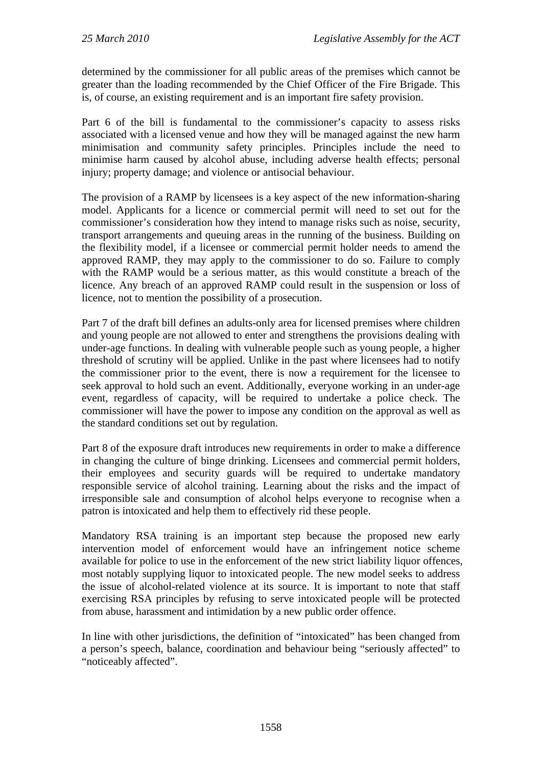determined by the commissioner for all public areas of the premises which cannot be greater than the loading recommended by the Chief Officer of the Fire Brigade. This is, of course, an existing requirement and is an important fire safety provision.

Part 6 of the bill is fundamental to the commissioner's capacity to assess risks associated with a licensed venue and how they will be managed against the new harm minimisation and community safety principles. Principles include the need to minimise harm caused by alcohol abuse, including adverse health effects; personal injury; property damage; and violence or antisocial behaviour.

The provision of a RAMP by licensees is a key aspect of the new information-sharing model. Applicants for a licence or commercial permit will need to set out for the commissioner's consideration how they intend to manage risks such as noise, security, transport arrangements and queuing areas in the running of the business. Building on the flexibility model, if a licensee or commercial permit holder needs to amend the approved RAMP, they may apply to the commissioner to do so. Failure to comply with the RAMP would be a serious matter, as this would constitute a breach of the licence. Any breach of an approved RAMP could result in the suspension or loss of licence, not to mention the possibility of a prosecution.

Part 7 of the draft bill defines an adults-only area for licensed premises where children and young people are not allowed to enter and strengthens the provisions dealing with under-age functions. In dealing with vulnerable people such as young people, a higher threshold of scrutiny will be applied. Unlike in the past where licensees had to notify the commissioner prior to the event, there is now a requirement for the licensee to seek approval to hold such an event. Additionally, everyone working in an under-age event, regardless of capacity, will be required to undertake a police check. The commissioner will have the power to impose any condition on the approval as well as the standard conditions set out by regulation.

Part 8 of the exposure draft introduces new requirements in order to make a difference in changing the culture of binge drinking. Licensees and commercial permit holders, their employees and security guards will be required to undertake mandatory responsible service of alcohol training. Learning about the risks and the impact of irresponsible sale and consumption of alcohol helps everyone to recognise when a patron is intoxicated and help them to effectively rid these people.

Mandatory RSA training is an important step because the proposed new early intervention model of enforcement would have an infringement notice scheme available for police to use in the enforcement of the new strict liability liquor offences, most notably supplying liquor to intoxicated people. The new model seeks to address the issue of alcohol-related violence at its source. It is important to note that staff exercising RSA principles by refusing to serve intoxicated people will be protected from abuse, harassment and intimidation by a new public order offence.

In line with other jurisdictions, the definition of "intoxicated" has been changed from a person's speech, balance, coordination and behaviour being "seriously affected" to "noticeably affected".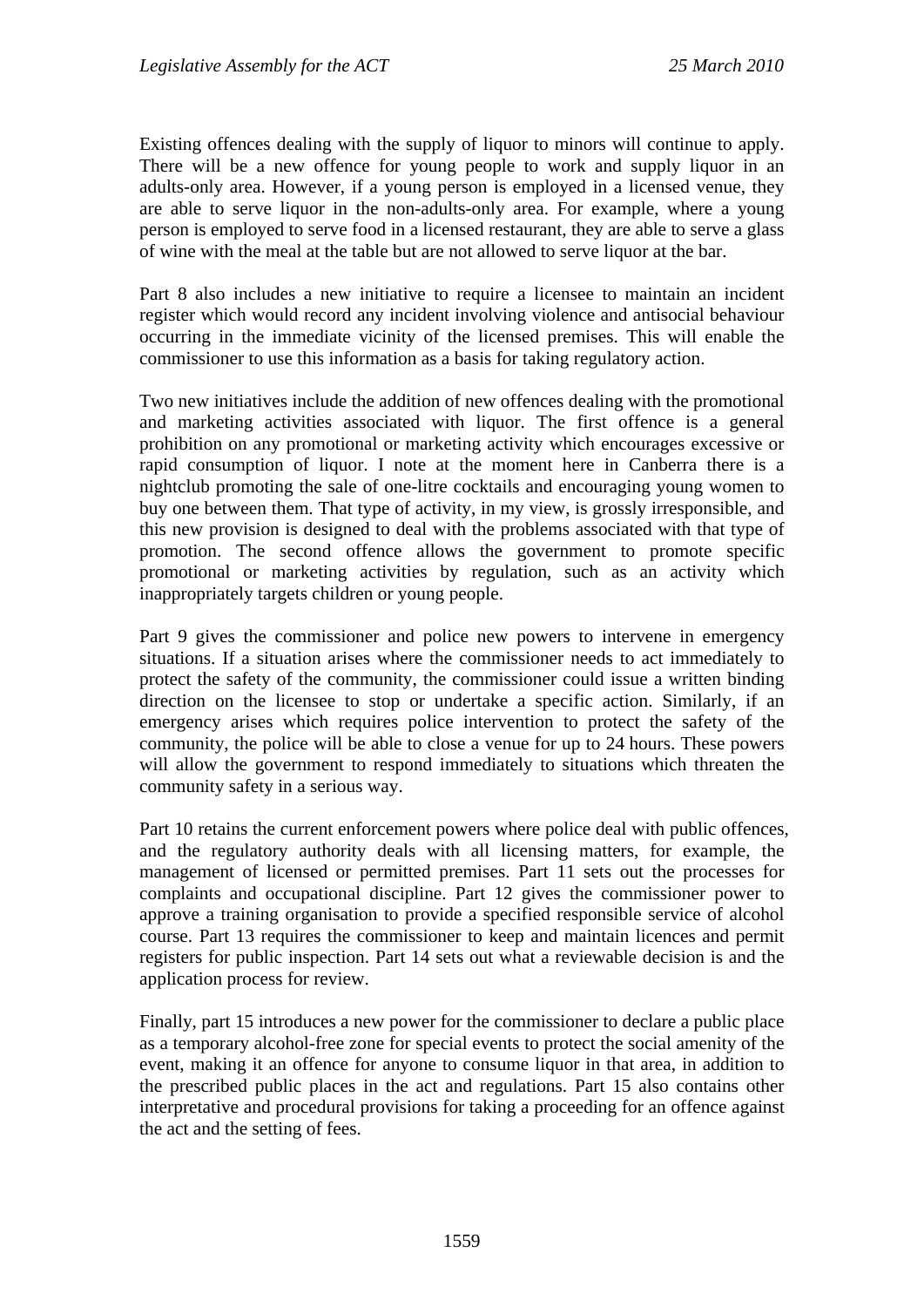Existing offences dealing with the supply of liquor to minors will continue to apply. There will be a new offence for young people to work and supply liquor in an adults-only area. However, if a young person is employed in a licensed venue, they are able to serve liquor in the non-adults-only area. For example, where a young person is employed to serve food in a licensed restaurant, they are able to serve a glass of wine with the meal at the table but are not allowed to serve liquor at the bar.

Part 8 also includes a new initiative to require a licensee to maintain an incident register which would record any incident involving violence and antisocial behaviour occurring in the immediate vicinity of the licensed premises. This will enable the commissioner to use this information as a basis for taking regulatory action.

Two new initiatives include the addition of new offences dealing with the promotional and marketing activities associated with liquor. The first offence is a general prohibition on any promotional or marketing activity which encourages excessive or rapid consumption of liquor. I note at the moment here in Canberra there is a nightclub promoting the sale of one-litre cocktails and encouraging young women to buy one between them. That type of activity, in my view, is grossly irresponsible, and this new provision is designed to deal with the problems associated with that type of promotion. The second offence allows the government to promote specific promotional or marketing activities by regulation, such as an activity which inappropriately targets children or young people.

Part 9 gives the commissioner and police new powers to intervene in emergency situations. If a situation arises where the commissioner needs to act immediately to protect the safety of the community, the commissioner could issue a written binding direction on the licensee to stop or undertake a specific action. Similarly, if an emergency arises which requires police intervention to protect the safety of the community, the police will be able to close a venue for up to 24 hours. These powers will allow the government to respond immediately to situations which threaten the community safety in a serious way.

Part 10 retains the current enforcement powers where police deal with public offences, and the regulatory authority deals with all licensing matters, for example, the management of licensed or permitted premises. Part 11 sets out the processes for complaints and occupational discipline. Part 12 gives the commissioner power to approve a training organisation to provide a specified responsible service of alcohol course. Part 13 requires the commissioner to keep and maintain licences and permit registers for public inspection. Part 14 sets out what a reviewable decision is and the application process for review.

Finally, part 15 introduces a new power for the commissioner to declare a public place as a temporary alcohol-free zone for special events to protect the social amenity of the event, making it an offence for anyone to consume liquor in that area, in addition to the prescribed public places in the act and regulations. Part 15 also contains other interpretative and procedural provisions for taking a proceeding for an offence against the act and the setting of fees.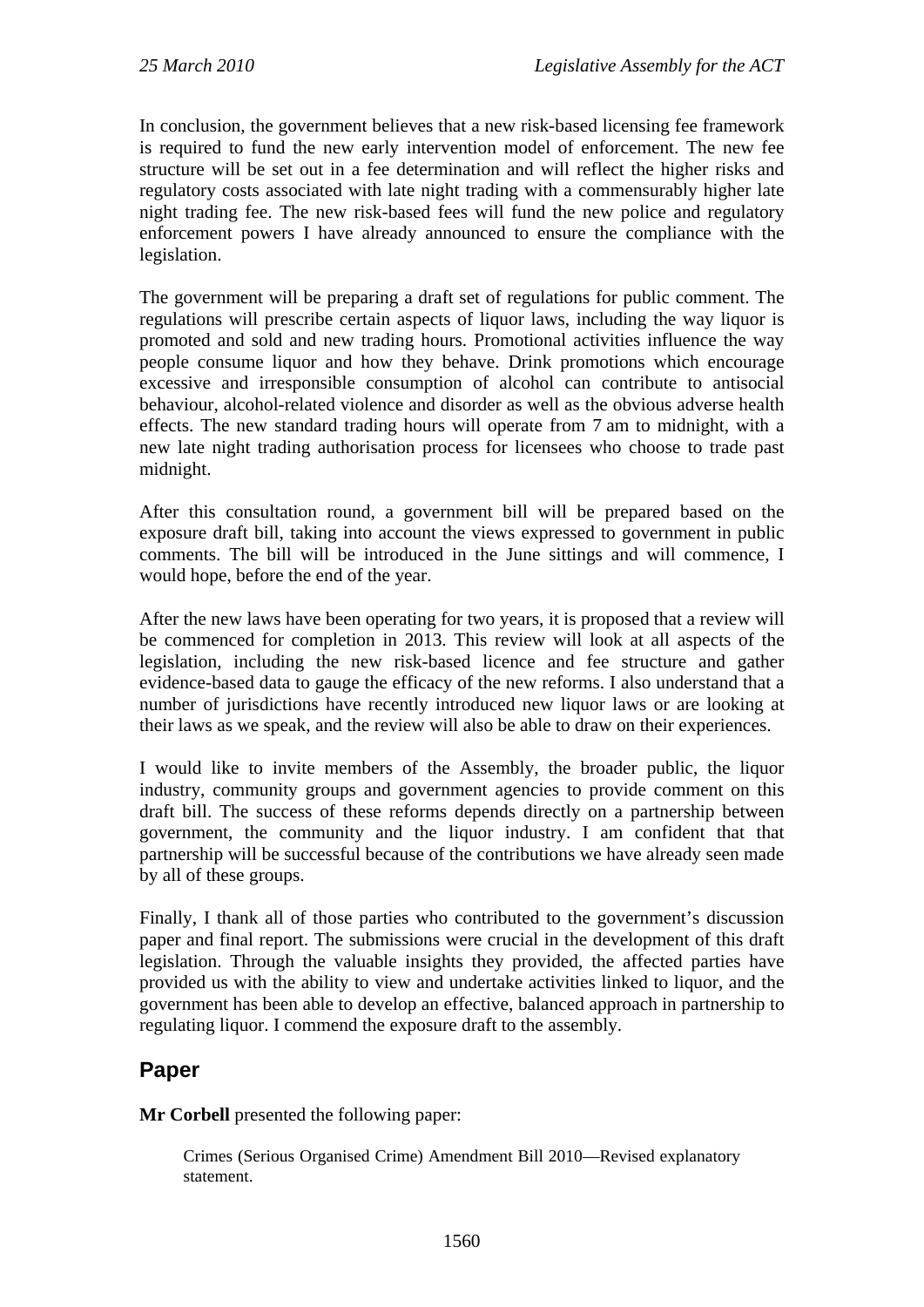In conclusion, the government believes that a new risk-based licensing fee framework is required to fund the new early intervention model of enforcement. The new fee structure will be set out in a fee determination and will reflect the higher risks and regulatory costs associated with late night trading with a commensurably higher late night trading fee. The new risk-based fees will fund the new police and regulatory enforcement powers I have already announced to ensure the compliance with the legislation.

The government will be preparing a draft set of regulations for public comment. The regulations will prescribe certain aspects of liquor laws, including the way liquor is promoted and sold and new trading hours. Promotional activities influence the way people consume liquor and how they behave. Drink promotions which encourage excessive and irresponsible consumption of alcohol can contribute to antisocial behaviour, alcohol-related violence and disorder as well as the obvious adverse health effects. The new standard trading hours will operate from 7 am to midnight, with a new late night trading authorisation process for licensees who choose to trade past midnight.

After this consultation round, a government bill will be prepared based on the exposure draft bill, taking into account the views expressed to government in public comments. The bill will be introduced in the June sittings and will commence, I would hope, before the end of the year.

After the new laws have been operating for two years, it is proposed that a review will be commenced for completion in 2013. This review will look at all aspects of the legislation, including the new risk-based licence and fee structure and gather evidence-based data to gauge the efficacy of the new reforms. I also understand that a number of jurisdictions have recently introduced new liquor laws or are looking at their laws as we speak, and the review will also be able to draw on their experiences.

I would like to invite members of the Assembly, the broader public, the liquor industry, community groups and government agencies to provide comment on this draft bill. The success of these reforms depends directly on a partnership between government, the community and the liquor industry. I am confident that that partnership will be successful because of the contributions we have already seen made by all of these groups.

Finally, I thank all of those parties who contributed to the government's discussion paper and final report. The submissions were crucial in the development of this draft legislation. Through the valuable insights they provided, the affected parties have provided us with the ability to view and undertake activities linked to liquor, and the government has been able to develop an effective, balanced approach in partnership to regulating liquor. I commend the exposure draft to the assembly.

## Paper

**Mr Corbell** presented the following paper:

> Crimes (Serious Organised Crime) Amendment Bill 2010—Revised explanatory statement.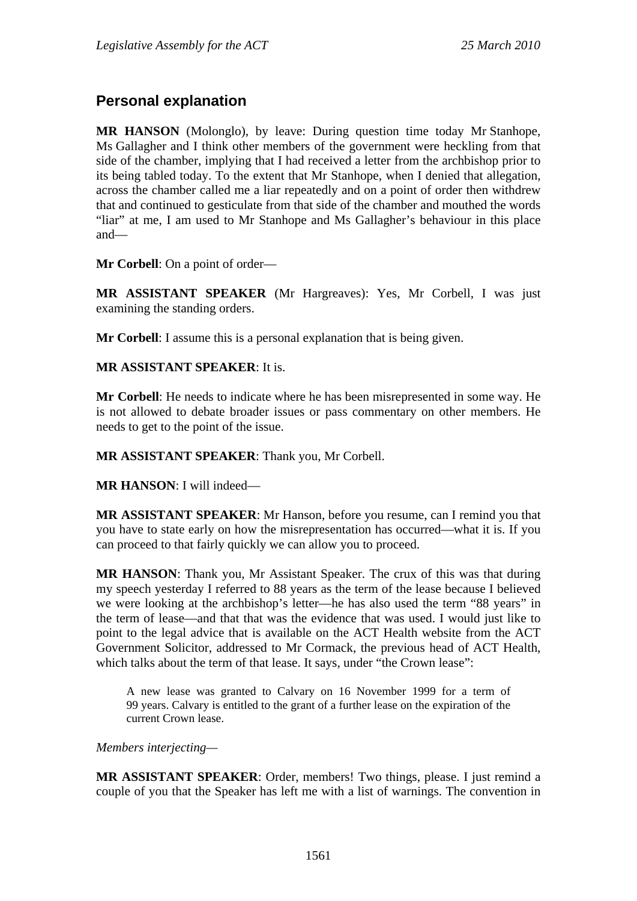## Personal explanation

**MR HANSON** (Molonglo), by leave: During question time today Mr Stanhope, Ms Gallagher and I think other members of the government were heckling from that side of the chamber, implying that I had received a letter from the archbishop prior to its being tabled today. To the extent that Mr Stanhope, when I denied that allegation, across the chamber called me a liar repeatedly and on a point of order then withdrew that and continued to gesticulate from that side of the chamber and mouthed the words "liar" at me, I am used to Mr Stanhope and Ms Gallagher's behaviour in this place and—

**Mr Corbell**: On a point of order—

**MR ASSISTANT SPEAKER** (Mr Hargreaves): Yes, Mr Corbell, I was just examining the standing orders.

**Mr Corbell**: I assume this is a personal explanation that is being given.

**MR ASSISTANT SPEAKER**: It is.

**Mr Corbell**: He needs to indicate where he has been misrepresented in some way. He is not allowed to debate broader issues or pass commentary on other members. He needs to get to the point of the issue.

**MR ASSISTANT SPEAKER**: Thank you, Mr Corbell.

**MR HANSON**: I will indeed—

**MR ASSISTANT SPEAKER**: Mr Hanson, before you resume, can I remind you that you have to state early on how the misrepresentation has occurred—what it is. If you can proceed to that fairly quickly we can allow you to proceed.

**MR HANSON**: Thank you, Mr Assistant Speaker. The crux of this was that during my speech yesterday I referred to 88 years as the term of the lease because I believed we were looking at the archbishop's letter—he has also used the term "88 years" in the term of lease—and that that was the evidence that was used. I would just like to point to the legal advice that is available on the ACT Health website from the ACT Government Solicitor, addressed to Mr Cormack, the previous head of ACT Health, which talks about the term of that lease. It says, under "the Crown lease":

> A new lease was granted to Calvary on 16 November 1999 for a term of 99 years. Calvary is entitled to the grant of a further lease on the expiration of the current Crown lease.

*Members interjecting*—

**MR ASSISTANT SPEAKER**: Order, members! Two things, please. I just remind a couple of you that the Speaker has left me with a list of warnings. The convention in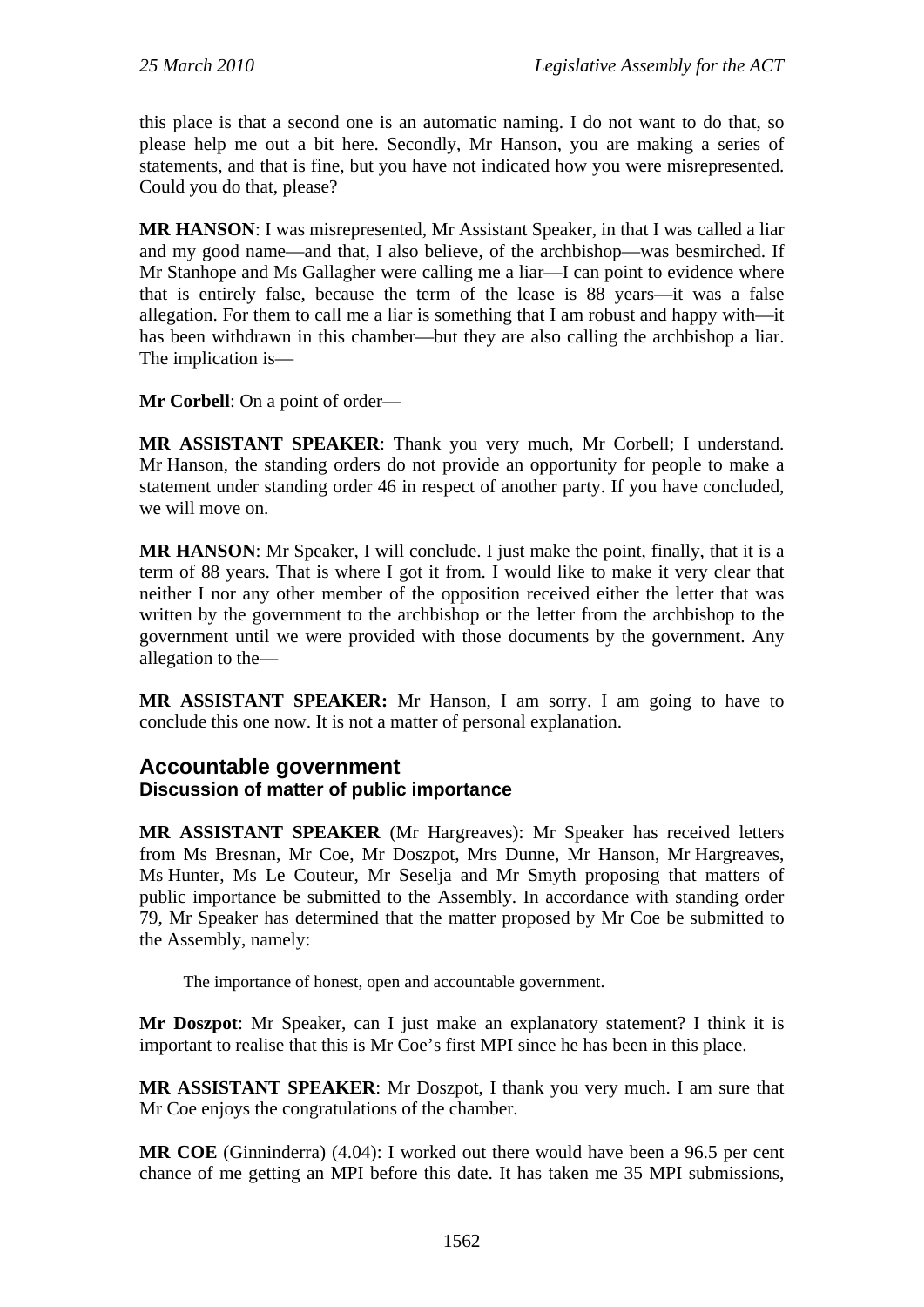this place is that a second one is an automatic naming. I do not want to do that, so please help me out a bit here. Secondly, Mr Hanson, you are making a series of statements, and that is fine, but you have not indicated how you were misrepresented. Could you do that, please?

**MR HANSON**: I was misrepresented, Mr Assistant Speaker, in that I was called a liar and my good name—and that, I also believe, of the archbishop—was besmirched. If Mr Stanhope and Ms Gallagher were calling me a liar—I can point to evidence where that is entirely false, because the term of the lease is 88 years—it was a false allegation. For them to call me a liar is something that I am robust and happy with—it has been withdrawn in this chamber—but they are also calling the archbishop a liar. The implication is—

**Mr Corbell**: On a point of order—

**MR ASSISTANT SPEAKER**: Thank you very much, Mr Corbell; I understand. Mr Hanson, the standing orders do not provide an opportunity for people to make a statement under standing order 46 in respect of another party. If you have concluded, we will move on.

**MR HANSON**: Mr Speaker, I will conclude. I just make the point, finally, that it is a term of 88 years. That is where I got it from. I would like to make it very clear that neither I nor any other member of the opposition received either the letter that was written by the government to the archbishop or the letter from the archbishop to the government until we were provided with those documents by the government. Any allegation to the—

**MR ASSISTANT SPEAKER:** Mr Hanson, I am sorry. I am going to have to conclude this one now. It is not a matter of personal explanation.

## Accountable government
### Discussion of matter of public importance

**MR ASSISTANT SPEAKER** (Mr Hargreaves): Mr Speaker has received letters from Ms Bresnan, Mr Coe, Mr Doszpot, Mrs Dunne, Mr Hanson, Mr Hargreaves, Ms Hunter, Ms Le Couteur, Mr Seselja and Mr Smyth proposing that matters of public importance be submitted to the Assembly. In accordance with standing order 79, Mr Speaker has determined that the matter proposed by Mr Coe be submitted to the Assembly, namely:

> The importance of honest, open and accountable government.

**Mr Doszpot**: Mr Speaker, can I just make an explanatory statement? I think it is important to realise that this is Mr Coe's first MPI since he has been in this place.

**MR ASSISTANT SPEAKER**: Mr Doszpot, I thank you very much. I am sure that Mr Coe enjoys the congratulations of the chamber.

**MR COE** (Ginninderra) (4.04): I worked out there would have been a 96.5 per cent chance of me getting an MPI before this date. It has taken me 35 MPI submissions,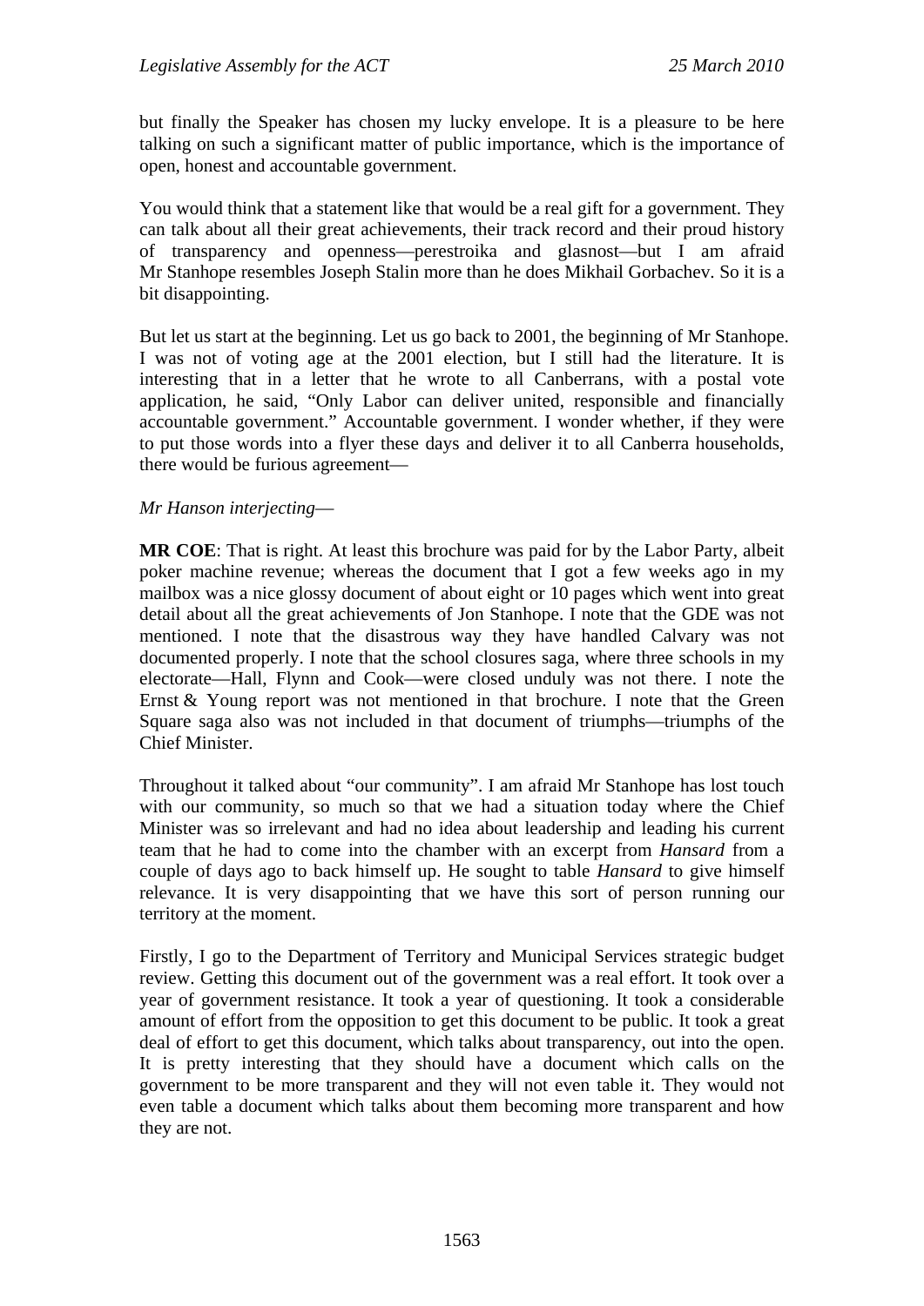but finally the Speaker has chosen my lucky envelope. It is a pleasure to be here talking on such a significant matter of public importance, which is the importance of open, honest and accountable government.

You would think that a statement like that would be a real gift for a government. They can talk about all their great achievements, their track record and their proud history of transparency and openness—perestroika and glasnost—but I am afraid Mr Stanhope resembles Joseph Stalin more than he does Mikhail Gorbachev. So it is a bit disappointing.

But let us start at the beginning. Let us go back to 2001, the beginning of Mr Stanhope. I was not of voting age at the 2001 election, but I still had the literature. It is interesting that in a letter that he wrote to all Canberrans, with a postal vote application, he said, "Only Labor can deliver united, responsible and financially accountable government." Accountable government. I wonder whether, if they were to put those words into a flyer these days and deliver it to all Canberra households, there would be furious agreement—

*Mr Hanson interjecting*—

**MR COE**: That is right. At least this brochure was paid for by the Labor Party, albeit poker machine revenue; whereas the document that I got a few weeks ago in my mailbox was a nice glossy document of about eight or 10 pages which went into great detail about all the great achievements of Jon Stanhope. I note that the GDE was not mentioned. I note that the disastrous way they have handled Calvary was not documented properly. I note that the school closures saga, where three schools in my electorate—Hall, Flynn and Cook—were closed unduly was not there. I note the Ernst & Young report was not mentioned in that brochure. I note that the Green Square saga also was not included in that document of triumphs—triumphs of the Chief Minister.

Throughout it talked about "our community". I am afraid Mr Stanhope has lost touch with our community, so much so that we had a situation today where the Chief Minister was so irrelevant and had no idea about leadership and leading his current team that he had to come into the chamber with an excerpt from *Hansard* from a couple of days ago to back himself up. He sought to table *Hansard* to give himself relevance. It is very disappointing that we have this sort of person running our territory at the moment.

Firstly, I go to the Department of Territory and Municipal Services strategic budget review. Getting this document out of the government was a real effort. It took over a year of government resistance. It took a year of questioning. It took a considerable amount of effort from the opposition to get this document to be public. It took a great deal of effort to get this document, which talks about transparency, out into the open. It is pretty interesting that they should have a document which calls on the government to be more transparent and they will not even table it. They would not even table a document which talks about them becoming more transparent and how they are not.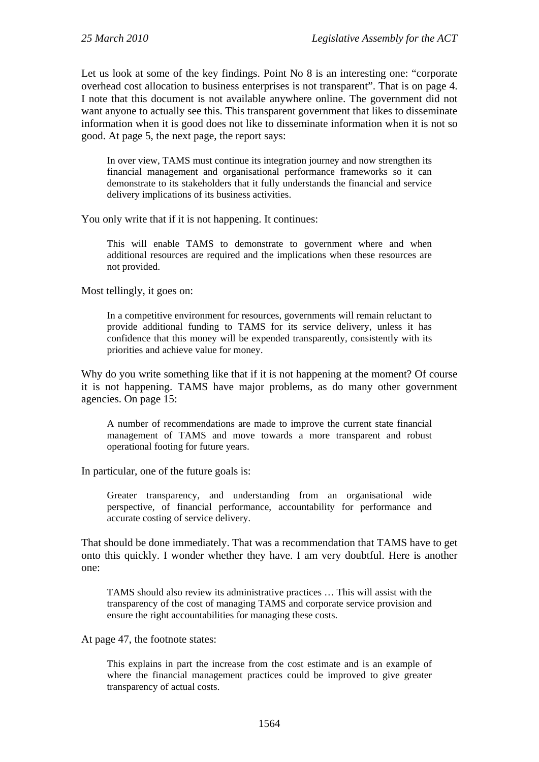Let us look at some of the key findings. Point No 8 is an interesting one: "corporate overhead cost allocation to business enterprises is not transparent". That is on page 4. I note that this document is not available anywhere online. The government did not want anyone to actually see this. This transparent government that likes to disseminate information when it is good does not like to disseminate information when it is not so good. At page 5, the next page, the report says:

> In over view, TAMS must continue its integration journey and now strengthen its financial management and organisational performance frameworks so it can demonstrate to its stakeholders that it fully understands the financial and service delivery implications of its business activities.

You only write that if it is not happening. It continues:

> This will enable TAMS to demonstrate to government where and when additional resources are required and the implications when these resources are not provided.

Most tellingly, it goes on:

> In a competitive environment for resources, governments will remain reluctant to provide additional funding to TAMS for its service delivery, unless it has confidence that this money will be expended transparently, consistently with its priorities and achieve value for money.

Why do you write something like that if it is not happening at the moment? Of course it is not happening. TAMS have major problems, as do many other government agencies. On page 15:

> A number of recommendations are made to improve the current state financial management of TAMS and move towards a more transparent and robust operational footing for future years.

In particular, one of the future goals is:

> Greater transparency, and understanding from an organisational wide perspective, of financial performance, accountability for performance and accurate costing of service delivery.

That should be done immediately. That was a recommendation that TAMS have to get onto this quickly. I wonder whether they have. I am very doubtful. Here is another one:

> TAMS should also review its administrative practices … This will assist with the transparency of the cost of managing TAMS and corporate service provision and ensure the right accountabilities for managing these costs.

At page 47, the footnote states:

> This explains in part the increase from the cost estimate and is an example of where the financial management practices could be improved to give greater transparency of actual costs.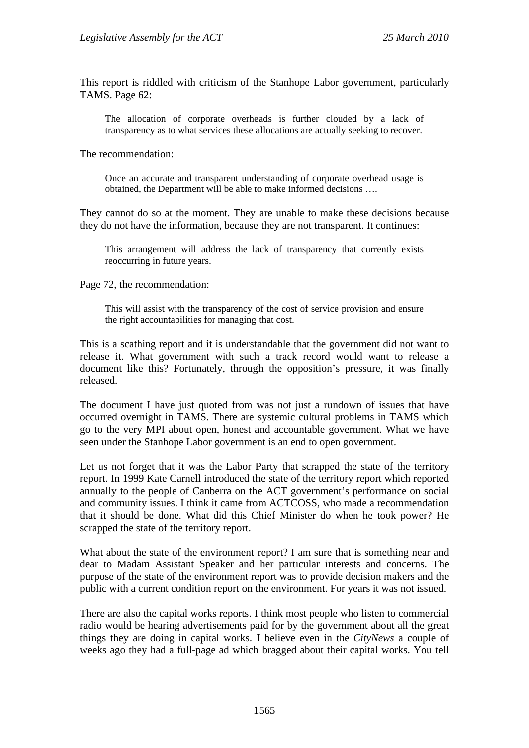This report is riddled with criticism of the Stanhope Labor government, particularly TAMS. Page 62:

> The allocation of corporate overheads is further clouded by a lack of transparency as to what services these allocations are actually seeking to recover.

The recommendation:

> Once an accurate and transparent understanding of corporate overhead usage is obtained, the Department will be able to make informed decisions ….

They cannot do so at the moment. They are unable to make these decisions because they do not have the information, because they are not transparent. It continues:

> This arrangement will address the lack of transparency that currently exists reoccurring in future years.

Page 72, the recommendation:

> This will assist with the transparency of the cost of service provision and ensure the right accountabilities for managing that cost.

This is a scathing report and it is understandable that the government did not want to release it. What government with such a track record would want to release a document like this? Fortunately, through the opposition's pressure, it was finally released.

The document I have just quoted from was not just a rundown of issues that have occurred overnight in TAMS. There are systemic cultural problems in TAMS which go to the very MPI about open, honest and accountable government. What we have seen under the Stanhope Labor government is an end to open government.

Let us not forget that it was the Labor Party that scrapped the state of the territory report. In 1999 Kate Carnell introduced the state of the territory report which reported annually to the people of Canberra on the ACT government's performance on social and community issues. I think it came from ACTCOSS, who made a recommendation that it should be done. What did this Chief Minister do when he took power? He scrapped the state of the territory report.

What about the state of the environment report? I am sure that is something near and dear to Madam Assistant Speaker and her particular interests and concerns. The purpose of the state of the environment report was to provide decision makers and the public with a current condition report on the environment. For years it was not issued.

There are also the capital works reports. I think most people who listen to commercial radio would be hearing advertisements paid for by the government about all the great things they are doing in capital works. I believe even in the *CityNews* a couple of weeks ago they had a full-page ad which bragged about their capital works. You tell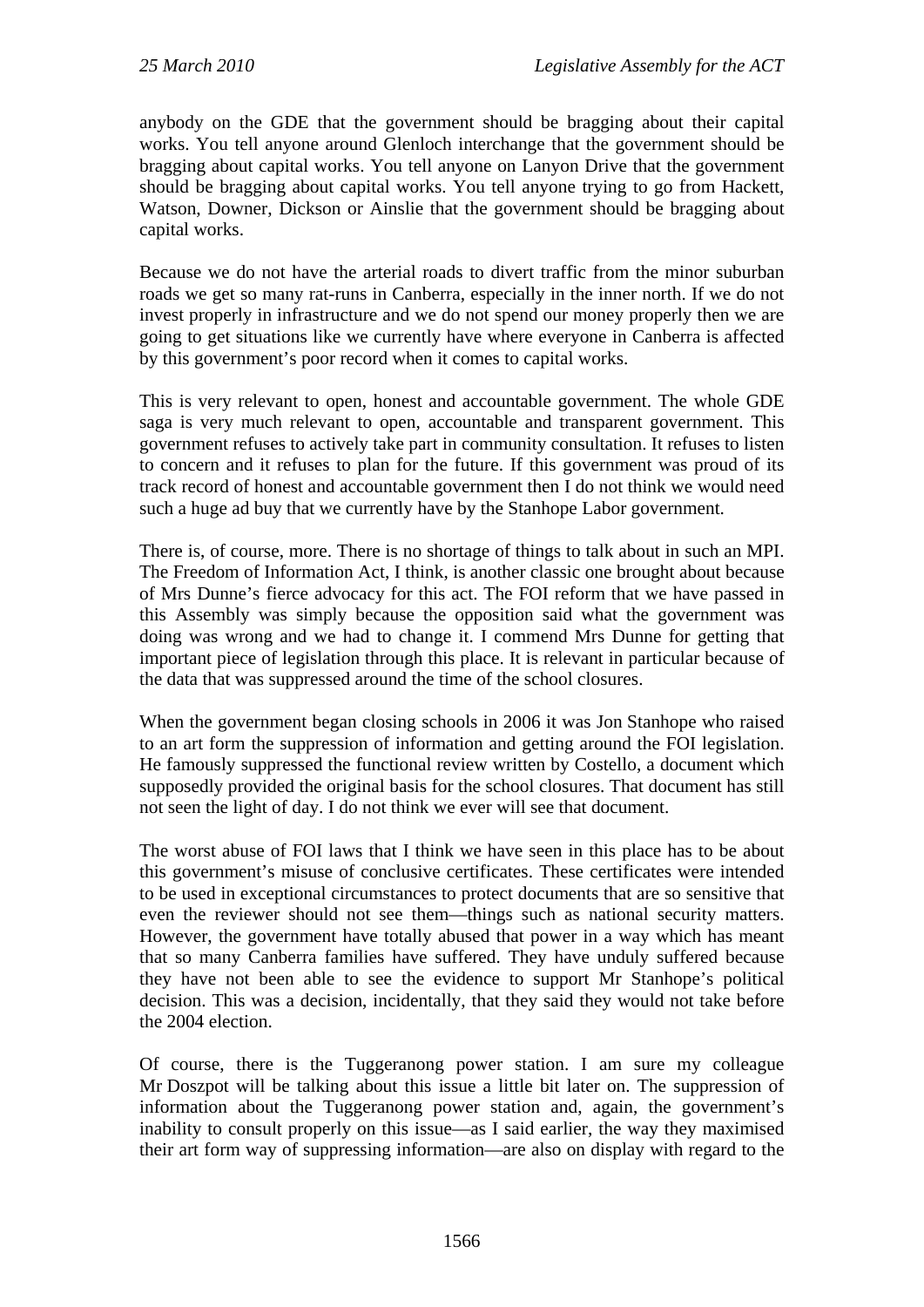anybody on the GDE that the government should be bragging about their capital works. You tell anyone around Glenloch interchange that the government should be bragging about capital works. You tell anyone on Lanyon Drive that the government should be bragging about capital works. You tell anyone trying to go from Hackett, Watson, Downer, Dickson or Ainslie that the government should be bragging about capital works.

Because we do not have the arterial roads to divert traffic from the minor suburban roads we get so many rat-runs in Canberra, especially in the inner north. If we do not invest properly in infrastructure and we do not spend our money properly then we are going to get situations like we currently have where everyone in Canberra is affected by this government's poor record when it comes to capital works.

This is very relevant to open, honest and accountable government. The whole GDE saga is very much relevant to open, accountable and transparent government. This government refuses to actively take part in community consultation. It refuses to listen to concern and it refuses to plan for the future. If this government was proud of its track record of honest and accountable government then I do not think we would need such a huge ad buy that we currently have by the Stanhope Labor government.

There is, of course, more. There is no shortage of things to talk about in such an MPI. The Freedom of Information Act, I think, is another classic one brought about because of Mrs Dunne's fierce advocacy for this act. The FOI reform that we have passed in this Assembly was simply because the opposition said what the government was doing was wrong and we had to change it. I commend Mrs Dunne for getting that important piece of legislation through this place. It is relevant in particular because of the data that was suppressed around the time of the school closures.

When the government began closing schools in 2006 it was Jon Stanhope who raised to an art form the suppression of information and getting around the FOI legislation. He famously suppressed the functional review written by Costello, a document which supposedly provided the original basis for the school closures. That document has still not seen the light of day. I do not think we ever will see that document.

The worst abuse of FOI laws that I think we have seen in this place has to be about this government's misuse of conclusive certificates. These certificates were intended to be used in exceptional circumstances to protect documents that are so sensitive that even the reviewer should not see them—things such as national security matters. However, the government have totally abused that power in a way which has meant that so many Canberra families have suffered. They have unduly suffered because they have not been able to see the evidence to support Mr Stanhope's political decision. This was a decision, incidentally, that they said they would not take before the 2004 election.

Of course, there is the Tuggeranong power station. I am sure my colleague Mr Doszpot will be talking about this issue a little bit later on. The suppression of information about the Tuggeranong power station and, again, the government's inability to consult properly on this issue—as I said earlier, the way they maximised their art form way of suppressing information—are also on display with regard to the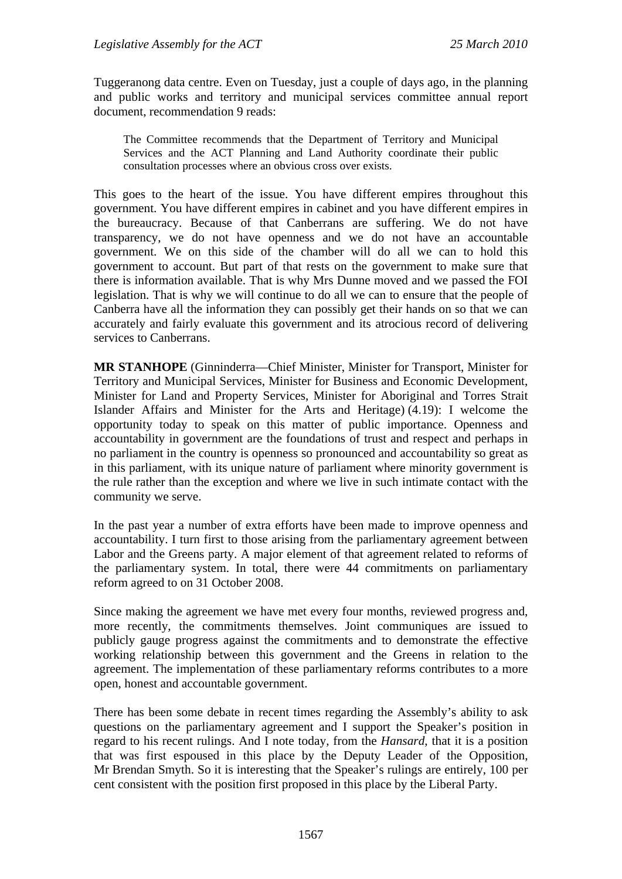Tuggeranong data centre. Even on Tuesday, just a couple of days ago, in the planning and public works and territory and municipal services committee annual report document, recommendation 9 reads:

> The Committee recommends that the Department of Territory and Municipal Services and the ACT Planning and Land Authority coordinate their public consultation processes where an obvious cross over exists.

This goes to the heart of the issue. You have different empires throughout this government. You have different empires in cabinet and you have different empires in the bureaucracy. Because of that Canberrans are suffering. We do not have transparency, we do not have openness and we do not have an accountable government. We on this side of the chamber will do all we can to hold this government to account. But part of that rests on the government to make sure that there is information available. That is why Mrs Dunne moved and we passed the FOI legislation. That is why we will continue to do all we can to ensure that the people of Canberra have all the information they can possibly get their hands on so that we can accurately and fairly evaluate this government and its atrocious record of delivering services to Canberrans.

**MR STANHOPE** (Ginninderra—Chief Minister, Minister for Transport, Minister for Territory and Municipal Services, Minister for Business and Economic Development, Minister for Land and Property Services, Minister for Aboriginal and Torres Strait Islander Affairs and Minister for the Arts and Heritage) (4.19): I welcome the opportunity today to speak on this matter of public importance. Openness and accountability in government are the foundations of trust and respect and perhaps in no parliament in the country is openness so pronounced and accountability so great as in this parliament, with its unique nature of parliament where minority government is the rule rather than the exception and where we live in such intimate contact with the community we serve.

In the past year a number of extra efforts have been made to improve openness and accountability. I turn first to those arising from the parliamentary agreement between Labor and the Greens party. A major element of that agreement related to reforms of the parliamentary system. In total, there were 44 commitments on parliamentary reform agreed to on 31 October 2008.

Since making the agreement we have met every four months, reviewed progress and, more recently, the commitments themselves. Joint communiques are issued to publicly gauge progress against the commitments and to demonstrate the effective working relationship between this government and the Greens in relation to the agreement. The implementation of these parliamentary reforms contributes to a more open, honest and accountable government.

There has been some debate in recent times regarding the Assembly's ability to ask questions on the parliamentary agreement and I support the Speaker's position in regard to his recent rulings. And I note today, from the *Hansard*, that it is a position that was first espoused in this place by the Deputy Leader of the Opposition, Mr Brendan Smyth. So it is interesting that the Speaker's rulings are entirely, 100 per cent consistent with the position first proposed in this place by the Liberal Party.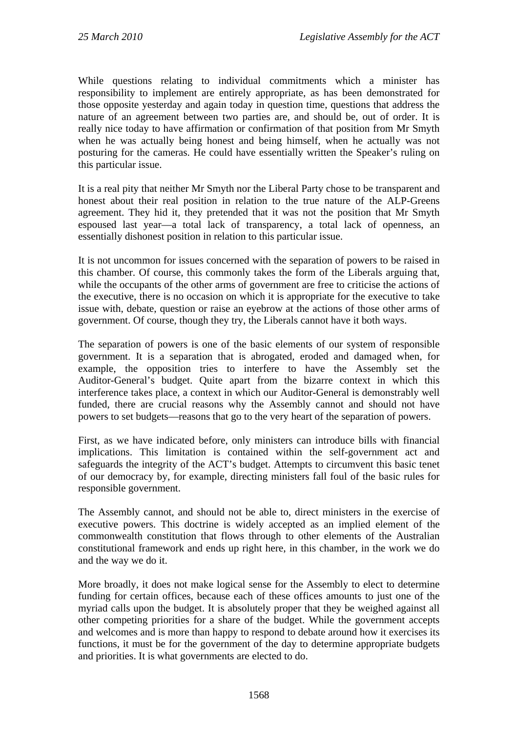While questions relating to individual commitments which a minister has responsibility to implement are entirely appropriate, as has been demonstrated for those opposite yesterday and again today in question time, questions that address the nature of an agreement between two parties are, and should be, out of order. It is really nice today to have affirmation or confirmation of that position from Mr Smyth when he was actually being honest and being himself, when he actually was not posturing for the cameras. He could have essentially written the Speaker's ruling on this particular issue.

It is a real pity that neither Mr Smyth nor the Liberal Party chose to be transparent and honest about their real position in relation to the true nature of the ALP-Greens agreement. They hid it, they pretended that it was not the position that Mr Smyth espoused last year—a total lack of transparency, a total lack of openness, an essentially dishonest position in relation to this particular issue.

It is not uncommon for issues concerned with the separation of powers to be raised in this chamber. Of course, this commonly takes the form of the Liberals arguing that, while the occupants of the other arms of government are free to criticise the actions of the executive, there is no occasion on which it is appropriate for the executive to take issue with, debate, question or raise an eyebrow at the actions of those other arms of government. Of course, though they try, the Liberals cannot have it both ways.

The separation of powers is one of the basic elements of our system of responsible government. It is a separation that is abrogated, eroded and damaged when, for example, the opposition tries to interfere to have the Assembly set the Auditor-General's budget. Quite apart from the bizarre context in which this interference takes place, a context in which our Auditor-General is demonstrably well funded, there are crucial reasons why the Assembly cannot and should not have powers to set budgets—reasons that go to the very heart of the separation of powers.

First, as we have indicated before, only ministers can introduce bills with financial implications. This limitation is contained within the self-government act and safeguards the integrity of the ACT's budget. Attempts to circumvent this basic tenet of our democracy by, for example, directing ministers fall foul of the basic rules for responsible government.

The Assembly cannot, and should not be able to, direct ministers in the exercise of executive powers. This doctrine is widely accepted as an implied element of the commonwealth constitution that flows through to other elements of the Australian constitutional framework and ends up right here, in this chamber, in the work we do and the way we do it.

More broadly, it does not make logical sense for the Assembly to elect to determine funding for certain offices, because each of these offices amounts to just one of the myriad calls upon the budget. It is absolutely proper that they be weighed against all other competing priorities for a share of the budget. While the government accepts and welcomes and is more than happy to respond to debate around how it exercises its functions, it must be for the government of the day to determine appropriate budgets and priorities. It is what governments are elected to do.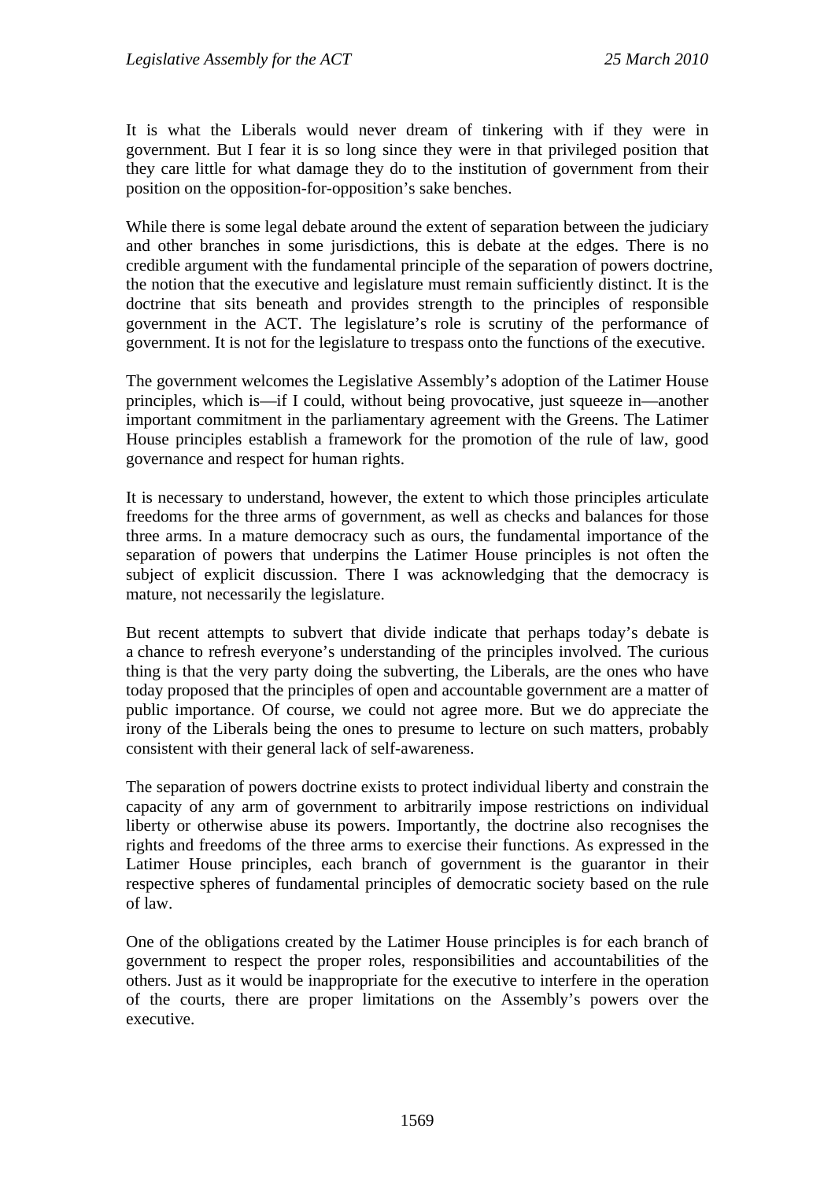It is what the Liberals would never dream of tinkering with if they were in government. But I fear it is so long since they were in that privileged position that they care little for what damage they do to the institution of government from their position on the opposition-for-opposition's sake benches.

While there is some legal debate around the extent of separation between the judiciary and other branches in some jurisdictions, this is debate at the edges. There is no credible argument with the fundamental principle of the separation of powers doctrine, the notion that the executive and legislature must remain sufficiently distinct. It is the doctrine that sits beneath and provides strength to the principles of responsible government in the ACT. The legislature's role is scrutiny of the performance of government. It is not for the legislature to trespass onto the functions of the executive.

The government welcomes the Legislative Assembly's adoption of the Latimer House principles, which is—if I could, without being provocative, just squeeze in—another important commitment in the parliamentary agreement with the Greens. The Latimer House principles establish a framework for the promotion of the rule of law, good governance and respect for human rights.

It is necessary to understand, however, the extent to which those principles articulate freedoms for the three arms of government, as well as checks and balances for those three arms. In a mature democracy such as ours, the fundamental importance of the separation of powers that underpins the Latimer House principles is not often the subject of explicit discussion. There I was acknowledging that the democracy is mature, not necessarily the legislature.

But recent attempts to subvert that divide indicate that perhaps today's debate is a chance to refresh everyone's understanding of the principles involved. The curious thing is that the very party doing the subverting, the Liberals, are the ones who have today proposed that the principles of open and accountable government are a matter of public importance. Of course, we could not agree more. But we do appreciate the irony of the Liberals being the ones to presume to lecture on such matters, probably consistent with their general lack of self-awareness.

The separation of powers doctrine exists to protect individual liberty and constrain the capacity of any arm of government to arbitrarily impose restrictions on individual liberty or otherwise abuse its powers. Importantly, the doctrine also recognises the rights and freedoms of the three arms to exercise their functions. As expressed in the Latimer House principles, each branch of government is the guarantor in their respective spheres of fundamental principles of democratic society based on the rule of law.

One of the obligations created by the Latimer House principles is for each branch of government to respect the proper roles, responsibilities and accountabilities of the others. Just as it would be inappropriate for the executive to interfere in the operation of the courts, there are proper limitations on the Assembly's powers over the executive.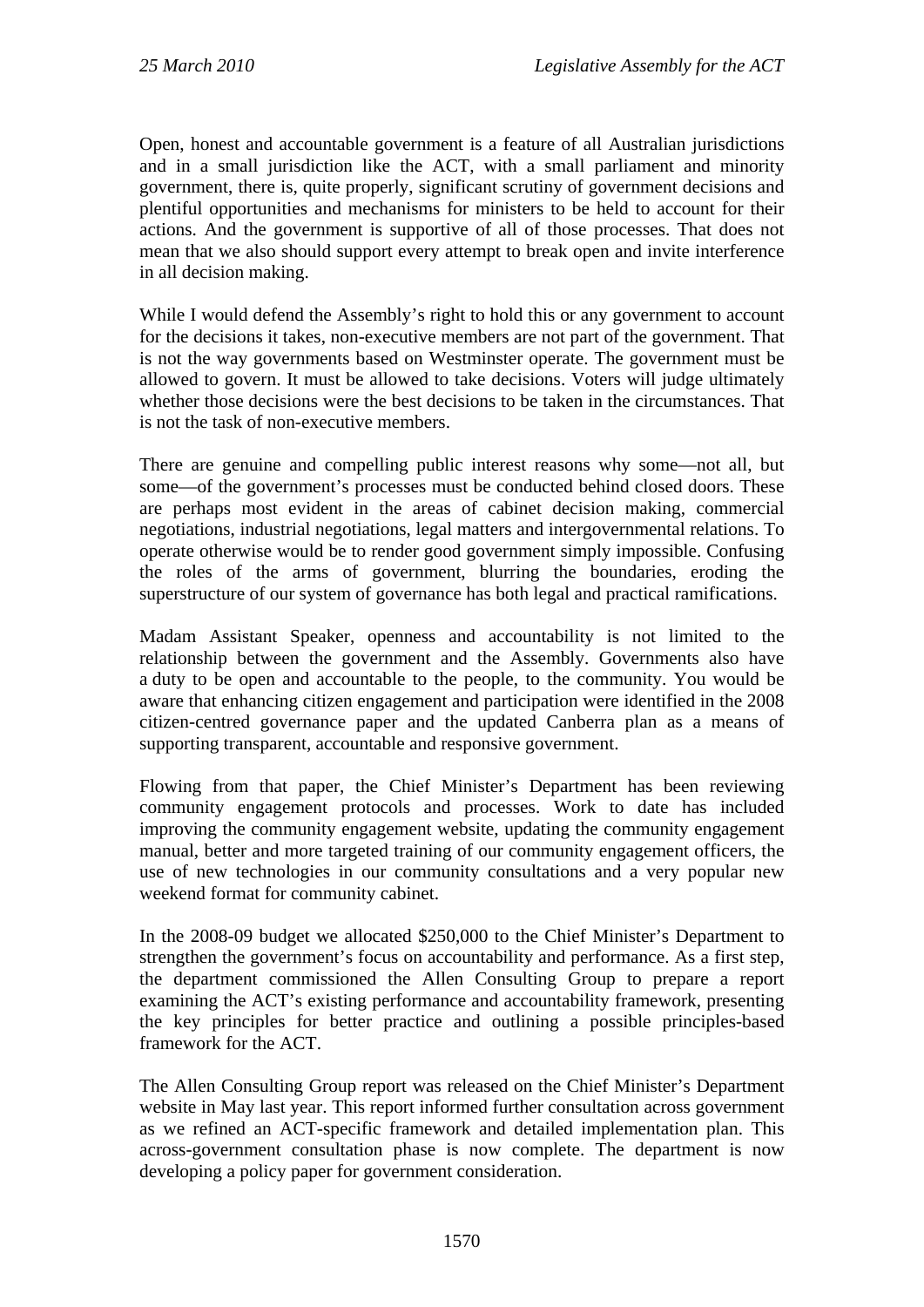Open, honest and accountable government is a feature of all Australian jurisdictions and in a small jurisdiction like the ACT, with a small parliament and minority government, there is, quite properly, significant scrutiny of government decisions and plentiful opportunities and mechanisms for ministers to be held to account for their actions. And the government is supportive of all of those processes. That does not mean that we also should support every attempt to break open and invite interference in all decision making.

While I would defend the Assembly's right to hold this or any government to account for the decisions it takes, non-executive members are not part of the government. That is not the way governments based on Westminster operate. The government must be allowed to govern. It must be allowed to take decisions. Voters will judge ultimately whether those decisions were the best decisions to be taken in the circumstances. That is not the task of non-executive members.

There are genuine and compelling public interest reasons why some—not all, but some—of the government's processes must be conducted behind closed doors. These are perhaps most evident in the areas of cabinet decision making, commercial negotiations, industrial negotiations, legal matters and intergovernmental relations. To operate otherwise would be to render good government simply impossible. Confusing the roles of the arms of government, blurring the boundaries, eroding the superstructure of our system of governance has both legal and practical ramifications.

Madam Assistant Speaker, openness and accountability is not limited to the relationship between the government and the Assembly. Governments also have a duty to be open and accountable to the people, to the community. You would be aware that enhancing citizen engagement and participation were identified in the 2008 citizen-centred governance paper and the updated Canberra plan as a means of supporting transparent, accountable and responsive government.

Flowing from that paper, the Chief Minister's Department has been reviewing community engagement protocols and processes. Work to date has included improving the community engagement website, updating the community engagement manual, better and more targeted training of our community engagement officers, the use of new technologies in our community consultations and a very popular new weekend format for community cabinet.

In the 2008-09 budget we allocated $250,000 to the Chief Minister's Department to strengthen the government's focus on accountability and performance. As a first step, the department commissioned the Allen Consulting Group to prepare a report examining the ACT's existing performance and accountability framework, presenting the key principles for better practice and outlining a possible principles-based framework for the ACT.

The Allen Consulting Group report was released on the Chief Minister's Department website in May last year. This report informed further consultation across government as we refined an ACT-specific framework and detailed implementation plan. This across-government consultation phase is now complete. The department is now developing a policy paper for government consideration.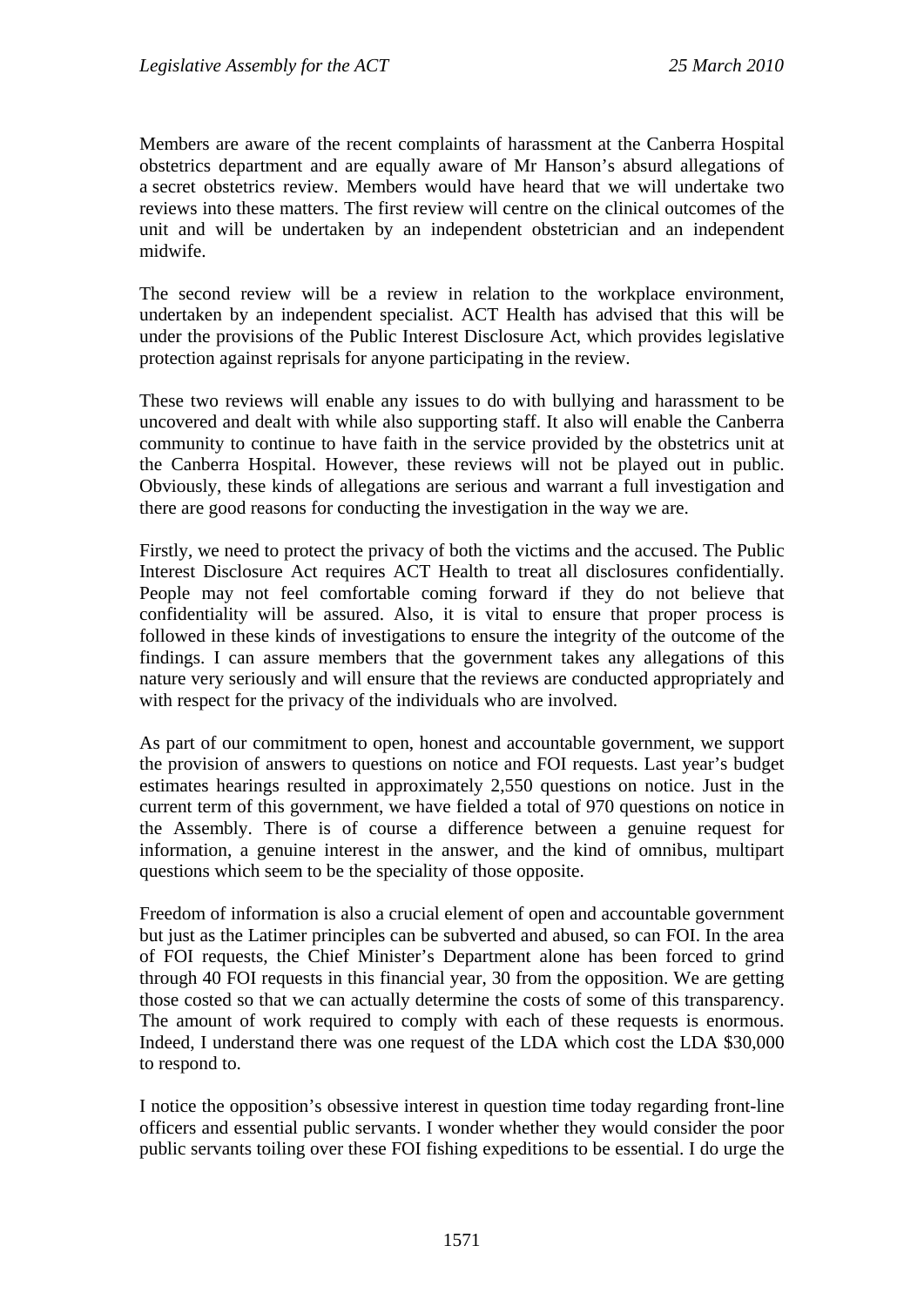Members are aware of the recent complaints of harassment at the Canberra Hospital obstetrics department and are equally aware of Mr Hanson's absurd allegations of a secret obstetrics review. Members would have heard that we will undertake two reviews into these matters. The first review will centre on the clinical outcomes of the unit and will be undertaken by an independent obstetrician and an independent midwife.

The second review will be a review in relation to the workplace environment, undertaken by an independent specialist. ACT Health has advised that this will be under the provisions of the Public Interest Disclosure Act, which provides legislative protection against reprisals for anyone participating in the review.

These two reviews will enable any issues to do with bullying and harassment to be uncovered and dealt with while also supporting staff. It also will enable the Canberra community to continue to have faith in the service provided by the obstetrics unit at the Canberra Hospital. However, these reviews will not be played out in public. Obviously, these kinds of allegations are serious and warrant a full investigation and there are good reasons for conducting the investigation in the way we are.

Firstly, we need to protect the privacy of both the victims and the accused. The Public Interest Disclosure Act requires ACT Health to treat all disclosures confidentially. People may not feel comfortable coming forward if they do not believe that confidentiality will be assured. Also, it is vital to ensure that proper process is followed in these kinds of investigations to ensure the integrity of the outcome of the findings. I can assure members that the government takes any allegations of this nature very seriously and will ensure that the reviews are conducted appropriately and with respect for the privacy of the individuals who are involved.

As part of our commitment to open, honest and accountable government, we support the provision of answers to questions on notice and FOI requests. Last year's budget estimates hearings resulted in approximately 2,550 questions on notice. Just in the current term of this government, we have fielded a total of 970 questions on notice in the Assembly. There is of course a difference between a genuine request for information, a genuine interest in the answer, and the kind of omnibus, multipart questions which seem to be the speciality of those opposite.

Freedom of information is also a crucial element of open and accountable government but just as the Latimer principles can be subverted and abused, so can FOI. In the area of FOI requests, the Chief Minister's Department alone has been forced to grind through 40 FOI requests in this financial year, 30 from the opposition. We are getting those costed so that we can actually determine the costs of some of this transparency. The amount of work required to comply with each of these requests is enormous. Indeed, I understand there was one request of the LDA which cost the LDA $30,000 to respond to.

I notice the opposition's obsessive interest in question time today regarding front-line officers and essential public servants. I wonder whether they would consider the poor public servants toiling over these FOI fishing expeditions to be essential. I do urge the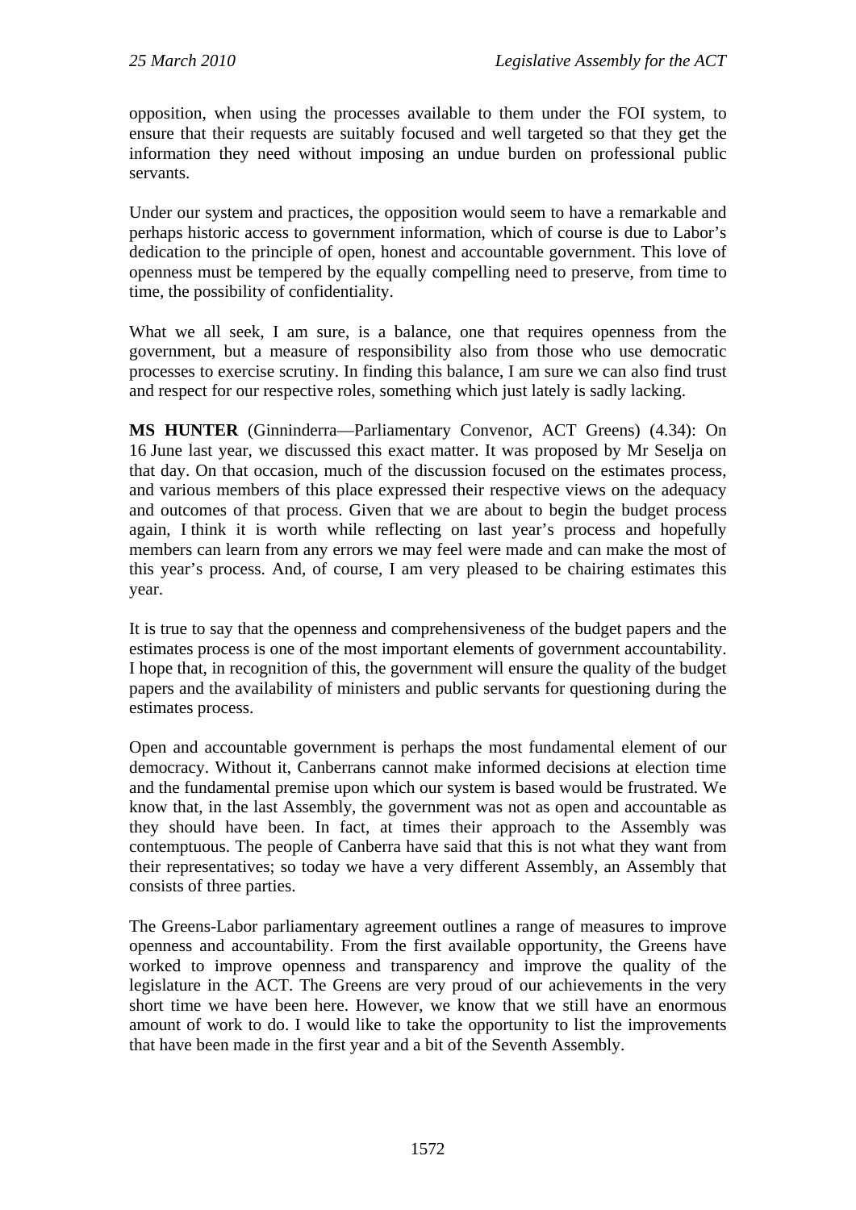opposition, when using the processes available to them under the FOI system, to ensure that their requests are suitably focused and well targeted so that they get the information they need without imposing an undue burden on professional public servants.

Under our system and practices, the opposition would seem to have a remarkable and perhaps historic access to government information, which of course is due to Labor's dedication to the principle of open, honest and accountable government. This love of openness must be tempered by the equally compelling need to preserve, from time to time, the possibility of confidentiality.

What we all seek, I am sure, is a balance, one that requires openness from the government, but a measure of responsibility also from those who use democratic processes to exercise scrutiny. In finding this balance, I am sure we can also find trust and respect for our respective roles, something which just lately is sadly lacking.

**MS HUNTER** (Ginninderra—Parliamentary Convenor, ACT Greens) (4.34): On 16 June last year, we discussed this exact matter. It was proposed by Mr Seselja on that day. On that occasion, much of the discussion focused on the estimates process, and various members of this place expressed their respective views on the adequacy and outcomes of that process. Given that we are about to begin the budget process again, I think it is worth while reflecting on last year's process and hopefully members can learn from any errors we may feel were made and can make the most of this year's process. And, of course, I am very pleased to be chairing estimates this year.

It is true to say that the openness and comprehensiveness of the budget papers and the estimates process is one of the most important elements of government accountability. I hope that, in recognition of this, the government will ensure the quality of the budget papers and the availability of ministers and public servants for questioning during the estimates process.

Open and accountable government is perhaps the most fundamental element of our democracy. Without it, Canberrans cannot make informed decisions at election time and the fundamental premise upon which our system is based would be frustrated. We know that, in the last Assembly, the government was not as open and accountable as they should have been. In fact, at times their approach to the Assembly was contemptuous. The people of Canberra have said that this is not what they want from their representatives; so today we have a very different Assembly, an Assembly that consists of three parties.

The Greens-Labor parliamentary agreement outlines a range of measures to improve openness and accountability. From the first available opportunity, the Greens have worked to improve openness and transparency and improve the quality of the legislature in the ACT. The Greens are very proud of our achievements in the very short time we have been here. However, we know that we still have an enormous amount of work to do. I would like to take the opportunity to list the improvements that have been made in the first year and a bit of the Seventh Assembly.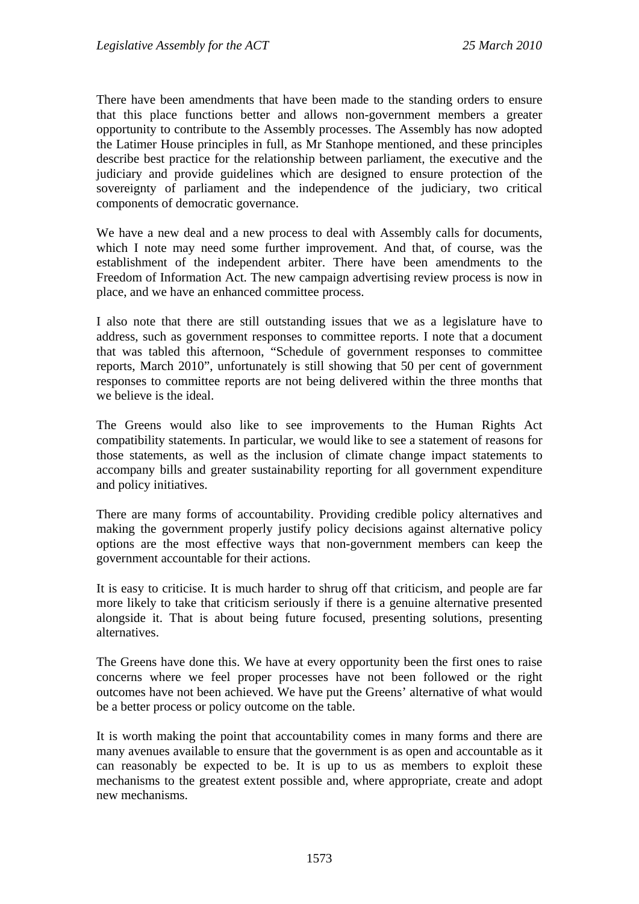There have been amendments that have been made to the standing orders to ensure that this place functions better and allows non-government members a greater opportunity to contribute to the Assembly processes. The Assembly has now adopted the Latimer House principles in full, as Mr Stanhope mentioned, and these principles describe best practice for the relationship between parliament, the executive and the judiciary and provide guidelines which are designed to ensure protection of the sovereignty of parliament and the independence of the judiciary, two critical components of democratic governance.

We have a new deal and a new process to deal with Assembly calls for documents, which I note may need some further improvement. And that, of course, was the establishment of the independent arbiter. There have been amendments to the Freedom of Information Act. The new campaign advertising review process is now in place, and we have an enhanced committee process.

I also note that there are still outstanding issues that we as a legislature have to address, such as government responses to committee reports. I note that a document that was tabled this afternoon, "Schedule of government responses to committee reports, March 2010", unfortunately is still showing that 50 per cent of government responses to committee reports are not being delivered within the three months that we believe is the ideal.

The Greens would also like to see improvements to the Human Rights Act compatibility statements. In particular, we would like to see a statement of reasons for those statements, as well as the inclusion of climate change impact statements to accompany bills and greater sustainability reporting for all government expenditure and policy initiatives.

There are many forms of accountability. Providing credible policy alternatives and making the government properly justify policy decisions against alternative policy options are the most effective ways that non-government members can keep the government accountable for their actions.

It is easy to criticise. It is much harder to shrug off that criticism, and people are far more likely to take that criticism seriously if there is a genuine alternative presented alongside it. That is about being future focused, presenting solutions, presenting alternatives.

The Greens have done this. We have at every opportunity been the first ones to raise concerns where we feel proper processes have not been followed or the right outcomes have not been achieved. We have put the Greens' alternative of what would be a better process or policy outcome on the table.

It is worth making the point that accountability comes in many forms and there are many avenues available to ensure that the government is as open and accountable as it can reasonably be expected to be. It is up to us as members to exploit these mechanisms to the greatest extent possible and, where appropriate, create and adopt new mechanisms.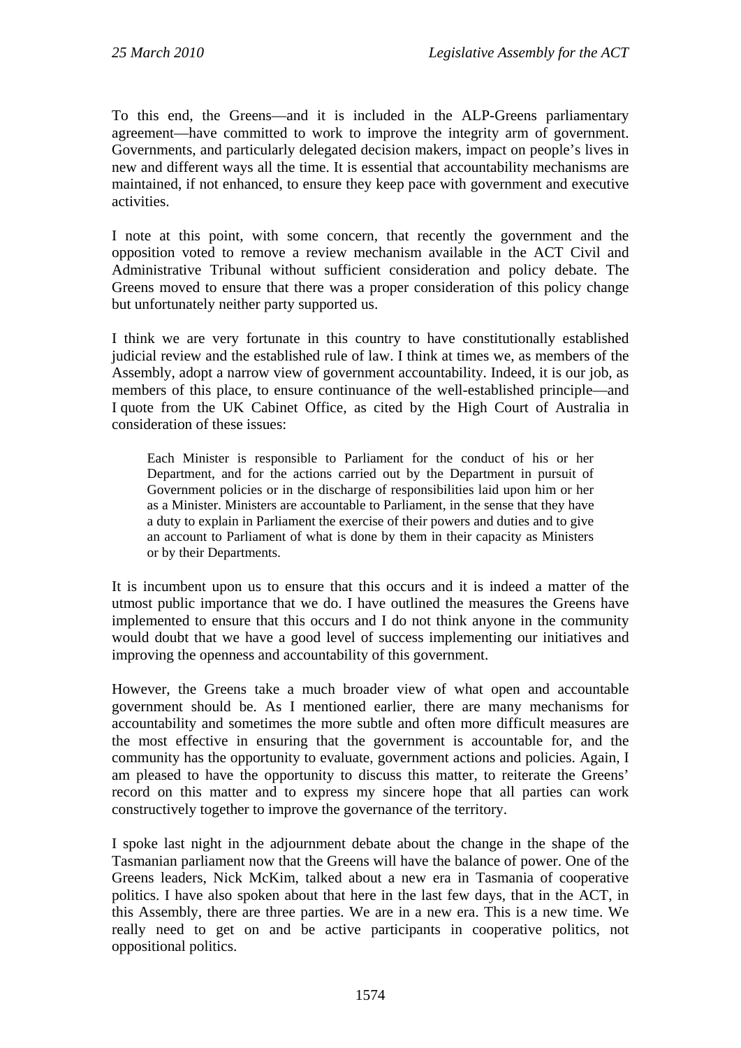To this end, the Greens—and it is included in the ALP-Greens parliamentary agreement—have committed to work to improve the integrity arm of government. Governments, and particularly delegated decision makers, impact on people's lives in new and different ways all the time. It is essential that accountability mechanisms are maintained, if not enhanced, to ensure they keep pace with government and executive activities.

I note at this point, with some concern, that recently the government and the opposition voted to remove a review mechanism available in the ACT Civil and Administrative Tribunal without sufficient consideration and policy debate. The Greens moved to ensure that there was a proper consideration of this policy change but unfortunately neither party supported us.

I think we are very fortunate in this country to have constitutionally established judicial review and the established rule of law. I think at times we, as members of the Assembly, adopt a narrow view of government accountability. Indeed, it is our job, as members of this place, to ensure continuance of the well-established principle—and I quote from the UK Cabinet Office, as cited by the High Court of Australia in consideration of these issues:

> Each Minister is responsible to Parliament for the conduct of his or her Department, and for the actions carried out by the Department in pursuit of Government policies or in the discharge of responsibilities laid upon him or her as a Minister. Ministers are accountable to Parliament, in the sense that they have a duty to explain in Parliament the exercise of their powers and duties and to give an account to Parliament of what is done by them in their capacity as Ministers or by their Departments.

It is incumbent upon us to ensure that this occurs and it is indeed a matter of the utmost public importance that we do. I have outlined the measures the Greens have implemented to ensure that this occurs and I do not think anyone in the community would doubt that we have a good level of success implementing our initiatives and improving the openness and accountability of this government.

However, the Greens take a much broader view of what open and accountable government should be. As I mentioned earlier, there are many mechanisms for accountability and sometimes the more subtle and often more difficult measures are the most effective in ensuring that the government is accountable for, and the community has the opportunity to evaluate, government actions and policies. Again, I am pleased to have the opportunity to discuss this matter, to reiterate the Greens' record on this matter and to express my sincere hope that all parties can work constructively together to improve the governance of the territory.

I spoke last night in the adjournment debate about the change in the shape of the Tasmanian parliament now that the Greens will have the balance of power. One of the Greens leaders, Nick McKim, talked about a new era in Tasmania of cooperative politics. I have also spoken about that here in the last few days, that in the ACT, in this Assembly, there are three parties. We are in a new era. This is a new time. We really need to get on and be active participants in cooperative politics, not oppositional politics.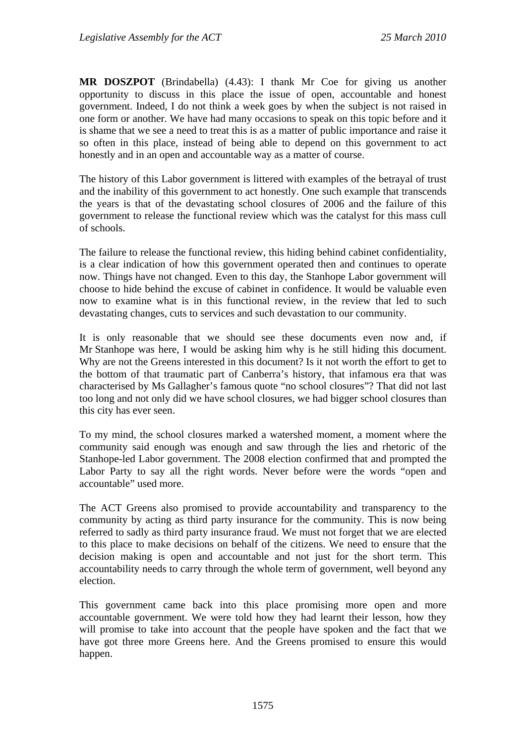**MR DOSZPOT** (Brindabella) (4.43): I thank Mr Coe for giving us another opportunity to discuss in this place the issue of open, accountable and honest government. Indeed, I do not think a week goes by when the subject is not raised in one form or another. We have had many occasions to speak on this topic before and it is shame that we see a need to treat this is as a matter of public importance and raise it so often in this place, instead of being able to depend on this government to act honestly and in an open and accountable way as a matter of course.

The history of this Labor government is littered with examples of the betrayal of trust and the inability of this government to act honestly. One such example that transcends the years is that of the devastating school closures of 2006 and the failure of this government to release the functional review which was the catalyst for this mass cull of schools.

The failure to release the functional review, this hiding behind cabinet confidentiality, is a clear indication of how this government operated then and continues to operate now. Things have not changed. Even to this day, the Stanhope Labor government will choose to hide behind the excuse of cabinet in confidence. It would be valuable even now to examine what is in this functional review, in the review that led to such devastating changes, cuts to services and such devastation to our community.

It is only reasonable that we should see these documents even now and, if Mr Stanhope was here, I would be asking him why is he still hiding this document. Why are not the Greens interested in this document? Is it not worth the effort to get to the bottom of that traumatic part of Canberra's history, that infamous era that was characterised by Ms Gallagher's famous quote "no school closures"? That did not last too long and not only did we have school closures, we had bigger school closures than this city has ever seen.

To my mind, the school closures marked a watershed moment, a moment where the community said enough was enough and saw through the lies and rhetoric of the Stanhope-led Labor government. The 2008 election confirmed that and prompted the Labor Party to say all the right words. Never before were the words "open and accountable" used more.

The ACT Greens also promised to provide accountability and transparency to the community by acting as third party insurance for the community. This is now being referred to sadly as third party insurance fraud. We must not forget that we are elected to this place to make decisions on behalf of the citizens. We need to ensure that the decision making is open and accountable and not just for the short term. This accountability needs to carry through the whole term of government, well beyond any election.

This government came back into this place promising more open and more accountable government. We were told how they had learnt their lesson, how they will promise to take into account that the people have spoken and the fact that we have got three more Greens here. And the Greens promised to ensure this would happen.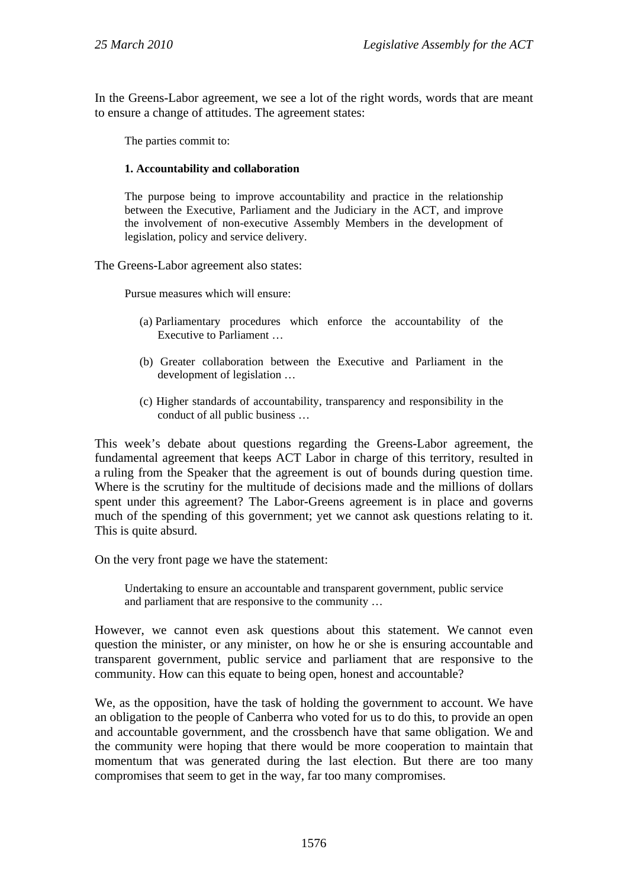In the Greens-Labor agreement, we see a lot of the right words, words that are meant to ensure a change of attitudes. The agreement states:

> The parties commit to:
>
> **1. Accountability and collaboration**
>
> The purpose being to improve accountability and practice in the relationship between the Executive, Parliament and the Judiciary in the ACT, and improve the involvement of non-executive Assembly Members in the development of legislation, policy and service delivery.

The Greens-Labor agreement also states:

> Pursue measures which will ensure:
>
> (a) Parliamentary procedures which enforce the accountability of the Executive to Parliament …
>
> (b) Greater collaboration between the Executive and Parliament in the development of legislation …
>
> (c) Higher standards of accountability, transparency and responsibility in the conduct of all public business …

This week's debate about questions regarding the Greens-Labor agreement, the fundamental agreement that keeps ACT Labor in charge of this territory, resulted in a ruling from the Speaker that the agreement is out of bounds during question time. Where is the scrutiny for the multitude of decisions made and the millions of dollars spent under this agreement? The Labor-Greens agreement is in place and governs much of the spending of this government; yet we cannot ask questions relating to it. This is quite absurd.

On the very front page we have the statement:

> Undertaking to ensure an accountable and transparent government, public service and parliament that are responsive to the community …

However, we cannot even ask questions about this statement. We cannot even question the minister, or any minister, on how he or she is ensuring accountable and transparent government, public service and parliament that are responsive to the community. How can this equate to being open, honest and accountable?

We, as the opposition, have the task of holding the government to account. We have an obligation to the people of Canberra who voted for us to do this, to provide an open and accountable government, and the crossbench have that same obligation. We and the community were hoping that there would be more cooperation to maintain that momentum that was generated during the last election. But there are too many compromises that seem to get in the way, far too many compromises.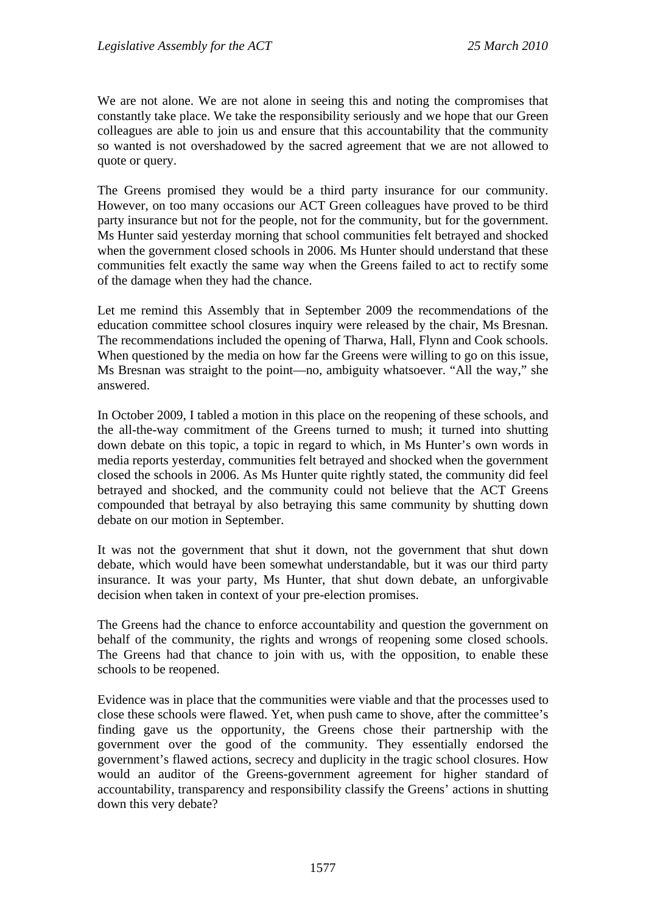We are not alone. We are not alone in seeing this and noting the compromises that constantly take place. We take the responsibility seriously and we hope that our Green colleagues are able to join us and ensure that this accountability that the community so wanted is not overshadowed by the sacred agreement that we are not allowed to quote or query.

The Greens promised they would be a third party insurance for our community. However, on too many occasions our ACT Green colleagues have proved to be third party insurance but not for the people, not for the community, but for the government. Ms Hunter said yesterday morning that school communities felt betrayed and shocked when the government closed schools in 2006. Ms Hunter should understand that these communities felt exactly the same way when the Greens failed to act to rectify some of the damage when they had the chance.

Let me remind this Assembly that in September 2009 the recommendations of the education committee school closures inquiry were released by the chair, Ms Bresnan. The recommendations included the opening of Tharwa, Hall, Flynn and Cook schools. When questioned by the media on how far the Greens were willing to go on this issue, Ms Bresnan was straight to the point—no, ambiguity whatsoever. "All the way," she answered.

In October 2009, I tabled a motion in this place on the reopening of these schools, and the all-the-way commitment of the Greens turned to mush; it turned into shutting down debate on this topic, a topic in regard to which, in Ms Hunter's own words in media reports yesterday, communities felt betrayed and shocked when the government closed the schools in 2006. As Ms Hunter quite rightly stated, the community did feel betrayed and shocked, and the community could not believe that the ACT Greens compounded that betrayal by also betraying this same community by shutting down debate on our motion in September.

It was not the government that shut it down, not the government that shut down debate, which would have been somewhat understandable, but it was our third party insurance. It was your party, Ms Hunter, that shut down debate, an unforgivable decision when taken in context of your pre-election promises.

The Greens had the chance to enforce accountability and question the government on behalf of the community, the rights and wrongs of reopening some closed schools. The Greens had that chance to join with us, with the opposition, to enable these schools to be reopened.

Evidence was in place that the communities were viable and that the processes used to close these schools were flawed. Yet, when push came to shove, after the committee's finding gave us the opportunity, the Greens chose their partnership with the government over the good of the community. They essentially endorsed the government's flawed actions, secrecy and duplicity in the tragic school closures. How would an auditor of the Greens-government agreement for higher standard of accountability, transparency and responsibility classify the Greens' actions in shutting down this very debate?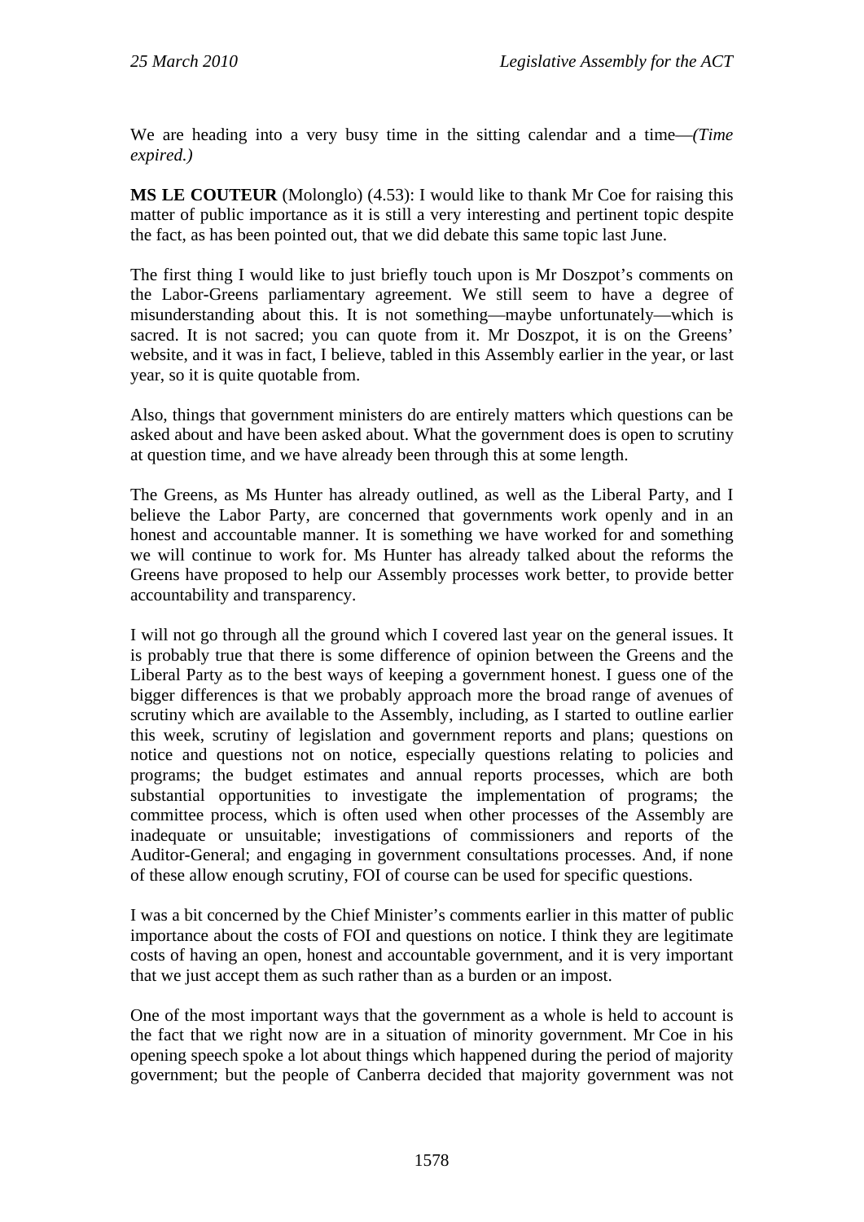We are heading into a very busy time in the sitting calendar and a time—*(Time expired.)*

**MS LE COUTEUR** (Molonglo) (4.53): I would like to thank Mr Coe for raising this matter of public importance as it is still a very interesting and pertinent topic despite the fact, as has been pointed out, that we did debate this same topic last June.

The first thing I would like to just briefly touch upon is Mr Doszpot's comments on the Labor-Greens parliamentary agreement. We still seem to have a degree of misunderstanding about this. It is not something—maybe unfortunately—which is sacred. It is not sacred; you can quote from it. Mr Doszpot, it is on the Greens' website, and it was in fact, I believe, tabled in this Assembly earlier in the year, or last year, so it is quite quotable from.

Also, things that government ministers do are entirely matters which questions can be asked about and have been asked about. What the government does is open to scrutiny at question time, and we have already been through this at some length.

The Greens, as Ms Hunter has already outlined, as well as the Liberal Party, and I believe the Labor Party, are concerned that governments work openly and in an honest and accountable manner. It is something we have worked for and something we will continue to work for. Ms Hunter has already talked about the reforms the Greens have proposed to help our Assembly processes work better, to provide better accountability and transparency.

I will not go through all the ground which I covered last year on the general issues. It is probably true that there is some difference of opinion between the Greens and the Liberal Party as to the best ways of keeping a government honest. I guess one of the bigger differences is that we probably approach more the broad range of avenues of scrutiny which are available to the Assembly, including, as I started to outline earlier this week, scrutiny of legislation and government reports and plans; questions on notice and questions not on notice, especially questions relating to policies and programs; the budget estimates and annual reports processes, which are both substantial opportunities to investigate the implementation of programs; the committee process, which is often used when other processes of the Assembly are inadequate or unsuitable; investigations of commissioners and reports of the Auditor-General; and engaging in government consultations processes. And, if none of these allow enough scrutiny, FOI of course can be used for specific questions.

I was a bit concerned by the Chief Minister's comments earlier in this matter of public importance about the costs of FOI and questions on notice. I think they are legitimate costs of having an open, honest and accountable government, and it is very important that we just accept them as such rather than as a burden or an impost.

One of the most important ways that the government as a whole is held to account is the fact that we right now are in a situation of minority government. Mr Coe in his opening speech spoke a lot about things which happened during the period of majority government; but the people of Canberra decided that majority government was not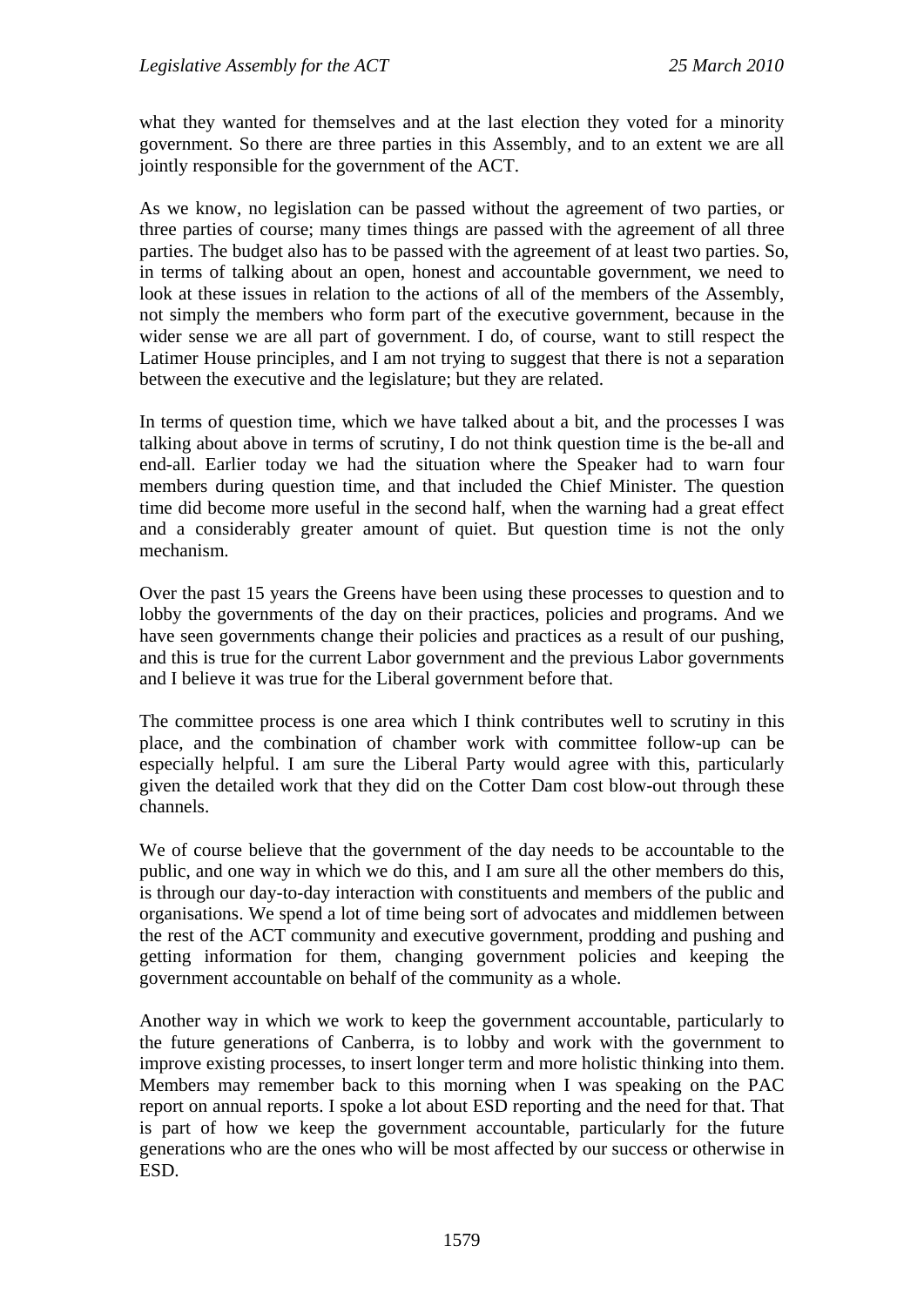what they wanted for themselves and at the last election they voted for a minority government. So there are three parties in this Assembly, and to an extent we are all jointly responsible for the government of the ACT.

As we know, no legislation can be passed without the agreement of two parties, or three parties of course; many times things are passed with the agreement of all three parties. The budget also has to be passed with the agreement of at least two parties. So, in terms of talking about an open, honest and accountable government, we need to look at these issues in relation to the actions of all of the members of the Assembly, not simply the members who form part of the executive government, because in the wider sense we are all part of government. I do, of course, want to still respect the Latimer House principles, and I am not trying to suggest that there is not a separation between the executive and the legislature; but they are related.

In terms of question time, which we have talked about a bit, and the processes I was talking about above in terms of scrutiny, I do not think question time is the be-all and end-all. Earlier today we had the situation where the Speaker had to warn four members during question time, and that included the Chief Minister. The question time did become more useful in the second half, when the warning had a great effect and a considerably greater amount of quiet. But question time is not the only mechanism.

Over the past 15 years the Greens have been using these processes to question and to lobby the governments of the day on their practices, policies and programs. And we have seen governments change their policies and practices as a result of our pushing, and this is true for the current Labor government and the previous Labor governments and I believe it was true for the Liberal government before that.

The committee process is one area which I think contributes well to scrutiny in this place, and the combination of chamber work with committee follow-up can be especially helpful. I am sure the Liberal Party would agree with this, particularly given the detailed work that they did on the Cotter Dam cost blow-out through these channels.

We of course believe that the government of the day needs to be accountable to the public, and one way in which we do this, and I am sure all the other members do this, is through our day-to-day interaction with constituents and members of the public and organisations. We spend a lot of time being sort of advocates and middlemen between the rest of the ACT community and executive government, prodding and pushing and getting information for them, changing government policies and keeping the government accountable on behalf of the community as a whole.

Another way in which we work to keep the government accountable, particularly to the future generations of Canberra, is to lobby and work with the government to improve existing processes, to insert longer term and more holistic thinking into them. Members may remember back to this morning when I was speaking on the PAC report on annual reports. I spoke a lot about ESD reporting and the need for that. That is part of how we keep the government accountable, particularly for the future generations who are the ones who will be most affected by our success or otherwise in ESD.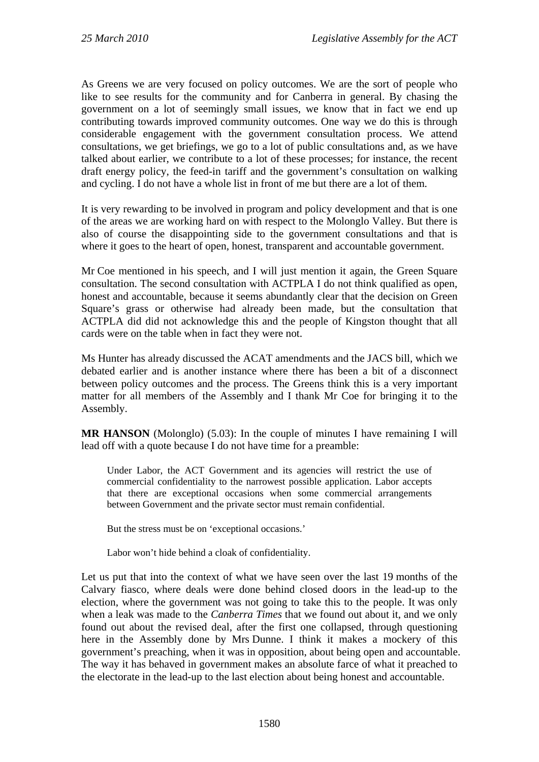As Greens we are very focused on policy outcomes. We are the sort of people who like to see results for the community and for Canberra in general. By chasing the government on a lot of seemingly small issues, we know that in fact we end up contributing towards improved community outcomes. One way we do this is through considerable engagement with the government consultation process. We attend consultations, we get briefings, we go to a lot of public consultations and, as we have talked about earlier, we contribute to a lot of these processes; for instance, the recent draft energy policy, the feed-in tariff and the government's consultation on walking and cycling. I do not have a whole list in front of me but there are a lot of them.

It is very rewarding to be involved in program and policy development and that is one of the areas we are working hard on with respect to the Molonglo Valley. But there is also of course the disappointing side to the government consultations and that is where it goes to the heart of open, honest, transparent and accountable government.

Mr Coe mentioned in his speech, and I will just mention it again, the Green Square consultation. The second consultation with ACTPLA I do not think qualified as open, honest and accountable, because it seems abundantly clear that the decision on Green Square's grass or otherwise had already been made, but the consultation that ACTPLA did did not acknowledge this and the people of Kingston thought that all cards were on the table when in fact they were not.

Ms Hunter has already discussed the ACAT amendments and the JACS bill, which we debated earlier and is another instance where there has been a bit of a disconnect between policy outcomes and the process. The Greens think this is a very important matter for all members of the Assembly and I thank Mr Coe for bringing it to the Assembly.

**MR HANSON** (Molonglo) (5.03): In the couple of minutes I have remaining I will lead off with a quote because I do not have time for a preamble:

> Under Labor, the ACT Government and its agencies will restrict the use of commercial confidentiality to the narrowest possible application. Labor accepts that there are exceptional occasions when some commercial arrangements between Government and the private sector must remain confidential.
>
> But the stress must be on 'exceptional occasions.'
>
> Labor won't hide behind a cloak of confidentiality.

Let us put that into the context of what we have seen over the last 19 months of the Calvary fiasco, where deals were done behind closed doors in the lead-up to the election, where the government was not going to take this to the people. It was only when a leak was made to the *Canberra Times* that we found out about it, and we only found out about the revised deal, after the first one collapsed, through questioning here in the Assembly done by Mrs Dunne. I think it makes a mockery of this government's preaching, when it was in opposition, about being open and accountable. The way it has behaved in government makes an absolute farce of what it preached to the electorate in the lead-up to the last election about being honest and accountable.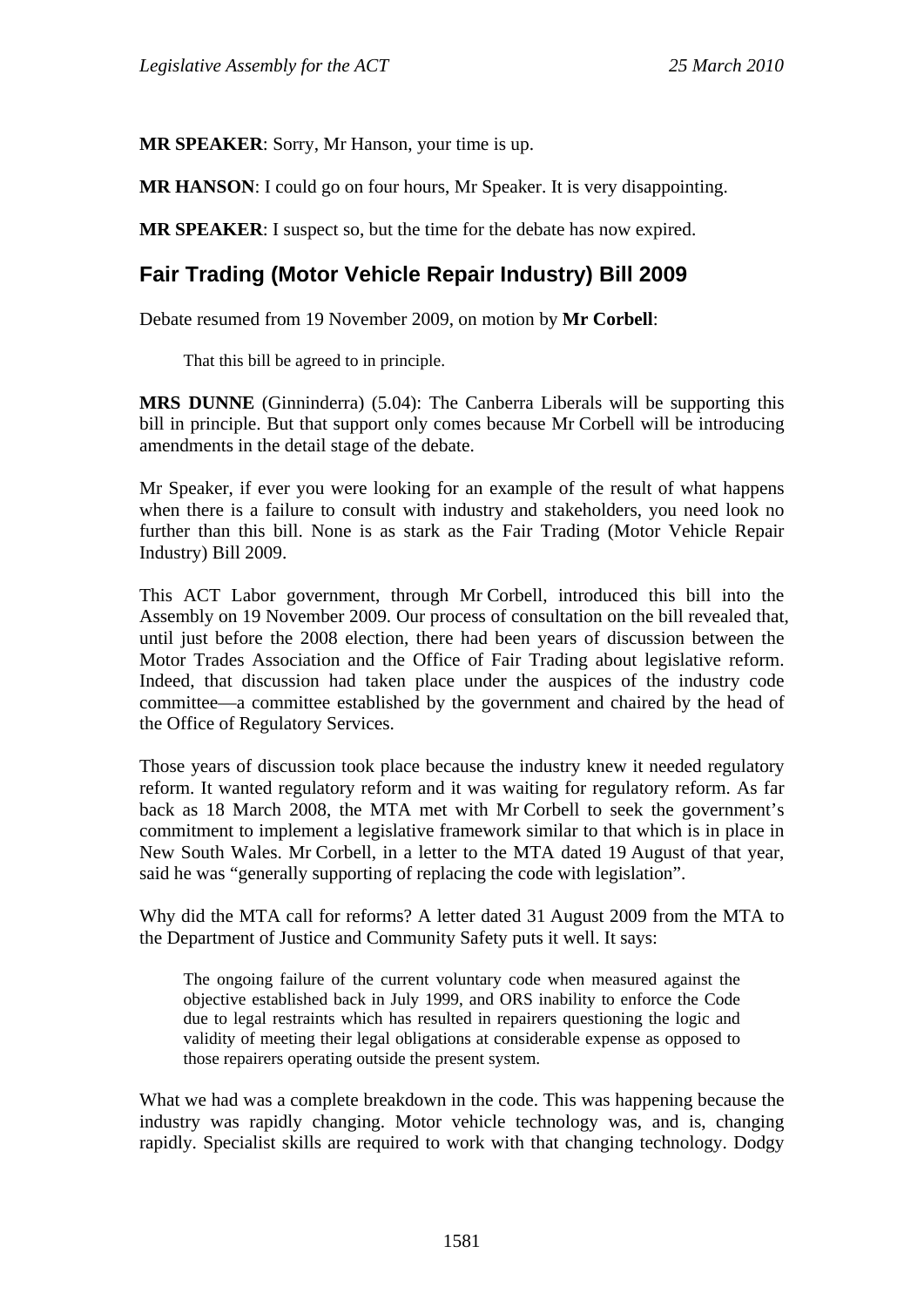**MR SPEAKER**: Sorry, Mr Hanson, your time is up.

**MR HANSON**: I could go on four hours, Mr Speaker. It is very disappointing.

**MR SPEAKER**: I suspect so, but the time for the debate has now expired.

## Fair Trading (Motor Vehicle Repair Industry) Bill 2009

Debate resumed from 19 November 2009, on motion by **Mr Corbell**:

> That this bill be agreed to in principle.

**MRS DUNNE** (Ginninderra) (5.04): The Canberra Liberals will be supporting this bill in principle. But that support only comes because Mr Corbell will be introducing amendments in the detail stage of the debate.

Mr Speaker, if ever you were looking for an example of the result of what happens when there is a failure to consult with industry and stakeholders, you need look no further than this bill. None is as stark as the Fair Trading (Motor Vehicle Repair Industry) Bill 2009.

This ACT Labor government, through Mr Corbell, introduced this bill into the Assembly on 19 November 2009. Our process of consultation on the bill revealed that, until just before the 2008 election, there had been years of discussion between the Motor Trades Association and the Office of Fair Trading about legislative reform. Indeed, that discussion had taken place under the auspices of the industry code committee—a committee established by the government and chaired by the head of the Office of Regulatory Services.

Those years of discussion took place because the industry knew it needed regulatory reform. It wanted regulatory reform and it was waiting for regulatory reform. As far back as 18 March 2008, the MTA met with Mr Corbell to seek the government's commitment to implement a legislative framework similar to that which is in place in New South Wales. Mr Corbell, in a letter to the MTA dated 19 August of that year, said he was "generally supporting of replacing the code with legislation".

Why did the MTA call for reforms? A letter dated 31 August 2009 from the MTA to the Department of Justice and Community Safety puts it well. It says:

> The ongoing failure of the current voluntary code when measured against the objective established back in July 1999, and ORS inability to enforce the Code due to legal restraints which has resulted in repairers questioning the logic and validity of meeting their legal obligations at considerable expense as opposed to those repairers operating outside the present system.

What we had was a complete breakdown in the code. This was happening because the industry was rapidly changing. Motor vehicle technology was, and is, changing rapidly. Specialist skills are required to work with that changing technology. Dodgy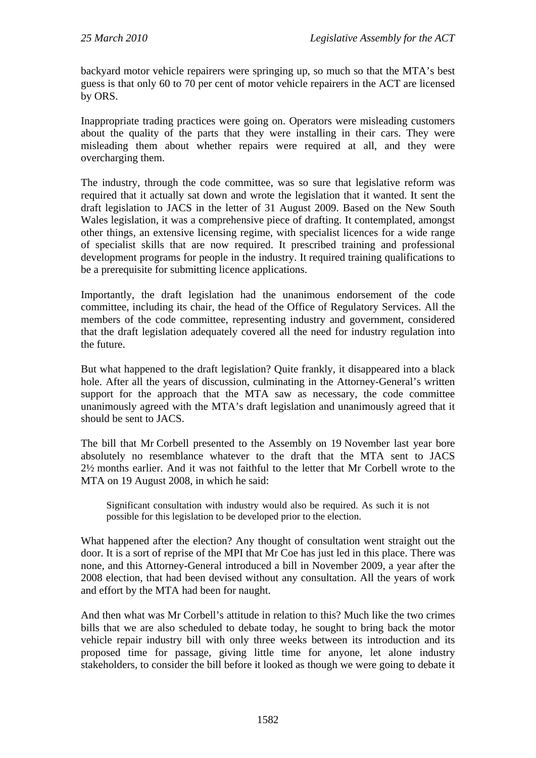backyard motor vehicle repairers were springing up, so much so that the MTA's best guess is that only 60 to 70 per cent of motor vehicle repairers in the ACT are licensed by ORS.

Inappropriate trading practices were going on. Operators were misleading customers about the quality of the parts that they were installing in their cars. They were misleading them about whether repairs were required at all, and they were overcharging them.

The industry, through the code committee, was so sure that legislative reform was required that it actually sat down and wrote the legislation that it wanted. It sent the draft legislation to JACS in the letter of 31 August 2009. Based on the New South Wales legislation, it was a comprehensive piece of drafting. It contemplated, amongst other things, an extensive licensing regime, with specialist licences for a wide range of specialist skills that are now required. It prescribed training and professional development programs for people in the industry. It required training qualifications to be a prerequisite for submitting licence applications.

Importantly, the draft legislation had the unanimous endorsement of the code committee, including its chair, the head of the Office of Regulatory Services. All the members of the code committee, representing industry and government, considered that the draft legislation adequately covered all the need for industry regulation into the future.

But what happened to the draft legislation? Quite frankly, it disappeared into a black hole. After all the years of discussion, culminating in the Attorney-General's written support for the approach that the MTA saw as necessary, the code committee unanimously agreed with the MTA's draft legislation and unanimously agreed that it should be sent to JACS.

The bill that Mr Corbell presented to the Assembly on 19 November last year bore absolutely no resemblance whatever to the draft that the MTA sent to JACS 2½ months earlier. And it was not faithful to the letter that Mr Corbell wrote to the MTA on 19 August 2008, in which he said:

> Significant consultation with industry would also be required. As such it is not possible for this legislation to be developed prior to the election.

What happened after the election? Any thought of consultation went straight out the door. It is a sort of reprise of the MPI that Mr Coe has just led in this place. There was none, and this Attorney-General introduced a bill in November 2009, a year after the 2008 election, that had been devised without any consultation. All the years of work and effort by the MTA had been for naught.

And then what was Mr Corbell's attitude in relation to this? Much like the two crimes bills that we are also scheduled to debate today, he sought to bring back the motor vehicle repair industry bill with only three weeks between its introduction and its proposed time for passage, giving little time for anyone, let alone industry stakeholders, to consider the bill before it looked as though we were going to debate it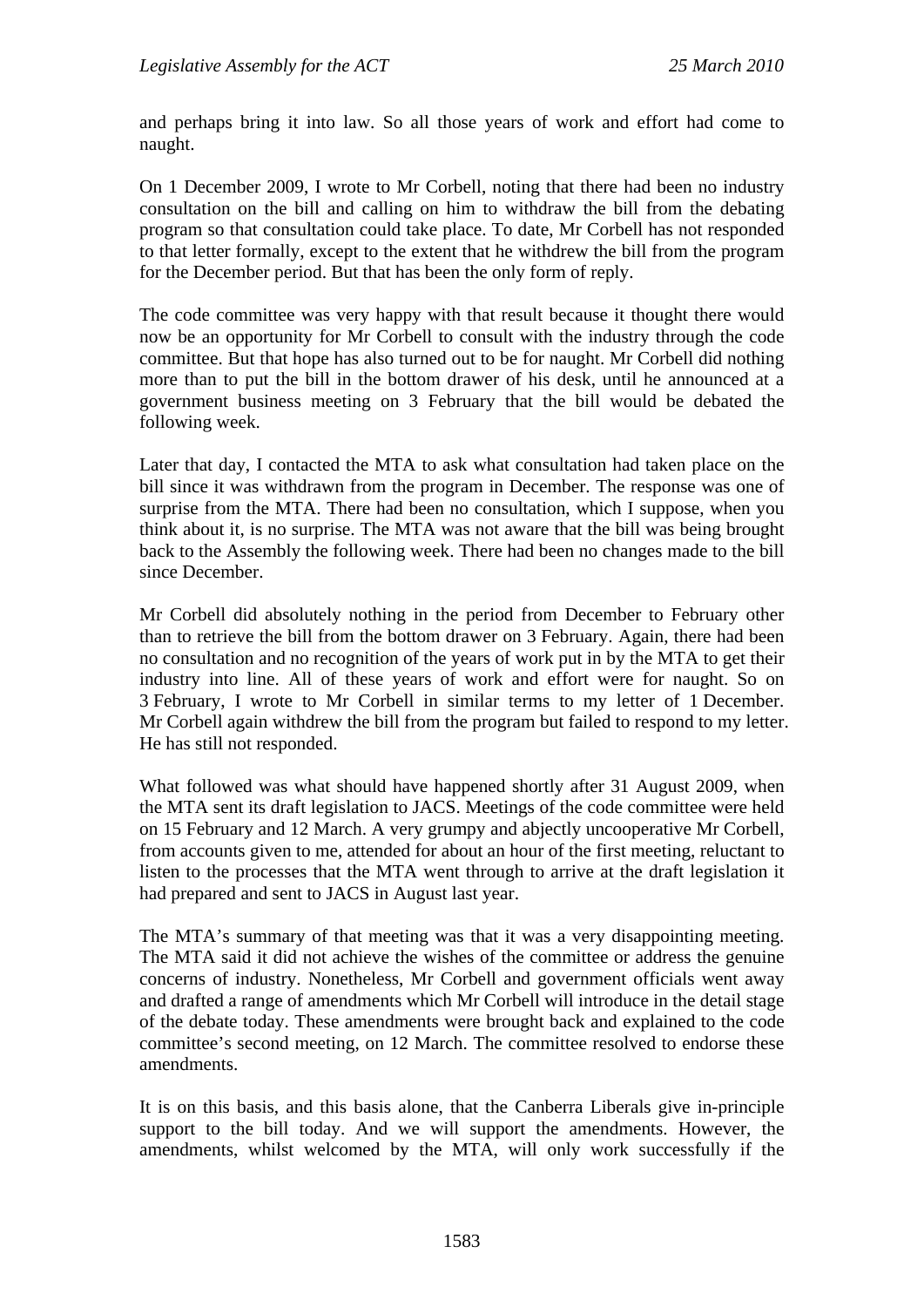and perhaps bring it into law. So all those years of work and effort had come to naught.

On 1 December 2009, I wrote to Mr Corbell, noting that there had been no industry consultation on the bill and calling on him to withdraw the bill from the debating program so that consultation could take place. To date, Mr Corbell has not responded to that letter formally, except to the extent that he withdrew the bill from the program for the December period. But that has been the only form of reply.

The code committee was very happy with that result because it thought there would now be an opportunity for Mr Corbell to consult with the industry through the code committee. But that hope has also turned out to be for naught. Mr Corbell did nothing more than to put the bill in the bottom drawer of his desk, until he announced at a government business meeting on 3 February that the bill would be debated the following week.

Later that day, I contacted the MTA to ask what consultation had taken place on the bill since it was withdrawn from the program in December. The response was one of surprise from the MTA. There had been no consultation, which I suppose, when you think about it, is no surprise. The MTA was not aware that the bill was being brought back to the Assembly the following week. There had been no changes made to the bill since December.

Mr Corbell did absolutely nothing in the period from December to February other than to retrieve the bill from the bottom drawer on 3 February. Again, there had been no consultation and no recognition of the years of work put in by the MTA to get their industry into line. All of these years of work and effort were for naught. So on 3 February, I wrote to Mr Corbell in similar terms to my letter of 1 December. Mr Corbell again withdrew the bill from the program but failed to respond to my letter. He has still not responded.

What followed was what should have happened shortly after 31 August 2009, when the MTA sent its draft legislation to JACS. Meetings of the code committee were held on 15 February and 12 March. A very grumpy and abjectly uncooperative Mr Corbell, from accounts given to me, attended for about an hour of the first meeting, reluctant to listen to the processes that the MTA went through to arrive at the draft legislation it had prepared and sent to JACS in August last year.

The MTA's summary of that meeting was that it was a very disappointing meeting. The MTA said it did not achieve the wishes of the committee or address the genuine concerns of industry. Nonetheless, Mr Corbell and government officials went away and drafted a range of amendments which Mr Corbell will introduce in the detail stage of the debate today. These amendments were brought back and explained to the code committee's second meeting, on 12 March. The committee resolved to endorse these amendments.

It is on this basis, and this basis alone, that the Canberra Liberals give in-principle support to the bill today. And we will support the amendments. However, the amendments, whilst welcomed by the MTA, will only work successfully if the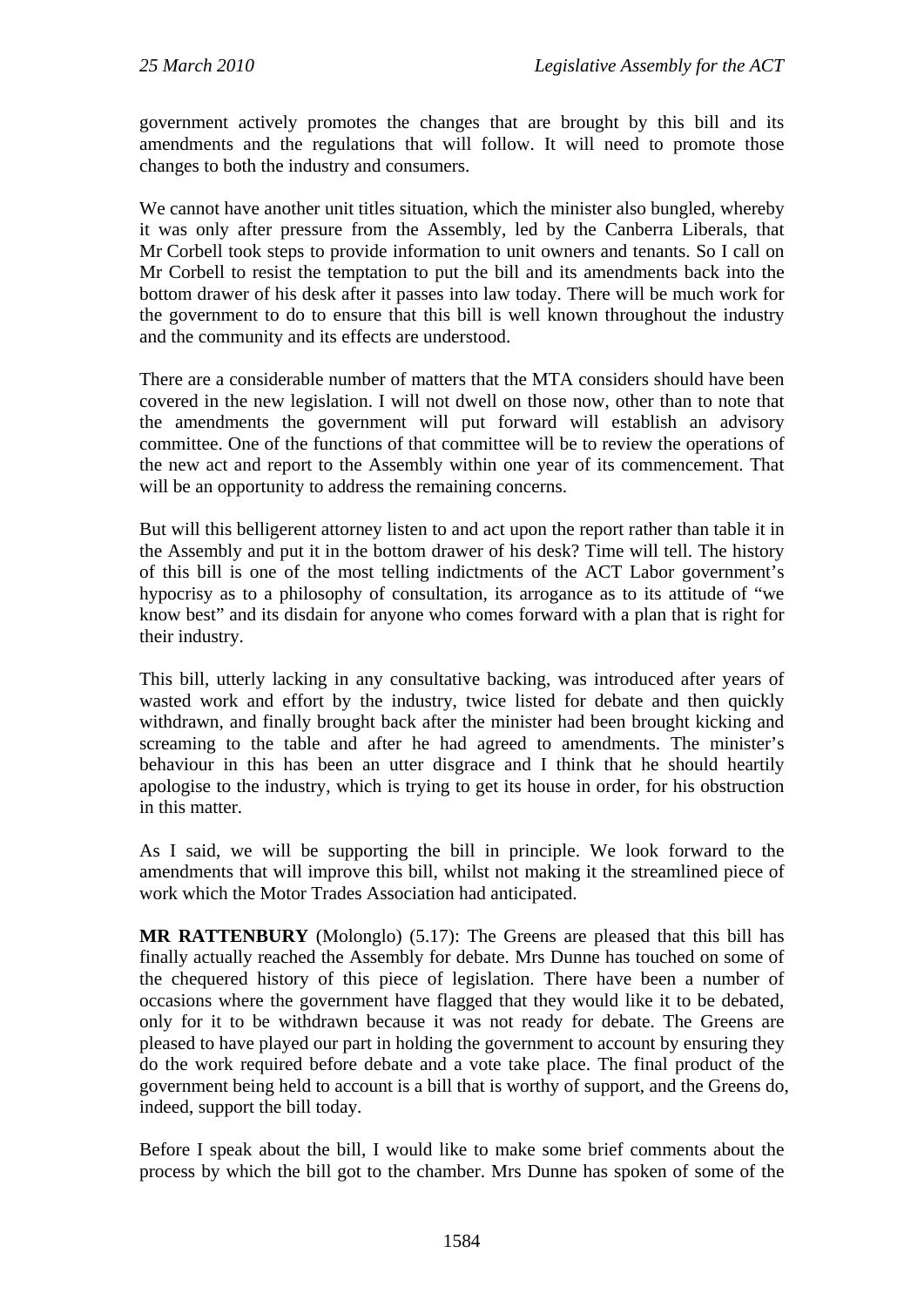government actively promotes the changes that are brought by this bill and its amendments and the regulations that will follow. It will need to promote those changes to both the industry and consumers.

We cannot have another unit titles situation, which the minister also bungled, whereby it was only after pressure from the Assembly, led by the Canberra Liberals, that Mr Corbell took steps to provide information to unit owners and tenants. So I call on Mr Corbell to resist the temptation to put the bill and its amendments back into the bottom drawer of his desk after it passes into law today. There will be much work for the government to do to ensure that this bill is well known throughout the industry and the community and its effects are understood.

There are a considerable number of matters that the MTA considers should have been covered in the new legislation. I will not dwell on those now, other than to note that the amendments the government will put forward will establish an advisory committee. One of the functions of that committee will be to review the operations of the new act and report to the Assembly within one year of its commencement. That will be an opportunity to address the remaining concerns.

But will this belligerent attorney listen to and act upon the report rather than table it in the Assembly and put it in the bottom drawer of his desk? Time will tell. The history of this bill is one of the most telling indictments of the ACT Labor government's hypocrisy as to a philosophy of consultation, its arrogance as to its attitude of "we know best" and its disdain for anyone who comes forward with a plan that is right for their industry.

This bill, utterly lacking in any consultative backing, was introduced after years of wasted work and effort by the industry, twice listed for debate and then quickly withdrawn, and finally brought back after the minister had been brought kicking and screaming to the table and after he had agreed to amendments. The minister's behaviour in this has been an utter disgrace and I think that he should heartily apologise to the industry, which is trying to get its house in order, for his obstruction in this matter.

As I said, we will be supporting the bill in principle. We look forward to the amendments that will improve this bill, whilst not making it the streamlined piece of work which the Motor Trades Association had anticipated.

**MR RATTENBURY** (Molonglo) (5.17): The Greens are pleased that this bill has finally actually reached the Assembly for debate. Mrs Dunne has touched on some of the chequered history of this piece of legislation. There have been a number of occasions where the government have flagged that they would like it to be debated, only for it to be withdrawn because it was not ready for debate. The Greens are pleased to have played our part in holding the government to account by ensuring they do the work required before debate and a vote take place. The final product of the government being held to account is a bill that is worthy of support, and the Greens do, indeed, support the bill today.

Before I speak about the bill, I would like to make some brief comments about the process by which the bill got to the chamber. Mrs Dunne has spoken of some of the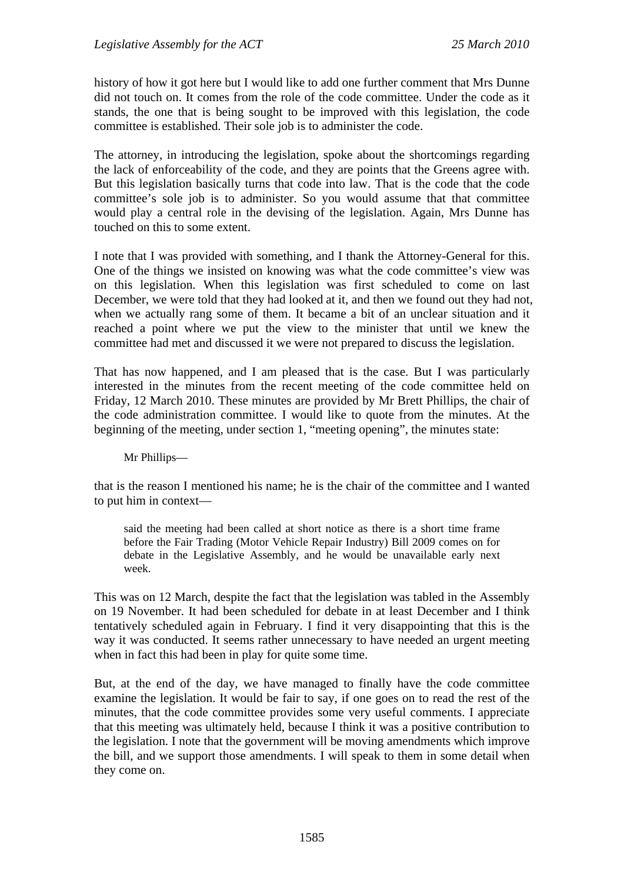history of how it got here but I would like to add one further comment that Mrs Dunne did not touch on. It comes from the role of the code committee. Under the code as it stands, the one that is being sought to be improved with this legislation, the code committee is established. Their sole job is to administer the code.

The attorney, in introducing the legislation, spoke about the shortcomings regarding the lack of enforceability of the code, and they are points that the Greens agree with. But this legislation basically turns that code into law. That is the code that the code committee's sole job is to administer. So you would assume that that committee would play a central role in the devising of the legislation. Again, Mrs Dunne has touched on this to some extent.

I note that I was provided with something, and I thank the Attorney-General for this. One of the things we insisted on knowing was what the code committee's view was on this legislation. When this legislation was first scheduled to come on last December, we were told that they had looked at it, and then we found out they had not, when we actually rang some of them. It became a bit of an unclear situation and it reached a point where we put the view to the minister that until we knew the committee had met and discussed it we were not prepared to discuss the legislation.

That has now happened, and I am pleased that is the case. But I was particularly interested in the minutes from the recent meeting of the code committee held on Friday, 12 March 2010. These minutes are provided by Mr Brett Phillips, the chair of the code administration committee. I would like to quote from the minutes. At the beginning of the meeting, under section 1, "meeting opening", the minutes state:

> Mr Phillips—

that is the reason I mentioned his name; he is the chair of the committee and I wanted to put him in context—

> said the meeting had been called at short notice as there is a short time frame before the Fair Trading (Motor Vehicle Repair Industry) Bill 2009 comes on for debate in the Legislative Assembly, and he would be unavailable early next week.

This was on 12 March, despite the fact that the legislation was tabled in the Assembly on 19 November. It had been scheduled for debate in at least December and I think tentatively scheduled again in February. I find it very disappointing that this is the way it was conducted. It seems rather unnecessary to have needed an urgent meeting when in fact this had been in play for quite some time.

But, at the end of the day, we have managed to finally have the code committee examine the legislation. It would be fair to say, if one goes on to read the rest of the minutes, that the code committee provides some very useful comments. I appreciate that this meeting was ultimately held, because I think it was a positive contribution to the legislation. I note that the government will be moving amendments which improve the bill, and we support those amendments. I will speak to them in some detail when they come on.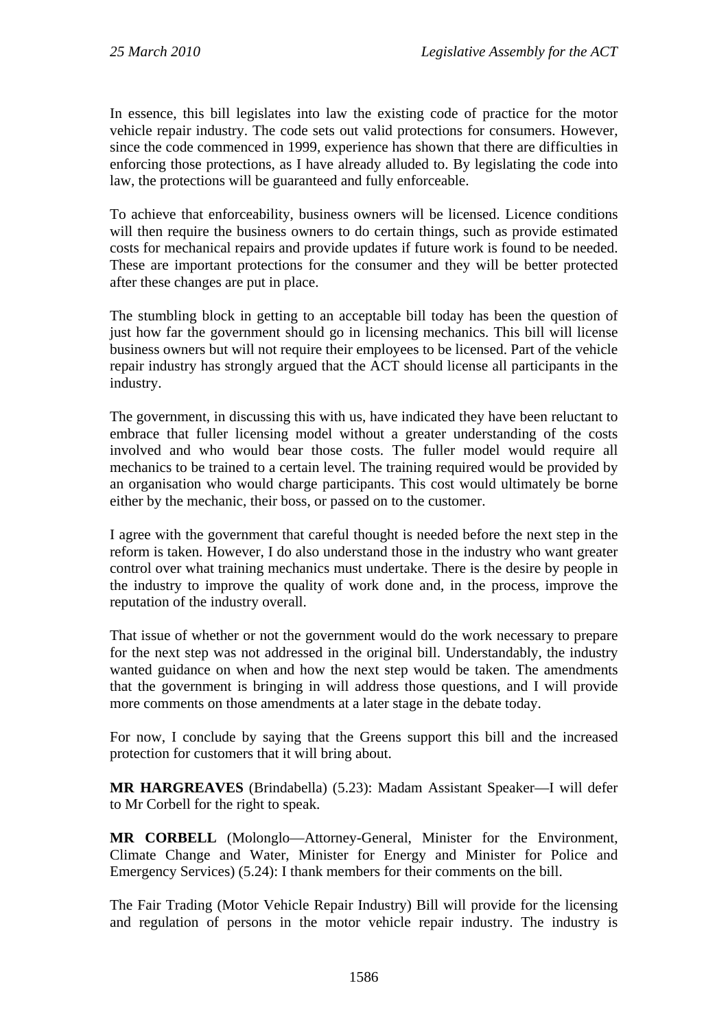In essence, this bill legislates into law the existing code of practice for the motor vehicle repair industry. The code sets out valid protections for consumers. However, since the code commenced in 1999, experience has shown that there are difficulties in enforcing those protections, as I have already alluded to. By legislating the code into law, the protections will be guaranteed and fully enforceable.

To achieve that enforceability, business owners will be licensed. Licence conditions will then require the business owners to do certain things, such as provide estimated costs for mechanical repairs and provide updates if future work is found to be needed. These are important protections for the consumer and they will be better protected after these changes are put in place.

The stumbling block in getting to an acceptable bill today has been the question of just how far the government should go in licensing mechanics. This bill will license business owners but will not require their employees to be licensed. Part of the vehicle repair industry has strongly argued that the ACT should license all participants in the industry.

The government, in discussing this with us, have indicated they have been reluctant to embrace that fuller licensing model without a greater understanding of the costs involved and who would bear those costs. The fuller model would require all mechanics to be trained to a certain level. The training required would be provided by an organisation who would charge participants. This cost would ultimately be borne either by the mechanic, their boss, or passed on to the customer.

I agree with the government that careful thought is needed before the next step in the reform is taken. However, I do also understand those in the industry who want greater control over what training mechanics must undertake. There is the desire by people in the industry to improve the quality of work done and, in the process, improve the reputation of the industry overall.

That issue of whether or not the government would do the work necessary to prepare for the next step was not addressed in the original bill. Understandably, the industry wanted guidance on when and how the next step would be taken. The amendments that the government is bringing in will address those questions, and I will provide more comments on those amendments at a later stage in the debate today.

For now, I conclude by saying that the Greens support this bill and the increased protection for customers that it will bring about.

**MR HARGREAVES** (Brindabella) (5.23): Madam Assistant Speaker—I will defer to Mr Corbell for the right to speak.

**MR CORBELL** (Molonglo—Attorney-General, Minister for the Environment, Climate Change and Water, Minister for Energy and Minister for Police and Emergency Services) (5.24): I thank members for their comments on the bill.

The Fair Trading (Motor Vehicle Repair Industry) Bill will provide for the licensing and regulation of persons in the motor vehicle repair industry. The industry is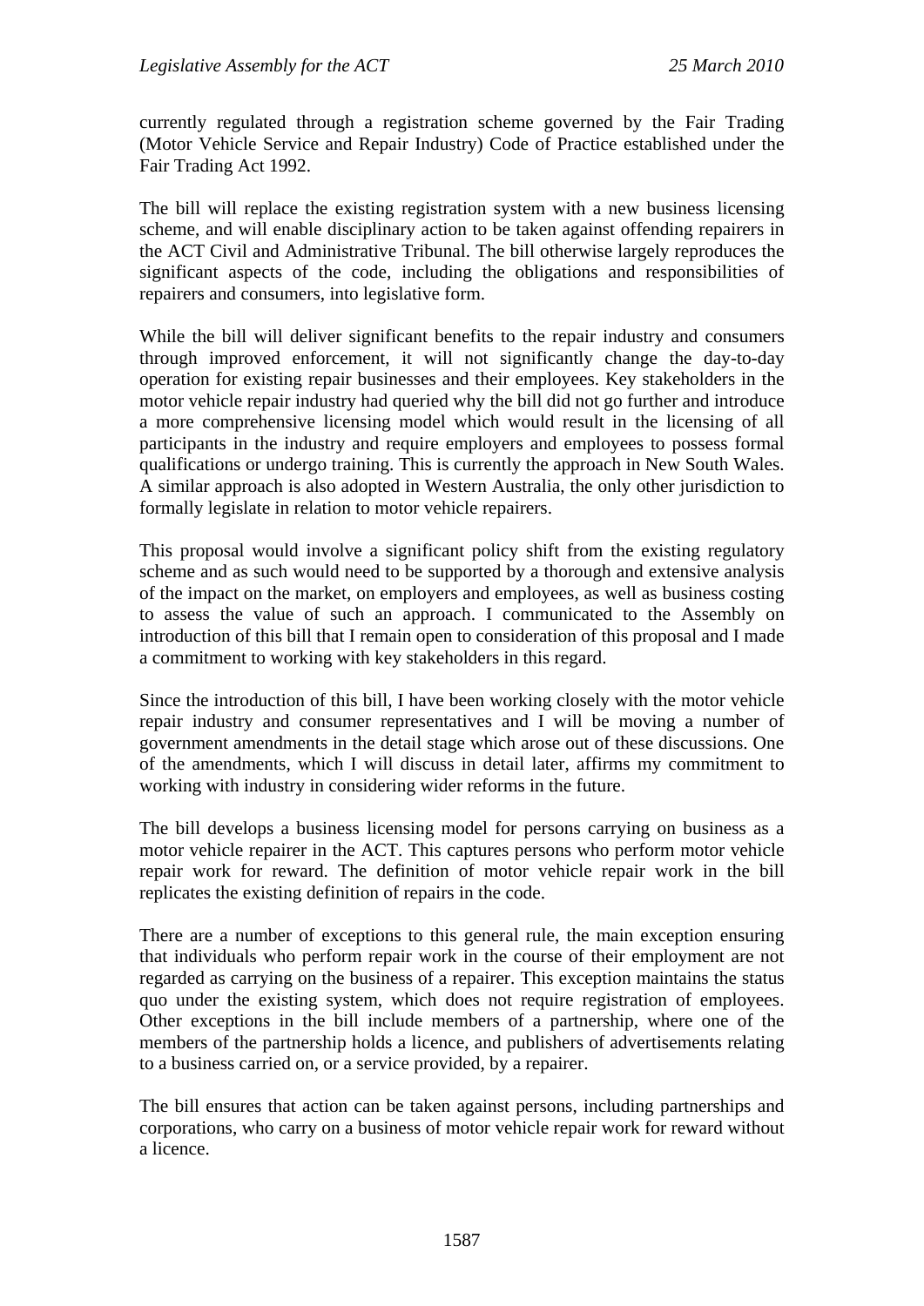currently regulated through a registration scheme governed by the Fair Trading (Motor Vehicle Service and Repair Industry) Code of Practice established under the Fair Trading Act 1992.

The bill will replace the existing registration system with a new business licensing scheme, and will enable disciplinary action to be taken against offending repairers in the ACT Civil and Administrative Tribunal. The bill otherwise largely reproduces the significant aspects of the code, including the obligations and responsibilities of repairers and consumers, into legislative form.

While the bill will deliver significant benefits to the repair industry and consumers through improved enforcement, it will not significantly change the day-to-day operation for existing repair businesses and their employees. Key stakeholders in the motor vehicle repair industry had queried why the bill did not go further and introduce a more comprehensive licensing model which would result in the licensing of all participants in the industry and require employers and employees to possess formal qualifications or undergo training. This is currently the approach in New South Wales. A similar approach is also adopted in Western Australia, the only other jurisdiction to formally legislate in relation to motor vehicle repairers.

This proposal would involve a significant policy shift from the existing regulatory scheme and as such would need to be supported by a thorough and extensive analysis of the impact on the market, on employers and employees, as well as business costing to assess the value of such an approach. I communicated to the Assembly on introduction of this bill that I remain open to consideration of this proposal and I made a commitment to working with key stakeholders in this regard.

Since the introduction of this bill, I have been working closely with the motor vehicle repair industry and consumer representatives and I will be moving a number of government amendments in the detail stage which arose out of these discussions. One of the amendments, which I will discuss in detail later, affirms my commitment to working with industry in considering wider reforms in the future.

The bill develops a business licensing model for persons carrying on business as a motor vehicle repairer in the ACT. This captures persons who perform motor vehicle repair work for reward. The definition of motor vehicle repair work in the bill replicates the existing definition of repairs in the code.

There are a number of exceptions to this general rule, the main exception ensuring that individuals who perform repair work in the course of their employment are not regarded as carrying on the business of a repairer. This exception maintains the status quo under the existing system, which does not require registration of employees. Other exceptions in the bill include members of a partnership, where one of the members of the partnership holds a licence, and publishers of advertisements relating to a business carried on, or a service provided, by a repairer.

The bill ensures that action can be taken against persons, including partnerships and corporations, who carry on a business of motor vehicle repair work for reward without a licence.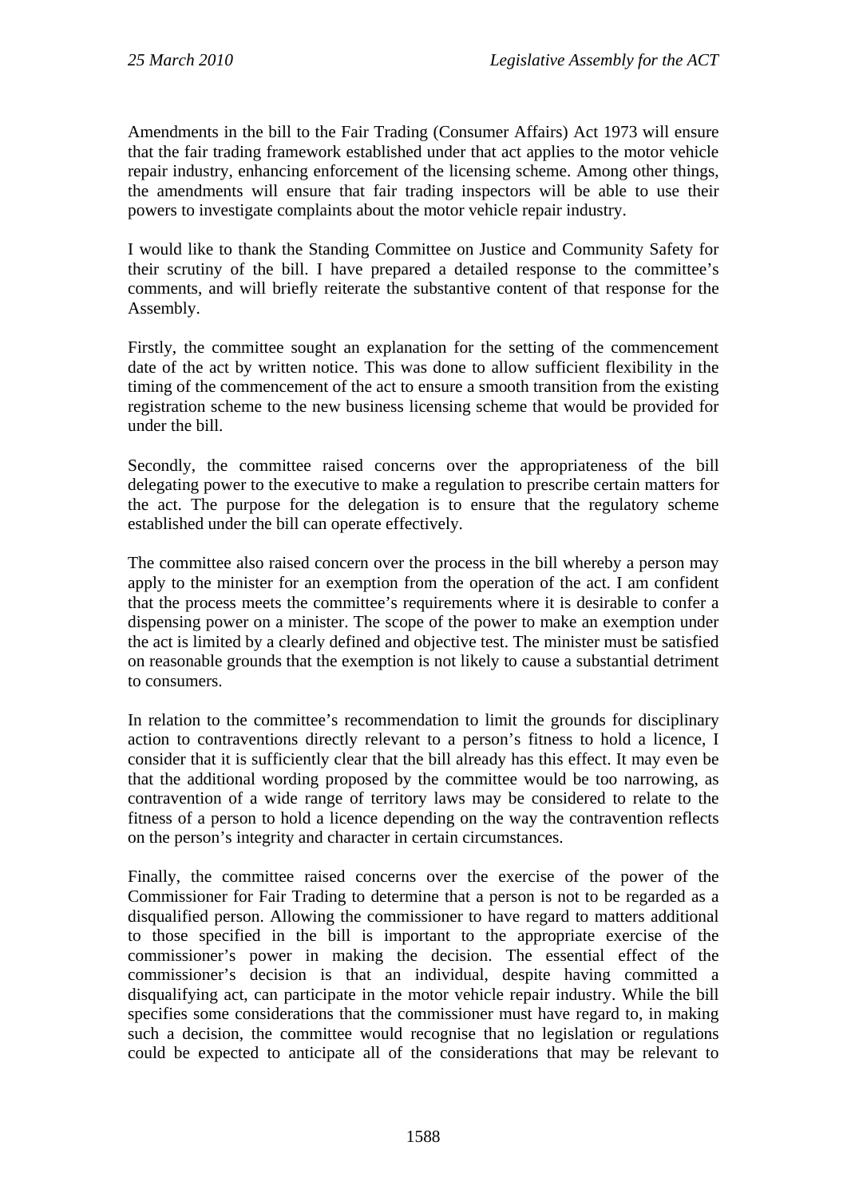Amendments in the bill to the Fair Trading (Consumer Affairs) Act 1973 will ensure that the fair trading framework established under that act applies to the motor vehicle repair industry, enhancing enforcement of the licensing scheme. Among other things, the amendments will ensure that fair trading inspectors will be able to use their powers to investigate complaints about the motor vehicle repair industry.

I would like to thank the Standing Committee on Justice and Community Safety for their scrutiny of the bill. I have prepared a detailed response to the committee's comments, and will briefly reiterate the substantive content of that response for the Assembly.

Firstly, the committee sought an explanation for the setting of the commencement date of the act by written notice. This was done to allow sufficient flexibility in the timing of the commencement of the act to ensure a smooth transition from the existing registration scheme to the new business licensing scheme that would be provided for under the bill.

Secondly, the committee raised concerns over the appropriateness of the bill delegating power to the executive to make a regulation to prescribe certain matters for the act. The purpose for the delegation is to ensure that the regulatory scheme established under the bill can operate effectively.

The committee also raised concern over the process in the bill whereby a person may apply to the minister for an exemption from the operation of the act. I am confident that the process meets the committee's requirements where it is desirable to confer a dispensing power on a minister. The scope of the power to make an exemption under the act is limited by a clearly defined and objective test. The minister must be satisfied on reasonable grounds that the exemption is not likely to cause a substantial detriment to consumers.

In relation to the committee's recommendation to limit the grounds for disciplinary action to contraventions directly relevant to a person's fitness to hold a licence, I consider that it is sufficiently clear that the bill already has this effect. It may even be that the additional wording proposed by the committee would be too narrowing, as contravention of a wide range of territory laws may be considered to relate to the fitness of a person to hold a licence depending on the way the contravention reflects on the person's integrity and character in certain circumstances.

Finally, the committee raised concerns over the exercise of the power of the Commissioner for Fair Trading to determine that a person is not to be regarded as a disqualified person. Allowing the commissioner to have regard to matters additional to those specified in the bill is important to the appropriate exercise of the commissioner's power in making the decision. The essential effect of the commissioner's decision is that an individual, despite having committed a disqualifying act, can participate in the motor vehicle repair industry. While the bill specifies some considerations that the commissioner must have regard to, in making such a decision, the committee would recognise that no legislation or regulations could be expected to anticipate all of the considerations that may be relevant to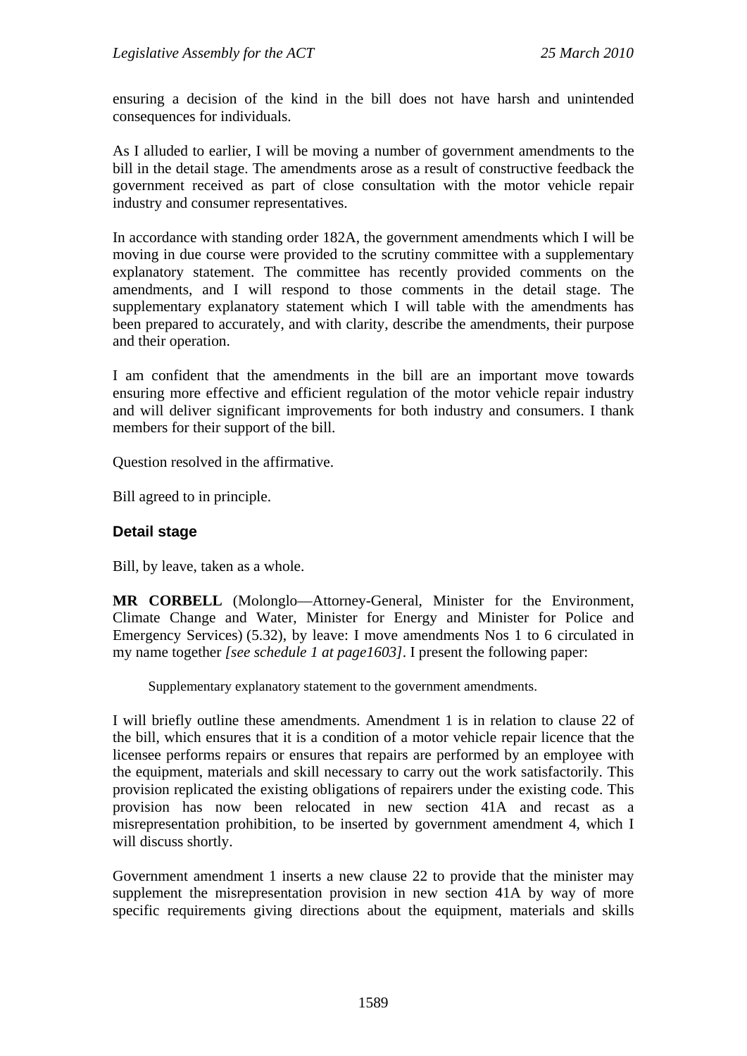ensuring a decision of the kind in the bill does not have harsh and unintended consequences for individuals.

As I alluded to earlier, I will be moving a number of government amendments to the bill in the detail stage. The amendments arose as a result of constructive feedback the government received as part of close consultation with the motor vehicle repair industry and consumer representatives.

In accordance with standing order 182A, the government amendments which I will be moving in due course were provided to the scrutiny committee with a supplementary explanatory statement. The committee has recently provided comments on the amendments, and I will respond to those comments in the detail stage. The supplementary explanatory statement which I will table with the amendments has been prepared to accurately, and with clarity, describe the amendments, their purpose and their operation.

I am confident that the amendments in the bill are an important move towards ensuring more effective and efficient regulation of the motor vehicle repair industry and will deliver significant improvements for both industry and consumers. I thank members for their support of the bill.

Question resolved in the affirmative.

Bill agreed to in principle.

### Detail stage

Bill, by leave, taken as a whole.

**MR CORBELL** (Molonglo—Attorney-General, Minister for the Environment, Climate Change and Water, Minister for Energy and Minister for Police and Emergency Services) (5.32), by leave: I move amendments Nos 1 to 6 circulated in my name together *[see schedule 1 at page1603]*. I present the following paper:

> Supplementary explanatory statement to the government amendments.

I will briefly outline these amendments. Amendment 1 is in relation to clause 22 of the bill, which ensures that it is a condition of a motor vehicle repair licence that the licensee performs repairs or ensures that repairs are performed by an employee with the equipment, materials and skill necessary to carry out the work satisfactorily. This provision replicated the existing obligations of repairers under the existing code. This provision has now been relocated in new section 41A and recast as a misrepresentation prohibition, to be inserted by government amendment 4, which I will discuss shortly.

Government amendment 1 inserts a new clause 22 to provide that the minister may supplement the misrepresentation provision in new section 41A by way of more specific requirements giving directions about the equipment, materials and skills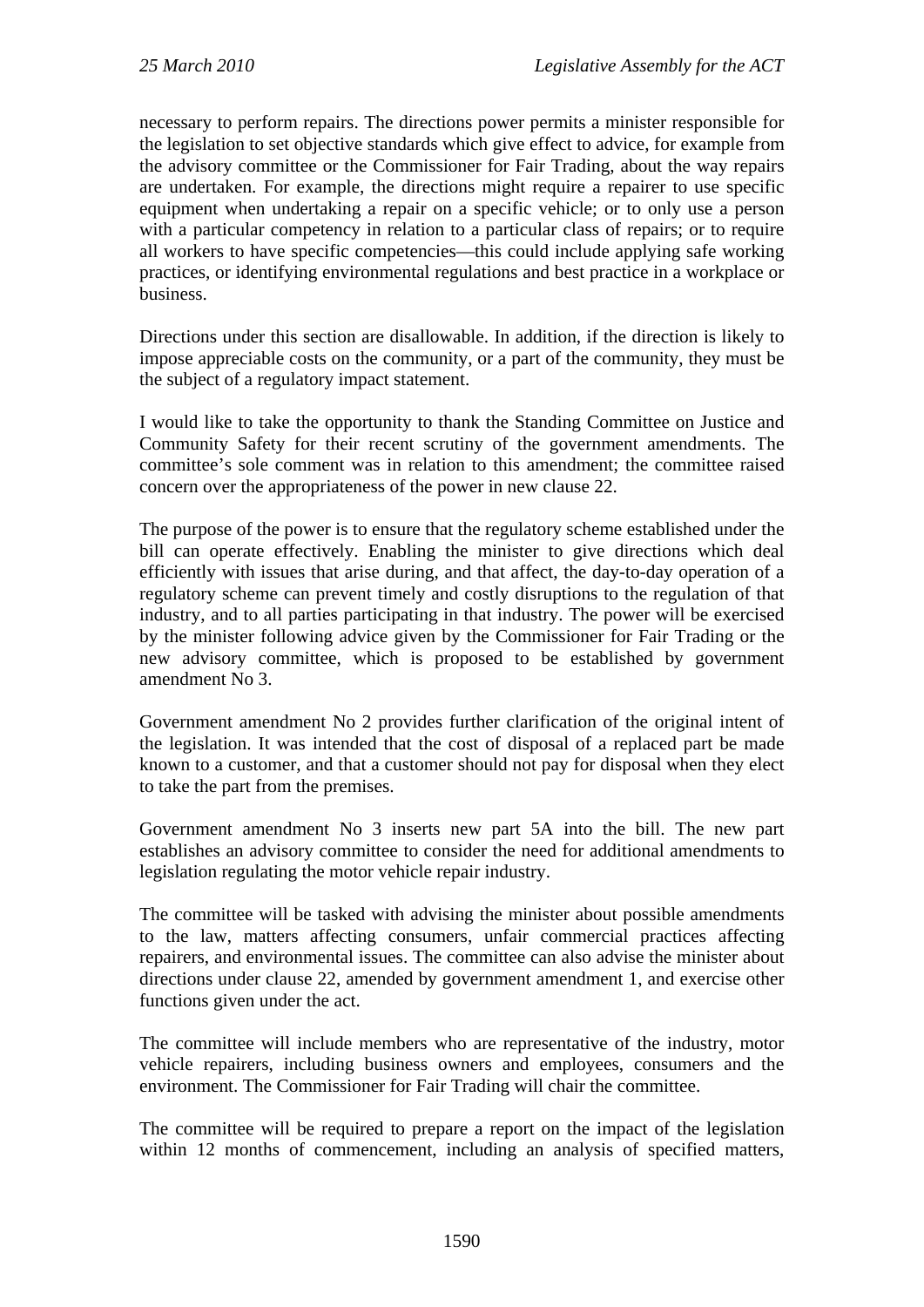necessary to perform repairs. The directions power permits a minister responsible for the legislation to set objective standards which give effect to advice, for example from the advisory committee or the Commissioner for Fair Trading, about the way repairs are undertaken. For example, the directions might require a repairer to use specific equipment when undertaking a repair on a specific vehicle; or to only use a person with a particular competency in relation to a particular class of repairs; or to require all workers to have specific competencies—this could include applying safe working practices, or identifying environmental regulations and best practice in a workplace or business.

Directions under this section are disallowable. In addition, if the direction is likely to impose appreciable costs on the community, or a part of the community, they must be the subject of a regulatory impact statement.

I would like to take the opportunity to thank the Standing Committee on Justice and Community Safety for their recent scrutiny of the government amendments. The committee's sole comment was in relation to this amendment; the committee raised concern over the appropriateness of the power in new clause 22.

The purpose of the power is to ensure that the regulatory scheme established under the bill can operate effectively. Enabling the minister to give directions which deal efficiently with issues that arise during, and that affect, the day-to-day operation of a regulatory scheme can prevent timely and costly disruptions to the regulation of that industry, and to all parties participating in that industry. The power will be exercised by the minister following advice given by the Commissioner for Fair Trading or the new advisory committee, which is proposed to be established by government amendment No 3.

Government amendment No 2 provides further clarification of the original intent of the legislation. It was intended that the cost of disposal of a replaced part be made known to a customer, and that a customer should not pay for disposal when they elect to take the part from the premises.

Government amendment No 3 inserts new part 5A into the bill. The new part establishes an advisory committee to consider the need for additional amendments to legislation regulating the motor vehicle repair industry.

The committee will be tasked with advising the minister about possible amendments to the law, matters affecting consumers, unfair commercial practices affecting repairers, and environmental issues. The committee can also advise the minister about directions under clause 22, amended by government amendment 1, and exercise other functions given under the act.

The committee will include members who are representative of the industry, motor vehicle repairers, including business owners and employees, consumers and the environment. The Commissioner for Fair Trading will chair the committee.

The committee will be required to prepare a report on the impact of the legislation within 12 months of commencement, including an analysis of specified matters,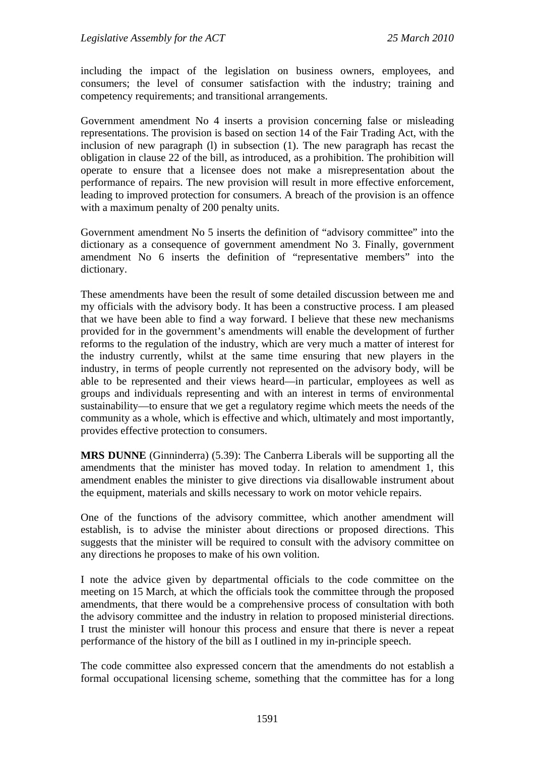including the impact of the legislation on business owners, employees, and consumers; the level of consumer satisfaction with the industry; training and competency requirements; and transitional arrangements.

Government amendment No 4 inserts a provision concerning false or misleading representations. The provision is based on section 14 of the Fair Trading Act, with the inclusion of new paragraph (l) in subsection (1). The new paragraph has recast the obligation in clause 22 of the bill, as introduced, as a prohibition. The prohibition will operate to ensure that a licensee does not make a misrepresentation about the performance of repairs. The new provision will result in more effective enforcement, leading to improved protection for consumers. A breach of the provision is an offence with a maximum penalty of 200 penalty units.

Government amendment No 5 inserts the definition of "advisory committee" into the dictionary as a consequence of government amendment No 3. Finally, government amendment No 6 inserts the definition of "representative members" into the dictionary.

These amendments have been the result of some detailed discussion between me and my officials with the advisory body. It has been a constructive process. I am pleased that we have been able to find a way forward. I believe that these new mechanisms provided for in the government's amendments will enable the development of further reforms to the regulation of the industry, which are very much a matter of interest for the industry currently, whilst at the same time ensuring that new players in the industry, in terms of people currently not represented on the advisory body, will be able to be represented and their views heard—in particular, employees as well as groups and individuals representing and with an interest in terms of environmental sustainability—to ensure that we get a regulatory regime which meets the needs of the community as a whole, which is effective and which, ultimately and most importantly, provides effective protection to consumers.

**MRS DUNNE** (Ginninderra) (5.39): The Canberra Liberals will be supporting all the amendments that the minister has moved today. In relation to amendment 1, this amendment enables the minister to give directions via disallowable instrument about the equipment, materials and skills necessary to work on motor vehicle repairs.

One of the functions of the advisory committee, which another amendment will establish, is to advise the minister about directions or proposed directions. This suggests that the minister will be required to consult with the advisory committee on any directions he proposes to make of his own volition.

I note the advice given by departmental officials to the code committee on the meeting on 15 March, at which the officials took the committee through the proposed amendments, that there would be a comprehensive process of consultation with both the advisory committee and the industry in relation to proposed ministerial directions. I trust the minister will honour this process and ensure that there is never a repeat performance of the history of the bill as I outlined in my in-principle speech.

The code committee also expressed concern that the amendments do not establish a formal occupational licensing scheme, something that the committee has for a long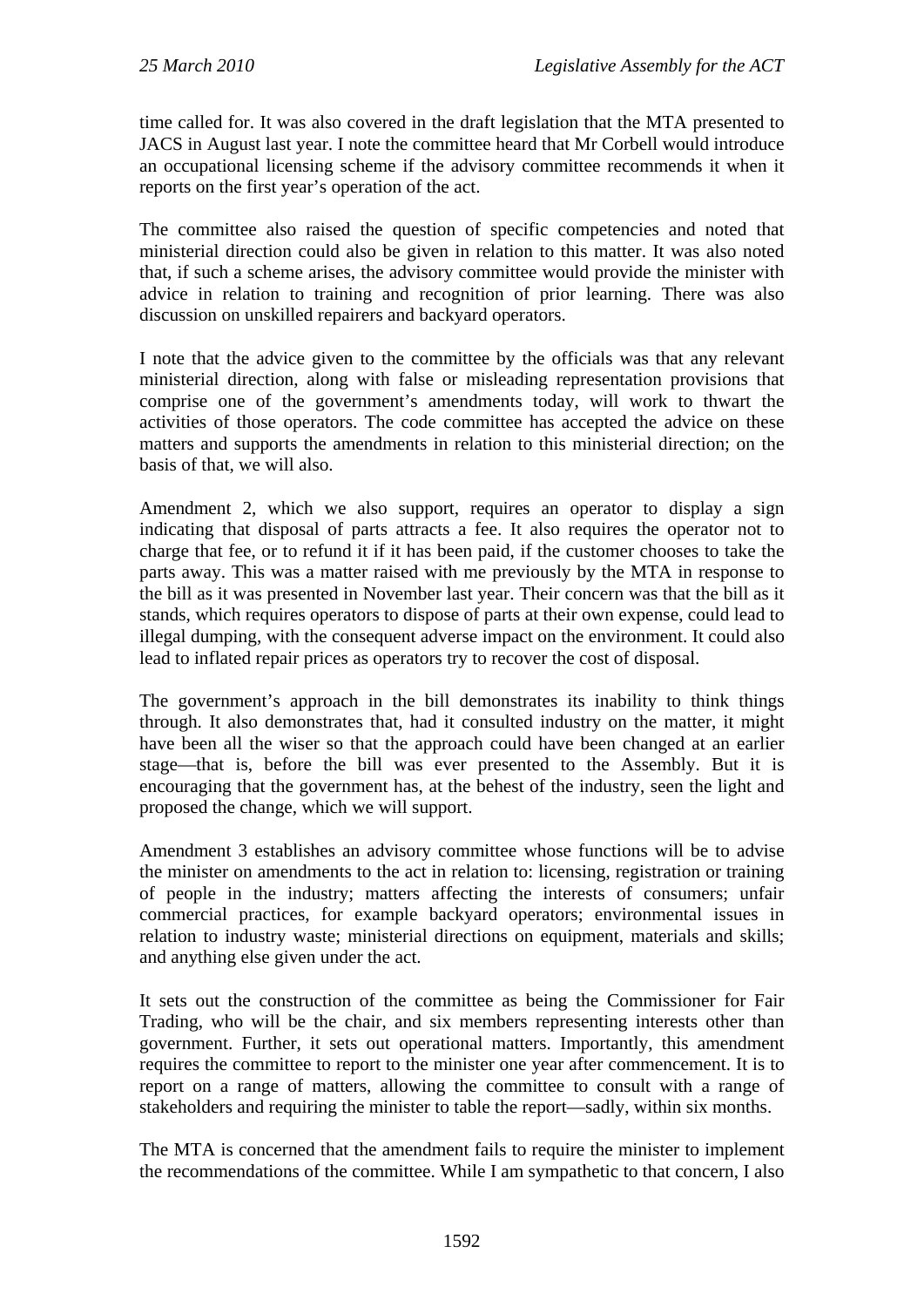time called for. It was also covered in the draft legislation that the MTA presented to JACS in August last year. I note the committee heard that Mr Corbell would introduce an occupational licensing scheme if the advisory committee recommends it when it reports on the first year's operation of the act.

The committee also raised the question of specific competencies and noted that ministerial direction could also be given in relation to this matter. It was also noted that, if such a scheme arises, the advisory committee would provide the minister with advice in relation to training and recognition of prior learning. There was also discussion on unskilled repairers and backyard operators.

I note that the advice given to the committee by the officials was that any relevant ministerial direction, along with false or misleading representation provisions that comprise one of the government's amendments today, will work to thwart the activities of those operators. The code committee has accepted the advice on these matters and supports the amendments in relation to this ministerial direction; on the basis of that, we will also.

Amendment 2, which we also support, requires an operator to display a sign indicating that disposal of parts attracts a fee. It also requires the operator not to charge that fee, or to refund it if it has been paid, if the customer chooses to take the parts away. This was a matter raised with me previously by the MTA in response to the bill as it was presented in November last year. Their concern was that the bill as it stands, which requires operators to dispose of parts at their own expense, could lead to illegal dumping, with the consequent adverse impact on the environment. It could also lead to inflated repair prices as operators try to recover the cost of disposal.

The government's approach in the bill demonstrates its inability to think things through. It also demonstrates that, had it consulted industry on the matter, it might have been all the wiser so that the approach could have been changed at an earlier stage—that is, before the bill was ever presented to the Assembly. But it is encouraging that the government has, at the behest of the industry, seen the light and proposed the change, which we will support.

Amendment 3 establishes an advisory committee whose functions will be to advise the minister on amendments to the act in relation to: licensing, registration or training of people in the industry; matters affecting the interests of consumers; unfair commercial practices, for example backyard operators; environmental issues in relation to industry waste; ministerial directions on equipment, materials and skills; and anything else given under the act.

It sets out the construction of the committee as being the Commissioner for Fair Trading, who will be the chair, and six members representing interests other than government. Further, it sets out operational matters. Importantly, this amendment requires the committee to report to the minister one year after commencement. It is to report on a range of matters, allowing the committee to consult with a range of stakeholders and requiring the minister to table the report—sadly, within six months.

The MTA is concerned that the amendment fails to require the minister to implement the recommendations of the committee. While I am sympathetic to that concern, I also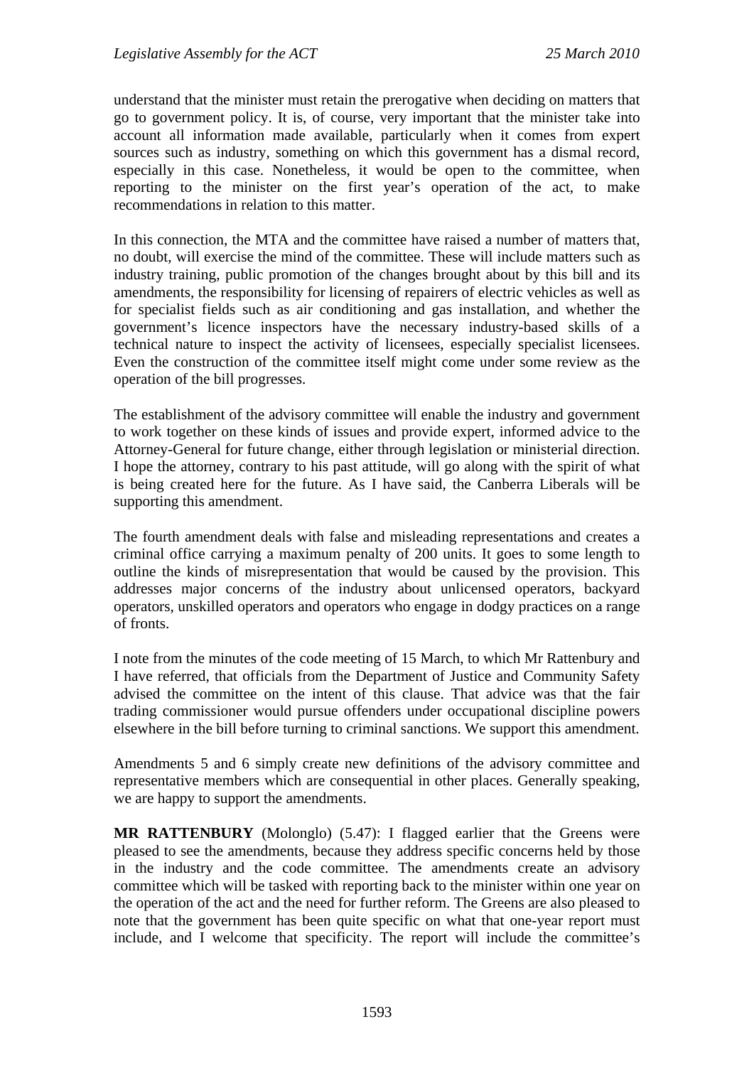understand that the minister must retain the prerogative when deciding on matters that go to government policy. It is, of course, very important that the minister take into account all information made available, particularly when it comes from expert sources such as industry, something on which this government has a dismal record, especially in this case. Nonetheless, it would be open to the committee, when reporting to the minister on the first year's operation of the act, to make recommendations in relation to this matter.

In this connection, the MTA and the committee have raised a number of matters that, no doubt, will exercise the mind of the committee. These will include matters such as industry training, public promotion of the changes brought about by this bill and its amendments, the responsibility for licensing of repairers of electric vehicles as well as for specialist fields such as air conditioning and gas installation, and whether the government's licence inspectors have the necessary industry-based skills of a technical nature to inspect the activity of licensees, especially specialist licensees. Even the construction of the committee itself might come under some review as the operation of the bill progresses.

The establishment of the advisory committee will enable the industry and government to work together on these kinds of issues and provide expert, informed advice to the Attorney-General for future change, either through legislation or ministerial direction. I hope the attorney, contrary to his past attitude, will go along with the spirit of what is being created here for the future. As I have said, the Canberra Liberals will be supporting this amendment.

The fourth amendment deals with false and misleading representations and creates a criminal office carrying a maximum penalty of 200 units. It goes to some length to outline the kinds of misrepresentation that would be caused by the provision. This addresses major concerns of the industry about unlicensed operators, backyard operators, unskilled operators and operators who engage in dodgy practices on a range of fronts.

I note from the minutes of the code meeting of 15 March, to which Mr Rattenbury and I have referred, that officials from the Department of Justice and Community Safety advised the committee on the intent of this clause. That advice was that the fair trading commissioner would pursue offenders under occupational discipline powers elsewhere in the bill before turning to criminal sanctions. We support this amendment.

Amendments 5 and 6 simply create new definitions of the advisory committee and representative members which are consequential in other places. Generally speaking, we are happy to support the amendments.

**MR RATTENBURY** (Molonglo) (5.47): I flagged earlier that the Greens were pleased to see the amendments, because they address specific concerns held by those in the industry and the code committee. The amendments create an advisory committee which will be tasked with reporting back to the minister within one year on the operation of the act and the need for further reform. The Greens are also pleased to note that the government has been quite specific on what that one-year report must include, and I welcome that specificity. The report will include the committee's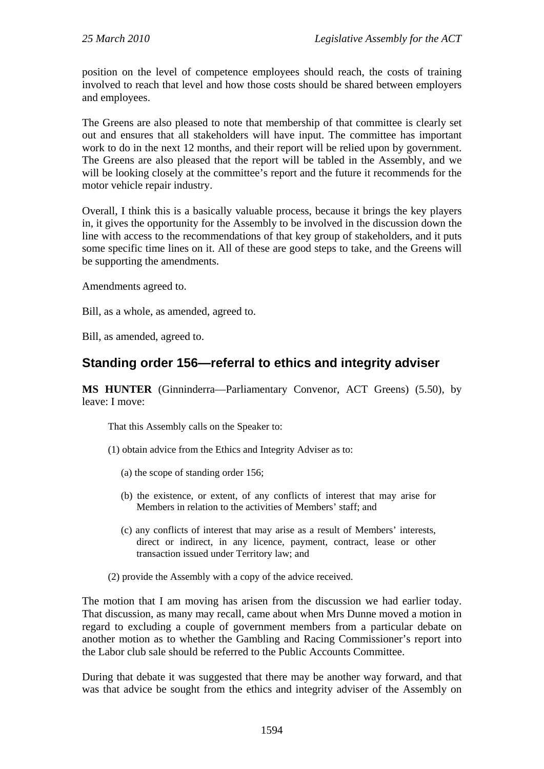position on the level of competence employees should reach, the costs of training involved to reach that level and how those costs should be shared between employers and employees.

The Greens are also pleased to note that membership of that committee is clearly set out and ensures that all stakeholders will have input. The committee has important work to do in the next 12 months, and their report will be relied upon by government. The Greens are also pleased that the report will be tabled in the Assembly, and we will be looking closely at the committee's report and the future it recommends for the motor vehicle repair industry.

Overall, I think this is a basically valuable process, because it brings the key players in, it gives the opportunity for the Assembly to be involved in the discussion down the line with access to the recommendations of that key group of stakeholders, and it puts some specific time lines on it. All of these are good steps to take, and the Greens will be supporting the amendments.

Amendments agreed to.

Bill, as a whole, as amended, agreed to.

Bill, as amended, agreed to.

## Standing order 156—referral to ethics and integrity adviser

**MS HUNTER** (Ginninderra—Parliamentary Convenor, ACT Greens) (5.50), by leave: I move:

> That this Assembly calls on the Speaker to:
>
> (1) obtain advice from the Ethics and Integrity Adviser as to:
>
> (a) the scope of standing order 156;
>
> (b) the existence, or extent, of any conflicts of interest that may arise for Members in relation to the activities of Members' staff; and
>
> (c) any conflicts of interest that may arise as a result of Members' interests, direct or indirect, in any licence, payment, contract, lease or other transaction issued under Territory law; and
>
> (2) provide the Assembly with a copy of the advice received.

The motion that I am moving has arisen from the discussion we had earlier today. That discussion, as many may recall, came about when Mrs Dunne moved a motion in regard to excluding a couple of government members from a particular debate on another motion as to whether the Gambling and Racing Commissioner's report into the Labor club sale should be referred to the Public Accounts Committee.

During that debate it was suggested that there may be another way forward, and that was that advice be sought from the ethics and integrity adviser of the Assembly on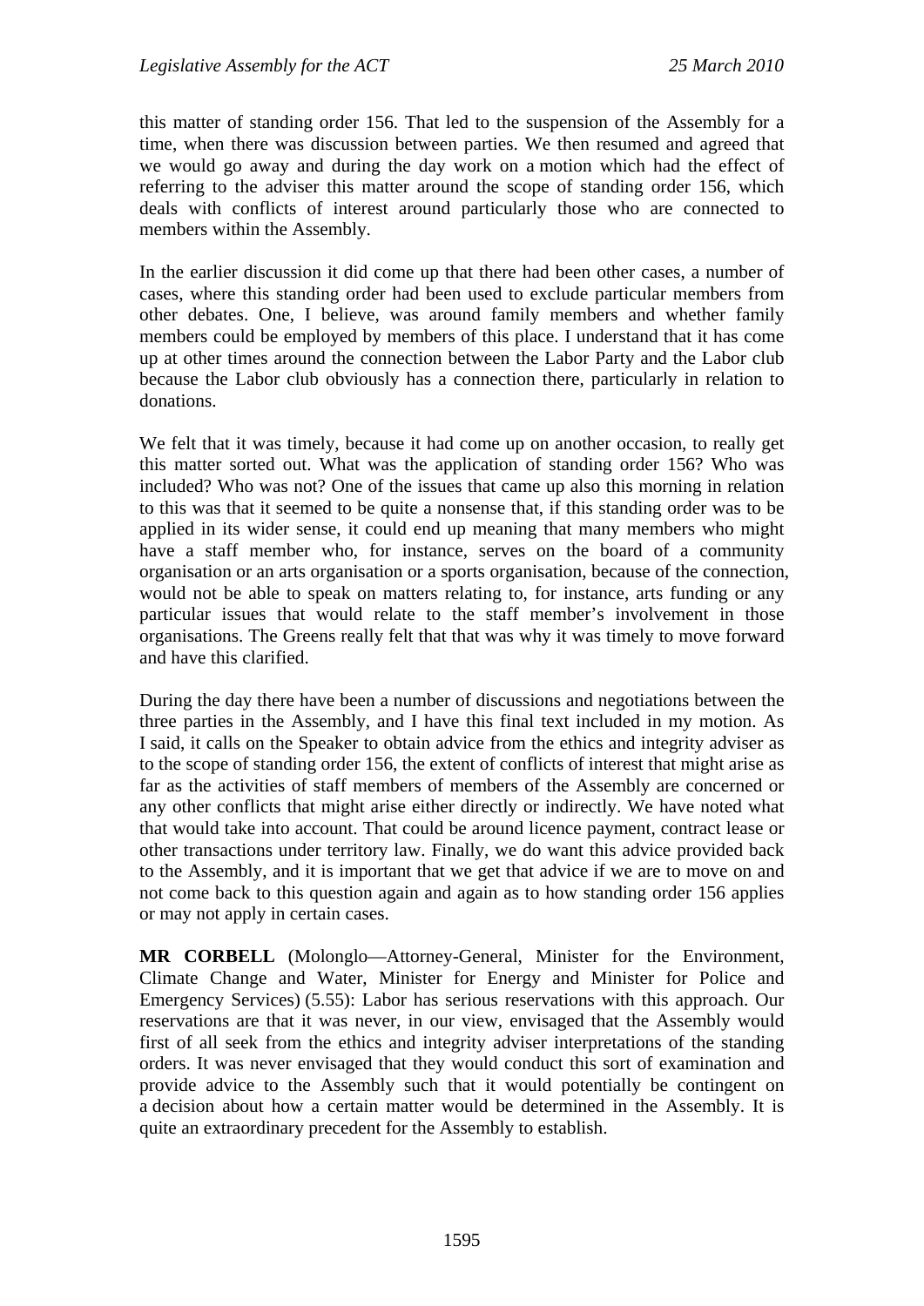this matter of standing order 156. That led to the suspension of the Assembly for a time, when there was discussion between parties. We then resumed and agreed that we would go away and during the day work on a motion which had the effect of referring to the adviser this matter around the scope of standing order 156, which deals with conflicts of interest around particularly those who are connected to members within the Assembly.

In the earlier discussion it did come up that there had been other cases, a number of cases, where this standing order had been used to exclude particular members from other debates. One, I believe, was around family members and whether family members could be employed by members of this place. I understand that it has come up at other times around the connection between the Labor Party and the Labor club because the Labor club obviously has a connection there, particularly in relation to donations.

We felt that it was timely, because it had come up on another occasion, to really get this matter sorted out. What was the application of standing order 156? Who was included? Who was not? One of the issues that came up also this morning in relation to this was that it seemed to be quite a nonsense that, if this standing order was to be applied in its wider sense, it could end up meaning that many members who might have a staff member who, for instance, serves on the board of a community organisation or an arts organisation or a sports organisation, because of the connection, would not be able to speak on matters relating to, for instance, arts funding or any particular issues that would relate to the staff member's involvement in those organisations. The Greens really felt that that was why it was timely to move forward and have this clarified.

During the day there have been a number of discussions and negotiations between the three parties in the Assembly, and I have this final text included in my motion. As I said, it calls on the Speaker to obtain advice from the ethics and integrity adviser as to the scope of standing order 156, the extent of conflicts of interest that might arise as far as the activities of staff members of members of the Assembly are concerned or any other conflicts that might arise either directly or indirectly. We have noted what that would take into account. That could be around licence payment, contract lease or other transactions under territory law. Finally, we do want this advice provided back to the Assembly, and it is important that we get that advice if we are to move on and not come back to this question again and again as to how standing order 156 applies or may not apply in certain cases.

**MR CORBELL** (Molonglo—Attorney-General, Minister for the Environment, Climate Change and Water, Minister for Energy and Minister for Police and Emergency Services) (5.55): Labor has serious reservations with this approach. Our reservations are that it was never, in our view, envisaged that the Assembly would first of all seek from the ethics and integrity adviser interpretations of the standing orders. It was never envisaged that they would conduct this sort of examination and provide advice to the Assembly such that it would potentially be contingent on a decision about how a certain matter would be determined in the Assembly. It is quite an extraordinary precedent for the Assembly to establish.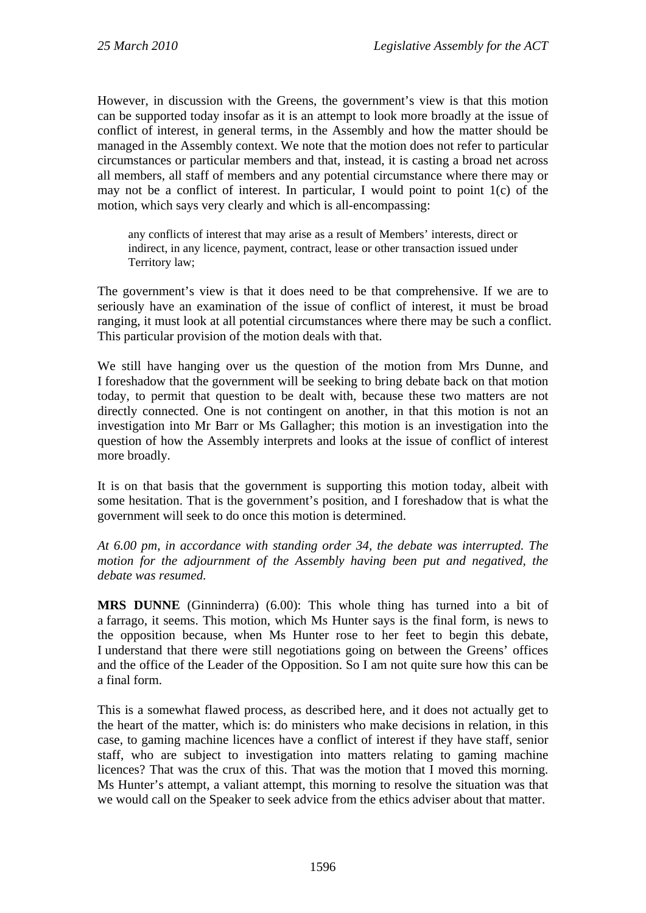However, in discussion with the Greens, the government's view is that this motion can be supported today insofar as it is an attempt to look more broadly at the issue of conflict of interest, in general terms, in the Assembly and how the matter should be managed in the Assembly context. We note that the motion does not refer to particular circumstances or particular members and that, instead, it is casting a broad net across all members, all staff of members and any potential circumstance where there may or may not be a conflict of interest. In particular, I would point to point 1(c) of the motion, which says very clearly and which is all-encompassing:

> any conflicts of interest that may arise as a result of Members' interests, direct or indirect, in any licence, payment, contract, lease or other transaction issued under Territory law;

The government's view is that it does need to be that comprehensive. If we are to seriously have an examination of the issue of conflict of interest, it must be broad ranging, it must look at all potential circumstances where there may be such a conflict. This particular provision of the motion deals with that.

We still have hanging over us the question of the motion from Mrs Dunne, and I foreshadow that the government will be seeking to bring debate back on that motion today, to permit that question to be dealt with, because these two matters are not directly connected. One is not contingent on another, in that this motion is not an investigation into Mr Barr or Ms Gallagher; this motion is an investigation into the question of how the Assembly interprets and looks at the issue of conflict of interest more broadly.

It is on that basis that the government is supporting this motion today, albeit with some hesitation. That is the government's position, and I foreshadow that is what the government will seek to do once this motion is determined.

*At 6.00 pm, in accordance with standing order 34, the debate was interrupted. The motion for the adjournment of the Assembly having been put and negatived, the debate was resumed.*

**MRS DUNNE** (Ginninderra) (6.00): This whole thing has turned into a bit of a farrago, it seems. This motion, which Ms Hunter says is the final form, is news to the opposition because, when Ms Hunter rose to her feet to begin this debate, I understand that there were still negotiations going on between the Greens' offices and the office of the Leader of the Opposition. So I am not quite sure how this can be a final form.

This is a somewhat flawed process, as described here, and it does not actually get to the heart of the matter, which is: do ministers who make decisions in relation, in this case, to gaming machine licences have a conflict of interest if they have staff, senior staff, who are subject to investigation into matters relating to gaming machine licences? That was the crux of this. That was the motion that I moved this morning. Ms Hunter's attempt, a valiant attempt, this morning to resolve the situation was that we would call on the Speaker to seek advice from the ethics adviser about that matter.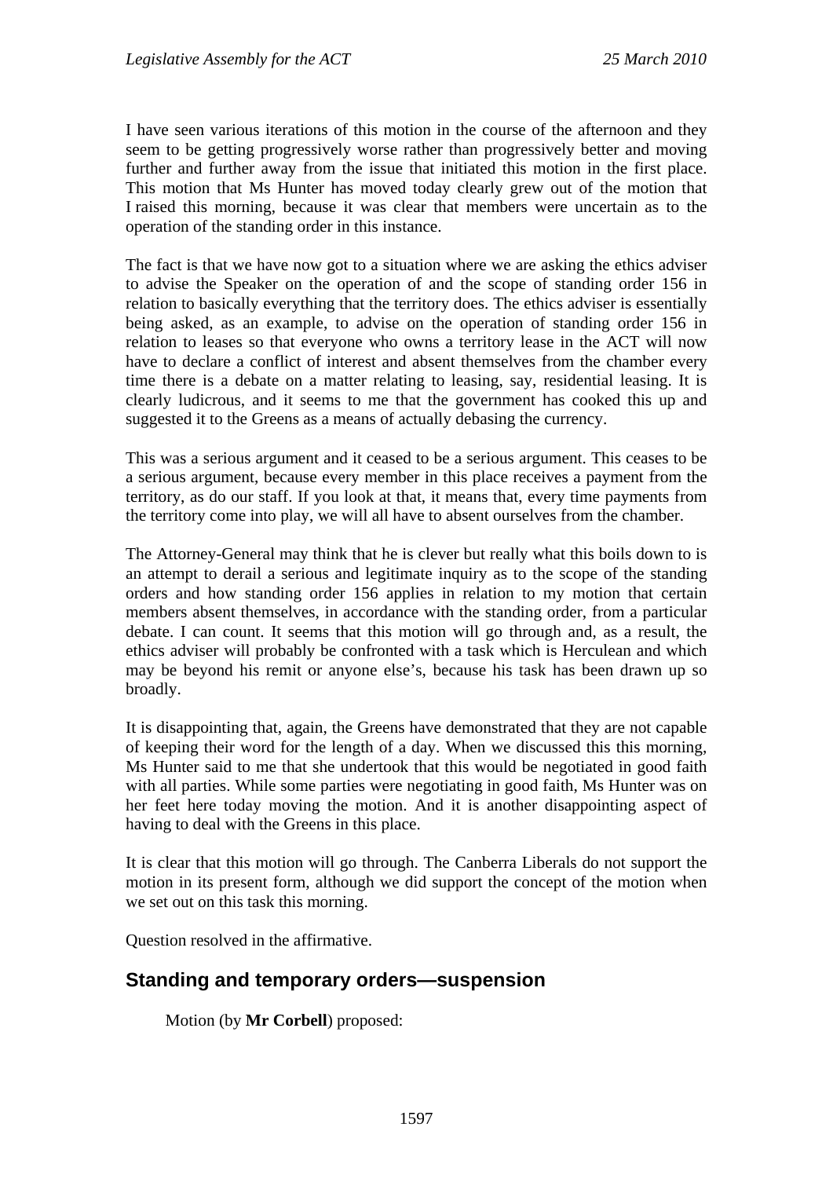I have seen various iterations of this motion in the course of the afternoon and they seem to be getting progressively worse rather than progressively better and moving further and further away from the issue that initiated this motion in the first place. This motion that Ms Hunter has moved today clearly grew out of the motion that I raised this morning, because it was clear that members were uncertain as to the operation of the standing order in this instance.

The fact is that we have now got to a situation where we are asking the ethics adviser to advise the Speaker on the operation of and the scope of standing order 156 in relation to basically everything that the territory does. The ethics adviser is essentially being asked, as an example, to advise on the operation of standing order 156 in relation to leases so that everyone who owns a territory lease in the ACT will now have to declare a conflict of interest and absent themselves from the chamber every time there is a debate on a matter relating to leasing, say, residential leasing. It is clearly ludicrous, and it seems to me that the government has cooked this up and suggested it to the Greens as a means of actually debasing the currency.

This was a serious argument and it ceased to be a serious argument. This ceases to be a serious argument, because every member in this place receives a payment from the territory, as do our staff. If you look at that, it means that, every time payments from the territory come into play, we will all have to absent ourselves from the chamber.

The Attorney-General may think that he is clever but really what this boils down to is an attempt to derail a serious and legitimate inquiry as to the scope of the standing orders and how standing order 156 applies in relation to my motion that certain members absent themselves, in accordance with the standing order, from a particular debate. I can count. It seems that this motion will go through and, as a result, the ethics adviser will probably be confronted with a task which is Herculean and which may be beyond his remit or anyone else's, because his task has been drawn up so broadly.

It is disappointing that, again, the Greens have demonstrated that they are not capable of keeping their word for the length of a day. When we discussed this this morning, Ms Hunter said to me that she undertook that this would be negotiated in good faith with all parties. While some parties were negotiating in good faith, Ms Hunter was on her feet here today moving the motion. And it is another disappointing aspect of having to deal with the Greens in this place.

It is clear that this motion will go through. The Canberra Liberals do not support the motion in its present form, although we did support the concept of the motion when we set out on this task this morning.

Question resolved in the affirmative.

## Standing and temporary orders—suspension

Motion (by **Mr Corbell**) proposed: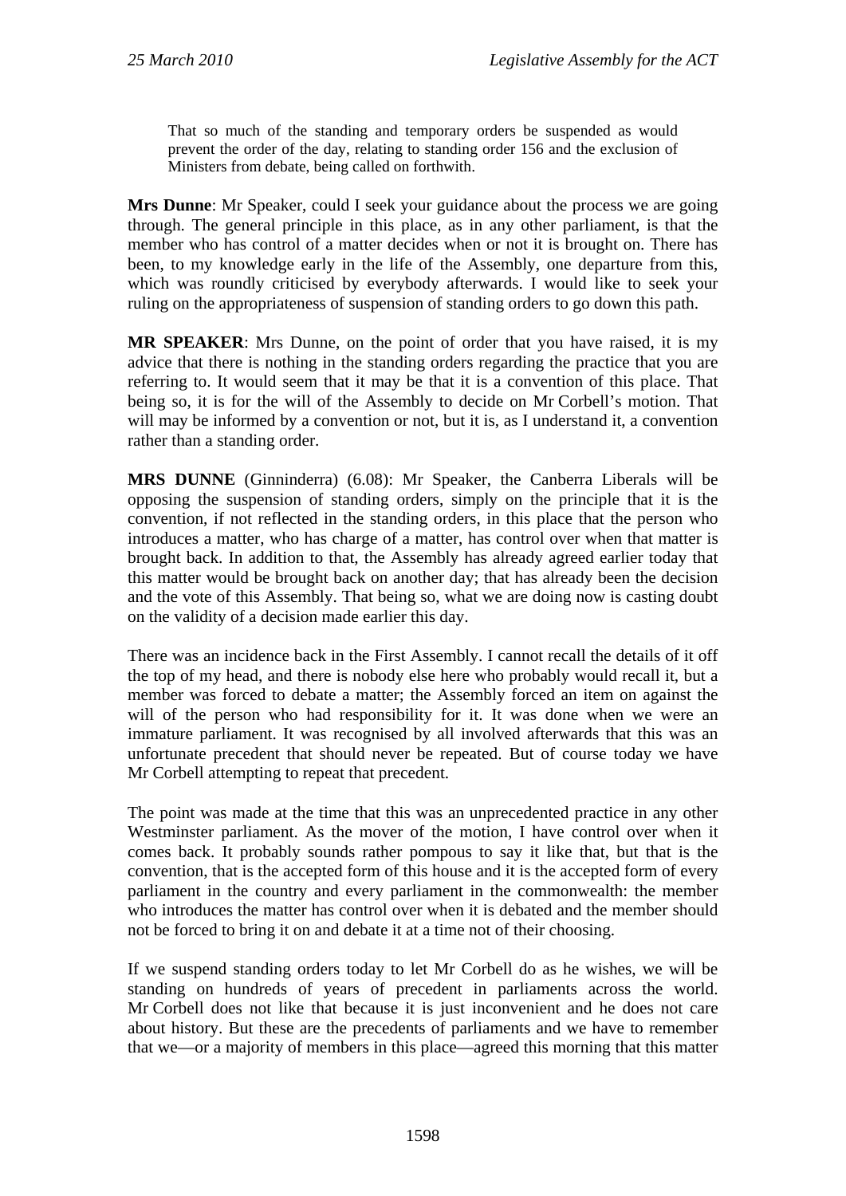That so much of the standing and temporary orders be suspended as would prevent the order of the day, relating to standing order 156 and the exclusion of Ministers from debate, being called on forthwith.

**Mrs Dunne**: Mr Speaker, could I seek your guidance about the process we are going through. The general principle in this place, as in any other parliament, is that the member who has control of a matter decides when or not it is brought on. There has been, to my knowledge early in the life of the Assembly, one departure from this, which was roundly criticised by everybody afterwards. I would like to seek your ruling on the appropriateness of suspension of standing orders to go down this path.

**MR SPEAKER**: Mrs Dunne, on the point of order that you have raised, it is my advice that there is nothing in the standing orders regarding the practice that you are referring to. It would seem that it may be that it is a convention of this place. That being so, it is for the will of the Assembly to decide on Mr Corbell's motion. That will may be informed by a convention or not, but it is, as I understand it, a convention rather than a standing order.

**MRS DUNNE** (Ginninderra) (6.08): Mr Speaker, the Canberra Liberals will be opposing the suspension of standing orders, simply on the principle that it is the convention, if not reflected in the standing orders, in this place that the person who introduces a matter, who has charge of a matter, has control over when that matter is brought back. In addition to that, the Assembly has already agreed earlier today that this matter would be brought back on another day; that has already been the decision and the vote of this Assembly. That being so, what we are doing now is casting doubt on the validity of a decision made earlier this day.

There was an incidence back in the First Assembly. I cannot recall the details of it off the top of my head, and there is nobody else here who probably would recall it, but a member was forced to debate a matter; the Assembly forced an item on against the will of the person who had responsibility for it. It was done when we were an immature parliament. It was recognised by all involved afterwards that this was an unfortunate precedent that should never be repeated. But of course today we have Mr Corbell attempting to repeat that precedent.

The point was made at the time that this was an unprecedented practice in any other Westminster parliament. As the mover of the motion, I have control over when it comes back. It probably sounds rather pompous to say it like that, but that is the convention, that is the accepted form of this house and it is the accepted form of every parliament in the country and every parliament in the commonwealth: the member who introduces the matter has control over when it is debated and the member should not be forced to bring it on and debate it at a time not of their choosing.

If we suspend standing orders today to let Mr Corbell do as he wishes, we will be standing on hundreds of years of precedent in parliaments across the world. Mr Corbell does not like that because it is just inconvenient and he does not care about history. But these are the precedents of parliaments and we have to remember that we—or a majority of members in this place—agreed this morning that this matter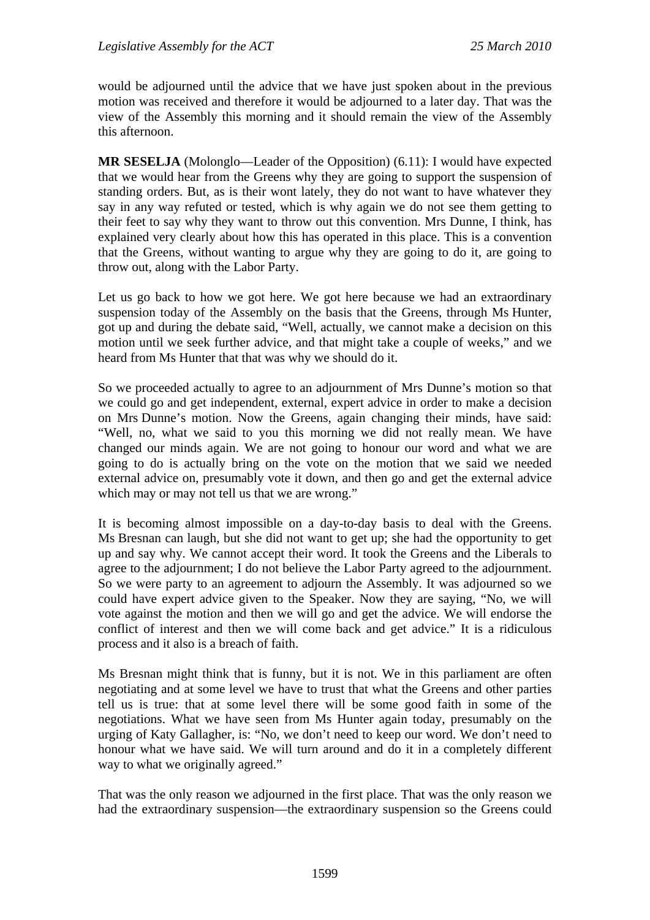would be adjourned until the advice that we have just spoken about in the previous motion was received and therefore it would be adjourned to a later day. That was the view of the Assembly this morning and it should remain the view of the Assembly this afternoon.

**MR SESELJA** (Molonglo—Leader of the Opposition) (6.11): I would have expected that we would hear from the Greens why they are going to support the suspension of standing orders. But, as is their wont lately, they do not want to have whatever they say in any way refuted or tested, which is why again we do not see them getting to their feet to say why they want to throw out this convention. Mrs Dunne, I think, has explained very clearly about how this has operated in this place. This is a convention that the Greens, without wanting to argue why they are going to do it, are going to throw out, along with the Labor Party.

Let us go back to how we got here. We got here because we had an extraordinary suspension today of the Assembly on the basis that the Greens, through Ms Hunter, got up and during the debate said, "Well, actually, we cannot make a decision on this motion until we seek further advice, and that might take a couple of weeks," and we heard from Ms Hunter that that was why we should do it.

So we proceeded actually to agree to an adjournment of Mrs Dunne's motion so that we could go and get independent, external, expert advice in order to make a decision on Mrs Dunne's motion. Now the Greens, again changing their minds, have said: "Well, no, what we said to you this morning we did not really mean. We have changed our minds again. We are not going to honour our word and what we are going to do is actually bring on the vote on the motion that we said we needed external advice on, presumably vote it down, and then go and get the external advice which may or may not tell us that we are wrong."

It is becoming almost impossible on a day-to-day basis to deal with the Greens. Ms Bresnan can laugh, but she did not want to get up; she had the opportunity to get up and say why. We cannot accept their word. It took the Greens and the Liberals to agree to the adjournment; I do not believe the Labor Party agreed to the adjournment. So we were party to an agreement to adjourn the Assembly. It was adjourned so we could have expert advice given to the Speaker. Now they are saying, "No, we will vote against the motion and then we will go and get the advice. We will endorse the conflict of interest and then we will come back and get advice." It is a ridiculous process and it also is a breach of faith.

Ms Bresnan might think that is funny, but it is not. We in this parliament are often negotiating and at some level we have to trust that what the Greens and other parties tell us is true: that at some level there will be some good faith in some of the negotiations. What we have seen from Ms Hunter again today, presumably on the urging of Katy Gallagher, is: "No, we don't need to keep our word. We don't need to honour what we have said. We will turn around and do it in a completely different way to what we originally agreed."

That was the only reason we adjourned in the first place. That was the only reason we had the extraordinary suspension—the extraordinary suspension so the Greens could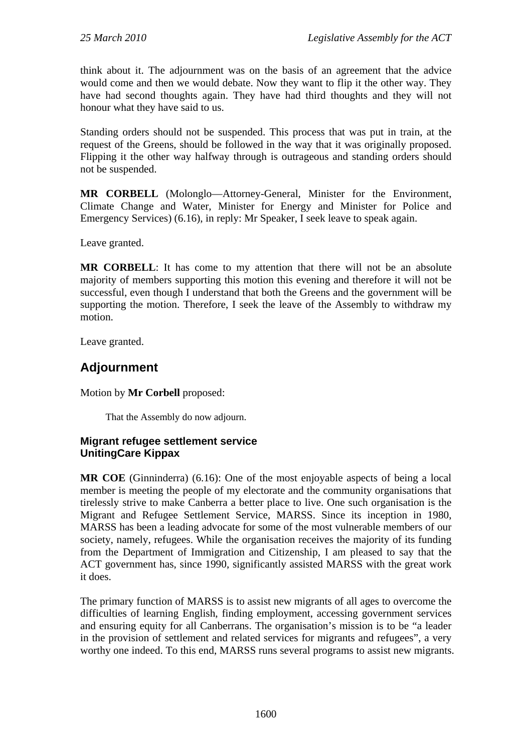think about it. The adjournment was on the basis of an agreement that the advice would come and then we would debate. Now they want to flip it the other way. They have had second thoughts again. They have had third thoughts and they will not honour what they have said to us.

Standing orders should not be suspended. This process that was put in train, at the request of the Greens, should be followed in the way that it was originally proposed. Flipping it the other way halfway through is outrageous and standing orders should not be suspended.

**MR CORBELL** (Molonglo—Attorney-General, Minister for the Environment, Climate Change and Water, Minister for Energy and Minister for Police and Emergency Services) (6.16), in reply: Mr Speaker, I seek leave to speak again.

Leave granted.

**MR CORBELL**: It has come to my attention that there will not be an absolute majority of members supporting this motion this evening and therefore it will not be successful, even though I understand that both the Greens and the government will be supporting the motion. Therefore, I seek the leave of the Assembly to withdraw my motion.

Leave granted.

## Adjournment

Motion by **Mr Corbell** proposed:

> That the Assembly do now adjourn.

### Migrant refugee settlement service UnitingCare Kippax

**MR COE** (Ginninderra) (6.16): One of the most enjoyable aspects of being a local member is meeting the people of my electorate and the community organisations that tirelessly strive to make Canberra a better place to live. One such organisation is the Migrant and Refugee Settlement Service, MARSS. Since its inception in 1980, MARSS has been a leading advocate for some of the most vulnerable members of our society, namely, refugees. While the organisation receives the majority of its funding from the Department of Immigration and Citizenship, I am pleased to say that the ACT government has, since 1990, significantly assisted MARSS with the great work it does.

The primary function of MARSS is to assist new migrants of all ages to overcome the difficulties of learning English, finding employment, accessing government services and ensuring equity for all Canberrans. The organisation's mission is to be "a leader in the provision of settlement and related services for migrants and refugees", a very worthy one indeed. To this end, MARSS runs several programs to assist new migrants.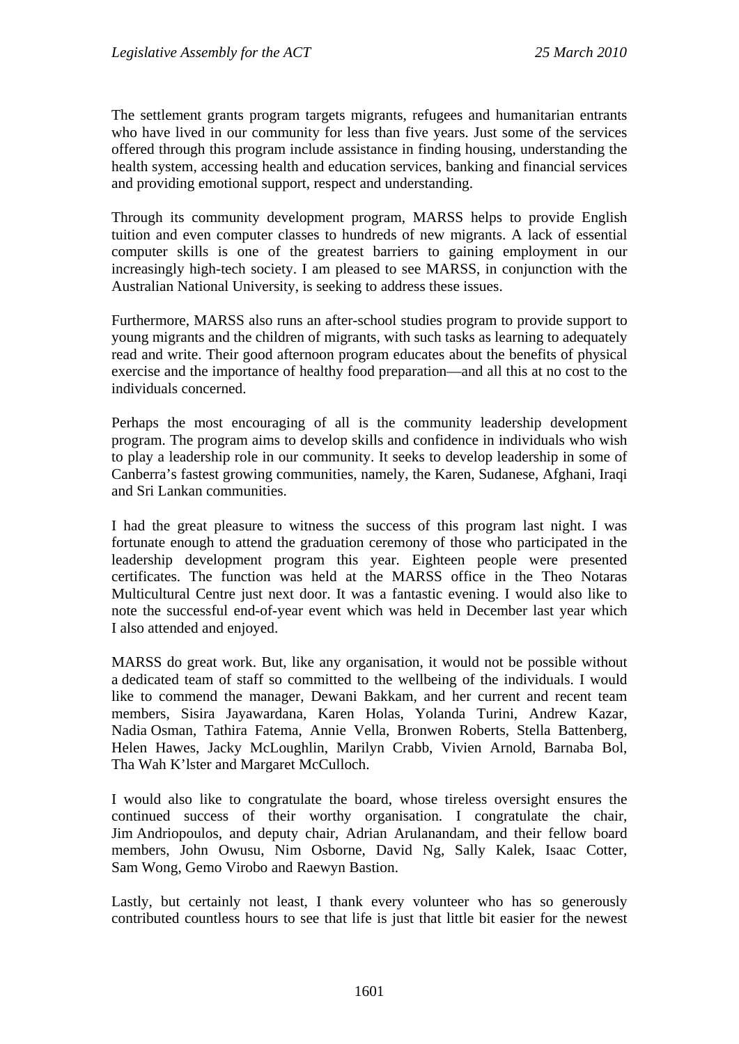The settlement grants program targets migrants, refugees and humanitarian entrants who have lived in our community for less than five years. Just some of the services offered through this program include assistance in finding housing, understanding the health system, accessing health and education services, banking and financial services and providing emotional support, respect and understanding.

Through its community development program, MARSS helps to provide English tuition and even computer classes to hundreds of new migrants. A lack of essential computer skills is one of the greatest barriers to gaining employment in our increasingly high-tech society. I am pleased to see MARSS, in conjunction with the Australian National University, is seeking to address these issues.

Furthermore, MARSS also runs an after-school studies program to provide support to young migrants and the children of migrants, with such tasks as learning to adequately read and write. Their good afternoon program educates about the benefits of physical exercise and the importance of healthy food preparation—and all this at no cost to the individuals concerned.

Perhaps the most encouraging of all is the community leadership development program. The program aims to develop skills and confidence in individuals who wish to play a leadership role in our community. It seeks to develop leadership in some of Canberra's fastest growing communities, namely, the Karen, Sudanese, Afghani, Iraqi and Sri Lankan communities.

I had the great pleasure to witness the success of this program last night. I was fortunate enough to attend the graduation ceremony of those who participated in the leadership development program this year. Eighteen people were presented certificates. The function was held at the MARSS office in the Theo Notaras Multicultural Centre just next door. It was a fantastic evening. I would also like to note the successful end-of-year event which was held in December last year which I also attended and enjoyed.

MARSS do great work. But, like any organisation, it would not be possible without a dedicated team of staff so committed to the wellbeing of the individuals. I would like to commend the manager, Dewani Bakkam, and her current and recent team members, Sisira Jayawardana, Karen Holas, Yolanda Turini, Andrew Kazar, Nadia Osman, Tathira Fatema, Annie Vella, Bronwen Roberts, Stella Battenberg, Helen Hawes, Jacky McLoughlin, Marilyn Crabb, Vivien Arnold, Barnaba Bol, Tha Wah K'lster and Margaret McCulloch.

I would also like to congratulate the board, whose tireless oversight ensures the continued success of their worthy organisation. I congratulate the chair, Jim Andriopoulos, and deputy chair, Adrian Arulanandam, and their fellow board members, John Owusu, Nim Osborne, David Ng, Sally Kalek, Isaac Cotter, Sam Wong, Gemo Virobo and Raewyn Bastion.

Lastly, but certainly not least, I thank every volunteer who has so generously contributed countless hours to see that life is just that little bit easier for the newest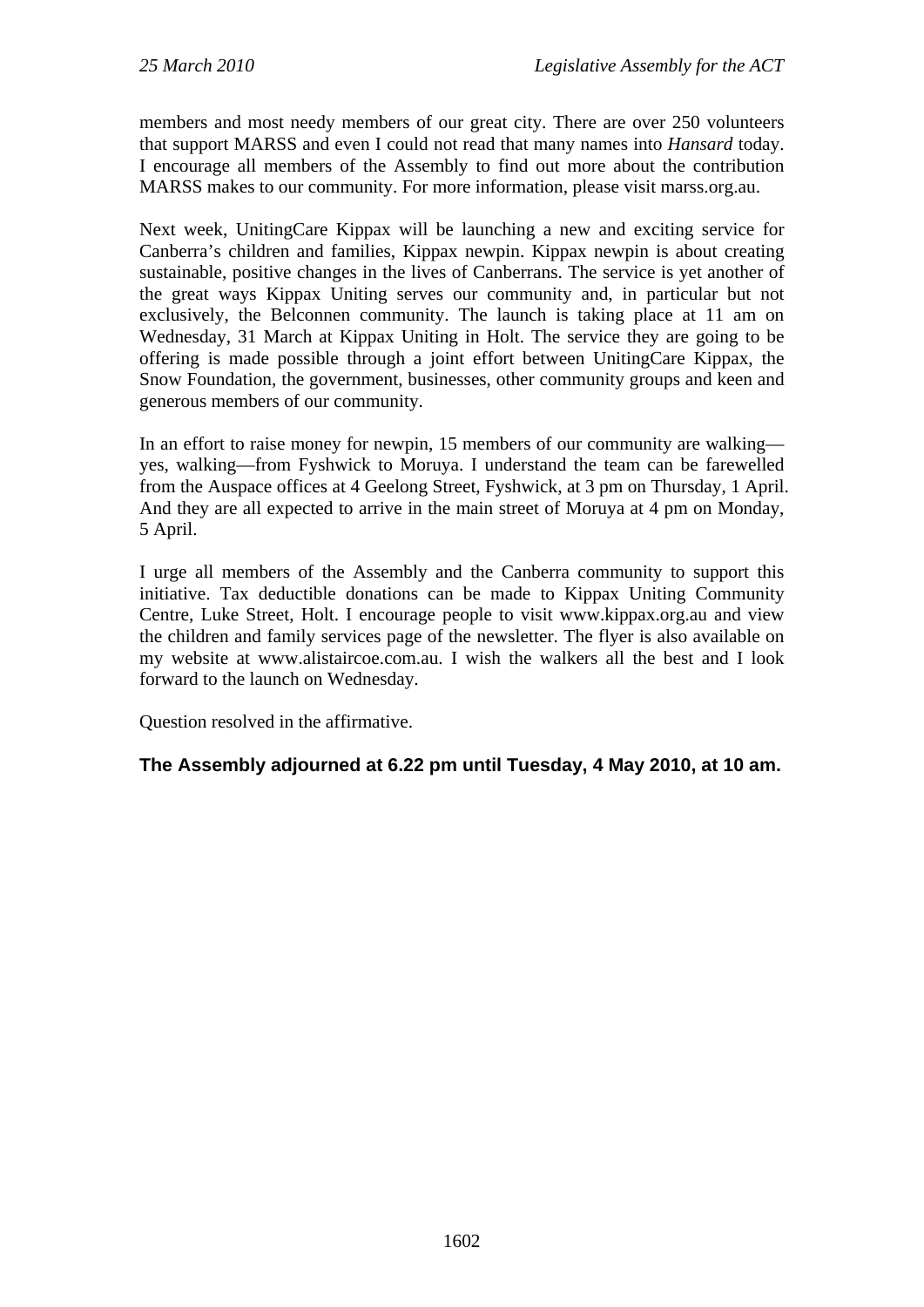members and most needy members of our great city. There are over 250 volunteers that support MARSS and even I could not read that many names into *Hansard* today. I encourage all members of the Assembly to find out more about the contribution MARSS makes to our community. For more information, please visit marss.org.au.

Next week, UnitingCare Kippax will be launching a new and exciting service for Canberra's children and families, Kippax newpin. Kippax newpin is about creating sustainable, positive changes in the lives of Canberrans. The service is yet another of the great ways Kippax Uniting serves our community and, in particular but not exclusively, the Belconnen community. The launch is taking place at 11 am on Wednesday, 31 March at Kippax Uniting in Holt. The service they are going to be offering is made possible through a joint effort between UnitingCare Kippax, the Snow Foundation, the government, businesses, other community groups and keen and generous members of our community.

In an effort to raise money for newpin, 15 members of our community are walking—yes, walking—from Fyshwick to Moruya. I understand the team can be farewelled from the Auspace offices at 4 Geelong Street, Fyshwick, at 3 pm on Thursday, 1 April. And they are all expected to arrive in the main street of Moruya at 4 pm on Monday, 5 April.

I urge all members of the Assembly and the Canberra community to support this initiative. Tax deductible donations can be made to Kippax Uniting Community Centre, Luke Street, Holt. I encourage people to visit www.kippax.org.au and view the children and family services page of the newsletter. The flyer is also available on my website at www.alistaircoe.com.au. I wish the walkers all the best and I look forward to the launch on Wednesday.

Question resolved in the affirmative.

**The Assembly adjourned at 6.22 pm until Tuesday, 4 May 2010, at 10 am.**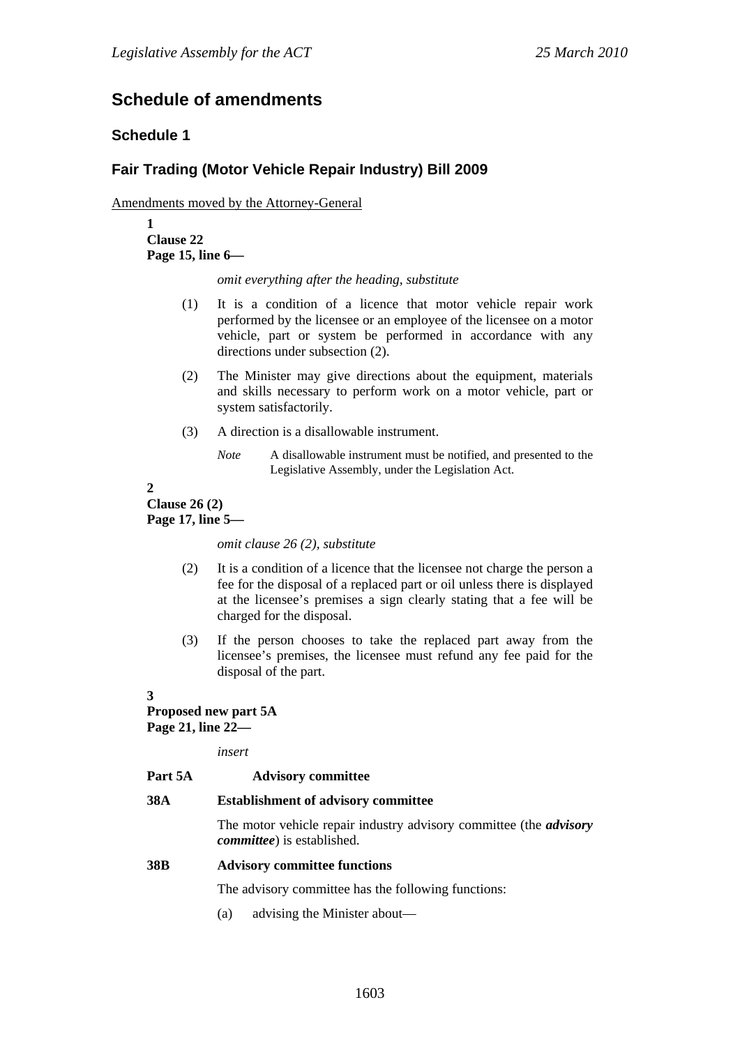## Schedule of amendments

### Schedule 1

### Fair Trading (Motor Vehicle Repair Industry) Bill 2009

Amendments moved by the Attorney-General

**1**
**Clause 22**
**Page 15, line 6—**

*omit everything after the heading, substitute*

(1) It is a condition of a licence that motor vehicle repair work performed by the licensee or an employee of the licensee on a motor vehicle, part or system be performed in accordance with any directions under subsection (2).

(2) The Minister may give directions about the equipment, materials and skills necessary to perform work on a motor vehicle, part or system satisfactorily.

(3) A direction is a disallowable instrument.

*Note* A disallowable instrument must be notified, and presented to the Legislative Assembly, under the Legislation Act.

**2**
**Clause 26 (2)**
**Page 17, line 5—**

*omit clause 26 (2), substitute*

(2) It is a condition of a licence that the licensee not charge the person a fee for the disposal of a replaced part or oil unless there is displayed at the licensee's premises a sign clearly stating that a fee will be charged for the disposal.

(3) If the person chooses to take the replaced part away from the licensee's premises, the licensee must refund any fee paid for the disposal of the part.

**3**
**Proposed new part 5A**
**Page 21, line 22—**

*insert*

**Part 5A Advisory committee**

**38A Establishment of advisory committee**

The motor vehicle repair industry advisory committee (the ***advisory committee***) is established.

**38B Advisory committee functions**

The advisory committee has the following functions:

(a) advising the Minister about—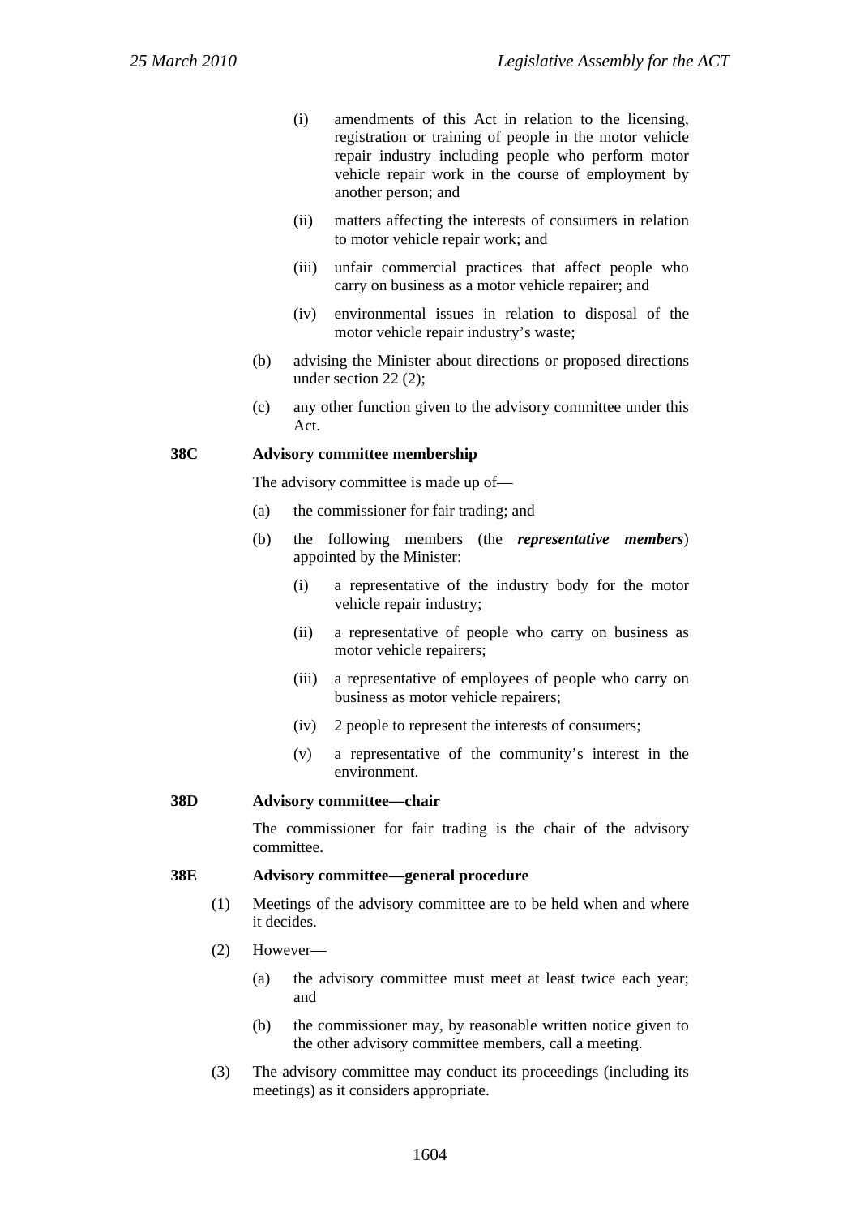(i) amendments of this Act in relation to the licensing, registration or training of people in the motor vehicle repair industry including people who perform motor vehicle repair work in the course of employment by another person; and

(ii) matters affecting the interests of consumers in relation to motor vehicle repair work; and

(iii) unfair commercial practices that affect people who carry on business as a motor vehicle repairer; and

(iv) environmental issues in relation to disposal of the motor vehicle repair industry's waste;

(b) advising the Minister about directions or proposed directions under section 22 (2);

(c) any other function given to the advisory committee under this Act.

**38C Advisory committee membership**

The advisory committee is made up of—

(a) the commissioner for fair trading; and

(b) the following members (the ***representative members***) appointed by the Minister:

(i) a representative of the industry body for the motor vehicle repair industry;

(ii) a representative of people who carry on business as motor vehicle repairers;

(iii) a representative of employees of people who carry on business as motor vehicle repairers;

(iv) 2 people to represent the interests of consumers;

(v) a representative of the community's interest in the environment.

**38D Advisory committee—chair**

The commissioner for fair trading is the chair of the advisory committee.

**38E Advisory committee—general procedure**

(1) Meetings of the advisory committee are to be held when and where it decides.

(2) However—

(a) the advisory committee must meet at least twice each year; and

(b) the commissioner may, by reasonable written notice given to the other advisory committee members, call a meeting.

(3) The advisory committee may conduct its proceedings (including its meetings) as it considers appropriate.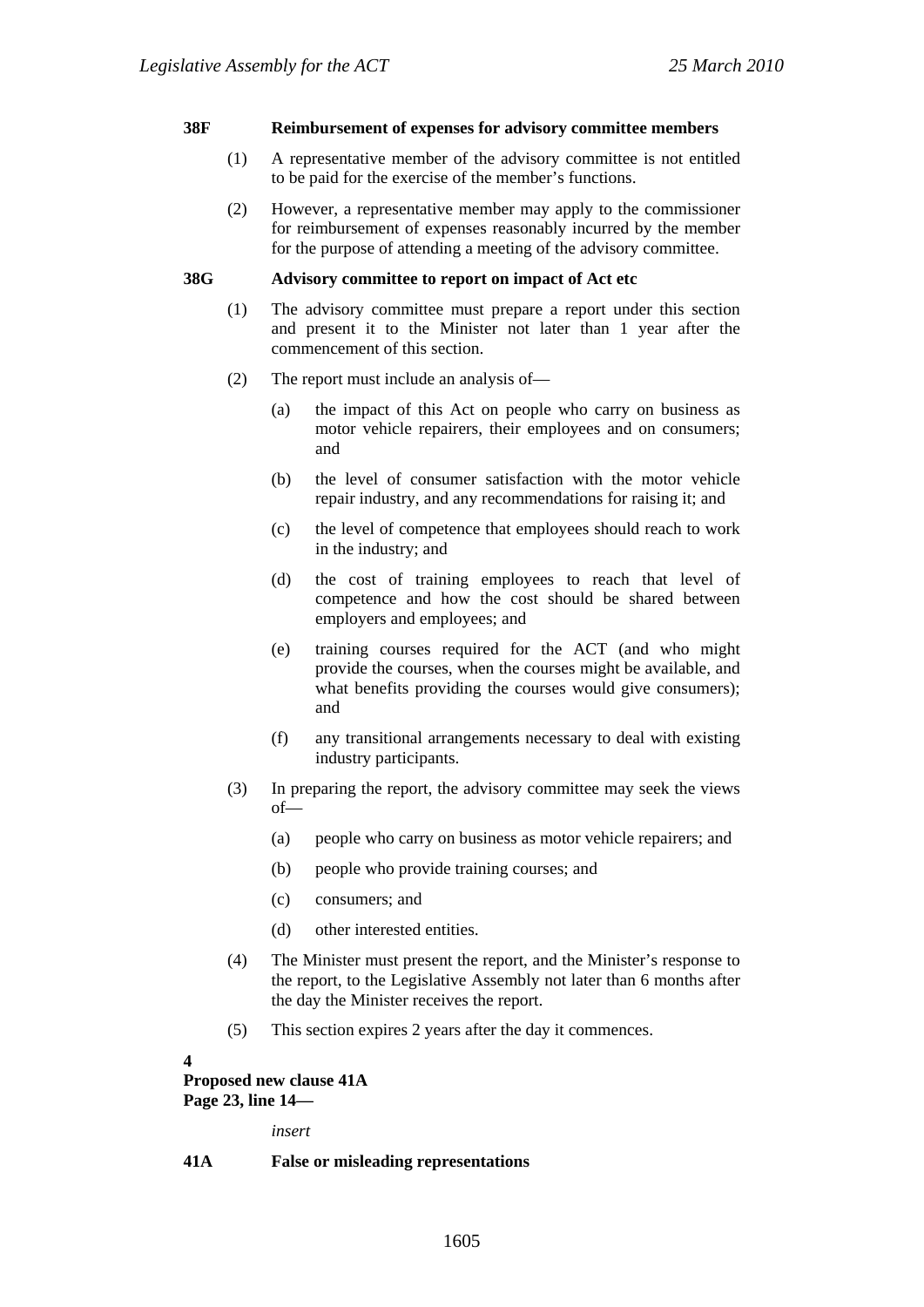**38F Reimbursement of expenses for advisory committee members**

(1) A representative member of the advisory committee is not entitled to be paid for the exercise of the member's functions.

(2) However, a representative member may apply to the commissioner for reimbursement of expenses reasonably incurred by the member for the purpose of attending a meeting of the advisory committee.

**38G Advisory committee to report on impact of Act etc**

(1) The advisory committee must prepare a report under this section and present it to the Minister not later than 1 year after the commencement of this section.

(2) The report must include an analysis of—

(a) the impact of this Act on people who carry on business as motor vehicle repairers, their employees and on consumers; and

(b) the level of consumer satisfaction with the motor vehicle repair industry, and any recommendations for raising it; and

(c) the level of competence that employees should reach to work in the industry; and

(d) the cost of training employees to reach that level of competence and how the cost should be shared between employers and employees; and

(e) training courses required for the ACT (and who might provide the courses, when the courses might be available, and what benefits providing the courses would give consumers); and

(f) any transitional arrangements necessary to deal with existing industry participants.

(3) In preparing the report, the advisory committee may seek the views of—

(a) people who carry on business as motor vehicle repairers; and

(b) people who provide training courses; and

(c) consumers; and

(d) other interested entities.

(4) The Minister must present the report, and the Minister's response to the report, to the Legislative Assembly not later than 6 months after the day the Minister receives the report.

(5) This section expires 2 years after the day it commences.

**4**
**Proposed new clause 41A**
**Page 23, line 14—**

*insert*

**41A False or misleading representations**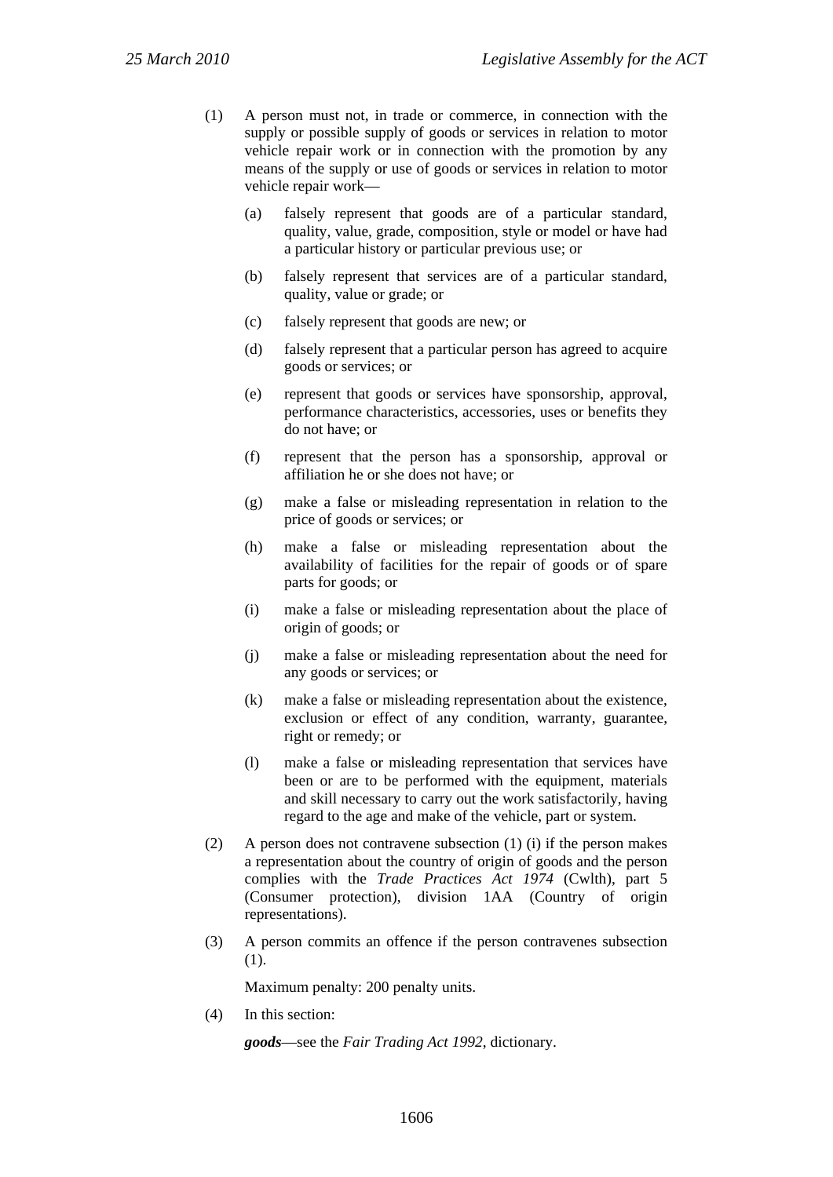(1) A person must not, in trade or commerce, in connection with the supply or possible supply of goods or services in relation to motor vehicle repair work or in connection with the promotion by any means of the supply or use of goods or services in relation to motor vehicle repair work—

(a) falsely represent that goods are of a particular standard, quality, value, grade, composition, style or model or have had a particular history or particular previous use; or

(b) falsely represent that services are of a particular standard, quality, value or grade; or

(c) falsely represent that goods are new; or

(d) falsely represent that a particular person has agreed to acquire goods or services; or

(e) represent that goods or services have sponsorship, approval, performance characteristics, accessories, uses or benefits they do not have; or

(f) represent that the person has a sponsorship, approval or affiliation he or she does not have; or

(g) make a false or misleading representation in relation to the price of goods or services; or

(h) make a false or misleading representation about the availability of facilities for the repair of goods or of spare parts for goods; or

(i) make a false or misleading representation about the place of origin of goods; or

(j) make a false or misleading representation about the need for any goods or services; or

(k) make a false or misleading representation about the existence, exclusion or effect of any condition, warranty, guarantee, right or remedy; or

(l) make a false or misleading representation that services have been or are to be performed with the equipment, materials and skill necessary to carry out the work satisfactorily, having regard to the age and make of the vehicle, part or system.

(2) A person does not contravene subsection (1) (i) if the person makes a representation about the country of origin of goods and the person complies with the *Trade Practices Act 1974* (Cwlth), part 5 (Consumer protection), division 1AA (Country of origin representations).

(3) A person commits an offence if the person contravenes subsection (1).

Maximum penalty: 200 penalty units.

(4) In this section:

***goods***—see the *Fair Trading Act 1992*, dictionary.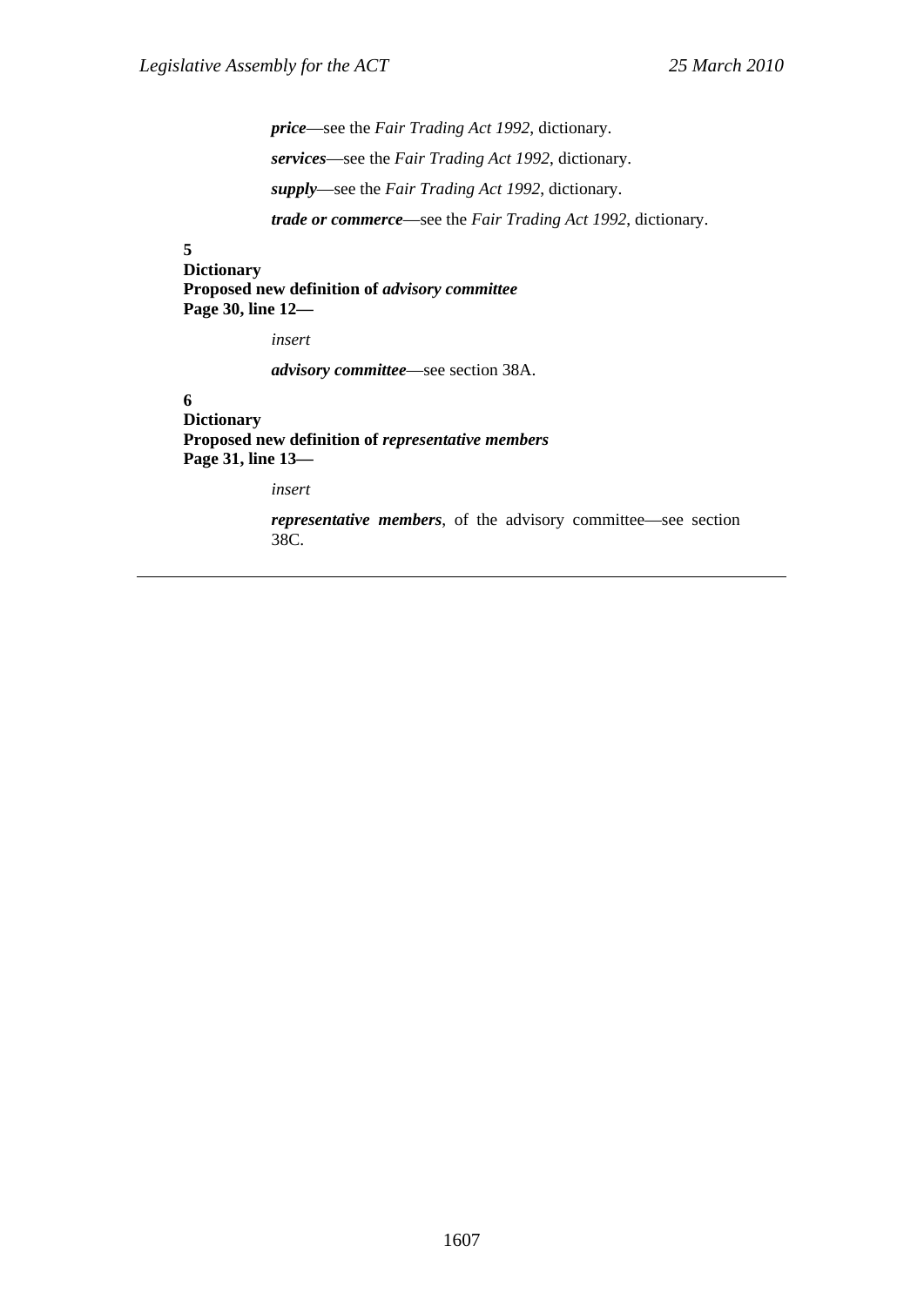***price***—see the *Fair Trading Act 1992*, dictionary.

***services***—see the *Fair Trading Act 1992*, dictionary.

***supply***—see the *Fair Trading Act 1992*, dictionary.

***trade or commerce***—see the *Fair Trading Act 1992*, dictionary.

**5**
**Dictionary**
**Proposed new definition of *advisory committee***
**Page 30, line 12—**

*insert*

***advisory committee***—see section 38A.

**6**
**Dictionary**
**Proposed new definition of *representative members***
**Page 31, line 13—**

*insert*

***representative members***, of the advisory committee—see section 38C.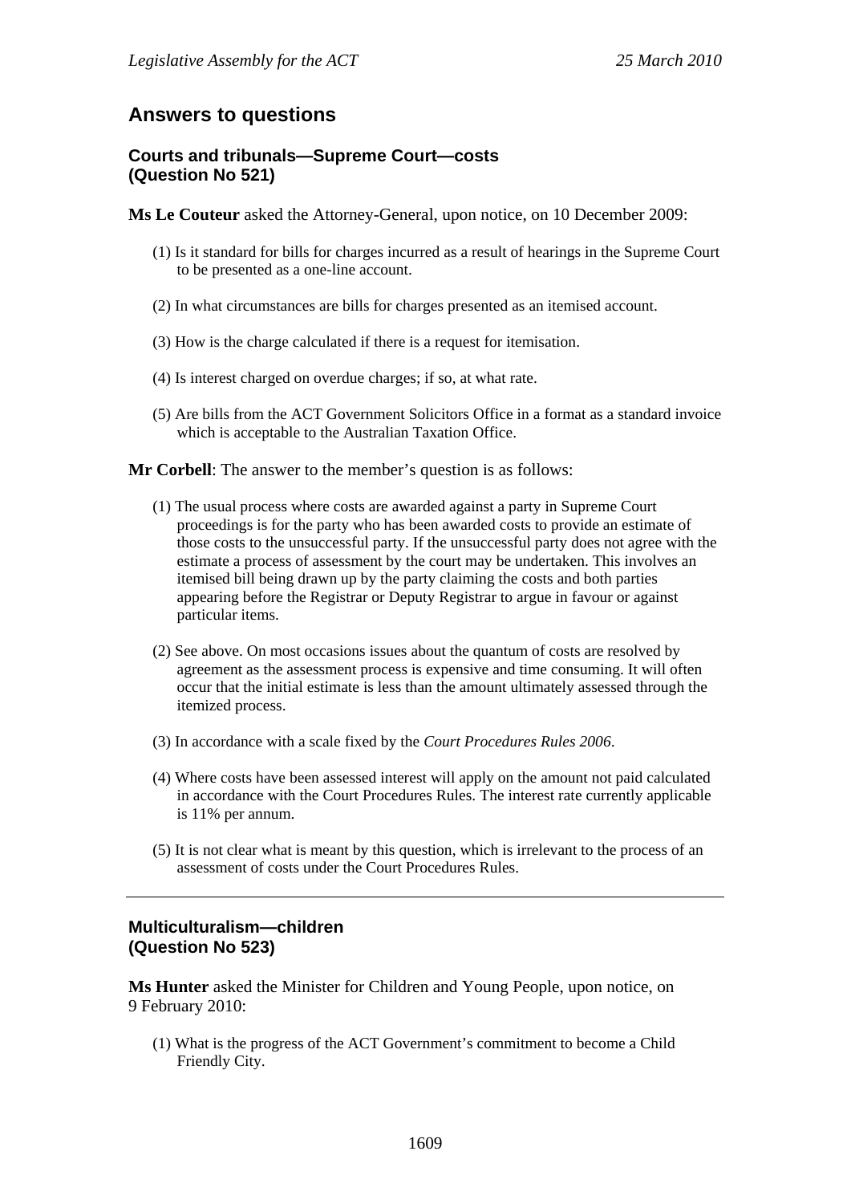## Answers to questions

### Courts and tribunals—Supreme Court—costs (Question No 521)

**Ms Le Couteur** asked the Attorney-General, upon notice, on 10 December 2009:

(1) Is it standard for bills for charges incurred as a result of hearings in the Supreme Court to be presented as a one-line account.

(2) In what circumstances are bills for charges presented as an itemised account.

(3) How is the charge calculated if there is a request for itemisation.

(4) Is interest charged on overdue charges; if so, at what rate.

(5) Are bills from the ACT Government Solicitors Office in a format as a standard invoice which is acceptable to the Australian Taxation Office.

**Mr Corbell**: The answer to the member's question is as follows:

(1) The usual process where costs are awarded against a party in Supreme Court proceedings is for the party who has been awarded costs to provide an estimate of those costs to the unsuccessful party. If the unsuccessful party does not agree with the estimate a process of assessment by the court may be undertaken. This involves an itemised bill being drawn up by the party claiming the costs and both parties appearing before the Registrar or Deputy Registrar to argue in favour or against particular items.

(2) See above. On most occasions issues about the quantum of costs are resolved by agreement as the assessment process is expensive and time consuming. It will often occur that the initial estimate is less than the amount ultimately assessed through the itemized process.

(3) In accordance with a scale fixed by the *Court Procedures Rules 2006*.

(4) Where costs have been assessed interest will apply on the amount not paid calculated in accordance with the Court Procedures Rules. The interest rate currently applicable is 11% per annum.

(5) It is not clear what is meant by this question, which is irrelevant to the process of an assessment of costs under the Court Procedures Rules.

---

### Multiculturalism—children (Question No 523)

**Ms Hunter** asked the Minister for Children and Young People, upon notice, on 9 February 2010:

(1) What is the progress of the ACT Government's commitment to become a Child Friendly City.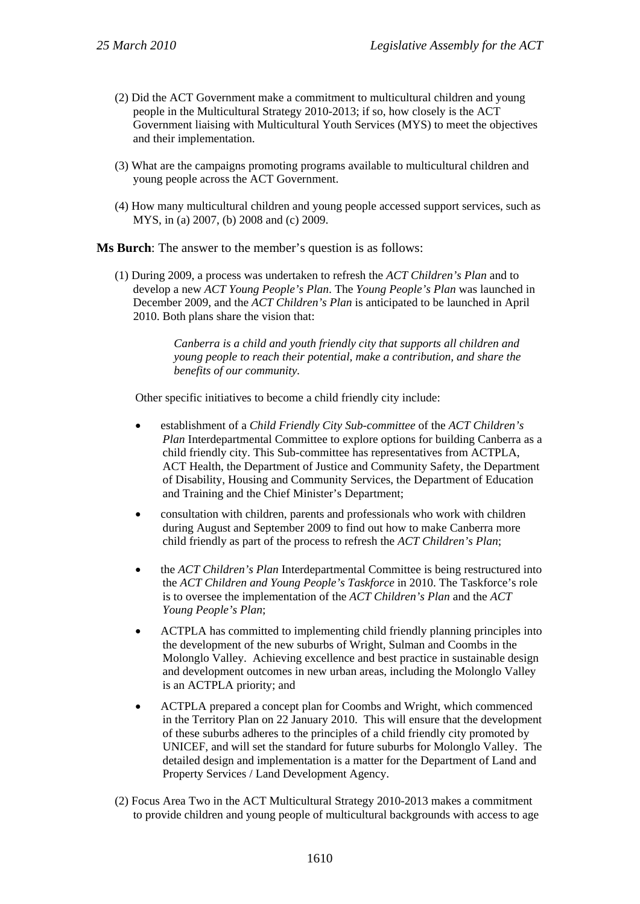(2) Did the ACT Government make a commitment to multicultural children and young people in the Multicultural Strategy 2010-2013; if so, how closely is the ACT Government liaising with Multicultural Youth Services (MYS) to meet the objectives and their implementation.

(3) What are the campaigns promoting programs available to multicultural children and young people across the ACT Government.

(4) How many multicultural children and young people accessed support services, such as MYS, in (a) 2007, (b) 2008 and (c) 2009.

**Ms Burch**: The answer to the member's question is as follows:

(1) During 2009, a process was undertaken to refresh the *ACT Children's Plan* and to develop a new *ACT Young People's Plan*. The *Young People's Plan* was launched in December 2009, and the *ACT Children's Plan* is anticipated to be launched in April 2010. Both plans share the vision that:

> *Canberra is a child and youth friendly city that supports all children and young people to reach their potential, make a contribution, and share the benefits of our community.*

Other specific initiatives to become a child friendly city include:

- establishment of a *Child Friendly City Sub-committee* of the *ACT Children's Plan* Interdepartmental Committee to explore options for building Canberra as a child friendly city. This Sub-committee has representatives from ACTPLA, ACT Health, the Department of Justice and Community Safety, the Department of Disability, Housing and Community Services, the Department of Education and Training and the Chief Minister's Department;
- consultation with children, parents and professionals who work with children during August and September 2009 to find out how to make Canberra more child friendly as part of the process to refresh the *ACT Children's Plan*;
- the *ACT Children's Plan* Interdepartmental Committee is being restructured into the *ACT Children and Young People's Taskforce* in 2010. The Taskforce's role is to oversee the implementation of the *ACT Children's Plan* and the *ACT Young People's Plan*;
- ACTPLA has committed to implementing child friendly planning principles into the development of the new suburbs of Wright, Sulman and Coombs in the Molonglo Valley. Achieving excellence and best practice in sustainable design and development outcomes in new urban areas, including the Molonglo Valley is an ACTPLA priority; and
- ACTPLA prepared a concept plan for Coombs and Wright, which commenced in the Territory Plan on 22 January 2010. This will ensure that the development of these suburbs adheres to the principles of a child friendly city promoted by UNICEF, and will set the standard for future suburbs for Molonglo Valley. The detailed design and implementation is a matter for the Department of Land and Property Services / Land Development Agency.

(2) Focus Area Two in the ACT Multicultural Strategy 2010-2013 makes a commitment to provide children and young people of multicultural backgrounds with access to age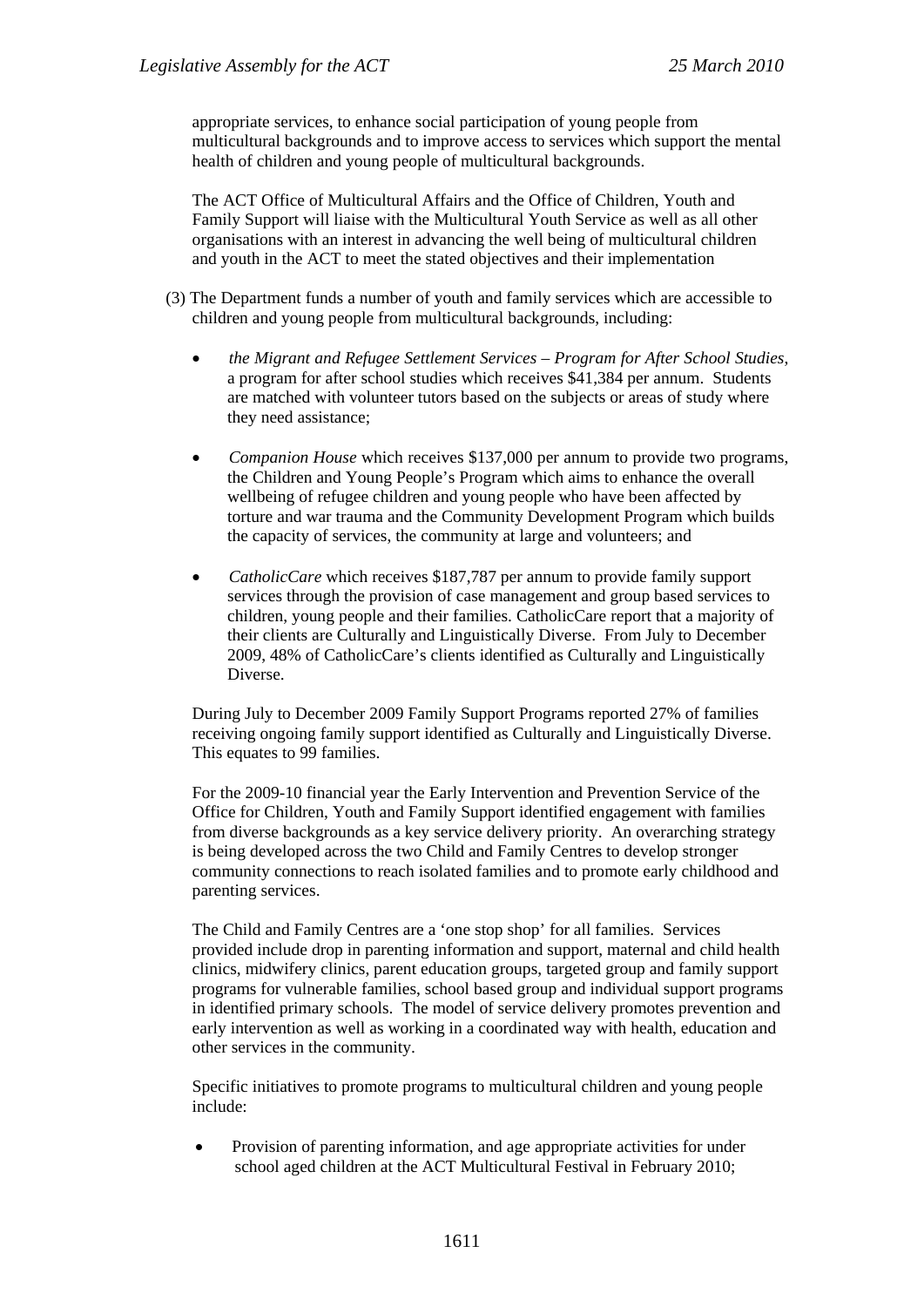appropriate services, to enhance social participation of young people from multicultural backgrounds and to improve access to services which support the mental health of children and young people of multicultural backgrounds.

The ACT Office of Multicultural Affairs and the Office of Children, Youth and Family Support will liaise with the Multicultural Youth Service as well as all other organisations with an interest in advancing the well being of multicultural children and youth in the ACT to meet the stated objectives and their implementation

(3) The Department funds a number of youth and family services which are accessible to children and young people from multicultural backgrounds, including:

- *the Migrant and Refugee Settlement Services – Program for After School Studies*, a program for after school studies which receives $41,384 per annum. Students are matched with volunteer tutors based on the subjects or areas of study where they need assistance;

- *Companion House* which receives $137,000 per annum to provide two programs, the Children and Young People's Program which aims to enhance the overall wellbeing of refugee children and young people who have been affected by torture and war trauma and the Community Development Program which builds the capacity of services, the community at large and volunteers; and

- *CatholicCare* which receives $187,787 per annum to provide family support services through the provision of case management and group based services to children, young people and their families. CatholicCare report that a majority of their clients are Culturally and Linguistically Diverse. From July to December 2009, 48% of CatholicCare's clients identified as Culturally and Linguistically Diverse.

During July to December 2009 Family Support Programs reported 27% of families receiving ongoing family support identified as Culturally and Linguistically Diverse. This equates to 99 families.

For the 2009-10 financial year the Early Intervention and Prevention Service of the Office for Children, Youth and Family Support identified engagement with families from diverse backgrounds as a key service delivery priority. An overarching strategy is being developed across the two Child and Family Centres to develop stronger community connections to reach isolated families and to promote early childhood and parenting services.

The Child and Family Centres are a 'one stop shop' for all families. Services provided include drop in parenting information and support, maternal and child health clinics, midwifery clinics, parent education groups, targeted group and family support programs for vulnerable families, school based group and individual support programs in identified primary schools. The model of service delivery promotes prevention and early intervention as well as working in a coordinated way with health, education and other services in the community.

Specific initiatives to promote programs to multicultural children and young people include:

- Provision of parenting information, and age appropriate activities for under school aged children at the ACT Multicultural Festival in February 2010;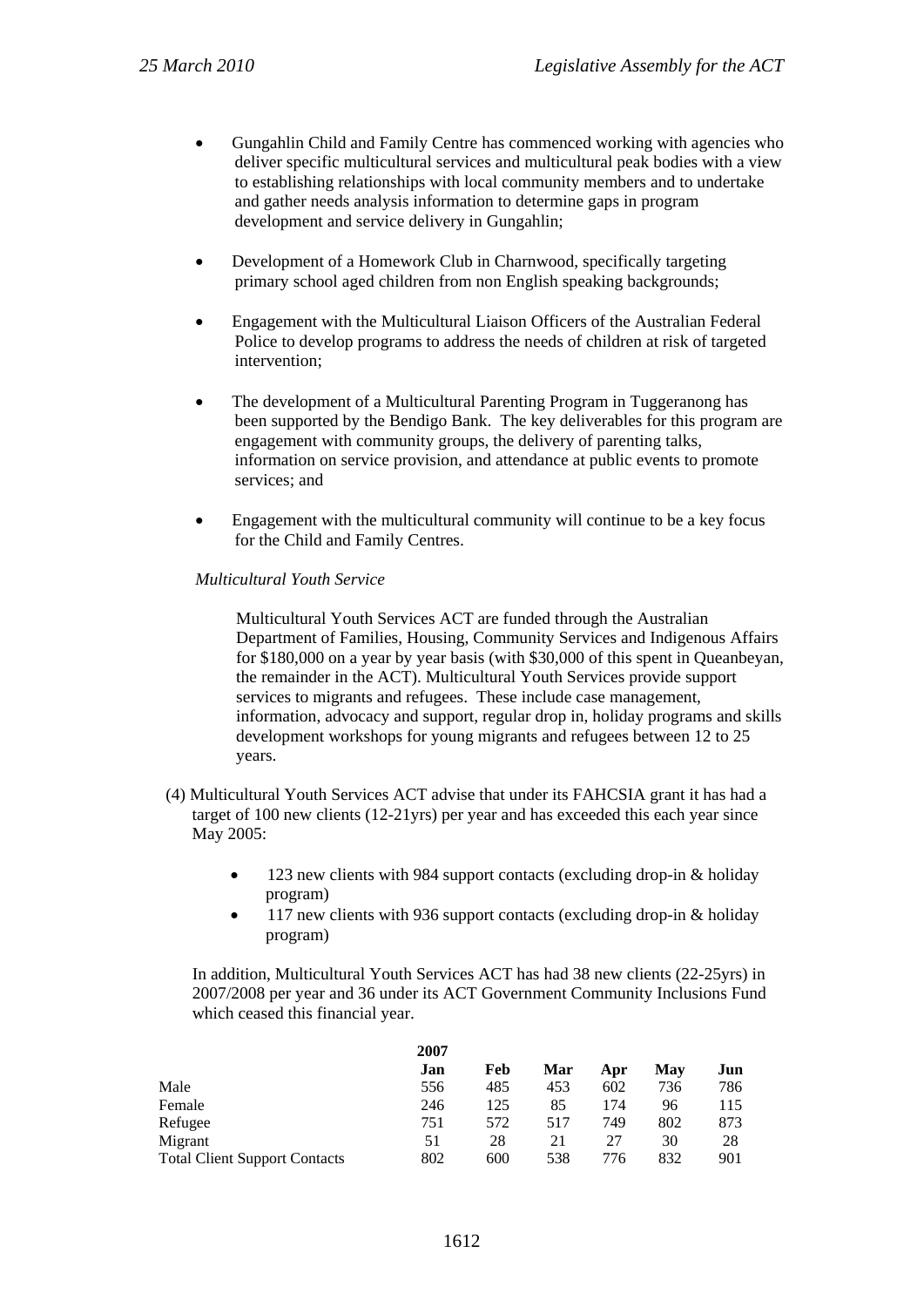- Gungahlin Child and Family Centre has commenced working with agencies who deliver specific multicultural services and multicultural peak bodies with a view to establishing relationships with local community members and to undertake and gather needs analysis information to determine gaps in program development and service delivery in Gungahlin;
- Development of a Homework Club in Charnwood, specifically targeting primary school aged children from non English speaking backgrounds;
- Engagement with the Multicultural Liaison Officers of the Australian Federal Police to develop programs to address the needs of children at risk of targeted intervention;
- The development of a Multicultural Parenting Program in Tuggeranong has been supported by the Bendigo Bank. The key deliverables for this program are engagement with community groups, the delivery of parenting talks, information on service provision, and attendance at public events to promote services; and
- Engagement with the multicultural community will continue to be a key focus for the Child and Family Centres.

*Multicultural Youth Service*

Multicultural Youth Services ACT are funded through the Australian Department of Families, Housing, Community Services and Indigenous Affairs for $180,000 on a year by year basis (with $30,000 of this spent in Queanbeyan, the remainder in the ACT). Multicultural Youth Services provide support services to migrants and refugees. These include case management, information, advocacy and support, regular drop in, holiday programs and skills development workshops for young migrants and refugees between 12 to 25 years.

(4) Multicultural Youth Services ACT advise that under its FAHCSIA grant it has had a target of 100 new clients (12-21yrs) per year and has exceeded this each year since May 2005:

- 123 new clients with 984 support contacts (excluding drop-in & holiday program)
- 117 new clients with 936 support contacts (excluding drop-in & holiday program)

In addition, Multicultural Youth Services ACT has had 38 new clients (22-25yrs) in 2007/2008 per year and 36 under its ACT Government Community Inclusions Fund which ceased this financial year.

| | **2007** | | | | | |
|---|---|---|---|---|---|---|
| | **Jan** | **Feb** | **Mar** | **Apr** | **May** | **Jun** |
| Male | 556 | 485 | 453 | 602 | 736 | 786 |
| Female | 246 | 125 | 85 | 174 | 96 | 115 |
| Refugee | 751 | 572 | 517 | 749 | 802 | 873 |
| Migrant | 51 | 28 | 21 | 27 | 30 | 28 |
| Total Client Support Contacts | 802 | 600 | 538 | 776 | 832 | 901 |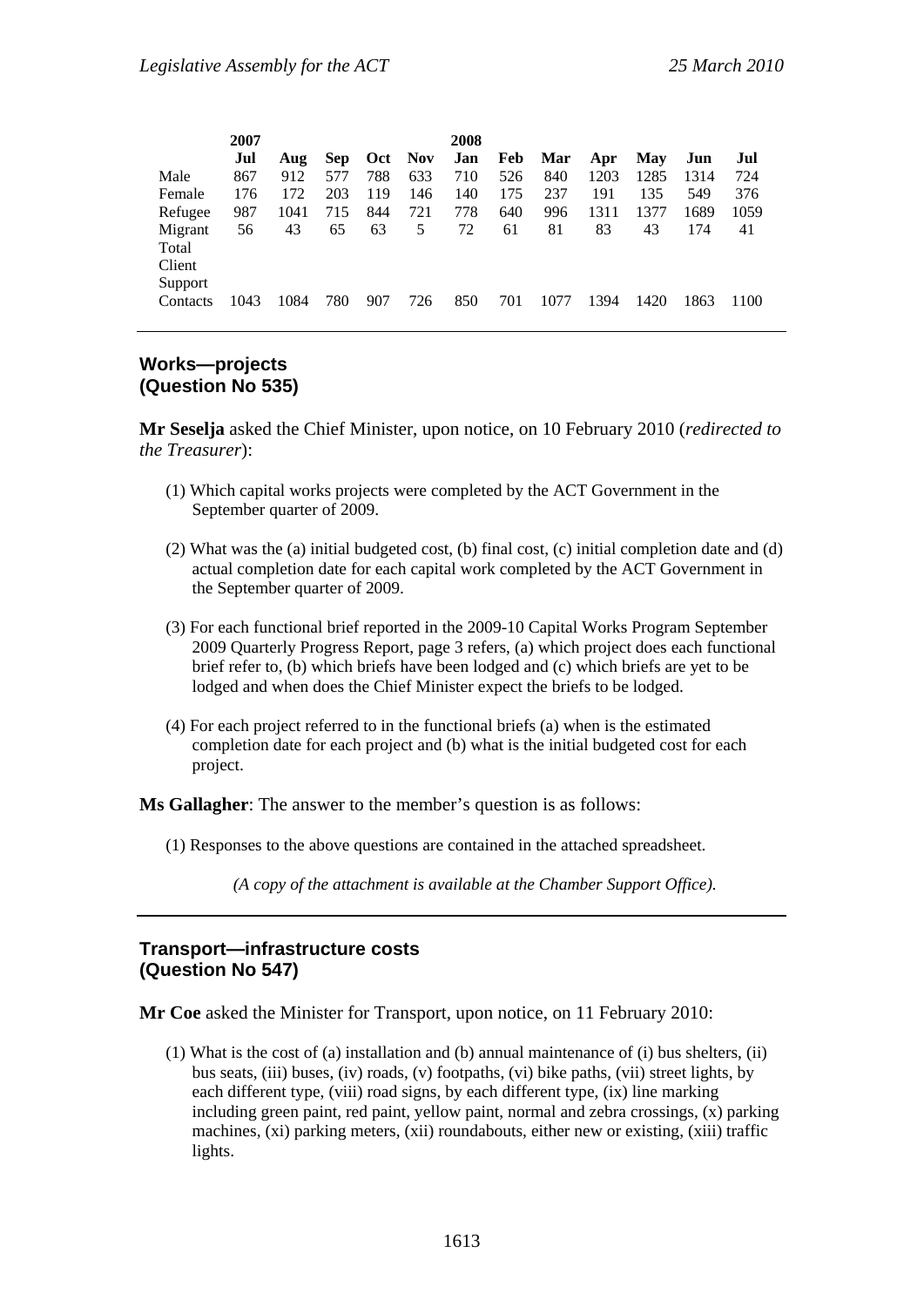| | 2007 | | | | | 2008 | | | | | | |
|---|---|---|---|---|---|---|---|---|---|---|---|---|
| | **Jul** | **Aug** | **Sep** | **Oct** | **Nov** | **Jan** | **Feb** | **Mar** | **Apr** | **May** | **Jun** | **Jul** |
| Male | 867 | 912 | 577 | 788 | 633 | 710 | 526 | 840 | 1203 | 1285 | 1314 | 724 |
| Female | 176 | 172 | 203 | 119 | 146 | 140 | 175 | 237 | 191 | 135 | 549 | 376 |
| Refugee | 987 | 1041 | 715 | 844 | 721 | 778 | 640 | 996 | 1311 | 1377 | 1689 | 1059 |
| Migrant | 56 | 43 | 65 | 63 | 5 | 72 | 61 | 81 | 83 | 43 | 174 | 41 |
| Total Client Support Contacts | 1043 | 1084 | 780 | 907 | 726 | 850 | 701 | 1077 | 1394 | 1420 | 1863 | 1100 |

## Works—projects (Question No 535)

**Mr Seselja** asked the Chief Minister, upon notice, on 10 February 2010 (*redirected to the Treasurer*):

(1) Which capital works projects were completed by the ACT Government in the September quarter of 2009.

(2) What was the (a) initial budgeted cost, (b) final cost, (c) initial completion date and (d) actual completion date for each capital work completed by the ACT Government in the September quarter of 2009.

(3) For each functional brief reported in the 2009-10 Capital Works Program September 2009 Quarterly Progress Report, page 3 refers, (a) which project does each functional brief refer to, (b) which briefs have been lodged and (c) which briefs are yet to be lodged and when does the Chief Minister expect the briefs to be lodged.

(4) For each project referred to in the functional briefs (a) when is the estimated completion date for each project and (b) what is the initial budgeted cost for each project.

**Ms Gallagher**: The answer to the member's question is as follows:

(1) Responses to the above questions are contained in the attached spreadsheet.

*(A copy of the attachment is available at the Chamber Support Office).*

## Transport—infrastructure costs (Question No 547)

**Mr Coe** asked the Minister for Transport, upon notice, on 11 February 2010:

(1) What is the cost of (a) installation and (b) annual maintenance of (i) bus shelters, (ii) bus seats, (iii) buses, (iv) roads, (v) footpaths, (vi) bike paths, (vii) street lights, by each different type, (viii) road signs, by each different type, (ix) line marking including green paint, red paint, yellow paint, normal and zebra crossings, (x) parking machines, (xi) parking meters, (xii) roundabouts, either new or existing, (xiii) traffic lights.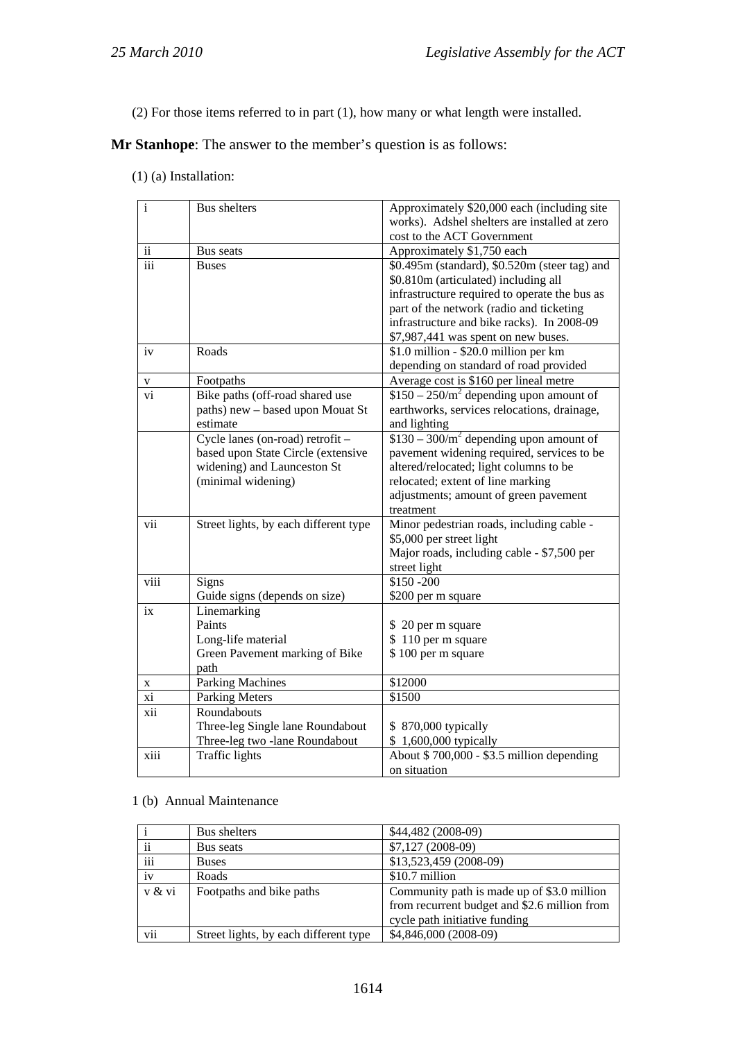(2) For those items referred to in part (1), how many or what length were installed.

**Mr Stanhope**: The answer to the member's question is as follows:

(1) (a) Installation:

| | | |
|---|---|---|
| i | Bus shelters | Approximately \$20,000 each (including site works). Adshel shelters are installed at zero cost to the ACT Government |
| ii | Bus seats | Approximately \$1,750 each |
| iii | Buses | \$0.495m (standard), \$0.520m (steer tag) and \$0.810m (articulated) including all infrastructure required to operate the bus as part of the network (radio and ticketing infrastructure and bike racks). In 2008-09 \$7,987,441 was spent on new buses. |
| iv | Roads | \$1.0 million - \$20.0 million per km depending on standard of road provided |
| v | Footpaths | Average cost is \$160 per lineal metre |
| vi | Bike paths (off-road shared use paths) new – based upon Mouat St estimate | \$150 – 250/m$^2$ depending upon amount of earthworks, services relocations, drainage, and lighting |
| | Cycle lanes (on-road) retrofit – based upon State Circle (extensive widening) and Launceston St (minimal widening) | \$130 – 300/m$^2$ depending upon amount of pavement widening required, services to be altered/relocated; light columns to be relocated; extent of line marking adjustments; amount of green pavement treatment |
| vii | Street lights, by each different type | Minor pedestrian roads, including cable - \$5,000 per street light<br>Major roads, including cable - \$7,500 per street light |
| viii | Signs<br>Guide signs (depends on size) | \$150 -200<br>\$200 per m square |
| ix | Linemarking<br>Paints<br>Long-life material<br>Green Pavement marking of Bike path | <br>\$ 20 per m square<br>\$ 110 per m square<br>\$ 100 per m square |
| x | Parking Machines | \$12000 |
| xi | Parking Meters | \$1500 |
| xii | Roundabouts<br>Three-leg Single lane Roundabout<br>Three-leg two -lane Roundabout | <br>\$ 870,000 typically<br>\$ 1,600,000 typically |
| xiii | Traffic lights | About \$ 700,000 - \$3.5 million depending on situation |

1 (b) Annual Maintenance

| | | |
|---|---|---|
| i | Bus shelters | \$44,482 (2008-09) |
| ii | Bus seats | \$7,127 (2008-09) |
| iii | Buses | \$13,523,459 (2008-09) |
| iv | Roads | \$10.7 million |
| v & vi | Footpaths and bike paths | Community path is made up of \$3.0 million from recurrent budget and \$2.6 million from cycle path initiative funding |
| vii | Street lights, by each different type | \$4,846,000 (2008-09) |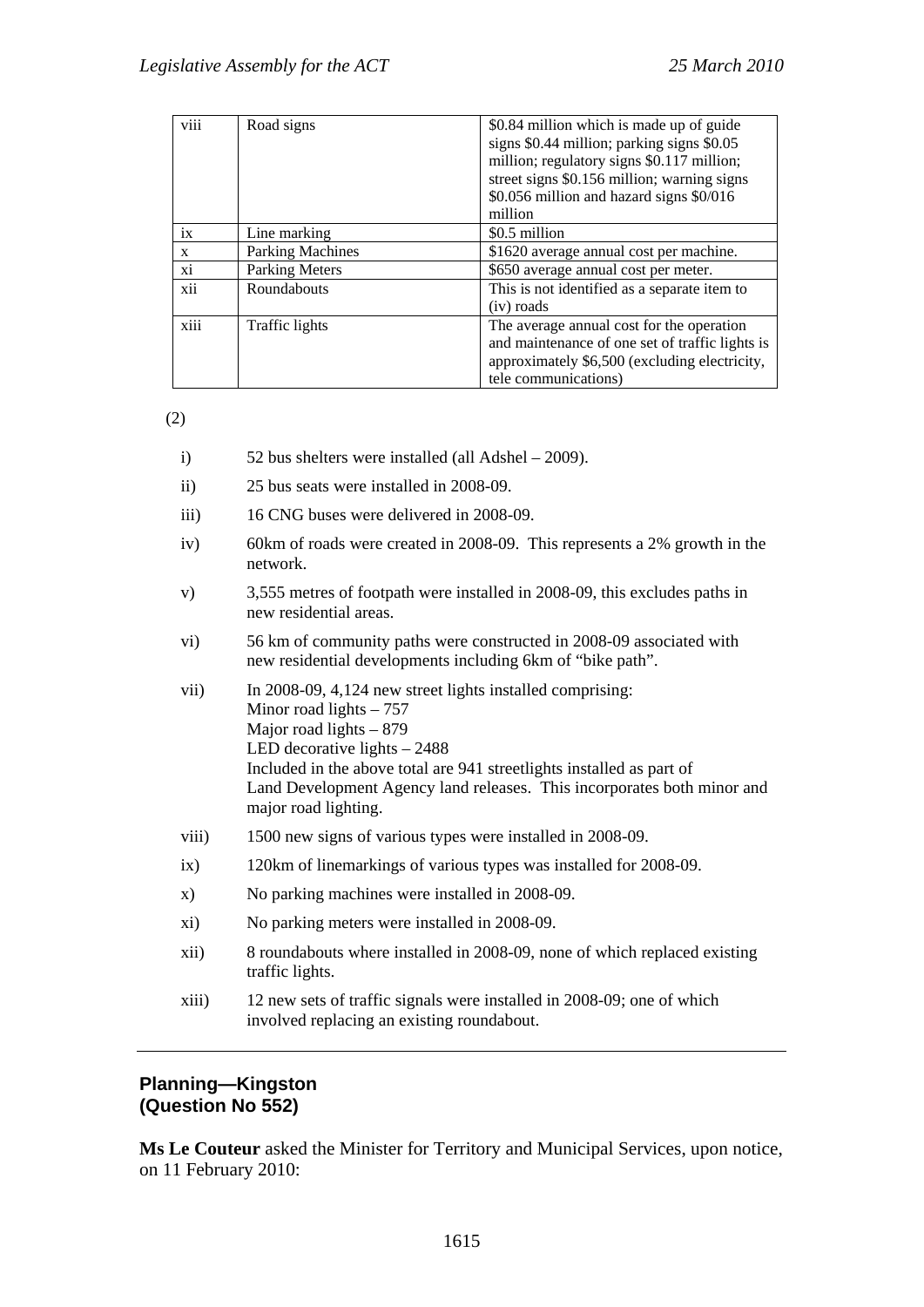| viii | Road signs | $0.84 million which is made up of guide signs $0.44 million; parking signs $0.05 million; regulatory signs $0.117 million; street signs $0.156 million; warning signs $0.056 million and hazard signs $0/016 million |
|---|---|---|
| ix | Line marking | $0.5 million |
| x | Parking Machines | $1620 average annual cost per machine. |
| xi | Parking Meters | $650 average annual cost per meter. |
| xii | Roundabouts | This is not identified as a separate item to (iv) roads |
| xiii | Traffic lights | The average annual cost for the operation and maintenance of one set of traffic lights is approximately $6,500 (excluding electricity, tele communications) |

(2)

i) 52 bus shelters were installed (all Adshel – 2009).

ii) 25 bus seats were installed in 2008-09.

iii) 16 CNG buses were delivered in 2008-09.

iv) 60km of roads were created in 2008-09. This represents a 2% growth in the network.

v) 3,555 metres of footpath were installed in 2008-09, this excludes paths in new residential areas.

vi) 56 km of community paths were constructed in 2008-09 associated with new residential developments including 6km of "bike path".

vii) In 2008-09, 4,124 new street lights installed comprising:
Minor road lights – 757
Major road lights – 879
LED decorative lights – 2488
Included in the above total are 941 streetlights installed as part of Land Development Agency land releases. This incorporates both minor and major road lighting.

viii) 1500 new signs of various types were installed in 2008-09.

ix) 120km of linemarkings of various types was installed for 2008-09.

x) No parking machines were installed in 2008-09.

xi) No parking meters were installed in 2008-09.

xii) 8 roundabouts where installed in 2008-09, none of which replaced existing traffic lights.

xiii) 12 new sets of traffic signals were installed in 2008-09; one of which involved replacing an existing roundabout.

---

**Planning—Kingston**
**(Question No 552)**

**Ms Le Couteur** asked the Minister for Territory and Municipal Services, upon notice, on 11 February 2010: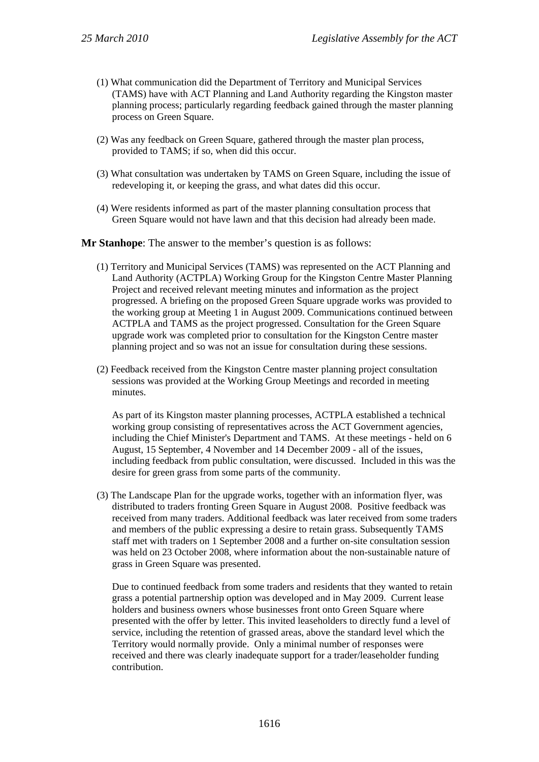(1) What communication did the Department of Territory and Municipal Services (TAMS) have with ACT Planning and Land Authority regarding the Kingston master planning process; particularly regarding feedback gained through the master planning process on Green Square.

(2) Was any feedback on Green Square, gathered through the master plan process, provided to TAMS; if so, when did this occur.

(3) What consultation was undertaken by TAMS on Green Square, including the issue of redeveloping it, or keeping the grass, and what dates did this occur.

(4) Were residents informed as part of the master planning consultation process that Green Square would not have lawn and that this decision had already been made.

**Mr Stanhope**: The answer to the member's question is as follows:

(1) Territory and Municipal Services (TAMS) was represented on the ACT Planning and Land Authority (ACTPLA) Working Group for the Kingston Centre Master Planning Project and received relevant meeting minutes and information as the project progressed. A briefing on the proposed Green Square upgrade works was provided to the working group at Meeting 1 in August 2009. Communications continued between ACTPLA and TAMS as the project progressed. Consultation for the Green Square upgrade work was completed prior to consultation for the Kingston Centre master planning project and so was not an issue for consultation during these sessions.

(2) Feedback received from the Kingston Centre master planning project consultation sessions was provided at the Working Group Meetings and recorded in meeting minutes.

As part of its Kingston master planning processes, ACTPLA established a technical working group consisting of representatives across the ACT Government agencies, including the Chief Minister's Department and TAMS. At these meetings - held on 6 August, 15 September, 4 November and 14 December 2009 - all of the issues, including feedback from public consultation, were discussed. Included in this was the desire for green grass from some parts of the community.

(3) The Landscape Plan for the upgrade works, together with an information flyer, was distributed to traders fronting Green Square in August 2008. Positive feedback was received from many traders. Additional feedback was later received from some traders and members of the public expressing a desire to retain grass. Subsequently TAMS staff met with traders on 1 September 2008 and a further on-site consultation session was held on 23 October 2008, where information about the non-sustainable nature of grass in Green Square was presented.

Due to continued feedback from some traders and residents that they wanted to retain grass a potential partnership option was developed and in May 2009. Current lease holders and business owners whose businesses front onto Green Square where presented with the offer by letter. This invited leaseholders to directly fund a level of service, including the retention of grassed areas, above the standard level which the Territory would normally provide. Only a minimal number of responses were received and there was clearly inadequate support for a trader/leaseholder funding contribution.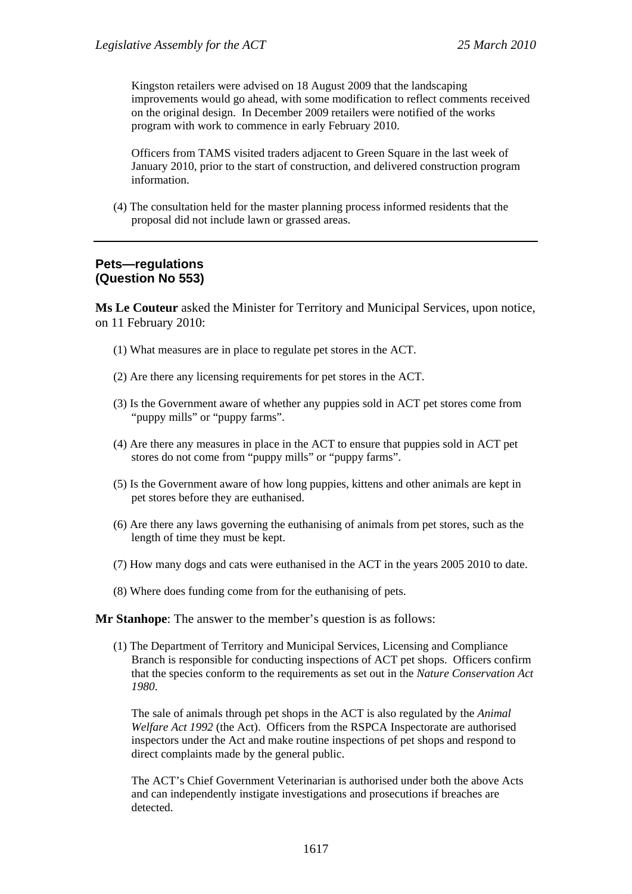Kingston retailers were advised on 18 August 2009 that the landscaping improvements would go ahead, with some modification to reflect comments received on the original design. In December 2009 retailers were notified of the works program with work to commence in early February 2010.

Officers from TAMS visited traders adjacent to Green Square in the last week of January 2010, prior to the start of construction, and delivered construction program information.

(4) The consultation held for the master planning process informed residents that the proposal did not include lawn or grassed areas.

---

## Pets—regulations (Question No 553)

**Ms Le Couteur** asked the Minister for Territory and Municipal Services, upon notice, on 11 February 2010:

(1) What measures are in place to regulate pet stores in the ACT.

(2) Are there any licensing requirements for pet stores in the ACT.

(3) Is the Government aware of whether any puppies sold in ACT pet stores come from "puppy mills" or "puppy farms".

(4) Are there any measures in place in the ACT to ensure that puppies sold in ACT pet stores do not come from "puppy mills" or "puppy farms".

(5) Is the Government aware of how long puppies, kittens and other animals are kept in pet stores before they are euthanised.

(6) Are there any laws governing the euthanising of animals from pet stores, such as the length of time they must be kept.

(7) How many dogs and cats were euthanised in the ACT in the years 2005 2010 to date.

(8) Where does funding come from for the euthanising of pets.

**Mr Stanhope**: The answer to the member's question is as follows:

(1) The Department of Territory and Municipal Services, Licensing and Compliance Branch is responsible for conducting inspections of ACT pet shops. Officers confirm that the species conform to the requirements as set out in the *Nature Conservation Act 1980*.

The sale of animals through pet shops in the ACT is also regulated by the *Animal Welfare Act 1992* (the Act). Officers from the RSPCA Inspectorate are authorised inspectors under the Act and make routine inspections of pet shops and respond to direct complaints made by the general public.

The ACT's Chief Government Veterinarian is authorised under both the above Acts and can independently instigate investigations and prosecutions if breaches are detected.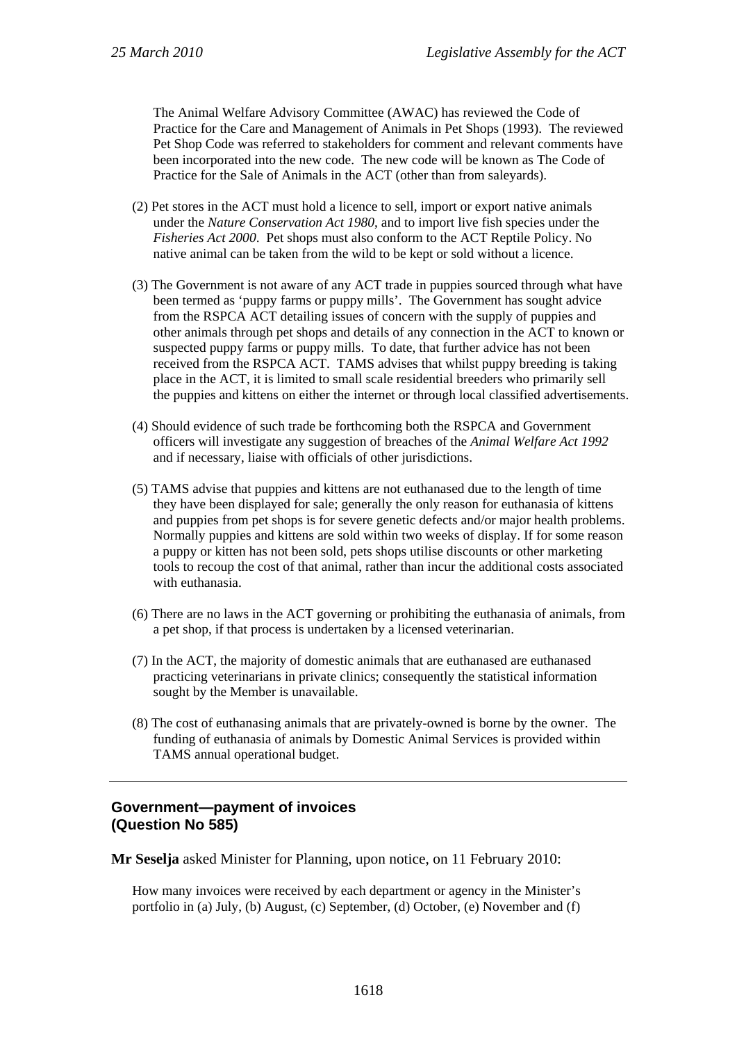The Animal Welfare Advisory Committee (AWAC) has reviewed the Code of Practice for the Care and Management of Animals in Pet Shops (1993). The reviewed Pet Shop Code was referred to stakeholders for comment and relevant comments have been incorporated into the new code. The new code will be known as The Code of Practice for the Sale of Animals in the ACT (other than from saleyards).

(2) Pet stores in the ACT must hold a licence to sell, import or export native animals under the *Nature Conservation Act 1980*, and to import live fish species under the *Fisheries Act 2000*. Pet shops must also conform to the ACT Reptile Policy. No native animal can be taken from the wild to be kept or sold without a licence.

(3) The Government is not aware of any ACT trade in puppies sourced through what have been termed as 'puppy farms or puppy mills'. The Government has sought advice from the RSPCA ACT detailing issues of concern with the supply of puppies and other animals through pet shops and details of any connection in the ACT to known or suspected puppy farms or puppy mills. To date, that further advice has not been received from the RSPCA ACT. TAMS advises that whilst puppy breeding is taking place in the ACT, it is limited to small scale residential breeders who primarily sell the puppies and kittens on either the internet or through local classified advertisements.

(4) Should evidence of such trade be forthcoming both the RSPCA and Government officers will investigate any suggestion of breaches of the *Animal Welfare Act 1992* and if necessary, liaise with officials of other jurisdictions.

(5) TAMS advise that puppies and kittens are not euthanased due to the length of time they have been displayed for sale; generally the only reason for euthanasia of kittens and puppies from pet shops is for severe genetic defects and/or major health problems. Normally puppies and kittens are sold within two weeks of display. If for some reason a puppy or kitten has not been sold, pets shops utilise discounts or other marketing tools to recoup the cost of that animal, rather than incur the additional costs associated with euthanasia.

(6) There are no laws in the ACT governing or prohibiting the euthanasia of animals, from a pet shop, if that process is undertaken by a licensed veterinarian.

(7) In the ACT, the majority of domestic animals that are euthanased are euthanased practicing veterinarians in private clinics; consequently the statistical information sought by the Member is unavailable.

(8) The cost of euthanasing animals that are privately-owned is borne by the owner. The funding of euthanasia of animals by Domestic Animal Services is provided within TAMS annual operational budget.

---

## Government—payment of invoices (Question No 585)

**Mr Seselja** asked Minister for Planning, upon notice, on 11 February 2010:

How many invoices were received by each department or agency in the Minister's portfolio in (a) July, (b) August, (c) September, (d) October, (e) November and (f)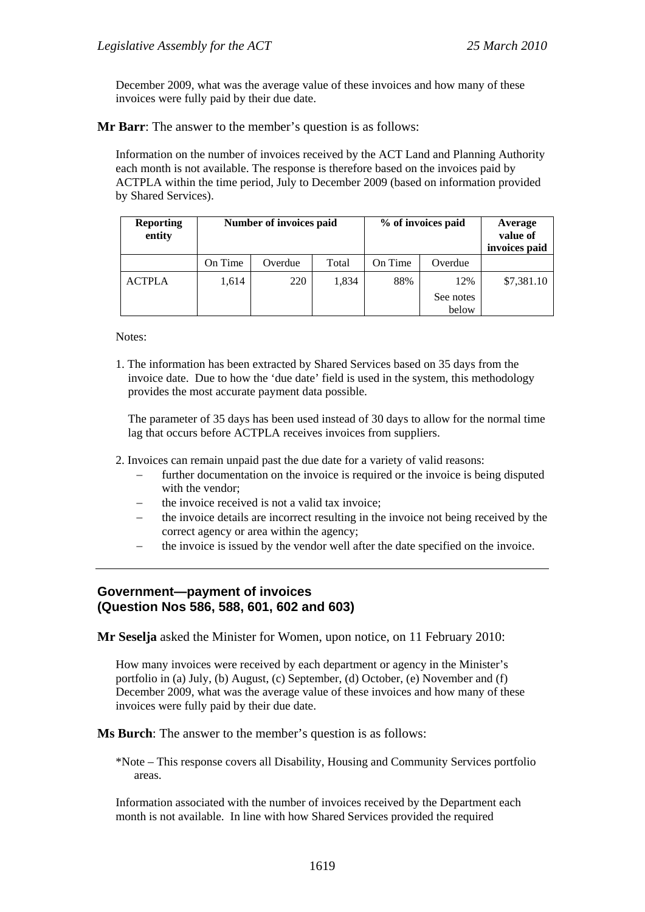December 2009, what was the average value of these invoices and how many of these invoices were fully paid by their due date.

**Mr Barr**: The answer to the member's question is as follows:

Information on the number of invoices received by the ACT Land and Planning Authority each month is not available. The response is therefore based on the invoices paid by ACTPLA within the time period, July to December 2009 (based on information provided by Shared Services).

| Reporting entity | Number of invoices paid | | | % of invoices paid | | Average value of invoices paid |
|---|---|---|---|---|---|---|
| | On Time | Overdue | Total | On Time | Overdue | |
| ACTPLA | 1,614 | 220 | 1,834 | 88% | 12% See notes below | $7,381.10 |

Notes:

1. The information has been extracted by Shared Services based on 35 days from the invoice date. Due to how the 'due date' field is used in the system, this methodology provides the most accurate payment data possible.

   The parameter of 35 days has been used instead of 30 days to allow for the normal time lag that occurs before ACTPLA receives invoices from suppliers.

2. Invoices can remain unpaid past the due date for a variety of valid reasons:
   - further documentation on the invoice is required or the invoice is being disputed with the vendor;
   - the invoice received is not a valid tax invoice;
   - the invoice details are incorrect resulting in the invoice not being received by the correct agency or area within the agency;
   - the invoice is issued by the vendor well after the date specified on the invoice.

---

## Government—payment of invoices (Question Nos 586, 588, 601, 602 and 603)

**Mr Seselja** asked the Minister for Women, upon notice, on 11 February 2010:

How many invoices were received by each department or agency in the Minister's portfolio in (a) July, (b) August, (c) September, (d) October, (e) November and (f) December 2009, what was the average value of these invoices and how many of these invoices were fully paid by their due date.

**Ms Burch**: The answer to the member's question is as follows:

*Note – This response covers all Disability, Housing and Community Services portfolio areas.

Information associated with the number of invoices received by the Department each month is not available. In line with how Shared Services provided the required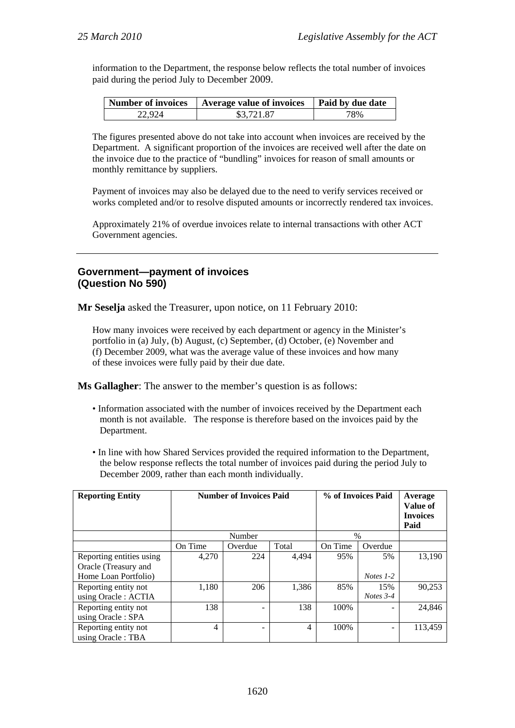information to the Department, the response below reflects the total number of invoices paid during the period July to December 2009.

| Number of invoices | Average value of invoices | Paid by due date |
|---|---|---|
| 22,924 | $3,721.87 | 78% |

The figures presented above do not take into account when invoices are received by the Department. A significant proportion of the invoices are received well after the date on the invoice due to the practice of "bundling" invoices for reason of small amounts or monthly remittance by suppliers.

Payment of invoices may also be delayed due to the need to verify services received or works completed and/or to resolve disputed amounts or incorrectly rendered tax invoices.

Approximately 21% of overdue invoices relate to internal transactions with other ACT Government agencies.

---

### Government—payment of invoices (Question No 590)

**Mr Seselja** asked the Treasurer, upon notice, on 11 February 2010:

How many invoices were received by each department or agency in the Minister's portfolio in (a) July, (b) August, (c) September, (d) October, (e) November and (f) December 2009, what was the average value of these invoices and how many of these invoices were fully paid by their due date.

**Ms Gallagher**: The answer to the member's question is as follows:

- Information associated with the number of invoices received by the Department each month is not available. The response is therefore based on the invoices paid by the Department.
- In line with how Shared Services provided the required information to the Department, the below response reflects the total number of invoices paid during the period July to December 2009, rather than each month individually.

| Reporting Entity | Number of Invoices Paid | | | % of Invoices Paid | | Average Value of Invoices Paid |
|---|---|---|---|---|---|---|
| | Number | | | % | | |
| | On Time | Overdue | Total | On Time | Overdue | |
| Reporting entities using Oracle (Treasury and Home Loan Portfolio) | 4,270 | 224 | 4,494 | 95% | 5% *Notes 1-2* | 13,190 |
| Reporting entity not using Oracle : ACTIA | 1,180 | 206 | 1,386 | 85% | 15% *Notes 3-4* | 90,253 |
| Reporting entity not using Oracle : SPA | 138 | - | 138 | 100% | - | 24,846 |
| Reporting entity not using Oracle : TBA | 4 | - | 4 | 100% | - | 113,459 |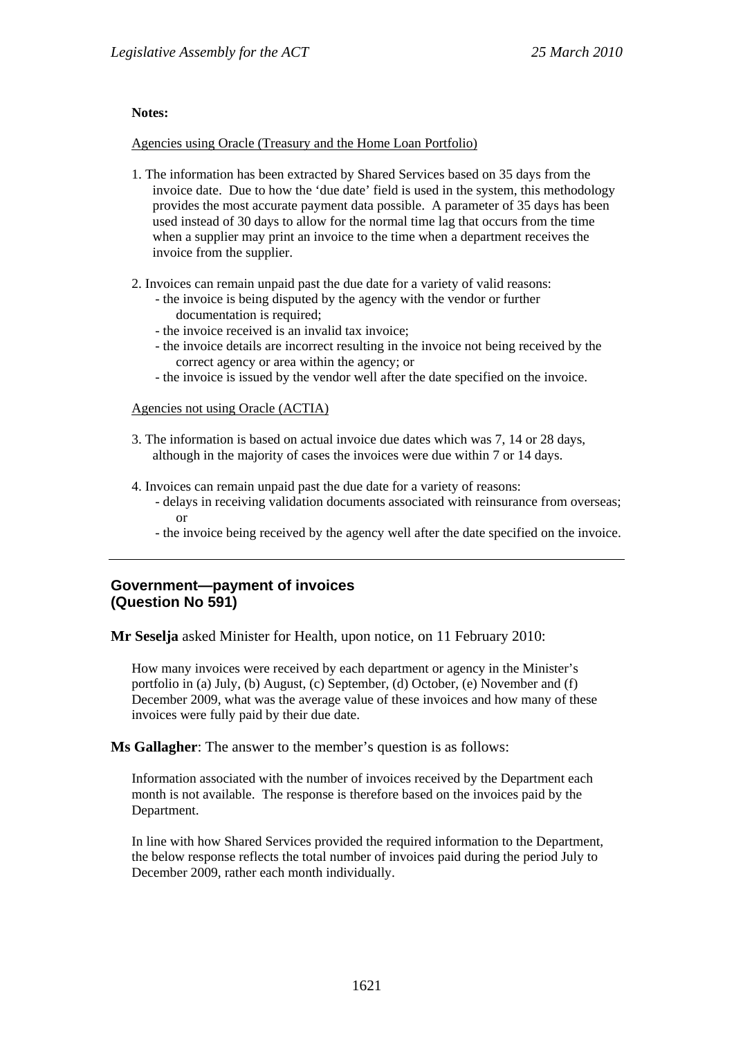**Notes:**

Agencies using Oracle (Treasury and the Home Loan Portfolio)

1. The information has been extracted by Shared Services based on 35 days from the invoice date. Due to how the 'due date' field is used in the system, this methodology provides the most accurate payment data possible. A parameter of 35 days has been used instead of 30 days to allow for the normal time lag that occurs from the time when a supplier may print an invoice to the time when a department receives the invoice from the supplier.

2. Invoices can remain unpaid past the due date for a variety of valid reasons:
   - the invoice is being disputed by the agency with the vendor or further documentation is required;
   - the invoice received is an invalid tax invoice;
   - the invoice details are incorrect resulting in the invoice not being received by the correct agency or area within the agency; or
   - the invoice is issued by the vendor well after the date specified on the invoice.

Agencies not using Oracle (ACTIA)

3. The information is based on actual invoice due dates which was 7, 14 or 28 days, although in the majority of cases the invoices were due within 7 or 14 days.

4. Invoices can remain unpaid past the due date for a variety of reasons:
   - delays in receiving validation documents associated with reinsurance from overseas; or
   - the invoice being received by the agency well after the date specified on the invoice.

---

## Government—payment of invoices (Question No 591)

**Mr Seselja** asked Minister for Health, upon notice, on 11 February 2010:

How many invoices were received by each department or agency in the Minister's portfolio in (a) July, (b) August, (c) September, (d) October, (e) November and (f) December 2009, what was the average value of these invoices and how many of these invoices were fully paid by their due date.

**Ms Gallagher**: The answer to the member's question is as follows:

Information associated with the number of invoices received by the Department each month is not available. The response is therefore based on the invoices paid by the Department.

In line with how Shared Services provided the required information to the Department, the below response reflects the total number of invoices paid during the period July to December 2009, rather each month individually.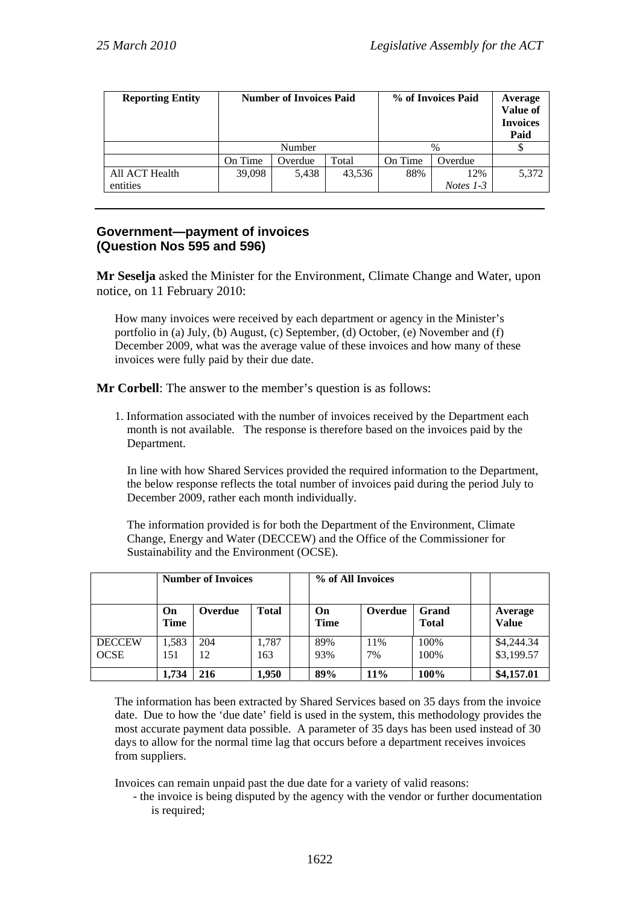| Reporting Entity | Number of Invoices Paid | | | % of Invoices Paid | | Average Value of Invoices Paid |
|---|---|---|---|---|---|---|
| | Number | | | % | | $ |
| | On Time | Overdue | Total | On Time | Overdue | |
| All ACT Health entities | 39,098 | 5,438 | 43,536 | 88% | 12% *Notes 1-3* | 5,372 |

## Government—payment of invoices (Question Nos 595 and 596)

**Mr Seselja** asked the Minister for the Environment, Climate Change and Water, upon notice, on 11 February 2010:

> How many invoices were received by each department or agency in the Minister's portfolio in (a) July, (b) August, (c) September, (d) October, (e) November and (f) December 2009, what was the average value of these invoices and how many of these invoices were fully paid by their due date.

**Mr Corbell**: The answer to the member's question is as follows:

1. Information associated with the number of invoices received by the Department each month is not available. The response is therefore based on the invoices paid by the Department.

   In line with how Shared Services provided the required information to the Department, the below response reflects the total number of invoices paid during the period July to December 2009, rather each month individually.

   The information provided is for both the Department of the Environment, Climate Change, Energy and Water (DECCEW) and the Office of the Commissioner for Sustainability and the Environment (OCSE).

| | Number of Invoices | | | | % of All Invoices | | | | |
|---|---|---|---|---|---|---|---|---|---|
| | **On Time** | **Overdue** | **Total** | | **On Time** | **Overdue** | **Grand Total** | | **Average Value** |
| DECCEW | 1,583 | 204 | 1,787 | | 89% | 11% | 100% | | $4,244.34 |
| OCSE | 151 | 12 | 163 | | 93% | 7% | 100% | | $3,199.57 |
| | **1,734** | **216** | **1,950** | | **89%** | **11%** | **100%** | | **$4,157.01** |

The information has been extracted by Shared Services based on 35 days from the invoice date. Due to how the 'due date' field is used in the system, this methodology provides the most accurate payment data possible. A parameter of 35 days has been used instead of 30 days to allow for the normal time lag that occurs before a department receives invoices from suppliers.

Invoices can remain unpaid past the due date for a variety of valid reasons:

- the invoice is being disputed by the agency with the vendor or further documentation is required;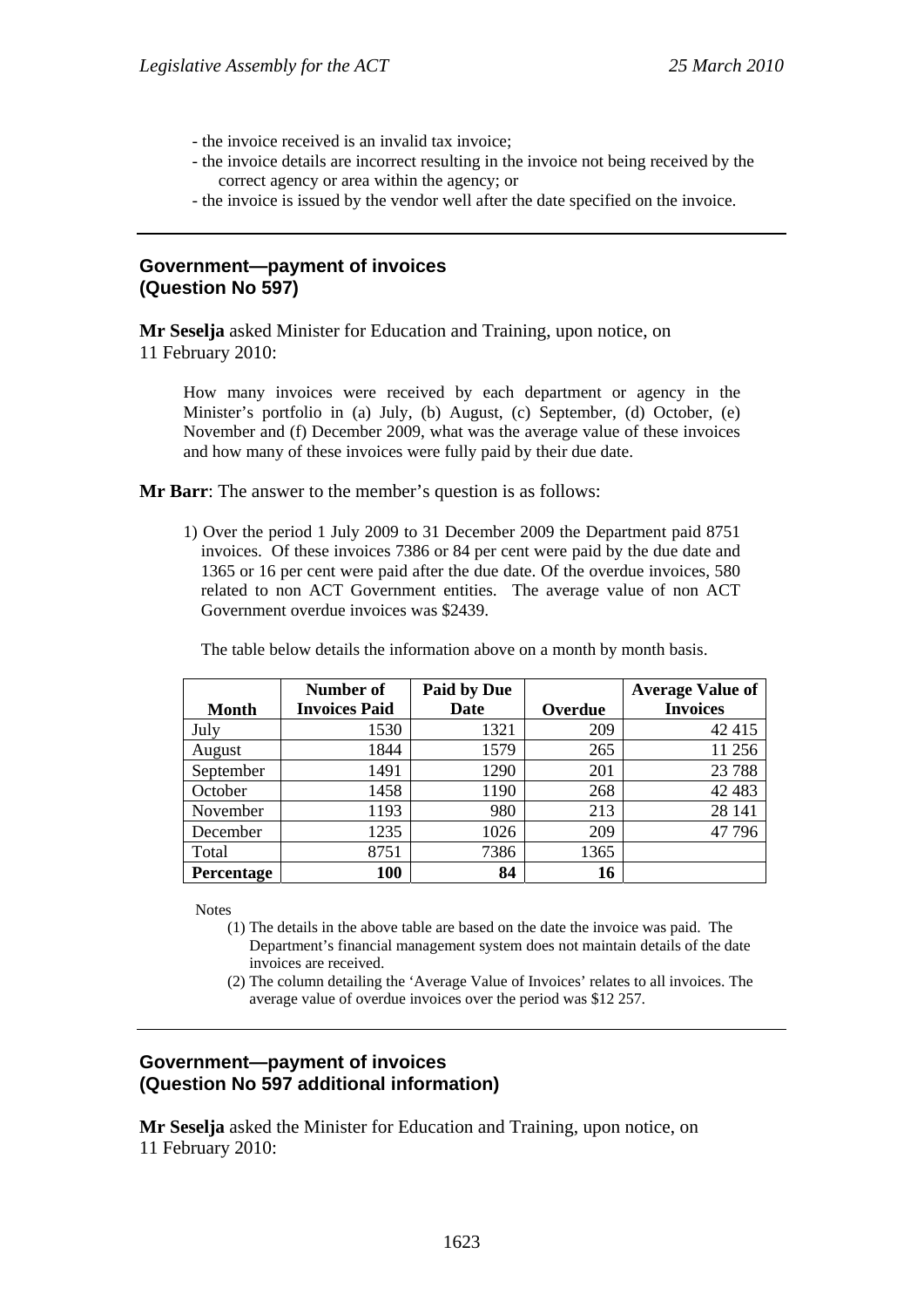- the invoice received is an invalid tax invoice;
- the invoice details are incorrect resulting in the invoice not being received by the correct agency or area within the agency; or
- the invoice is issued by the vendor well after the date specified on the invoice.

---

## Government—payment of invoices (Question No 597)

**Mr Seselja** asked Minister for Education and Training, upon notice, on 11 February 2010:

> How many invoices were received by each department or agency in the Minister's portfolio in (a) July, (b) August, (c) September, (d) October, (e) November and (f) December 2009, what was the average value of these invoices and how many of these invoices were fully paid by their due date.

**Mr Barr**: The answer to the member's question is as follows:

1) Over the period 1 July 2009 to 31 December 2009 the Department paid 8751 invoices. Of these invoices 7386 or 84 per cent were paid by the due date and 1365 or 16 per cent were paid after the due date. Of the overdue invoices, 580 related to non ACT Government entities. The average value of non ACT Government overdue invoices was $2439.

The table below details the information above on a month by month basis.

| Month | Number of Invoices Paid | Paid by Due Date | Overdue | Average Value of Invoices |
|---|---|---|---|---|
| July | 1530 | 1321 | 209 | 42 415 |
| August | 1844 | 1579 | 265 | 11 256 |
| September | 1491 | 1290 | 201 | 23 788 |
| October | 1458 | 1190 | 268 | 42 483 |
| November | 1193 | 980 | 213 | 28 141 |
| December | 1235 | 1026 | 209 | 47 796 |
| Total | 8751 | 7386 | 1365 | |
| **Percentage** | **100** | **84** | **16** | |

Notes

(1) The details in the above table are based on the date the invoice was paid. The Department's financial management system does not maintain details of the date invoices are received.

(2) The column detailing the 'Average Value of Invoices' relates to all invoices. The average value of overdue invoices over the period was $12 257.

---

## Government—payment of invoices (Question No 597 additional information)

**Mr Seselja** asked the Minister for Education and Training, upon notice, on 11 February 2010: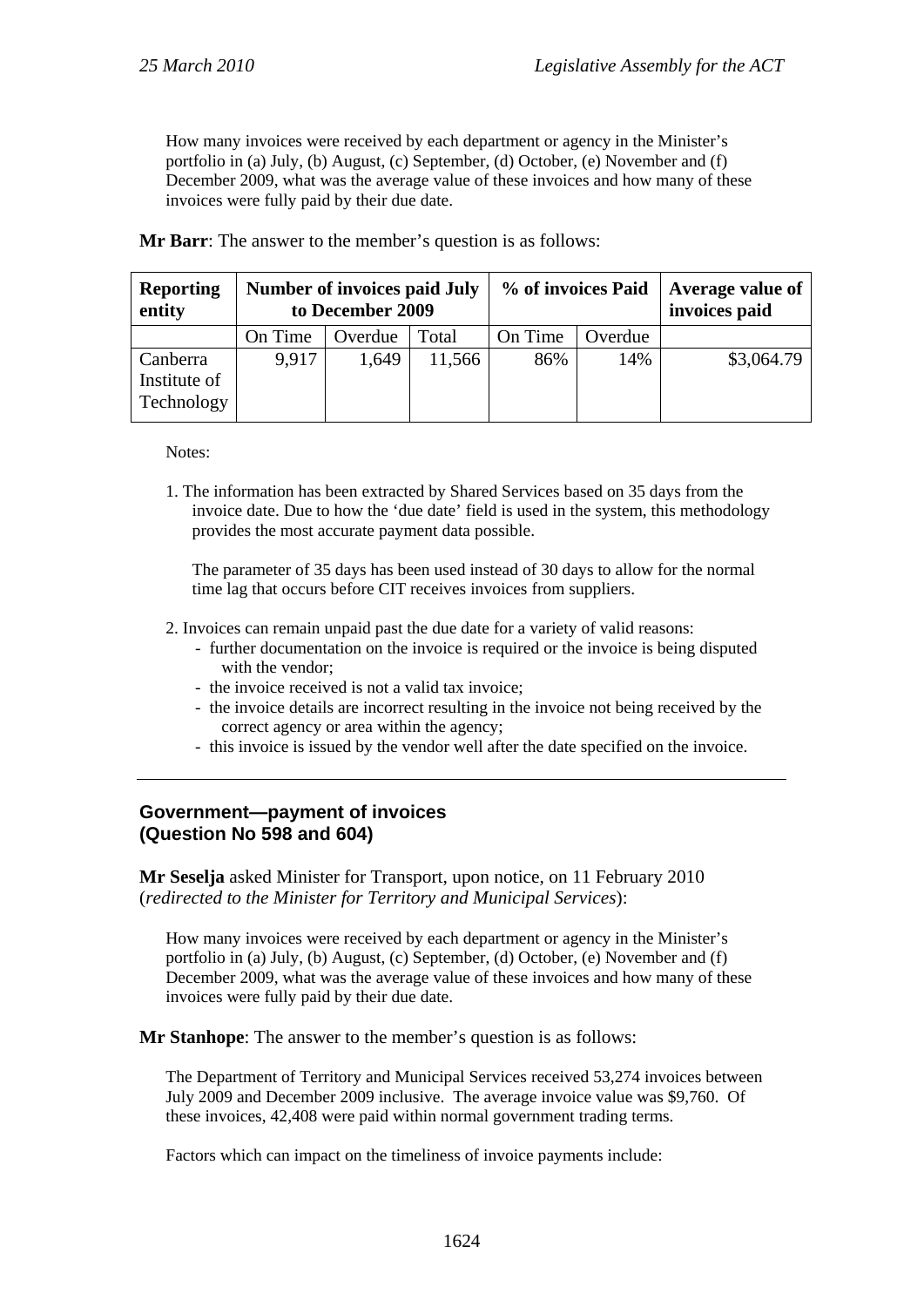How many invoices were received by each department or agency in the Minister's portfolio in (a) July, (b) August, (c) September, (d) October, (e) November and (f) December 2009, what was the average value of these invoices and how many of these invoices were fully paid by their due date.

**Mr Barr**: The answer to the member's question is as follows:

| **Reporting entity** | **Number of invoices paid July to December 2009** | | | **% of invoices Paid** | | **Average value of invoices paid** |
|---|---|---|---|---|---|---|
| | On Time | Overdue | Total | On Time | Overdue | |
| Canberra Institute of Technology | 9,917 | 1,649 | 11,566 | 86% | 14% | $3,064.79 |

Notes:

1. The information has been extracted by Shared Services based on 35 days from the invoice date. Due to how the 'due date' field is used in the system, this methodology provides the most accurate payment data possible.

   The parameter of 35 days has been used instead of 30 days to allow for the normal time lag that occurs before CIT receives invoices from suppliers.

2. Invoices can remain unpaid past the due date for a variety of valid reasons:
   - further documentation on the invoice is required or the invoice is being disputed with the vendor;
   - the invoice received is not a valid tax invoice;
   - the invoice details are incorrect resulting in the invoice not being received by the correct agency or area within the agency;
   - this invoice is issued by the vendor well after the date specified on the invoice.

---

### Government—payment of invoices (Question No 598 and 604)

**Mr Seselja** asked Minister for Transport, upon notice, on 11 February 2010 (*redirected to the Minister for Territory and Municipal Services*):

How many invoices were received by each department or agency in the Minister's portfolio in (a) July, (b) August, (c) September, (d) October, (e) November and (f) December 2009, what was the average value of these invoices and how many of these invoices were fully paid by their due date.

**Mr Stanhope**: The answer to the member's question is as follows:

The Department of Territory and Municipal Services received 53,274 invoices between July 2009 and December 2009 inclusive. The average invoice value was $9,760. Of these invoices, 42,408 were paid within normal government trading terms.

Factors which can impact on the timeliness of invoice payments include: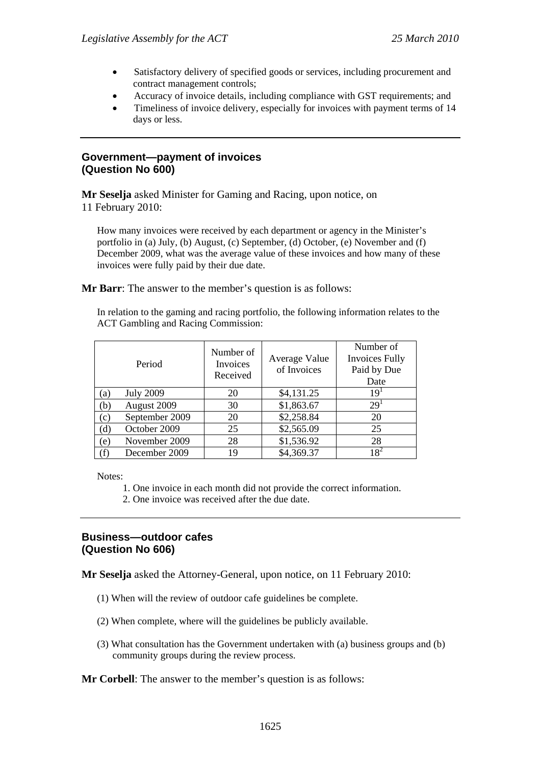- Satisfactory delivery of specified goods or services, including procurement and contract management controls;
- Accuracy of invoice details, including compliance with GST requirements; and
- Timeliness of invoice delivery, especially for invoices with payment terms of 14 days or less.

---

## Government—payment of invoices (Question No 600)

**Mr Seselja** asked Minister for Gaming and Racing, upon notice, on 11 February 2010:

> How many invoices were received by each department or agency in the Minister's portfolio in (a) July, (b) August, (c) September, (d) October, (e) November and (f) December 2009, what was the average value of these invoices and how many of these invoices were fully paid by their due date.

**Mr Barr**: The answer to the member's question is as follows:

> In relation to the gaming and racing portfolio, the following information relates to the ACT Gambling and Racing Commission:

| Period | | Number of Invoices Received | Average Value of Invoices | Number of Invoices Fully Paid by Due Date |
|---|---|---|---|---|
| (a) | July 2009 | 20 | $4,131.25 | 19[1] |
| (b) | August 2009 | 30 | $1,863.67 | 29[1] |
| (c) | September 2009 | 20 | $2,258.84 | 20 |
| (d) | October 2009 | 25 | $2,565.09 | 25 |
| (e) | November 2009 | 28 | $1,536.92 | 28 |
| (f) | December 2009 | 19 | $4,369.37 | 18[2] |

Notes:

1. One invoice in each month did not provide the correct information.
2. One invoice was received after the due date.

---

## Business—outdoor cafes (Question No 606)

**Mr Seselja** asked the Attorney-General, upon notice, on 11 February 2010:

(1) When will the review of outdoor cafe guidelines be complete.

(2) When complete, where will the guidelines be publicly available.

(3) What consultation has the Government undertaken with (a) business groups and (b) community groups during the review process.

**Mr Corbell**: The answer to the member's question is as follows: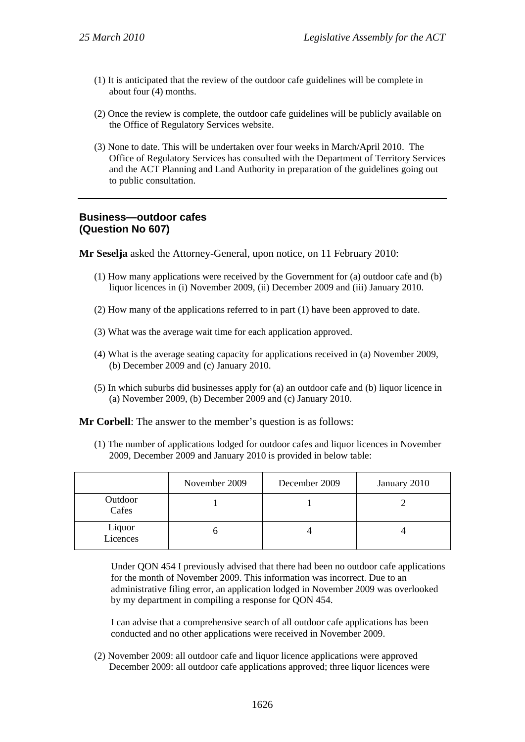(1) It is anticipated that the review of the outdoor cafe guidelines will be complete in about four (4) months.

(2) Once the review is complete, the outdoor cafe guidelines will be publicly available on the Office of Regulatory Services website.

(3) None to date. This will be undertaken over four weeks in March/April 2010. The Office of Regulatory Services has consulted with the Department of Territory Services and the ACT Planning and Land Authority in preparation of the guidelines going out to public consultation.

---

**Business—outdoor cafes**
**(Question No 607)**

**Mr Seselja** asked the Attorney-General, upon notice, on 11 February 2010:

(1) How many applications were received by the Government for (a) outdoor cafe and (b) liquor licences in (i) November 2009, (ii) December 2009 and (iii) January 2010.

(2) How many of the applications referred to in part (1) have been approved to date.

(3) What was the average wait time for each application approved.

(4) What is the average seating capacity for applications received in (a) November 2009, (b) December 2009 and (c) January 2010.

(5) In which suburbs did businesses apply for (a) an outdoor cafe and (b) liquor licence in (a) November 2009, (b) December 2009 and (c) January 2010.

**Mr Corbell**: The answer to the member's question is as follows:

(1) The number of applications lodged for outdoor cafes and liquor licences in November 2009, December 2009 and January 2010 is provided in below table:

| | November 2009 | December 2009 | January 2010 |
|---|---|---|---|
| Outdoor Cafes | 1 | 1 | 2 |
| Liquor Licences | 6 | 4 | 4 |

Under QON 454 I previously advised that there had been no outdoor cafe applications for the month of November 2009. This information was incorrect. Due to an administrative filing error, an application lodged in November 2009 was overlooked by my department in compiling a response for QON 454.

I can advise that a comprehensive search of all outdoor cafe applications has been conducted and no other applications were received in November 2009.

(2) November 2009: all outdoor cafe and liquor licence applications were approved
December 2009: all outdoor cafe applications approved; three liquor licences were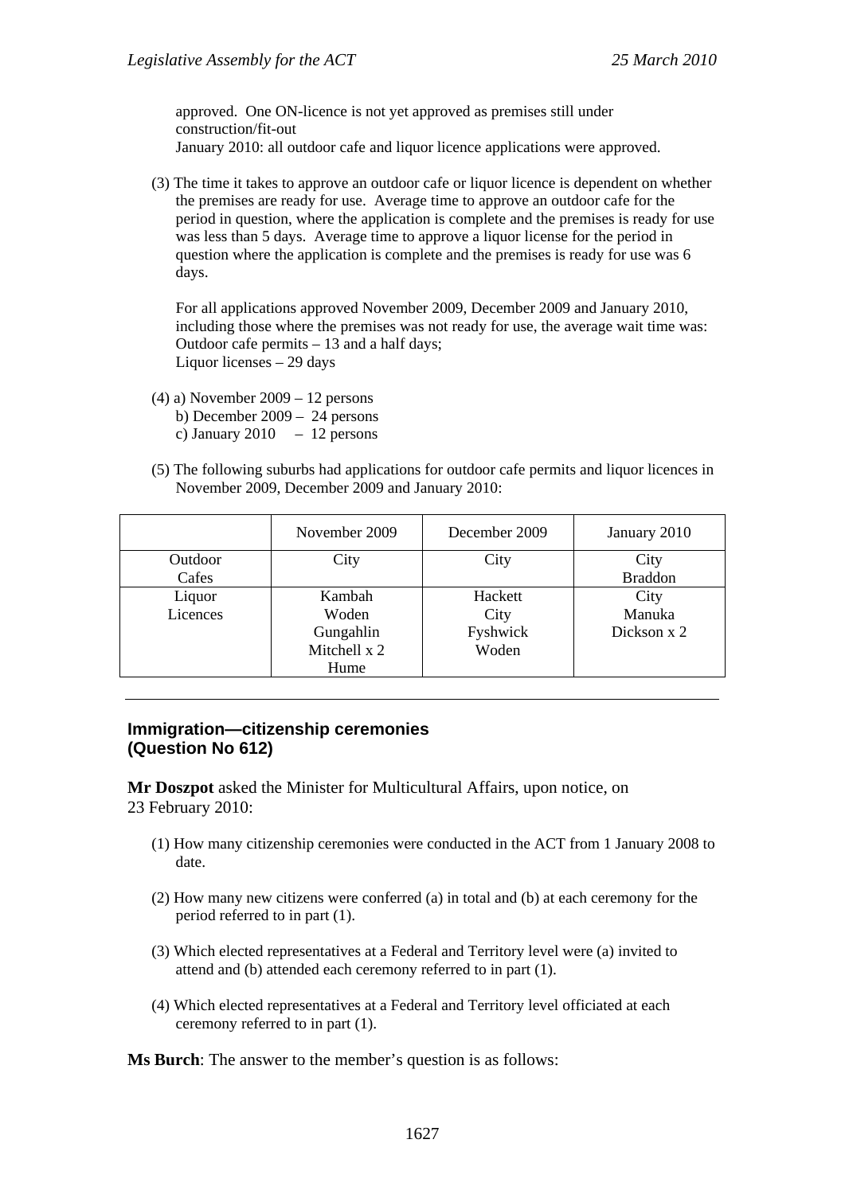approved. One ON-licence is not yet approved as premises still under construction/fit-out
January 2010: all outdoor cafe and liquor licence applications were approved.

(3) The time it takes to approve an outdoor cafe or liquor licence is dependent on whether the premises are ready for use. Average time to approve an outdoor cafe for the period in question, where the application is complete and the premises is ready for use was less than 5 days. Average time to approve a liquor license for the period in question where the application is complete and the premises is ready for use was 6 days.

For all applications approved November 2009, December 2009 and January 2010, including those where the premises was not ready for use, the average wait time was:
Outdoor cafe permits – 13 and a half days;
Liquor licenses – 29 days

(4) a) November 2009 – 12 persons
b) December 2009 – 24 persons
c) January 2010 – 12 persons

(5) The following suburbs had applications for outdoor cafe permits and liquor licences in November 2009, December 2009 and January 2010:

| | November 2009 | December 2009 | January 2010 |
|---|---|---|---|
| Outdoor Cafes | City | City | City<br>Braddon |
| Liquor Licences | Kambah<br>Woden<br>Gungahlin<br>Mitchell x 2<br>Hume | Hackett<br>City<br>Fyshwick<br>Woden | City<br>Manuka<br>Dickson x 2 |

---

## Immigration—citizenship ceremonies (Question No 612)

**Mr Doszpot** asked the Minister for Multicultural Affairs, upon notice, on 23 February 2010:

(1) How many citizenship ceremonies were conducted in the ACT from 1 January 2008 to date.

(2) How many new citizens were conferred (a) in total and (b) at each ceremony for the period referred to in part (1).

(3) Which elected representatives at a Federal and Territory level were (a) invited to attend and (b) attended each ceremony referred to in part (1).

(4) Which elected representatives at a Federal and Territory level officiated at each ceremony referred to in part (1).

**Ms Burch**: The answer to the member's question is as follows: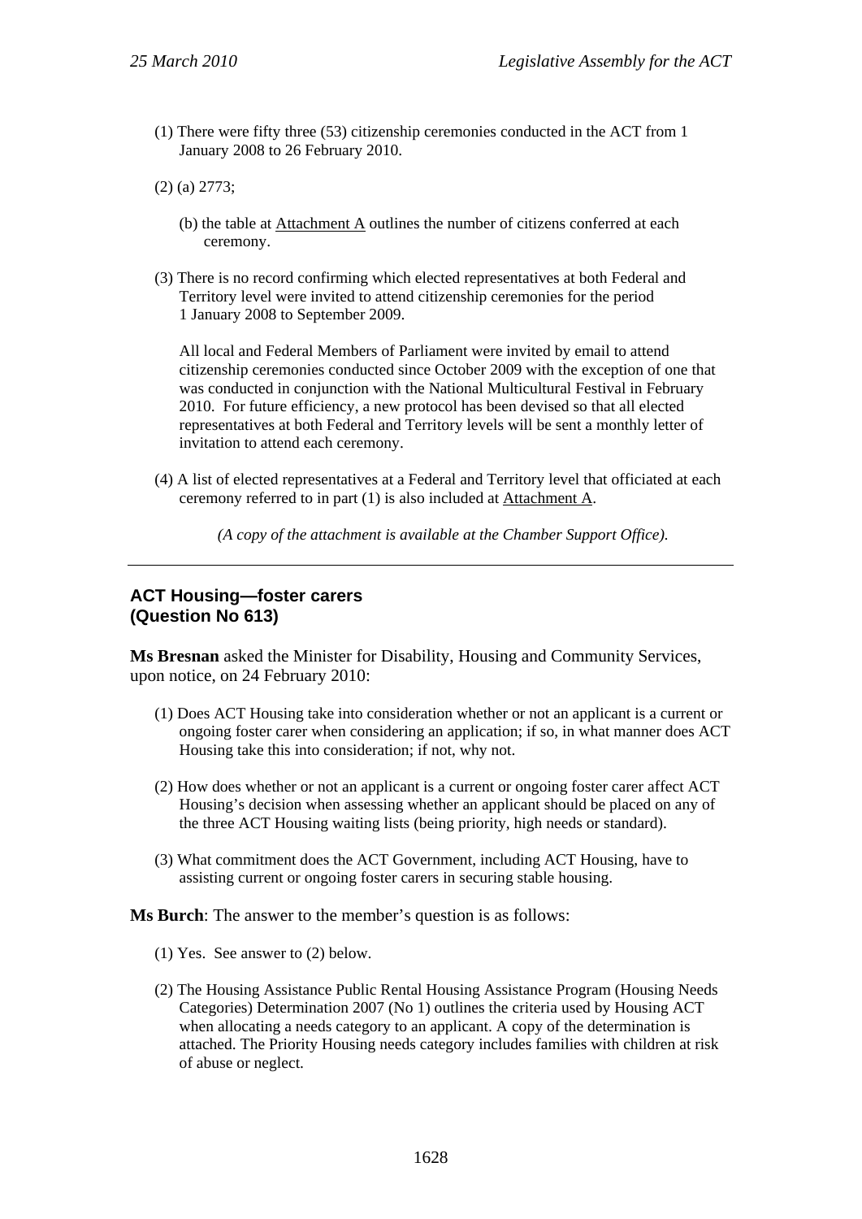(1) There were fifty three (53) citizenship ceremonies conducted in the ACT from 1 January 2008 to 26 February 2010.

(2) (a) 2773;

(b) the table at Attachment A outlines the number of citizens conferred at each ceremony.

(3) There is no record confirming which elected representatives at both Federal and Territory level were invited to attend citizenship ceremonies for the period 1 January 2008 to September 2009.

All local and Federal Members of Parliament were invited by email to attend citizenship ceremonies conducted since October 2009 with the exception of one that was conducted in conjunction with the National Multicultural Festival in February 2010. For future efficiency, a new protocol has been devised so that all elected representatives at both Federal and Territory levels will be sent a monthly letter of invitation to attend each ceremony.

(4) A list of elected representatives at a Federal and Territory level that officiated at each ceremony referred to in part (1) is also included at Attachment A.

*(A copy of the attachment is available at the Chamber Support Office).*

---

## ACT Housing—foster carers (Question No 613)

**Ms Bresnan** asked the Minister for Disability, Housing and Community Services, upon notice, on 24 February 2010:

(1) Does ACT Housing take into consideration whether or not an applicant is a current or ongoing foster carer when considering an application; if so, in what manner does ACT Housing take this into consideration; if not, why not.

(2) How does whether or not an applicant is a current or ongoing foster carer affect ACT Housing's decision when assessing whether an applicant should be placed on any of the three ACT Housing waiting lists (being priority, high needs or standard).

(3) What commitment does the ACT Government, including ACT Housing, have to assisting current or ongoing foster carers in securing stable housing.

**Ms Burch**: The answer to the member's question is as follows:

(1) Yes. See answer to (2) below.

(2) The Housing Assistance Public Rental Housing Assistance Program (Housing Needs Categories) Determination 2007 (No 1) outlines the criteria used by Housing ACT when allocating a needs category to an applicant. A copy of the determination is attached. The Priority Housing needs category includes families with children at risk of abuse or neglect.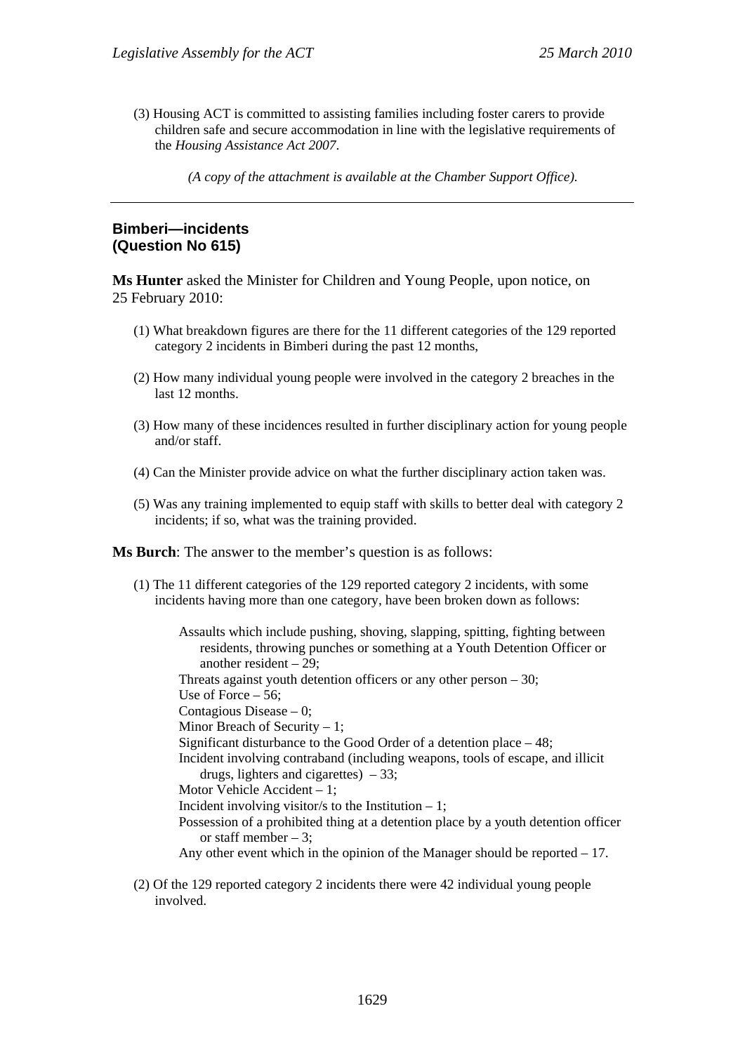(3) Housing ACT is committed to assisting families including foster carers to provide children safe and secure accommodation in line with the legislative requirements of the *Housing Assistance Act 2007*.

*(A copy of the attachment is available at the Chamber Support Office).*

---

## Bimberi—incidents
## (Question No 615)

**Ms Hunter** asked the Minister for Children and Young People, upon notice, on 25 February 2010:

(1) What breakdown figures are there for the 11 different categories of the 129 reported category 2 incidents in Bimberi during the past 12 months,

(2) How many individual young people were involved in the category 2 breaches in the last 12 months.

(3) How many of these incidences resulted in further disciplinary action for young people and/or staff.

(4) Can the Minister provide advice on what the further disciplinary action taken was.

(5) Was any training implemented to equip staff with skills to better deal with category 2 incidents; if so, what was the training provided.

**Ms Burch**: The answer to the member's question is as follows:

(1) The 11 different categories of the 129 reported category 2 incidents, with some incidents having more than one category, have been broken down as follows:

Assaults which include pushing, shoving, slapping, spitting, fighting between residents, throwing punches or something at a Youth Detention Officer or another resident – 29;
Threats against youth detention officers or any other person – 30;
Use of Force – 56;
Contagious Disease – 0;
Minor Breach of Security – 1;
Significant disturbance to the Good Order of a detention place – 48;
Incident involving contraband (including weapons, tools of escape, and illicit drugs, lighters and cigarettes) – 33;
Motor Vehicle Accident – 1;
Incident involving visitor/s to the Institution – 1;
Possession of a prohibited thing at a detention place by a youth detention officer or staff member – 3;
Any other event which in the opinion of the Manager should be reported – 17.

(2) Of the 129 reported category 2 incidents there were 42 individual young people involved.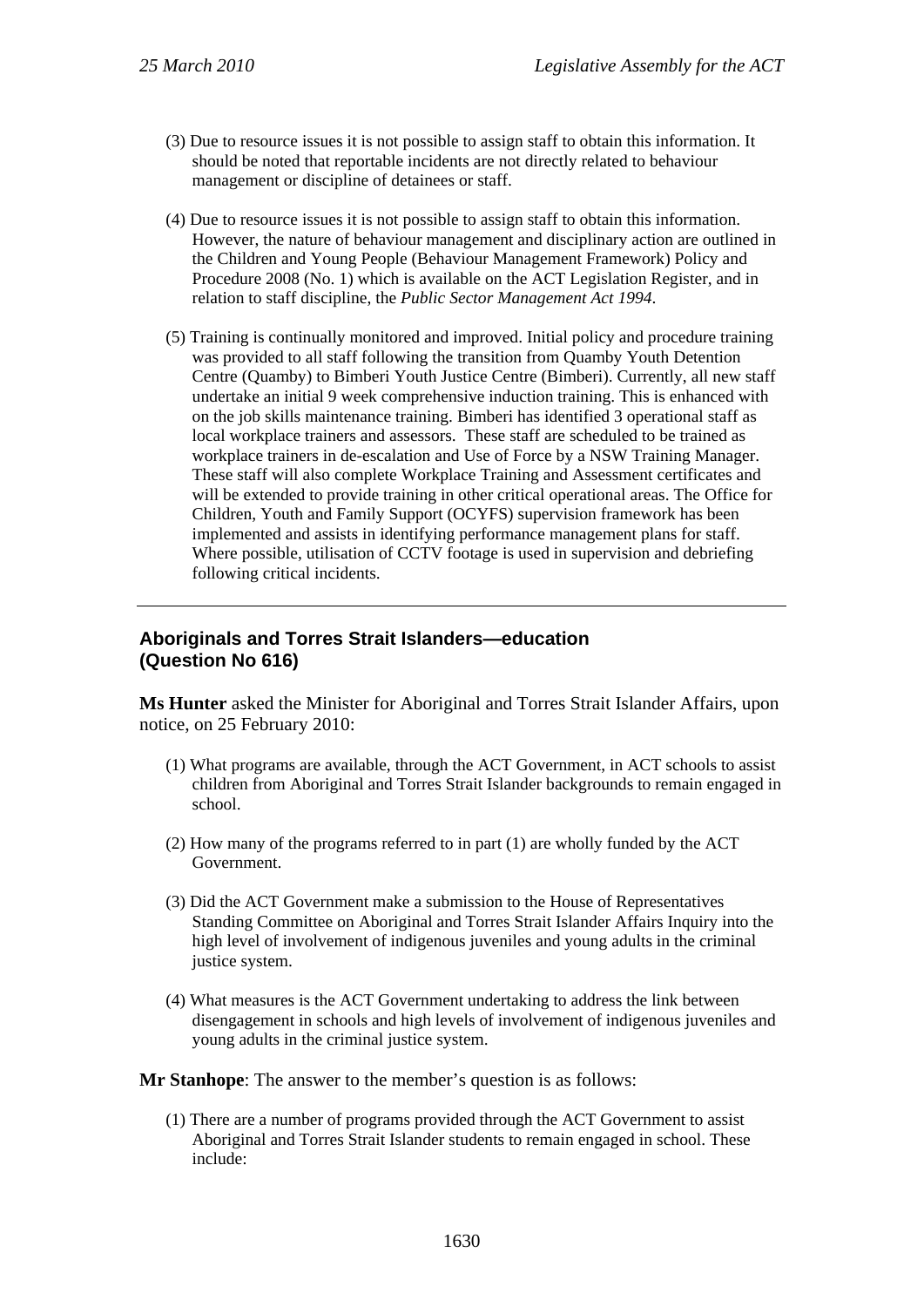(3) Due to resource issues it is not possible to assign staff to obtain this information. It should be noted that reportable incidents are not directly related to behaviour management or discipline of detainees or staff.

(4) Due to resource issues it is not possible to assign staff to obtain this information. However, the nature of behaviour management and disciplinary action are outlined in the Children and Young People (Behaviour Management Framework) Policy and Procedure 2008 (No. 1) which is available on the ACT Legislation Register, and in relation to staff discipline, the *Public Sector Management Act 1994*.

(5) Training is continually monitored and improved. Initial policy and procedure training was provided to all staff following the transition from Quamby Youth Detention Centre (Quamby) to Bimberi Youth Justice Centre (Bimberi). Currently, all new staff undertake an initial 9 week comprehensive induction training. This is enhanced with on the job skills maintenance training. Bimberi has identified 3 operational staff as local workplace trainers and assessors. These staff are scheduled to be trained as workplace trainers in de-escalation and Use of Force by a NSW Training Manager. These staff will also complete Workplace Training and Assessment certificates and will be extended to provide training in other critical operational areas. The Office for Children, Youth and Family Support (OCYFS) supervision framework has been implemented and assists in identifying performance management plans for staff. Where possible, utilisation of CCTV footage is used in supervision and debriefing following critical incidents.

---

## Aboriginals and Torres Strait Islanders—education (Question No 616)

**Ms Hunter** asked the Minister for Aboriginal and Torres Strait Islander Affairs, upon notice, on 25 February 2010:

(1) What programs are available, through the ACT Government, in ACT schools to assist children from Aboriginal and Torres Strait Islander backgrounds to remain engaged in school.

(2) How many of the programs referred to in part (1) are wholly funded by the ACT Government.

(3) Did the ACT Government make a submission to the House of Representatives Standing Committee on Aboriginal and Torres Strait Islander Affairs Inquiry into the high level of involvement of indigenous juveniles and young adults in the criminal justice system.

(4) What measures is the ACT Government undertaking to address the link between disengagement in schools and high levels of involvement of indigenous juveniles and young adults in the criminal justice system.

**Mr Stanhope**: The answer to the member's question is as follows:

(1) There are a number of programs provided through the ACT Government to assist Aboriginal and Torres Strait Islander students to remain engaged in school. These include: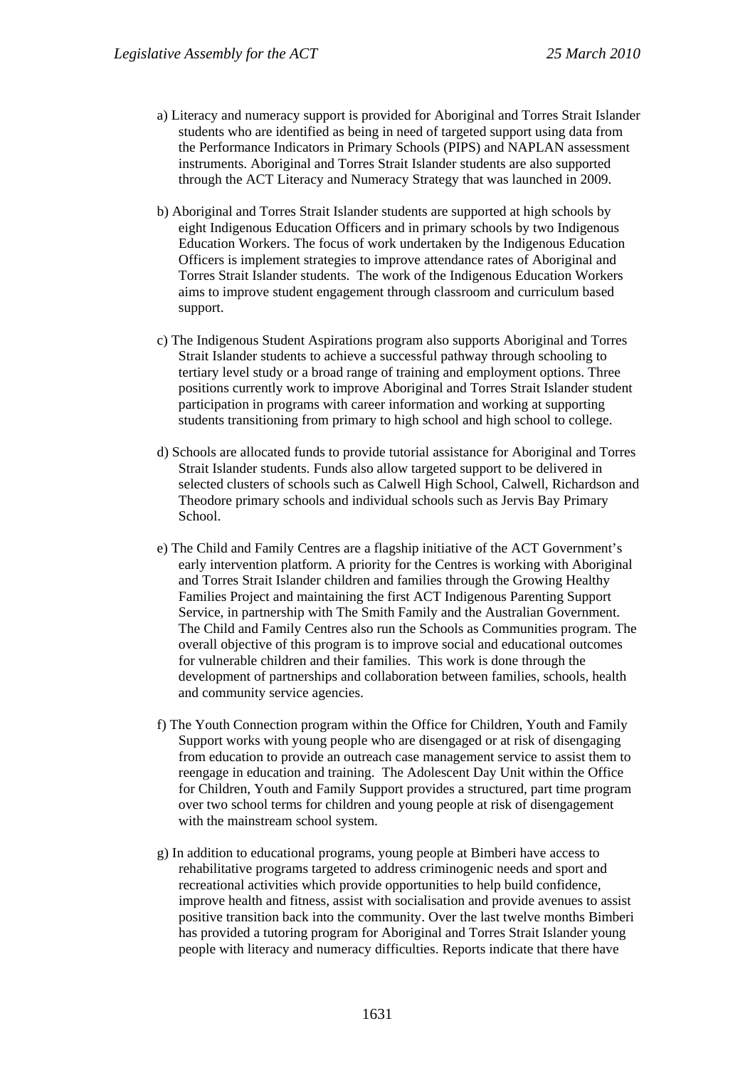a) Literacy and numeracy support is provided for Aboriginal and Torres Strait Islander students who are identified as being in need of targeted support using data from the Performance Indicators in Primary Schools (PIPS) and NAPLAN assessment instruments. Aboriginal and Torres Strait Islander students are also supported through the ACT Literacy and Numeracy Strategy that was launched in 2009.

b) Aboriginal and Torres Strait Islander students are supported at high schools by eight Indigenous Education Officers and in primary schools by two Indigenous Education Workers. The focus of work undertaken by the Indigenous Education Officers is implement strategies to improve attendance rates of Aboriginal and Torres Strait Islander students. The work of the Indigenous Education Workers aims to improve student engagement through classroom and curriculum based support.

c) The Indigenous Student Aspirations program also supports Aboriginal and Torres Strait Islander students to achieve a successful pathway through schooling to tertiary level study or a broad range of training and employment options. Three positions currently work to improve Aboriginal and Torres Strait Islander student participation in programs with career information and working at supporting students transitioning from primary to high school and high school to college.

d) Schools are allocated funds to provide tutorial assistance for Aboriginal and Torres Strait Islander students. Funds also allow targeted support to be delivered in selected clusters of schools such as Calwell High School, Calwell, Richardson and Theodore primary schools and individual schools such as Jervis Bay Primary School.

e) The Child and Family Centres are a flagship initiative of the ACT Government's early intervention platform. A priority for the Centres is working with Aboriginal and Torres Strait Islander children and families through the Growing Healthy Families Project and maintaining the first ACT Indigenous Parenting Support Service, in partnership with The Smith Family and the Australian Government. The Child and Family Centres also run the Schools as Communities program. The overall objective of this program is to improve social and educational outcomes for vulnerable children and their families. This work is done through the development of partnerships and collaboration between families, schools, health and community service agencies.

f) The Youth Connection program within the Office for Children, Youth and Family Support works with young people who are disengaged or at risk of disengaging from education to provide an outreach case management service to assist them to reengage in education and training. The Adolescent Day Unit within the Office for Children, Youth and Family Support provides a structured, part time program over two school terms for children and young people at risk of disengagement with the mainstream school system.

g) In addition to educational programs, young people at Bimberi have access to rehabilitative programs targeted to address criminogenic needs and sport and recreational activities which provide opportunities to help build confidence, improve health and fitness, assist with socialisation and provide avenues to assist positive transition back into the community. Over the last twelve months Bimberi has provided a tutoring program for Aboriginal and Torres Strait Islander young people with literacy and numeracy difficulties. Reports indicate that there have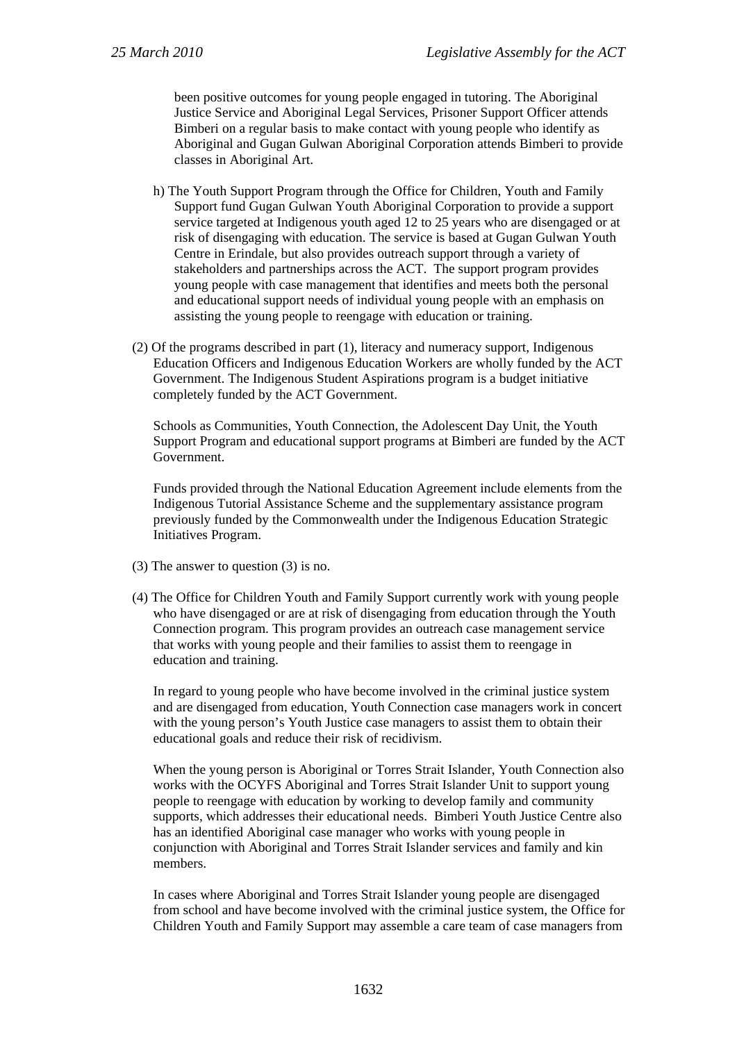been positive outcomes for young people engaged in tutoring. The Aboriginal Justice Service and Aboriginal Legal Services, Prisoner Support Officer attends Bimberi on a regular basis to make contact with young people who identify as Aboriginal and Gugan Gulwan Aboriginal Corporation attends Bimberi to provide classes in Aboriginal Art.

h) The Youth Support Program through the Office for Children, Youth and Family Support fund Gugan Gulwan Youth Aboriginal Corporation to provide a support service targeted at Indigenous youth aged 12 to 25 years who are disengaged or at risk of disengaging with education. The service is based at Gugan Gulwan Youth Centre in Erindale, but also provides outreach support through a variety of stakeholders and partnerships across the ACT. The support program provides young people with case management that identifies and meets both the personal and educational support needs of individual young people with an emphasis on assisting the young people to reengage with education or training.

(2) Of the programs described in part (1), literacy and numeracy support, Indigenous Education Officers and Indigenous Education Workers are wholly funded by the ACT Government. The Indigenous Student Aspirations program is a budget initiative completely funded by the ACT Government.

Schools as Communities, Youth Connection, the Adolescent Day Unit, the Youth Support Program and educational support programs at Bimberi are funded by the ACT Government.

Funds provided through the National Education Agreement include elements from the Indigenous Tutorial Assistance Scheme and the supplementary assistance program previously funded by the Commonwealth under the Indigenous Education Strategic Initiatives Program.

(3) The answer to question (3) is no.

(4) The Office for Children Youth and Family Support currently work with young people who have disengaged or are at risk of disengaging from education through the Youth Connection program. This program provides an outreach case management service that works with young people and their families to assist them to reengage in education and training.

In regard to young people who have become involved in the criminal justice system and are disengaged from education, Youth Connection case managers work in concert with the young person's Youth Justice case managers to assist them to obtain their educational goals and reduce their risk of recidivism.

When the young person is Aboriginal or Torres Strait Islander, Youth Connection also works with the OCYFS Aboriginal and Torres Strait Islander Unit to support young people to reengage with education by working to develop family and community supports, which addresses their educational needs. Bimberi Youth Justice Centre also has an identified Aboriginal case manager who works with young people in conjunction with Aboriginal and Torres Strait Islander services and family and kin members.

In cases where Aboriginal and Torres Strait Islander young people are disengaged from school and have become involved with the criminal justice system, the Office for Children Youth and Family Support may assemble a care team of case managers from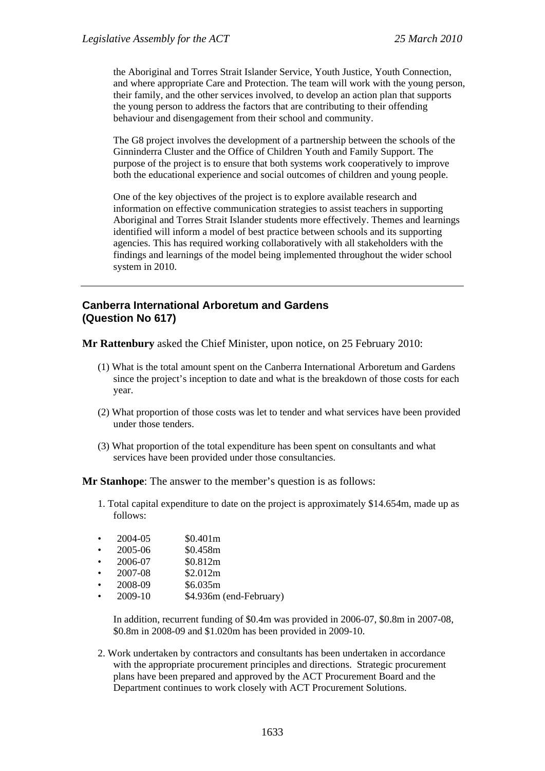the Aboriginal and Torres Strait Islander Service, Youth Justice, Youth Connection, and where appropriate Care and Protection. The team will work with the young person, their family, and the other services involved, to develop an action plan that supports the young person to address the factors that are contributing to their offending behaviour and disengagement from their school and community.

The G8 project involves the development of a partnership between the schools of the Ginninderra Cluster and the Office of Children Youth and Family Support. The purpose of the project is to ensure that both systems work cooperatively to improve both the educational experience and social outcomes of children and young people.

One of the key objectives of the project is to explore available research and information on effective communication strategies to assist teachers in supporting Aboriginal and Torres Strait Islander students more effectively. Themes and learnings identified will inform a model of best practice between schools and its supporting agencies. This has required working collaboratively with all stakeholders with the findings and learnings of the model being implemented throughout the wider school system in 2010.

---

## Canberra International Arboretum and Gardens (Question No 617)

**Mr Rattenbury** asked the Chief Minister, upon notice, on 25 February 2010:

(1) What is the total amount spent on the Canberra International Arboretum and Gardens since the project's inception to date and what is the breakdown of those costs for each year.

(2) What proportion of those costs was let to tender and what services have been provided under those tenders.

(3) What proportion of the total expenditure has been spent on consultants and what services have been provided under those consultancies.

**Mr Stanhope**: The answer to the member's question is as follows:

1. Total capital expenditure to date on the project is approximately $14.654m, made up as follows:

- 2004-05 $0.401m
- 2005-06 $0.458m
- 2006-07 $0.812m
- 2007-08 $2.012m
- 2008-09 $6.035m
- 2009-10 $4.936m (end-February)

In addition, recurrent funding of $0.4m was provided in 2006-07, $0.8m in 2007-08, $0.8m in 2008-09 and $1.020m has been provided in 2009-10.

2. Work undertaken by contractors and consultants has been undertaken in accordance with the appropriate procurement principles and directions. Strategic procurement plans have been prepared and approved by the ACT Procurement Board and the Department continues to work closely with ACT Procurement Solutions.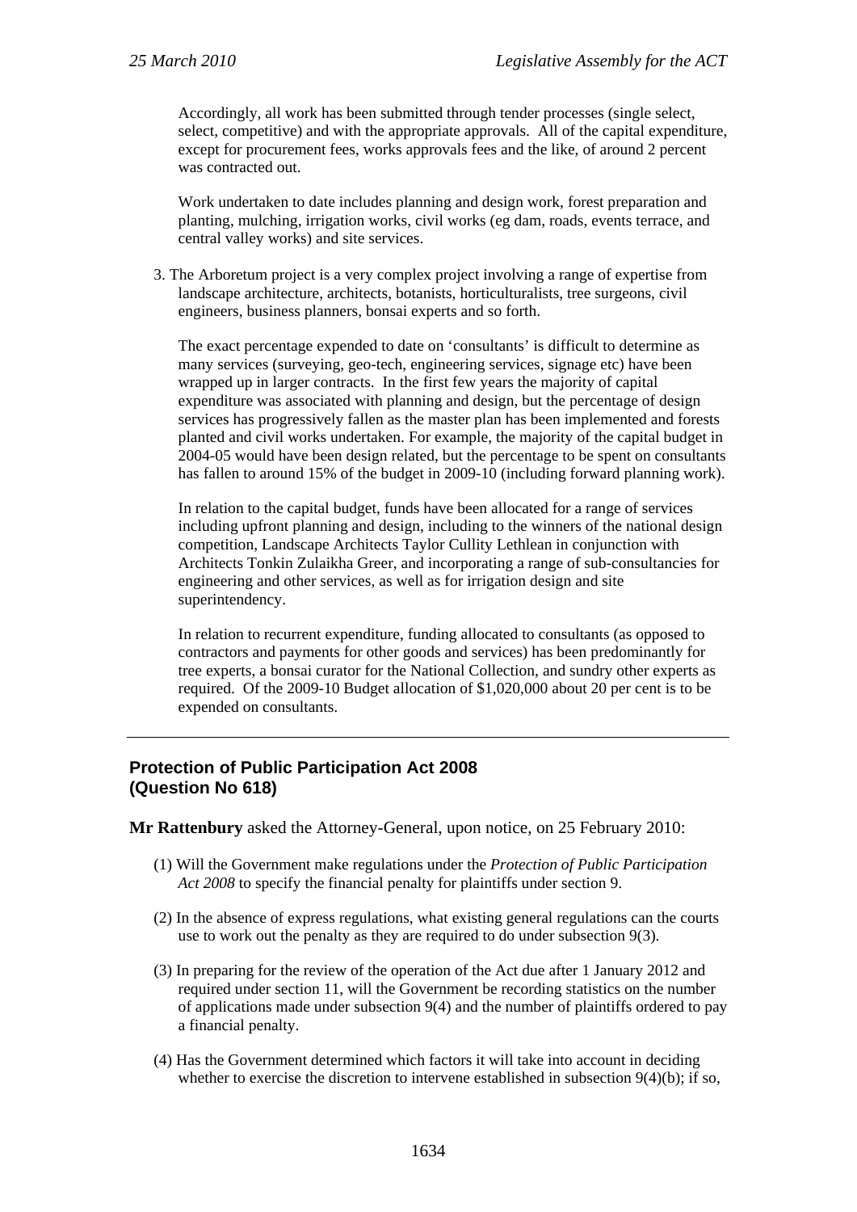Accordingly, all work has been submitted through tender processes (single select, select, competitive) and with the appropriate approvals. All of the capital expenditure, except for procurement fees, works approvals fees and the like, of around 2 percent was contracted out.

Work undertaken to date includes planning and design work, forest preparation and planting, mulching, irrigation works, civil works (eg dam, roads, events terrace, and central valley works) and site services.

3. The Arboretum project is a very complex project involving a range of expertise from landscape architecture, architects, botanists, horticulturalists, tree surgeons, civil engineers, business planners, bonsai experts and so forth.

   The exact percentage expended to date on 'consultants' is difficult to determine as many services (surveying, geo-tech, engineering services, signage etc) have been wrapped up in larger contracts. In the first few years the majority of capital expenditure was associated with planning and design, but the percentage of design services has progressively fallen as the master plan has been implemented and forests planted and civil works undertaken. For example, the majority of the capital budget in 2004-05 would have been design related, but the percentage to be spent on consultants has fallen to around 15% of the budget in 2009-10 (including forward planning work).

   In relation to the capital budget, funds have been allocated for a range of services including upfront planning and design, including to the winners of the national design competition, Landscape Architects Taylor Cullity Lethlean in conjunction with Architects Tonkin Zulaikha Greer, and incorporating a range of sub-consultancies for engineering and other services, as well as for irrigation design and site superintendency.

   In relation to recurrent expenditure, funding allocated to consultants (as opposed to contractors and payments for other goods and services) has been predominantly for tree experts, a bonsai curator for the National Collection, and sundry other experts as required. Of the 2009-10 Budget allocation of $1,020,000 about 20 per cent is to be expended on consultants.

---

## Protection of Public Participation Act 2008 (Question No 618)

**Mr Rattenbury** asked the Attorney-General, upon notice, on 25 February 2010:

(1) Will the Government make regulations under the *Protection of Public Participation Act 2008* to specify the financial penalty for plaintiffs under section 9.

(2) In the absence of express regulations, what existing general regulations can the courts use to work out the penalty as they are required to do under subsection 9(3).

(3) In preparing for the review of the operation of the Act due after 1 January 2012 and required under section 11, will the Government be recording statistics on the number of applications made under subsection 9(4) and the number of plaintiffs ordered to pay a financial penalty.

(4) Has the Government determined which factors it will take into account in deciding whether to exercise the discretion to intervene established in subsection 9(4)(b); if so,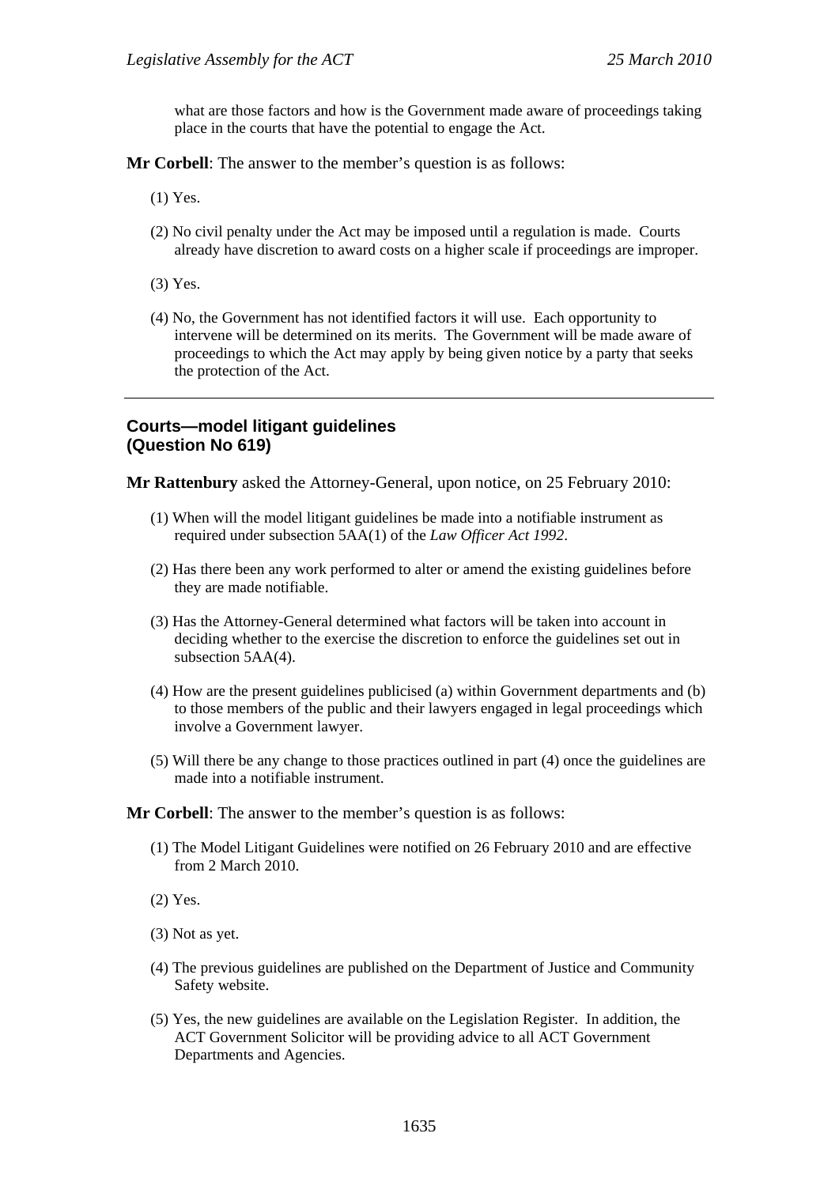what are those factors and how is the Government made aware of proceedings taking place in the courts that have the potential to engage the Act.

**Mr Corbell**: The answer to the member's question is as follows:

(1) Yes.

(2) No civil penalty under the Act may be imposed until a regulation is made. Courts already have discretion to award costs on a higher scale if proceedings are improper.

(3) Yes.

(4) No, the Government has not identified factors it will use. Each opportunity to intervene will be determined on its merits. The Government will be made aware of proceedings to which the Act may apply by being given notice by a party that seeks the protection of the Act.

---

## Courts—model litigant guidelines (Question No 619)

**Mr Rattenbury** asked the Attorney-General, upon notice, on 25 February 2010:

(1) When will the model litigant guidelines be made into a notifiable instrument as required under subsection 5AA(1) of the *Law Officer Act 1992*.

(2) Has there been any work performed to alter or amend the existing guidelines before they are made notifiable.

(3) Has the Attorney-General determined what factors will be taken into account in deciding whether to the exercise the discretion to enforce the guidelines set out in subsection 5AA(4).

(4) How are the present guidelines publicised (a) within Government departments and (b) to those members of the public and their lawyers engaged in legal proceedings which involve a Government lawyer.

(5) Will there be any change to those practices outlined in part (4) once the guidelines are made into a notifiable instrument.

**Mr Corbell**: The answer to the member's question is as follows:

(1) The Model Litigant Guidelines were notified on 26 February 2010 and are effective from 2 March 2010.

(2) Yes.

(3) Not as yet.

(4) The previous guidelines are published on the Department of Justice and Community Safety website.

(5) Yes, the new guidelines are available on the Legislation Register. In addition, the ACT Government Solicitor will be providing advice to all ACT Government Departments and Agencies.